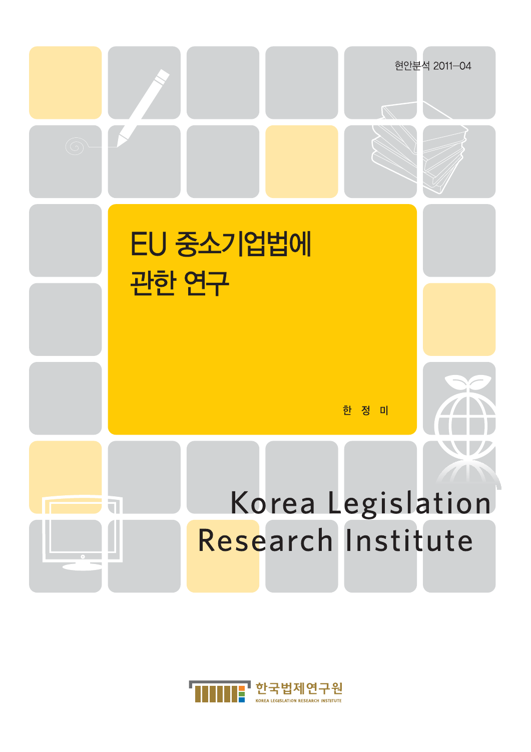현안분석 2011-04

# EU 중소기업법에 관한 연구

한 정 미

Korea Legislation Research Institute

한국법제연구원

KOREA LEGISLATION RESEARCH INSTITUTE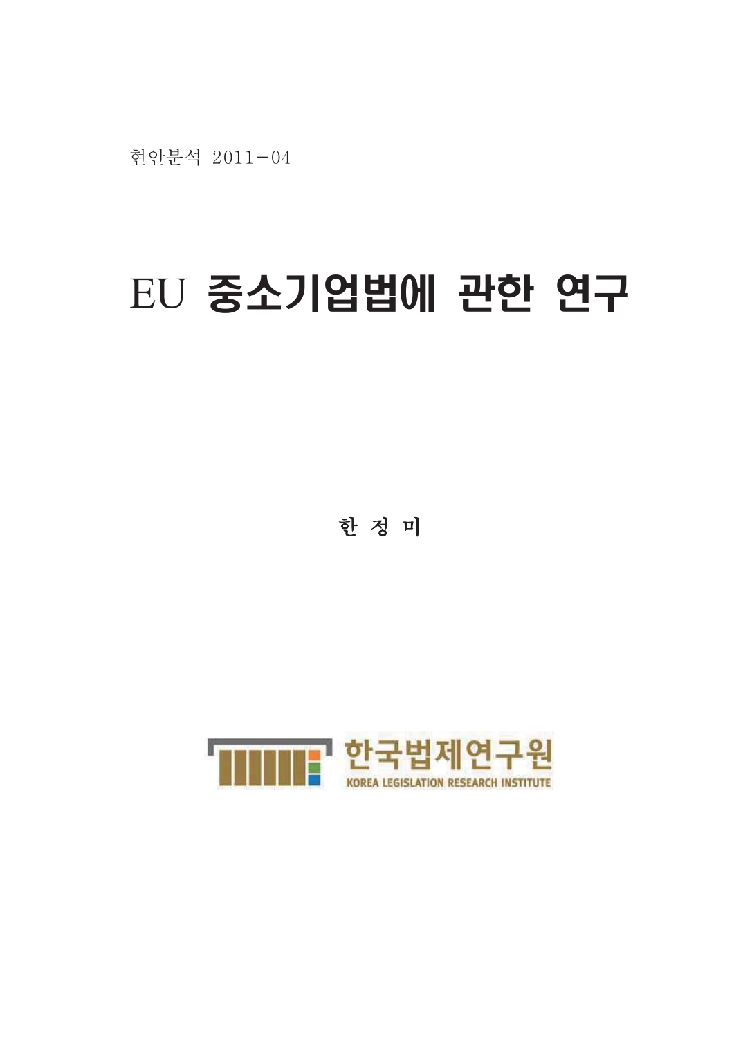현안분석 2011-04

# EU 중소기업법에 관한 연구

**한 정 미**

한국법제연구원

KOREA LEGISLATION RESEARCH INSTITUTE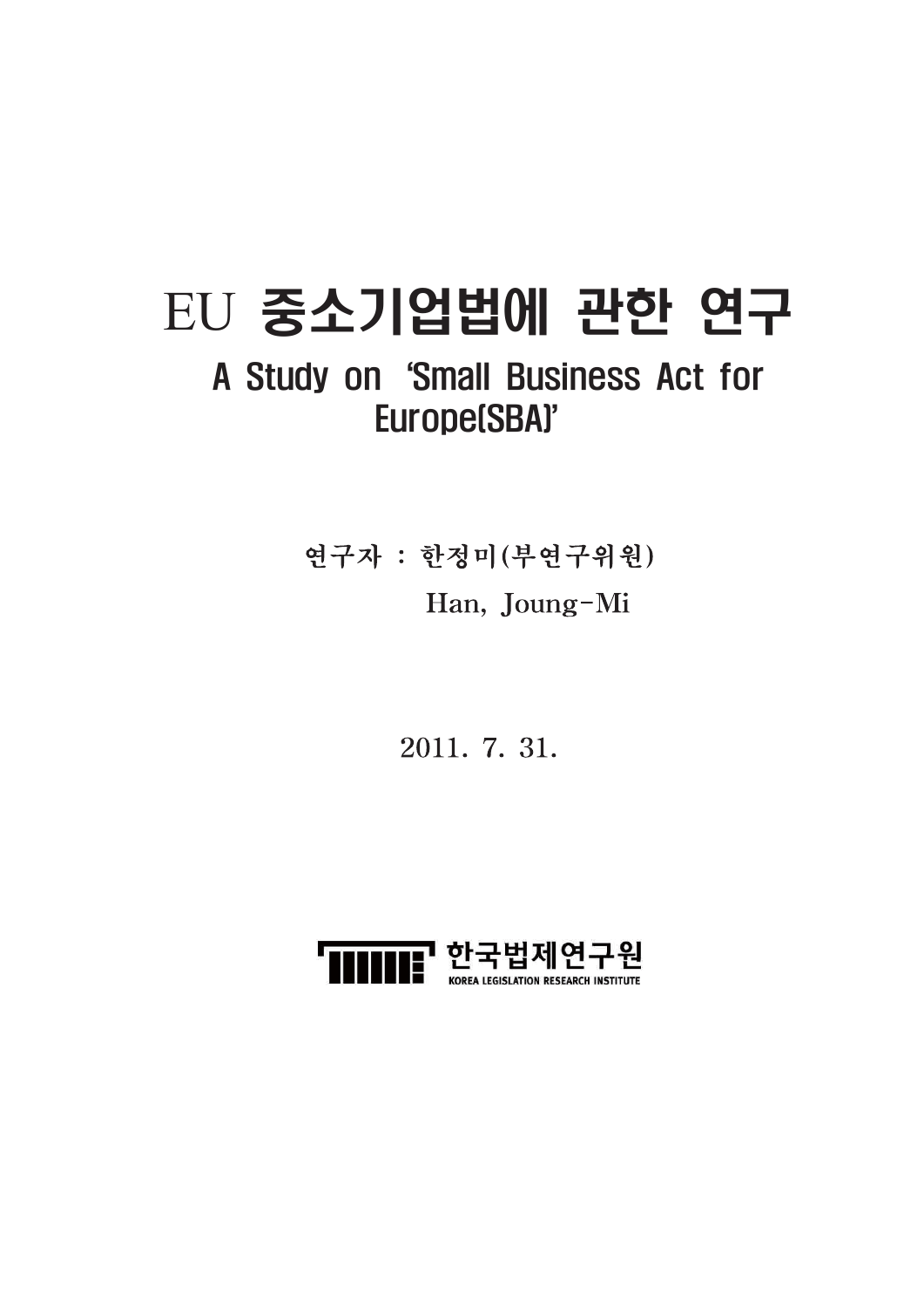# EU 중소기업법에 관한 연구

## A Study on 'Small Business Act for Europe(SBA)'

연구자 : 한정미(부연구위원)

Han, Joung-Mi

2011. 7. 31.

한국법제연구원

KOREA LEGISLATION RESEARCH INSTITUTE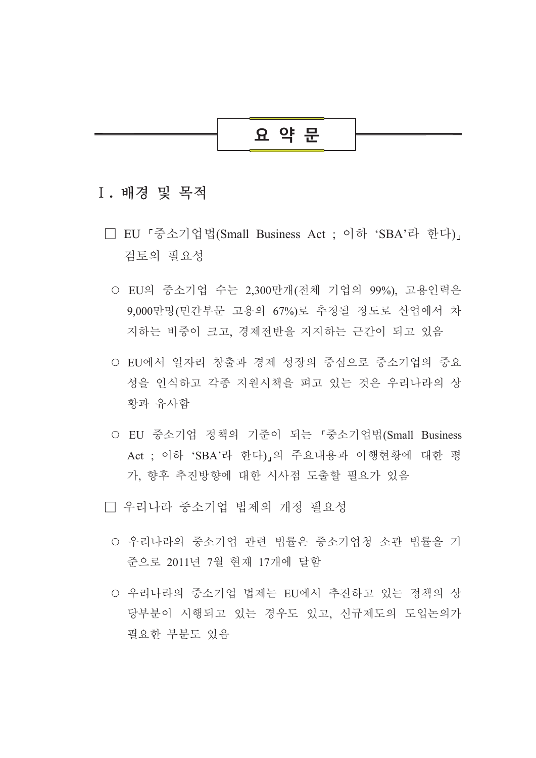# 요 약 문

## Ⅰ. 배경 및 목적

□ EU 「중소기업법(Small Business Act ; 이하 'SBA'라 한다)」 검토의 필요성

- ○ EU의 중소기업 수는 2,300만개(전체 기업의 99%), 고용인력은 9,000만명(민간부문 고용의 67%)로 추정될 정도로 산업에서 차지하는 비중이 크고, 경제전반을 지지하는 근간이 되고 있음

- ○ EU에서 일자리 창출과 경제 성장의 중심으로 중소기업의 중요성을 인식하고 각종 지원시책을 펴고 있는 것은 우리나라의 상황과 유사함

- ○ EU 중소기업 정책의 기준이 되는 「중소기업법(Small Business Act ; 이하 'SBA'라 한다)」의 주요내용과 이행현황에 대한 평가, 향후 추진방향에 대한 시사점 도출할 필요가 있음

□ 우리나라 중소기업 법제의 개정 필요성

- ○ 우리나라의 중소기업 관련 법률은 중소기업청 소관 법률을 기준으로 2011년 7월 현재 17개에 달함

- ○ 우리나라의 중소기업 법제는 EU에서 추진하고 있는 정책의 상당부분이 시행되고 있는 경우도 있고, 신규제도의 도입논의가 필요한 부분도 있음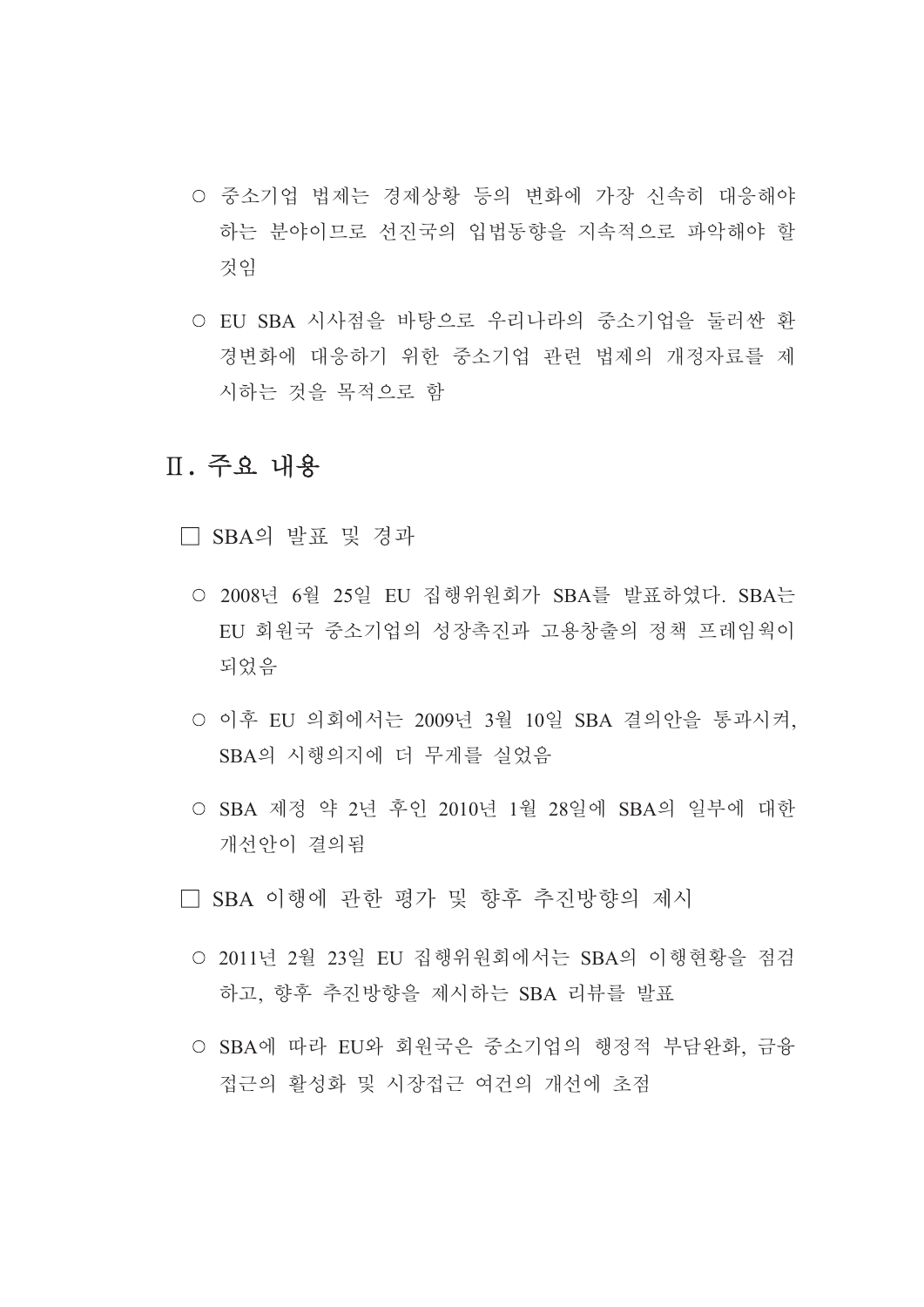○ 중소기업 법제는 경제상황 등의 변화에 가장 신속히 대응해야 하는 분야이므로 선진국의 입법동향을 지속적으로 파악해야 할 것임

○ EU SBA 시사점을 바탕으로 우리나라의 중소기업을 둘러싼 환경변화에 대응하기 위한 중소기업 관련 법제의 개정자료를 제시하는 것을 목적으로 함

## Ⅱ. 주요 내용

□ SBA의 발표 및 경과

○ 2008년 6월 25일 EU 집행위원회가 SBA를 발표하였다. SBA는 EU 회원국 중소기업의 성장촉진과 고용창출의 정책 프레임웍이 되었음

○ 이후 EU 의회에서는 2009년 3월 10일 SBA 결의안을 통과시켜, SBA의 시행의지에 더 무게를 실었음

○ SBA 제정 약 2년 후인 2010년 1월 28일에 SBA의 일부에 대한 개선안이 결의됨

□ SBA 이행에 관한 평가 및 향후 추진방향의 제시

○ 2011년 2월 23일 EU 집행위원회에서는 SBA의 이행현황을 점검하고, 향후 추진방향을 제시하는 SBA 리뷰를 발표

○ SBA에 따라 EU와 회원국은 중소기업의 행정적 부담완화, 금융접근의 활성화 및 시장접근 여건의 개선에 초점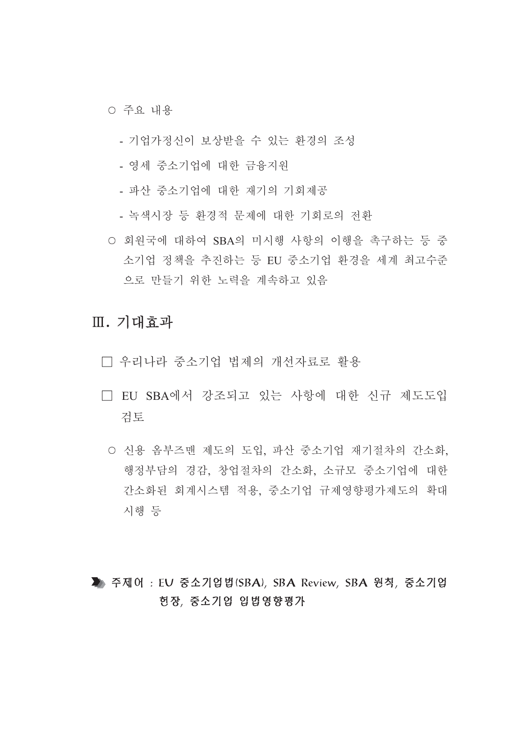○ 주요 내용

- 기업가정신이 보상받을 수 있는 환경의 조성
- 영세 중소기업에 대한 금융지원
- 파산 중소기업에 대한 재기의 기회제공
- 녹색시장 등 환경적 문제에 대한 기회로의 전환

○ 회원국에 대하여 SBA의 미시행 사항의 이행을 촉구하는 등 중소기업 정책을 추진하는 등 EU 중소기업 환경을 세계 최고수준으로 만들기 위한 노력을 계속하고 있음

## Ⅲ. 기대효과

□ 우리나라 중소기업 법제의 개선자료로 활용

□ EU SBA에서 강조되고 있는 사항에 대한 신규 제도도입 검토

○ 신용 옴부즈맨 제도의 도입, 파산 중소기업 재기절차의 간소화, 행정부담의 경감, 창업절차의 간소화, 소규모 중소기업에 대한 간소화된 회계시스템 적용, 중소기업 규제영향평가제도의 확대 시행 등

**주제어 : EU 중소기업법(SBA), SBA Review, SBA 원칙, 중소기업 헌장, 중소기업 입법영향평가**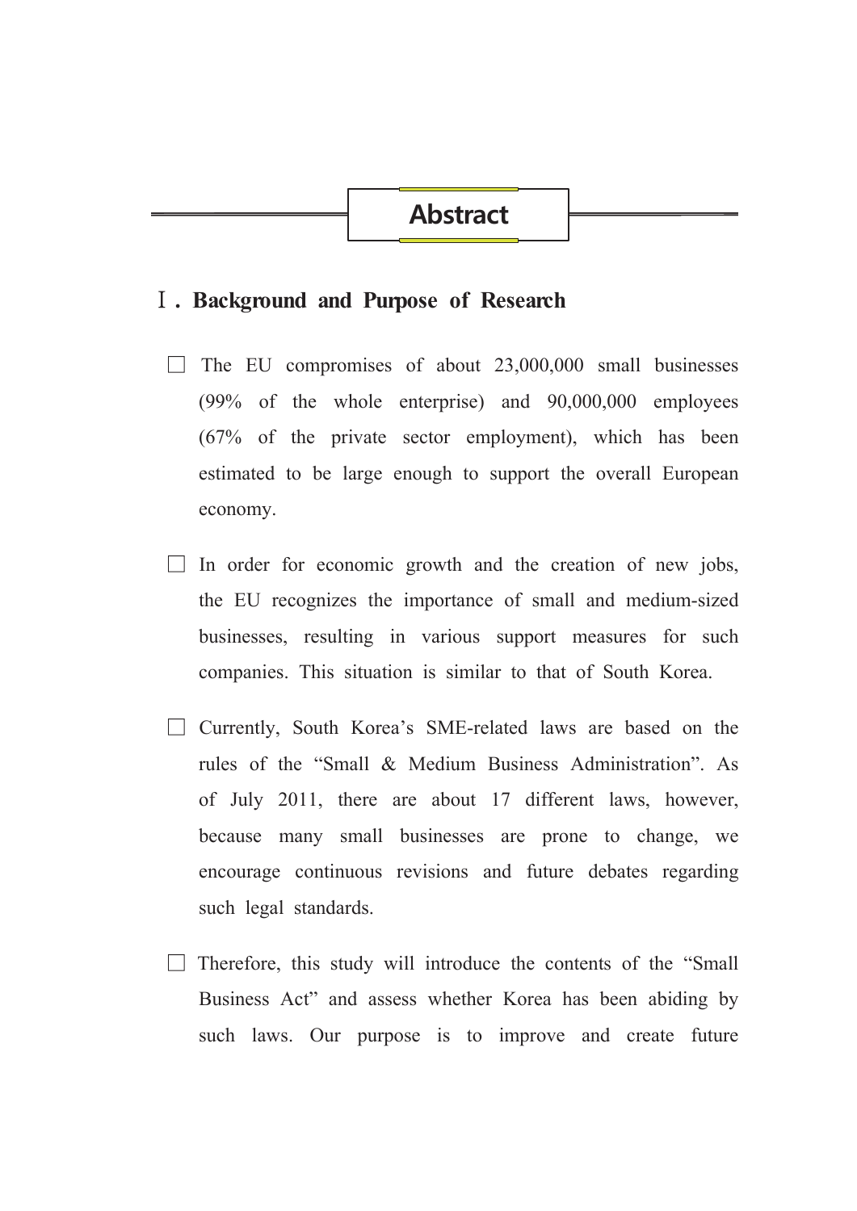# Abstract

## Ⅰ. Background and Purpose of Research

- □ The EU compromises of about 23,000,000 small businesses (99% of the whole enterprise) and 90,000,000 employees (67% of the private sector employment), which has been estimated to be large enough to support the overall European economy.

- □ In order for economic growth and the creation of new jobs, the EU recognizes the importance of small and medium-sized businesses, resulting in various support measures for such companies. This situation is similar to that of South Korea.

- □ Currently, South Korea's SME-related laws are based on the rules of the "Small & Medium Business Administration". As of July 2011, there are about 17 different laws, however, because many small businesses are prone to change, we encourage continuous revisions and future debates regarding such legal standards.

- □ Therefore, this study will introduce the contents of the "Small Business Act" and assess whether Korea has been abiding by such laws. Our purpose is to improve and create future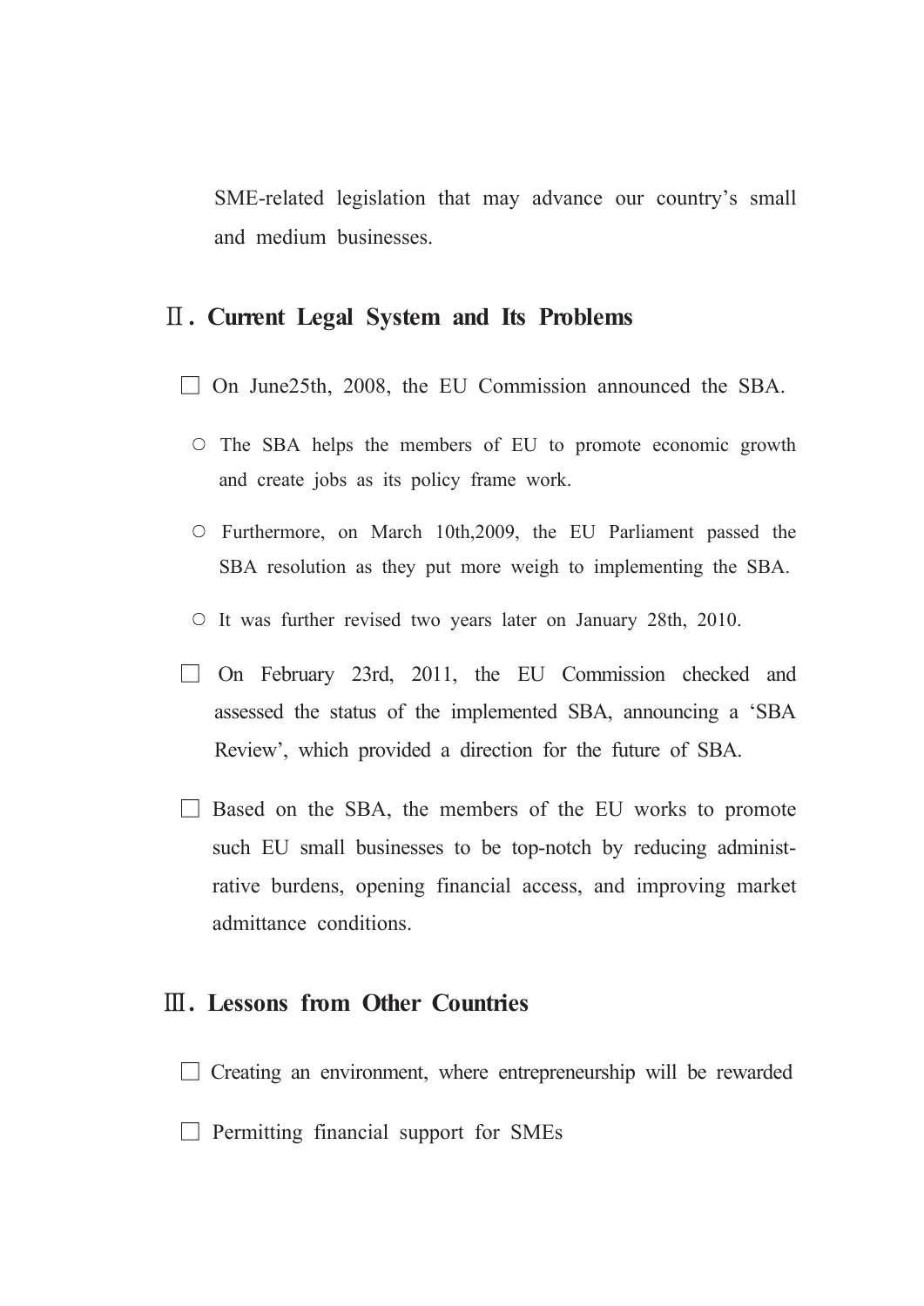SME-related legislation that may advance our country's small and medium businesses.

## Ⅱ. Current Legal System and Its Problems

□ On June25th, 2008, the EU Commission announced the SBA.

- ○ The SBA helps the members of EU to promote economic growth and create jobs as its policy frame work.
- ○ Furthermore, on March 10th,2009, the EU Parliament passed the SBA resolution as they put more weigh to implementing the SBA.
- ○ It was further revised two years later on January 28th, 2010.

□ On February 23rd, 2011, the EU Commission checked and assessed the status of the implemented SBA, announcing a 'SBA Review', which provided a direction for the future of SBA.

□ Based on the SBA, the members of the EU works to promote such EU small businesses to be top-notch by reducing administrative burdens, opening financial access, and improving market admittance conditions.

## Ⅲ. Lessons from Other Countries

□ Creating an environment, where entrepreneurship will be rewarded

□ Permitting financial support for SMEs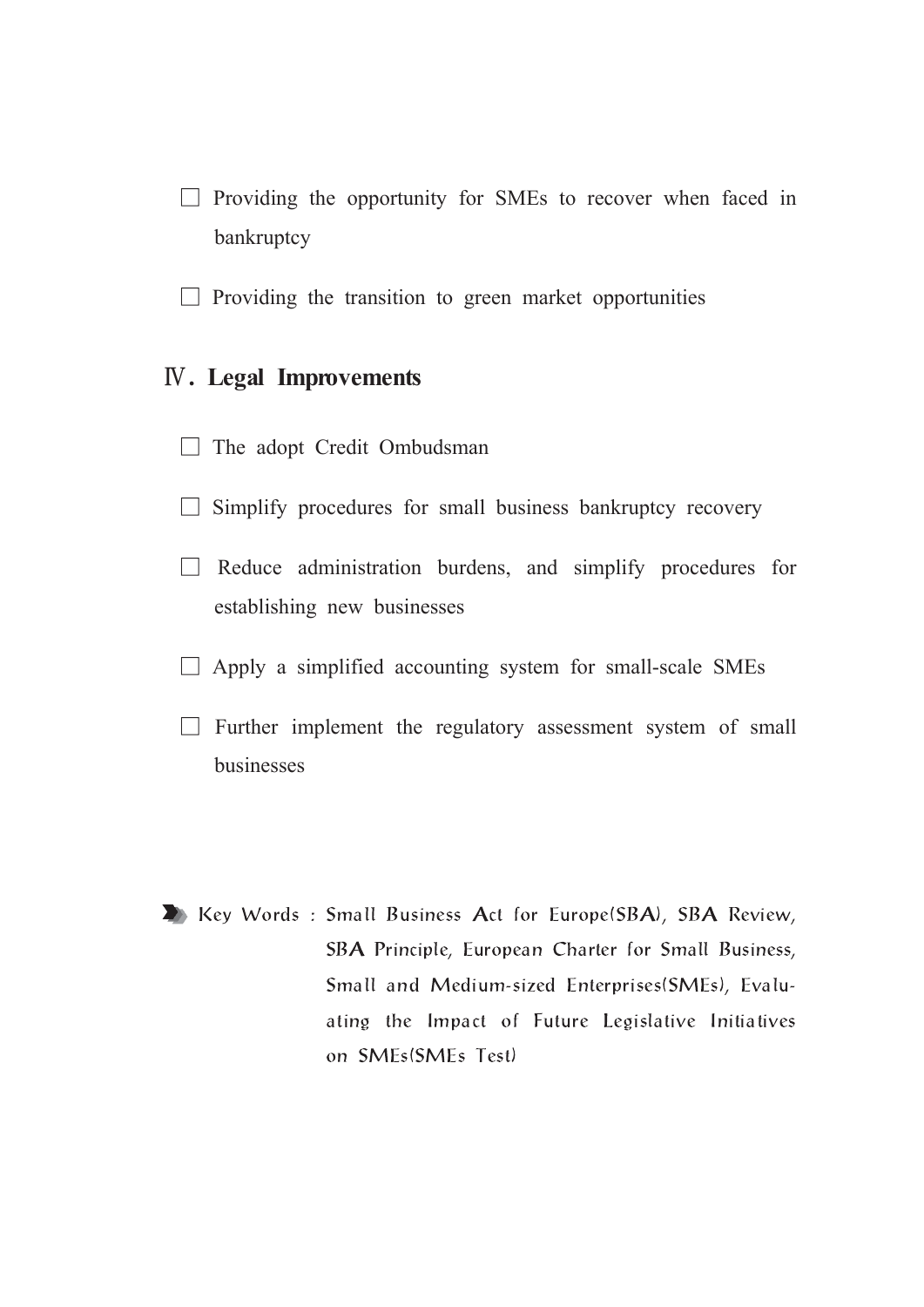- Providing the opportunity for SMEs to recover when faced in bankruptcy

- Providing the transition to green market opportunities

## Ⅳ. Legal Improvements

- The adopt Credit Ombudsman

- Simplify procedures for small business bankruptcy recovery

- Reduce administration burdens, and simplify procedures for establishing new businesses

- Apply a simplified accounting system for small-scale SMEs

- Further implement the regulatory assessment system of small businesses

Key Words : Small Business Act for Europe(SBA), SBA Review, SBA Principle, European Charter for Small Business, Small and Medium-sized Enterprises(SMEs), Evaluating the Impact of Future Legislative Initiatives on SMEs(SMEs Test)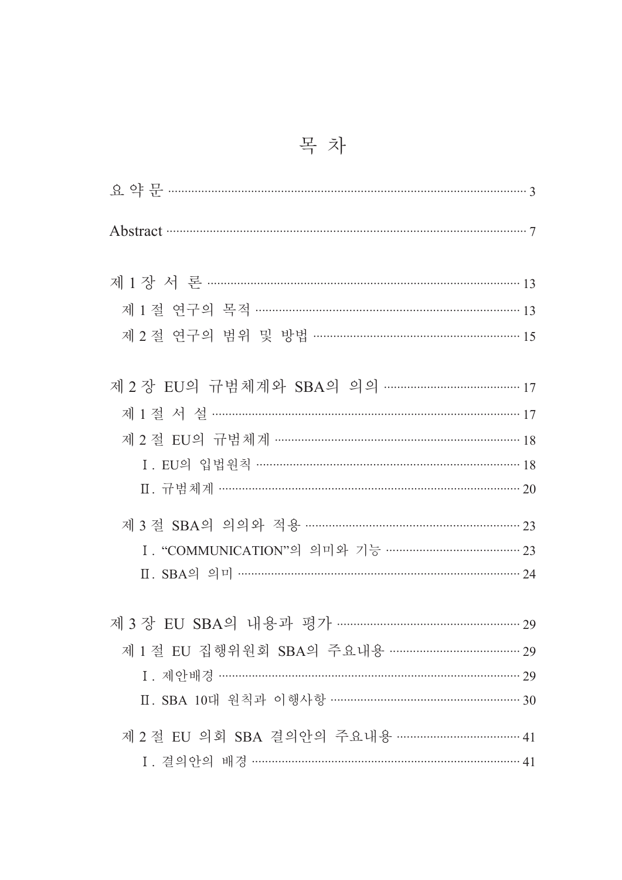# 목 차

요 약 문 ········································································································ 3

Abstract ········································································································ 7

제 1 장 서 론 ································································································ 13
  제 1 절 연구의 목적 ················································································ 13
  제 2 절 연구의 범위 및 방법 ································································ 15

제 2 장 EU의 규범체계와 SBA의 의의 ·················································· 17
  제 1 절 서 설 ···························································································· 17
  제 2 절 EU의 규범체계 ············································································ 18
    Ⅰ. EU의 입법원칙 ················································································ 18
    Ⅱ. 규범체계 ···························································································· 20
  제 3 절 SBA의 의의와 적용 ···································································· 23
    Ⅰ. "COMMUNICATION"의 의미와 기능 ··············································· 23
    Ⅱ. SBA의 의미 ························································································ 24

제 3 장 EU SBA의 내용과 평가 ······························································ 29
  제 1 절 EU 집행위원회 SBA의 주요내용 ·············································· 29
    Ⅰ. 제안배경 ···························································································· 29
    Ⅱ. SBA 10대 원칙과 이행사항 ···························································· 30
  제 2 절 EU 의회 SBA 결의안의 주요내용 ············································· 41
    Ⅰ. 결의안의 배경 ···················································································· 41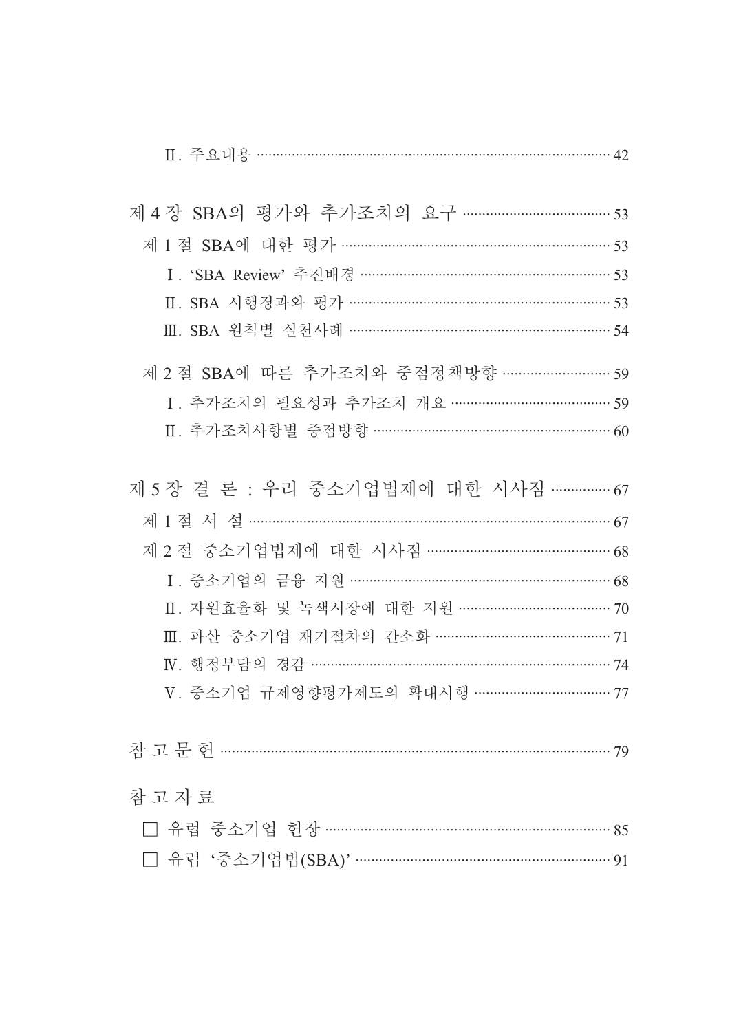Ⅱ. 주요내용 ········································································ 42

제 4 장 SBA의 평가와 추가조치의 요구 ································ 53

제 1 절 SBA에 대한 평가 ······························································ 53

Ⅰ. 'SBA Review' 추진배경 ························································ 53

Ⅱ. SBA 시행경과와 평가 ···························································· 53

Ⅲ. SBA 원칙별 실천사례 ···························································· 54

제 2 절 SBA에 따른 추가조치와 중점정책방향 ························ 59

Ⅰ. 추가조치의 필요성과 추가조치 개요 ····································· 59

Ⅱ. 추가조치사항별 중점방향 ······················································ 60

제 5 장 결 론 : 우리 중소기업법제에 대한 시사점 ·············· 67

제 1 절 서 설 ·············································································· 67

제 2 절 중소기업법제에 대한 시사점 ·········································· 68

Ⅰ. 중소기업의 금융 지원 ···························································· 68

Ⅱ. 자원효율화 및 녹색시장에 대한 지원 ···································· 70

Ⅲ. 파산 중소기업 재기절차의 간소화 ········································· 71

Ⅳ. 행정부담의 경감 ···································································· 74

Ⅴ. 중소기업 규제영향평가제도의 확대시행 ································· 77

참 고 문 헌 ·················································································· 79

참 고 자 료

□ 유럽 중소기업 헌장 ································································ 85

□ 유럽 '중소기업법(SBA)' ························································· 91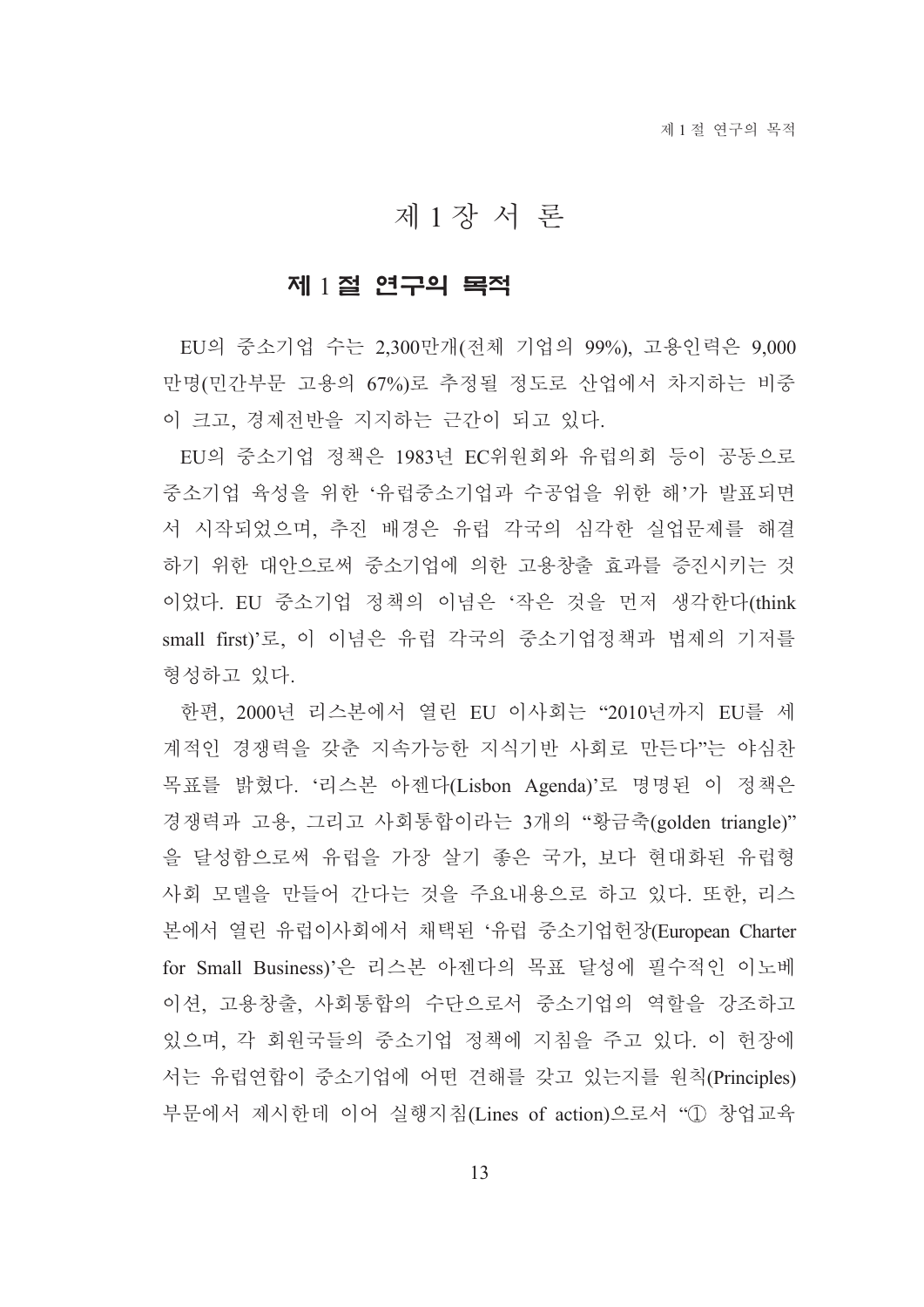# 제 1 장 서 론

## 제 1 절 연구의 목적

EU의 중소기업 수는 2,300만개(전체 기업의 99%), 고용인력은 9,000만명(민간부문 고용의 67%)로 추정될 정도로 산업에서 차지하는 비중이 크고, 경제전반을 지지하는 근간이 되고 있다.

EU의 중소기업 정책은 1983년 EC위원회와 유럽의회 등이 공동으로 중소기업 육성을 위한 '유럽중소기업과 수공업을 위한 해'가 발표되면서 시작되었으며, 추진 배경은 유럽 각국의 심각한 실업문제를 해결하기 위한 대안으로써 중소기업에 의한 고용창출 효과를 증진시키는 것이었다. EU 중소기업 정책의 이념은 '작은 것을 먼저 생각한다(think small first)'로, 이 이념은 유럽 각국의 중소기업정책과 법제의 기저를 형성하고 있다.

한편, 2000년 리스본에서 열린 EU 이사회는 "2010년까지 EU를 세계적인 경쟁력을 갖춘 지속가능한 지식기반 사회로 만든다"는 야심찬 목표를 밝혔다. '리스본 아젠다(Lisbon Agenda)'로 명명된 이 정책은 경쟁력과 고용, 그리고 사회통합이라는 3개의 "황금축(golden triangle)"을 달성함으로써 유럽을 가장 살기 좋은 국가, 보다 현대화된 유럽형 사회 모델을 만들어 간다는 것을 주요내용으로 하고 있다. 또한, 리스본에서 열린 유럽이사회에서 채택된 '유럽 중소기업헌장(European Charter for Small Business)'은 리스본 아젠다의 목표 달성에 필수적인 이노베이션, 고용창출, 사회통합의 수단으로서 중소기업의 역할을 강조하고 있으며, 각 회원국들의 중소기업 정책에 지침을 주고 있다. 이 헌장에서는 유럽연합이 중소기업에 어떤 견해를 갖고 있는지를 원칙(Principles) 부문에서 제시한데 이어 실행지침(Lines of action)으로서 "① 창업교육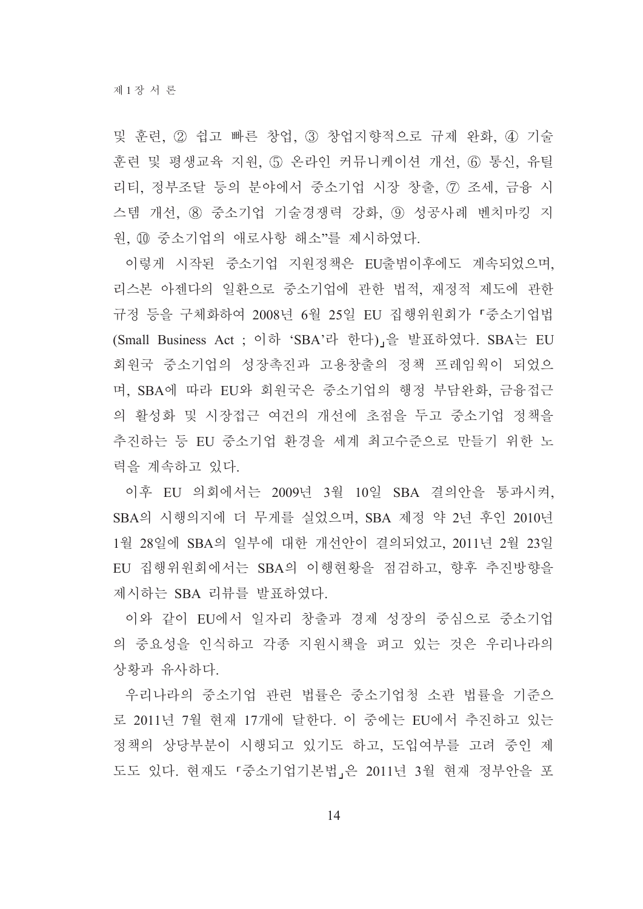및 훈련, ② 쉽고 빠른 창업, ③ 창업지향적으로 규제 완화, ④ 기술 훈련 및 평생교육 지원, ⑤ 온라인 커뮤니케이션 개선, ⑥ 통신, 유틸리티, 정부조달 등의 분야에서 중소기업 시장 창출, ⑦ 조세, 금융 시스템 개선, ⑧ 중소기업 기술경쟁력 강화, ⑨ 성공사례 벤치마킹 지원, ⑩ 중소기업의 애로사항 해소"를 제시하였다.

이렇게 시작된 중소기업 지원정책은 EU출범이후에도 계속되었으며, 리스본 아젠다의 일환으로 중소기업에 관한 법적, 재정적 제도에 관한 규정 등을 구체화하여 2008년 6월 25일 EU 집행위원회가 「중소기업법(Small Business Act ; 이하 'SBA'라 한다)」을 발표하였다. SBA는 EU 회원국 중소기업의 성장촉진과 고용창출의 정책 프레임웍이 되었으며, SBA에 따라 EU와 회원국은 중소기업의 행정 부담완화, 금융접근의 활성화 및 시장접근 여건의 개선에 초점을 두고 중소기업 정책을 추진하는 등 EU 중소기업 환경을 세계 최고수준으로 만들기 위한 노력을 계속하고 있다.

이후 EU 의회에서는 2009년 3월 10일 SBA 결의안을 통과시켜, SBA의 시행의지에 더 무게를 실었으며, SBA 제정 약 2년 후인 2010년 1월 28일에 SBA의 일부에 대한 개선안이 결의되었고, 2011년 2월 23일 EU 집행위원회에서는 SBA의 이행현황을 점검하고, 향후 추진방향을 제시하는 SBA 리뷰를 발표하였다.

이와 같이 EU에서 일자리 창출과 경제 성장의 중심으로 중소기업의 중요성을 인식하고 각종 지원시책을 펴고 있는 것은 우리나라의 상황과 유사하다.

우리나라의 중소기업 관련 법률은 중소기업청 소관 법률을 기준으로 2011년 7월 현재 17개에 달한다. 이 중에는 EU에서 추진하고 있는 정책의 상당부분이 시행되고 있기도 하고, 도입여부를 고려 중인 제도도 있다. 현재도 「중소기업기본법」은 2011년 3월 현재 정부안을 포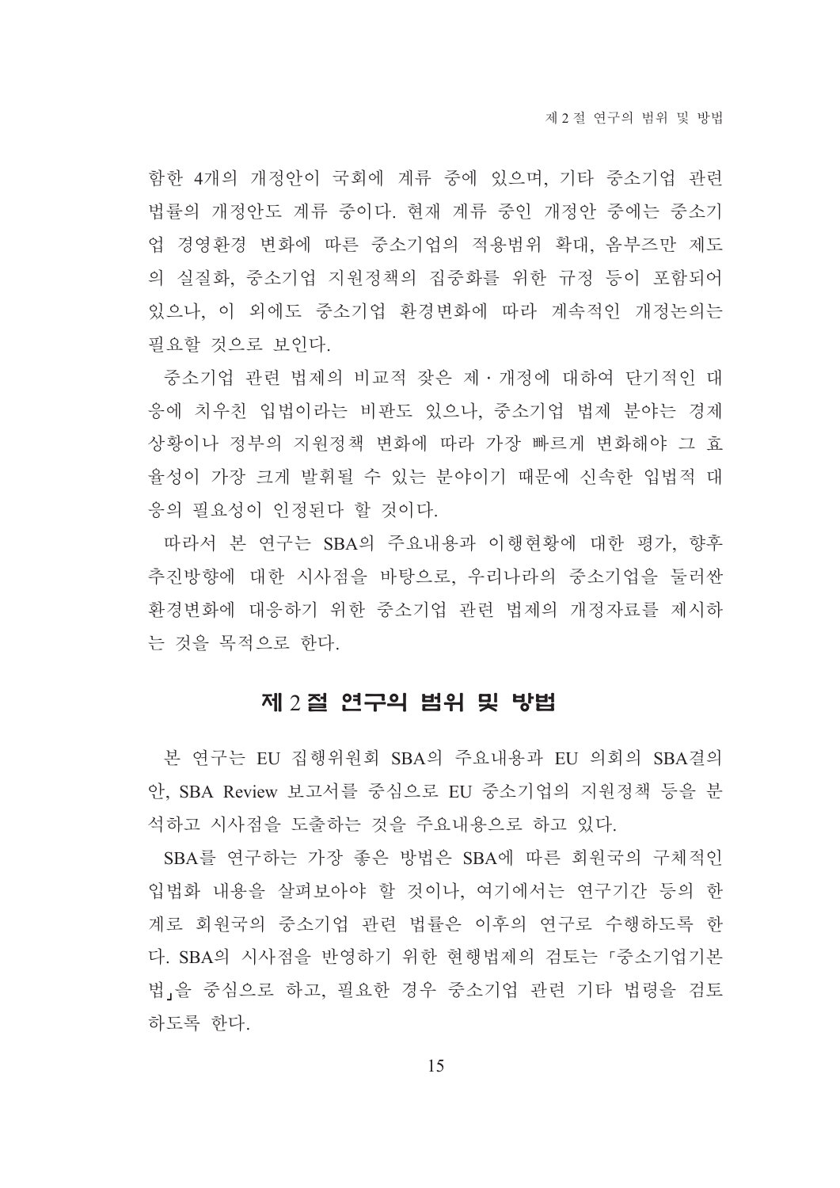함한 4개의 개정안이 국회에 계류 중에 있으며, 기타 중소기업 관련 법률의 개정안도 계류 중이다. 현재 계류 중인 개정안 중에는 중소기업 경영환경 변화에 따른 중소기업의 적용범위 확대, 옴부즈만 제도의 실질화, 중소기업 지원정책의 집중화를 위한 규정 등이 포함되어 있으나, 이 외에도 중소기업 환경변화에 따라 계속적인 개정논의는 필요할 것으로 보인다.

중소기업 관련 법제의 비교적 잦은 제·개정에 대하여 단기적인 대응에 치우친 입법이라는 비판도 있으나, 중소기업 법제 분야는 경제상황이나 정부의 지원정책 변화에 따라 가장 빠르게 변화해야 그 효율성이 가장 크게 발휘될 수 있는 분야이기 때문에 신속한 입법적 대응의 필요성이 인정된다 할 것이다.

따라서 본 연구는 SBA의 주요내용과 이행현황에 대한 평가, 향후 추진방향에 대한 시사점을 바탕으로, 우리나라의 중소기업을 둘러싼 환경변화에 대응하기 위한 중소기업 관련 법제의 개정자료를 제시하는 것을 목적으로 한다.

## 제 2 절 연구의 범위 및 방법

본 연구는 EU 집행위원회 SBA의 주요내용과 EU 의회의 SBA결의안, SBA Review 보고서를 중심으로 EU 중소기업의 지원정책 등을 분석하고 시사점을 도출하는 것을 주요내용으로 하고 있다.

SBA를 연구하는 가장 좋은 방법은 SBA에 따른 회원국의 구체적인 입법화 내용을 살펴보아야 할 것이나, 여기에서는 연구기간 등의 한계로 회원국의 중소기업 관련 법률은 이후의 연구로 수행하도록 한다. SBA의 시사점을 반영하기 위한 현행법제의 검토는 「중소기업기본법」을 중심으로 하고, 필요한 경우 중소기업 관련 기타 법령을 검토하도록 한다.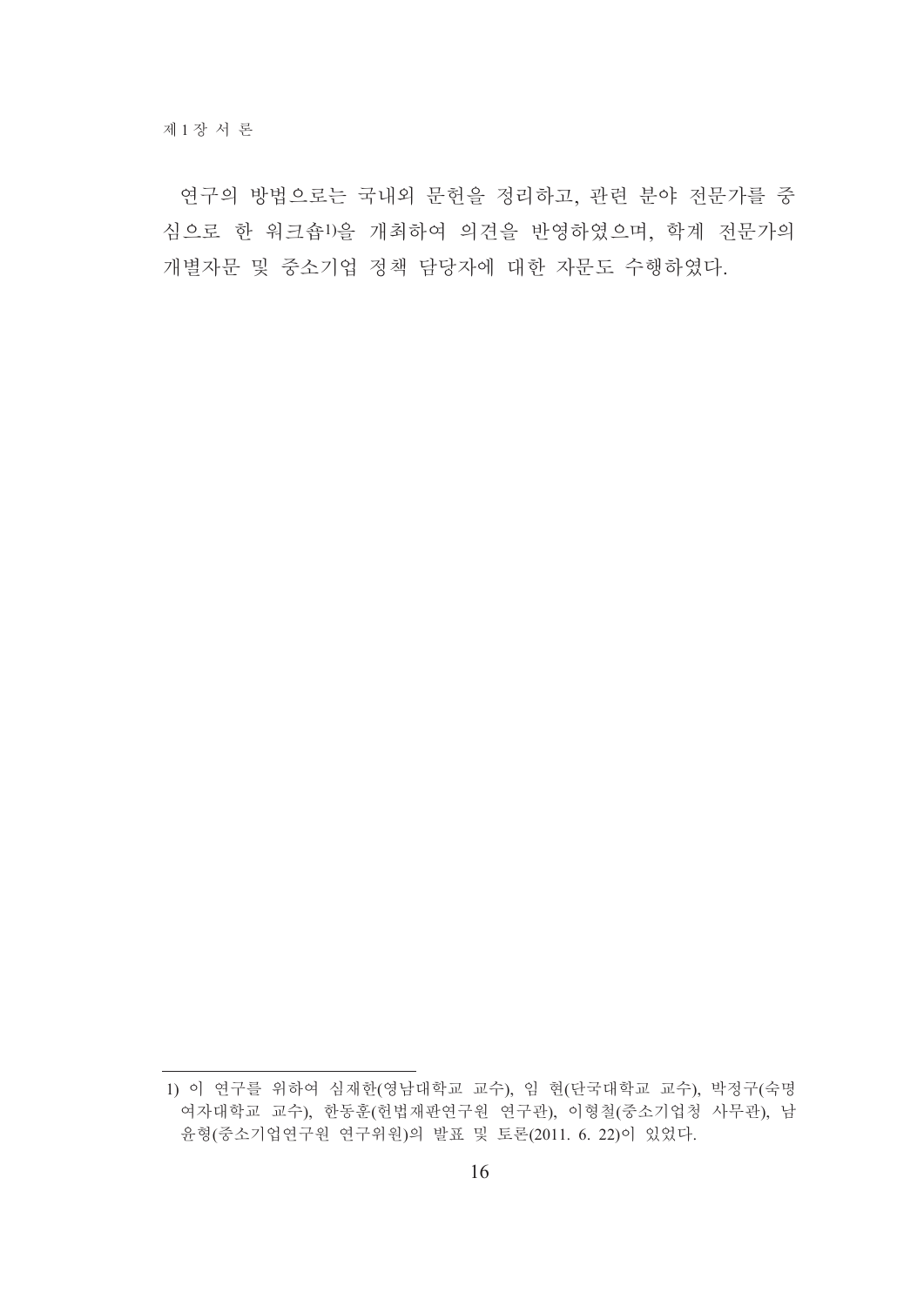연구의 방법으로는 국내외 문헌을 정리하고, 관련 분야 전문가를 중심으로 한 워크숍[1]을 개최하여 의견을 반영하였으며, 학계 전문가의 개별자문 및 중소기업 정책 담당자에 대한 자문도 수행하였다.

---

1) 이 연구를 위하여 심재한(영남대학교 교수), 임 현(단국대학교 교수), 박정구(숙명여자대학교 교수), 한동훈(헌법재판연구원 연구관), 이형철(중소기업청 사무관), 남윤형(중소기업연구원 연구위원)의 발표 및 토론(2011. 6. 22)이 있었다.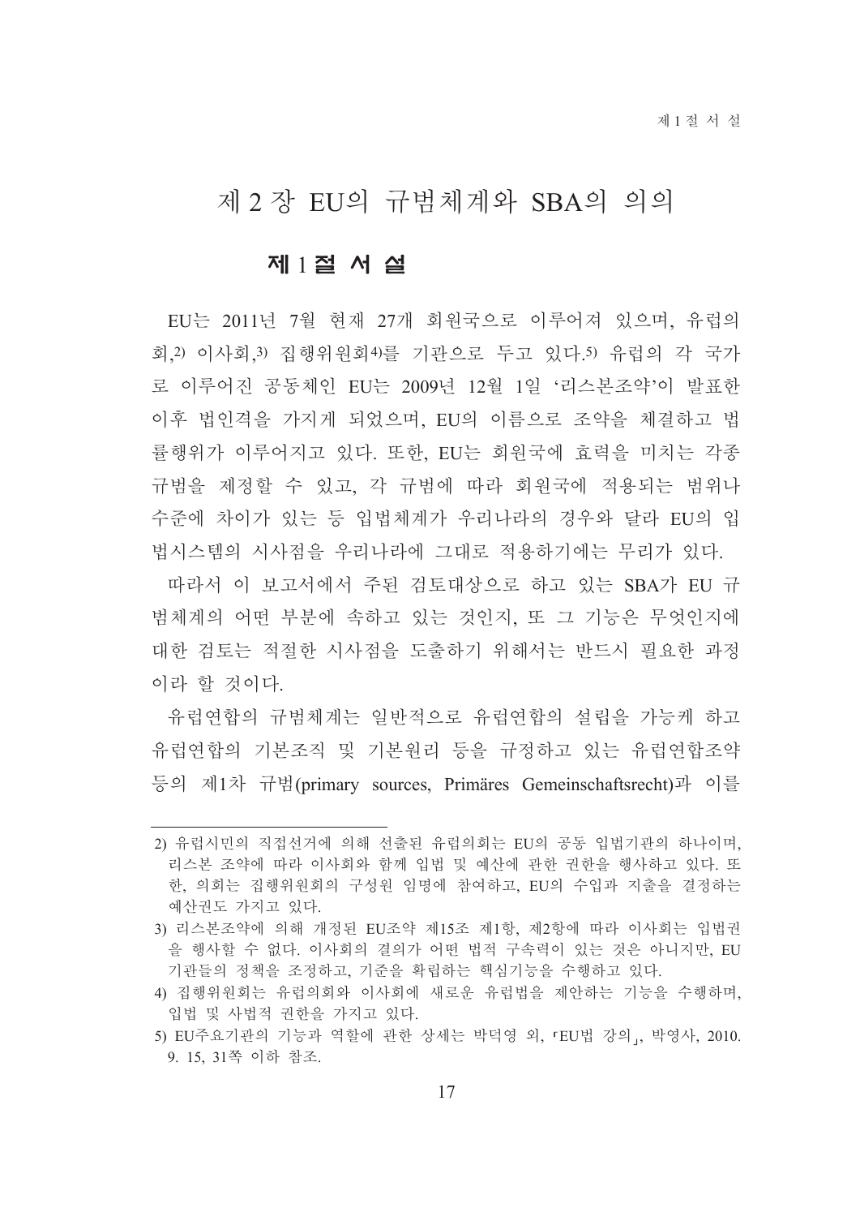# 제 2 장 EU의 규범체계와 SBA의 의의

## 제 1 절 서 설

EU는 2011년 7월 현재 27개 회원국으로 이루어져 있으며, 유럽의회,[2] 이사회,[3] 집행위원회[4]를 기관으로 두고 있다.[5] 유럽의 각 국가로 이루어진 공동체인 EU는 2009년 12월 1일 '리스본조약'이 발표한 이후 법인격을 가지게 되었으며, EU의 이름으로 조약을 체결하고 법률행위가 이루어지고 있다. 또한, EU는 회원국에 효력을 미치는 각종 규범을 제정할 수 있고, 각 규범에 따라 회원국에 적용되는 범위나 수준에 차이가 있는 등 입법체계가 우리나라의 경우와 달라 EU의 입법시스템의 시사점을 우리나라에 그대로 적용하기에는 무리가 있다.

따라서 이 보고서에서 주된 검토대상으로 하고 있는 SBA가 EU 규범체계의 어떤 부분에 속하고 있는 것인지, 또 그 기능은 무엇인지에 대한 검토는 적절한 시사점을 도출하기 위해서는 반드시 필요한 과정이라 할 것이다.

유럽연합의 규범체계는 일반적으로 유럽연합의 설립을 가능케 하고 유럽연합의 기본조직 및 기본원리 등을 규정하고 있는 유럽연합조약 등의 제1차 규범(primary sources, Primäres Gemeinschaftsrecht)과 이를

---

2) 유럽시민의 직접선거에 의해 선출된 유럽의회는 EU의 공동 입법기관의 하나이며, 리스본 조약에 따라 이사회와 함께 입법 및 예산에 관한 권한을 행사하고 있다. 또한, 의회는 집행위원회의 구성원 임명에 참여하고, EU의 수입과 지출을 결정하는 예산권도 가지고 있다.

3) 리스본조약에 의해 개정된 EU조약 제15조 제1항, 제2항에 따라 이사회는 입법권을 행사할 수 없다. 이사회의 결의가 어떤 법적 구속력이 있는 것은 아니지만, EU 기관들의 정책을 조정하고, 기준을 확립하는 핵심기능을 수행하고 있다.

4) 집행위원회는 유럽의회와 이사회에 새로운 유럽법을 제안하는 기능을 수행하며, 입법 및 사법적 권한을 가지고 있다.

5) EU주요기관의 기능과 역할에 관한 상세는 박덕영 외, 「EU법 강의」, 박영사, 2010. 9. 15, 31쪽 이하 참조.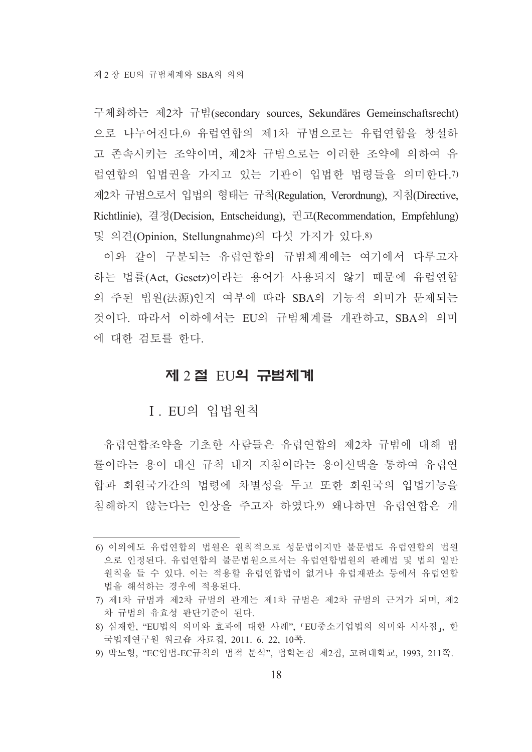구체화하는 제2차 규범(secondary sources, Sekundäres Gemeinschaftsrecht)으로 나누어진다.[6] 유럽연합의 제1차 규범으로는 유럽연합을 창설하고 존속시키는 조약이며, 제2차 규범으로는 이러한 조약에 의하여 유럽연합의 입법권을 가지고 있는 기관이 입법한 법령들을 의미한다.[7] 제2차 규범으로서 입법의 형태는 규칙(Regulation, Verordnung), 지침(Directive, Richtlinie), 결정(Decision, Entscheidung), 권고(Recommendation, Empfehlung) 및 의견(Opinion, Stellungnahme)의 다섯 가지가 있다.[8]

이와 같이 구분되는 유럽연합의 규범체계에는 여기에서 다루고자 하는 법률(Act, Gesetz)이라는 용어가 사용되지 않기 때문에 유럽연합의 주된 법원(法源)인지 여부에 따라 SBA의 기능적 의미가 문제되는 것이다. 따라서 이하에서는 EU의 규범체계를 개관하고, SBA의 의미에 대한 검토를 한다.

## 제 2 절 EU의 규범체계

### Ⅰ. EU의 입법원칙

유럽연합조약을 기초한 사람들은 유럽연합의 제2차 규범에 대해 법률이라는 용어 대신 규칙 내지 지침이라는 용어선택을 통하여 유럽연합과 회원국가간의 법령에 차별성을 두고 또한 회원국의 입법기능을 침해하지 않는다는 인상을 주고자 하였다.[9] 왜냐하면 유럽연합은 개

---

6) 이외에도 유럽연합의 법원은 원칙적으로 성문법이지만 불문법도 유럽연합의 법원으로 인정된다. 유럽연합의 불문법원으로서는 유럽연합법원의 판례법 및 법의 일반원칙을 들 수 있다. 이는 적용할 유럽연합법이 없거나 유럽재판소 등에서 유럽연합법을 해석하는 경우에 적용된다.

7) 제1차 규범과 제2차 규범의 관계는 제1차 규범은 제2차 규범의 근거가 되며, 제2차 규범의 유효성 판단기준이 된다.

8) 심재한, "EU법의 의미와 효과에 대한 사례", 「EU중소기업법의 의미와 시사점」, 한국법제연구원 워크숍 자료집, 2011. 6. 22, 10쪽.

9) 박노형, "EC입법-EC규칙의 법적 분석", 법학논집 제2집, 고려대학교, 1993, 211쪽.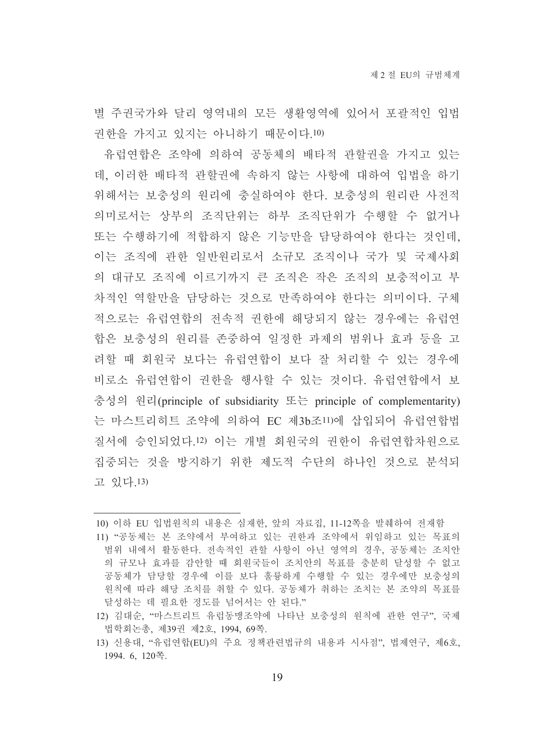별 주권국가와 달리 영역내의 모든 생활영역에 있어서 포괄적인 입법 권한을 가지고 있지는 아니하기 때문이다.[10]

유럽연합은 조약에 의하여 공동체의 배타적 관할권을 가지고 있는데, 이러한 배타적 관할권에 속하지 않는 사항에 대하여 입법을 하기 위해서는 보충성의 원리에 충실하여야 한다. 보충성의 원리란 사전적 의미로서는 상부의 조직단위는 하부 조직단위가 수행할 수 없거나 또는 수행하기에 적합하지 않은 기능만을 담당하여야 한다는 것인데, 이는 조직에 관한 일반원리로서 소규모 조직이나 국가 및 국제사회의 대규모 조직에 이르기까지 큰 조직은 작은 조직의 보충적이고 부차적인 역할만을 담당하는 것으로 만족하여야 한다는 의미이다. 구체적으로는 유럽연합의 전속적 권한에 해당되지 않는 경우에는 유럽연합은 보충성의 원리를 존중하여 일정한 과제의 범위나 효과 등을 고려할 때 회원국 보다는 유럽연합이 보다 잘 처리할 수 있는 경우에 비로소 유럽연합이 권한을 행사할 수 있는 것이다. 유럽연합에서 보충성의 원리(principle of subsidiarity 또는 principle of complementarity)는 마스트리히트 조약에 의하여 EC 제3b조[11]에 삽입되어 유럽연합법질서에 승인되었다.[12] 이는 개별 회원국의 권한이 유럽연합차원으로 집중되는 것을 방지하기 위한 제도적 수단의 하나인 것으로 분석되고 있다.[13]

---

10) 이하 EU 입법원칙의 내용은 심재한, 앞의 자료집, 11-12쪽을 발췌하여 전재함

11) "공동체는 본 조약에서 부여하고 있는 권한과 조약에서 위임하고 있는 목표의 범위 내에서 활동한다. 전속적인 관할 사항이 아닌 영역의 경우, 공동체는 조치안의 규모나 효과를 감안할 때 회원국들이 조치안의 목표를 충분히 달성할 수 없고 공동체가 담당할 경우에 이를 보다 훌륭하게 수행할 수 있는 경우에만 보충성의 원칙에 따라 해당 조치를 취할 수 있다. 공동체가 취하는 조치는 본 조약의 목표를 달성하는 데 필요한 정도를 넘어서는 안 된다."

12) 김대순, "마스트리트 유럽동맹조약에 나타난 보충성의 원칙에 관한 연구", 국제법학회논총, 제39권 제2호, 1994, 69쪽.

13) 신용대, "유럽연합(EU)의 주요 정책관련법규의 내용과 시사점", 법제연구, 제6호, 1994. 6, 120쪽.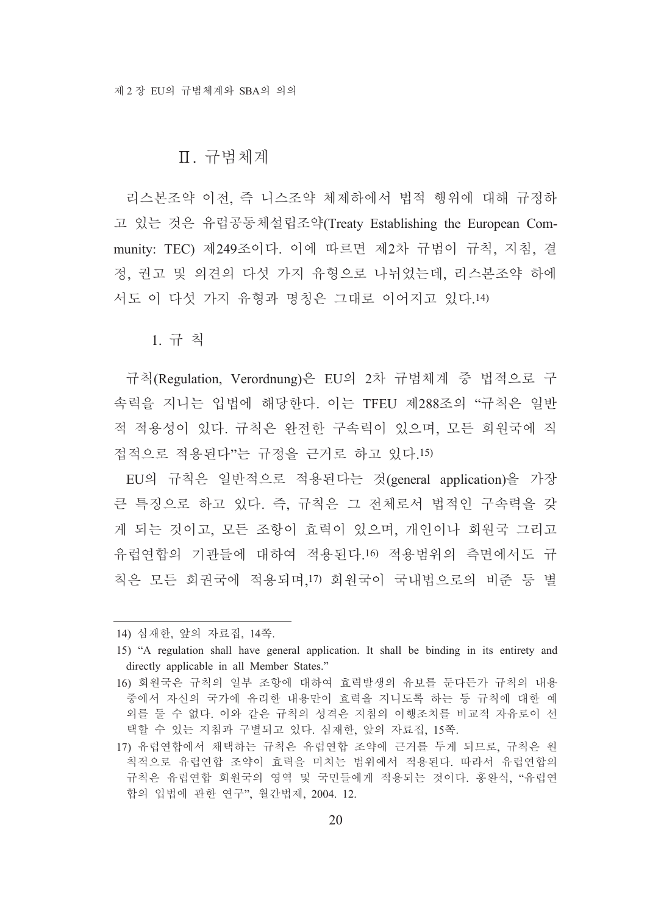## Ⅱ. 규범체계

리스본조약 이전, 즉 니스조약 체제하에서 법적 행위에 대해 규정하고 있는 것은 유럽공동체설립조약(Treaty Establishing the European Community: TEC) 제249조이다. 이에 따르면 제2차 규범이 규칙, 지침, 결정, 권고 및 의견의 다섯 가지 유형으로 나뉘었는데, 리스본조약 하에서도 이 다섯 가지 유형과 명칭은 그대로 이어지고 있다.[14)]

### 1. 규 칙

규칙(Regulation, Verordnung)은 EU의 2차 규범체계 중 법적으로 구속력을 지니는 입법에 해당한다. 이는 TFEU 제288조의 "규칙은 일반적 적용성이 있다. 규칙은 완전한 구속력이 있으며, 모든 회원국에 직접적으로 적용된다"는 규정을 근거로 하고 있다.[15)]

EU의 규칙은 일반적으로 적용된다는 것(general application)을 가장 큰 특징으로 하고 있다. 즉, 규칙은 그 전체로서 법적인 구속력을 갖게 되는 것이고, 모든 조항이 효력이 있으며, 개인이나 회원국 그리고 유럽연합의 기관들에 대하여 적용된다.[16)] 적용범위의 측면에서도 규칙은 모든 회권국에 적용되며,[17)] 회원국이 국내법으로의 비준 등 별

---

14) 심재한, 앞의 자료집, 14쪽.

15) "A regulation shall have general application. It shall be binding in its entirety and directly applicable in all Member States."

16) 회원국은 규칙의 일부 조항에 대하여 효력발생의 유보를 둔다든가 규칙의 내용 중에서 자신의 국가에 유리한 내용만이 효력을 지니도록 하는 등 규칙에 대한 예외를 둘 수 없다. 이와 같은 규칙의 성격은 지침의 이행조치를 비교적 자유로이 선택할 수 있는 지침과 구별되고 있다. 심재한, 앞의 자료집, 15쪽.

17) 유럽연합에서 채택하는 규칙은 유럽연합 조약에 근거를 두게 되므로, 규칙은 원칙적으로 유럽연합 조약이 효력을 미치는 범위에서 적용된다. 따라서 유럽연합의 규칙은 유럽연합 회원국의 영역 및 국민들에게 적용되는 것이다. 홍완식, "유럽연합의 입법에 관한 연구", 월간법제, 2004. 12.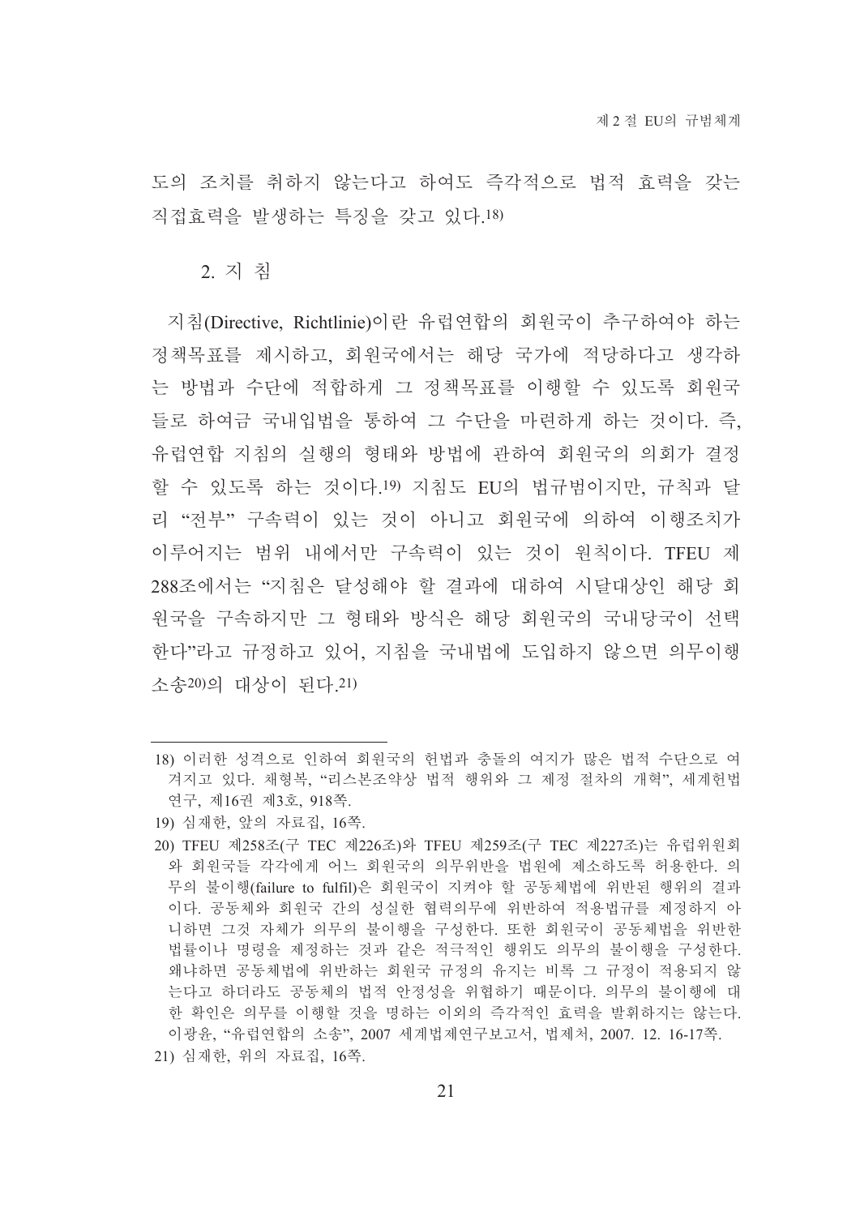도의 조치를 취하지 않는다고 하여도 즉각적으로 법적 효력을 갖는 직접효력을 발생하는 특징을 갖고 있다.[18]

### 2. 지 침

지침(Directive, Richtlinie)이란 유럽연합의 회원국이 추구하여야 하는 정책목표를 제시하고, 회원국에서는 해당 국가에 적당하다고 생각하는 방법과 수단에 적합하게 그 정책목표를 이행할 수 있도록 회원국들로 하여금 국내입법을 통하여 그 수단을 마련하게 하는 것이다. 즉, 유럽연합 지침의 실행의 형태와 방법에 관하여 회원국의 의회가 결정할 수 있도록 하는 것이다.[19] 지침도 EU의 법규범이지만, 규칙과 달리 "전부" 구속력이 있는 것이 아니고 회원국에 의하여 이행조치가 이루어지는 범위 내에서만 구속력이 있는 것이 원칙이다. TFEU 제288조에서는 "지침은 달성해야 할 결과에 대하여 시달대상인 해당 회원국을 구속하지만 그 형태와 방식은 해당 회원국의 국내당국이 선택한다"라고 규정하고 있어, 지침을 국내법에 도입하지 않으면 의무이행소송[20]의 대상이 된다.[21]

---

18) 이러한 성격으로 인하여 회원국의 헌법과 충돌의 여지가 많은 법적 수단으로 여겨지고 있다. 채형복, "리스본조약상 법적 행위와 그 제정 절차의 개혁", 세계헌법연구, 제16권 제3호, 918쪽.

19) 심재한, 앞의 자료집, 16쪽.

20) TFEU 제258조(구 TEC 제226조)와 TFEU 제259조(구 TEC 제227조)는 유럽위원회와 회원국들 각각에게 어느 회원국의 의무위반을 법원에 제소하도록 허용한다. 의무의 불이행(failure to fulfil)은 회원국이 지켜야 할 공동체법에 위반된 행위의 결과이다. 공동체와 회원국 간의 성실한 협력의무에 위반하여 적용법규를 제정하지 아니하면 그것 자체가 의무의 불이행을 구성한다. 또한 회원국이 공동체법을 위반한 법률이나 명령을 제정하는 것과 같은 적극적인 행위도 의무의 불이행을 구성한다. 왜냐하면 공동체법에 위반하는 회원국 규정의 유지는 비록 그 규정이 적용되지 않는다고 하더라도 공동체의 법적 안정성을 위협하기 때문이다. 의무의 불이행에 대한 확인은 의무를 이행할 것을 명하는 이외의 즉각적인 효력을 발휘하지는 않는다. 이광윤, "유럽연합의 소송", 2007 세계법제연구보고서, 법제처, 2007. 12. 16-17쪽.

21) 심재한, 위의 자료집, 16쪽.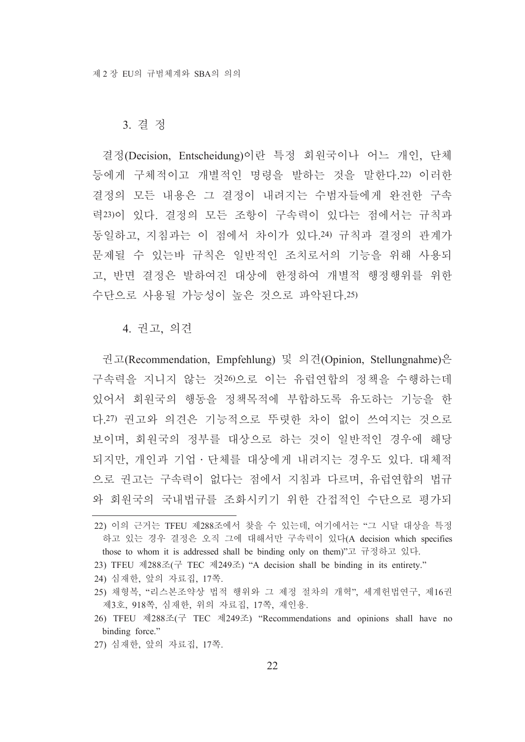### 3. 결 정

결정(Decision, Entscheidung)이란 특정 회원국이나 어느 개인, 단체 등에게 구체적이고 개별적인 명령을 발하는 것을 말한다.[22] 이러한 결정의 모든 내용은 그 결정이 내려지는 수범자들에게 완전한 구속력[23]이 있다. 결정의 모든 조항이 구속력이 있다는 점에서는 규칙과 동일하고, 지침과는 이 점에서 차이가 있다.[24] 규칙과 결정의 관계가 문제될 수 있는바 규칙은 일반적인 조치로서의 기능을 위해 사용되고, 반면 결정은 발하여진 대상에 한정하여 개별적 행정행위를 위한 수단으로 사용될 가능성이 높은 것으로 파악된다.[25]

### 4. 권고, 의견

권고(Recommendation, Empfehlung) 및 의견(Opinion, Stellungnahme)은 구속력을 지니지 않는 것[26]으로 이는 유럽연합의 정책을 수행하는데 있어서 회원국의 행동을 정책목적에 부합하도록 유도하는 기능을 한다.[27] 권고와 의견은 기능적으로 뚜렷한 차이 없이 쓰여지는 것으로 보이며, 회원국의 정부를 대상으로 하는 것이 일반적인 경우에 해당되지만, 개인과 기업·단체를 대상에게 내려지는 경우도 있다. 대체적으로 권고는 구속력이 없다는 점에서 지침과 다르며, 유럽연합의 법규와 회원국의 국내법규를 조화시키기 위한 간접적인 수단으로 평가되

---

22) 이의 근거는 TFEU 제288조에서 찾을 수 있는데, 여기에서는 "그 시달 대상을 특정하고 있는 경우 결정은 오직 그에 대해서만 구속력이 있다(A decision which specifies those to whom it is addressed shall be binding only on them)"고 규정하고 있다.

23) TFEU 제288조(구 TEC 제249조) "A decision shall be binding in its entirety."

24) 심재한, 앞의 자료집, 17쪽.

25) 채형복, "리스본조약상 법적 행위와 그 제정 절차의 개혁", 세계헌법연구, 제16권 제3호, 918쪽, 심재한, 위의 자료집, 17쪽, 재인용.

26) TFEU 제288조(구 TEC 제249조) "Recommendations and opinions shall have no binding force."

27) 심재한, 앞의 자료집, 17쪽.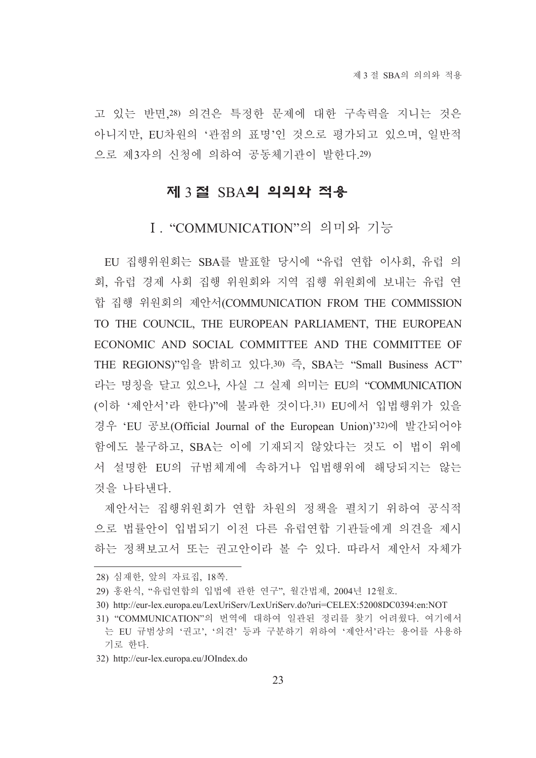고 있는 반면,[28] 의견은 특정한 문제에 대한 구속력을 지니는 것은 아니지만, EU차원의 '관점의 표명'인 것으로 평가되고 있으며, 일반적으로 제3자의 신청에 의하여 공동체기관이 발한다.[29]

## 제 3 절 SBA의 의의와 적용

### Ⅰ. "COMMUNICATION"의 의미와 기능

EU 집행위원회는 SBA를 발표할 당시에 "유럽 연합 이사회, 유럽 의회, 유럽 경제 사회 집행 위원회와 지역 집행 위원회에 보내는 유럽 연합 집행 위원회의 제안서(COMMUNICATION FROM THE COMMISSION TO THE COUNCIL, THE EUROPEAN PARLIAMENT, THE EUROPEAN ECONOMIC AND SOCIAL COMMITTEE AND THE COMMITTEE OF THE REGIONS)"임을 밝히고 있다.[30] 즉, SBA는 "Small Business ACT"라는 명칭을 달고 있으나, 사실 그 실제 의미는 EU의 "COMMUNICATION(이하 '제안서'라 한다)"에 불과한 것이다.[31] EU에서 입법행위가 있을 경우 'EU 공보(Official Journal of the European Union)'[32]에 발간되어야 함에도 불구하고, SBA는 이에 기재되지 않았다는 것도 이 법이 위에서 설명한 EU의 규범체계에 속하거나 입법행위에 해당되지는 않는 것을 나타낸다.

제안서는 집행위원회가 연합 차원의 정책을 펼치기 위하여 공식적으로 법률안이 입법되기 이전 다른 유럽연합 기관들에게 의견을 제시하는 정책보고서 또는 권고안이라 볼 수 있다. 따라서 제안서 자체가

---

28) 심재한, 앞의 자료집, 18쪽.

29) 홍완식, "유럽연합의 입법에 관한 연구", 월간법제, 2004년 12월호.

30) http://eur-lex.europa.eu/LexUriServ/LexUriServ.do?uri=CELEX:52008DC0394:en:NOT

31) "COMMUNICATION"의 번역에 대하여 일관된 정리를 찾기 어려웠다. 여기에서는 EU 규범상의 '권고', '의견' 등과 구분하기 위하여 '제안서'라는 용어를 사용하기로 한다.

32) http://eur-lex.europa.eu/JOIndex.do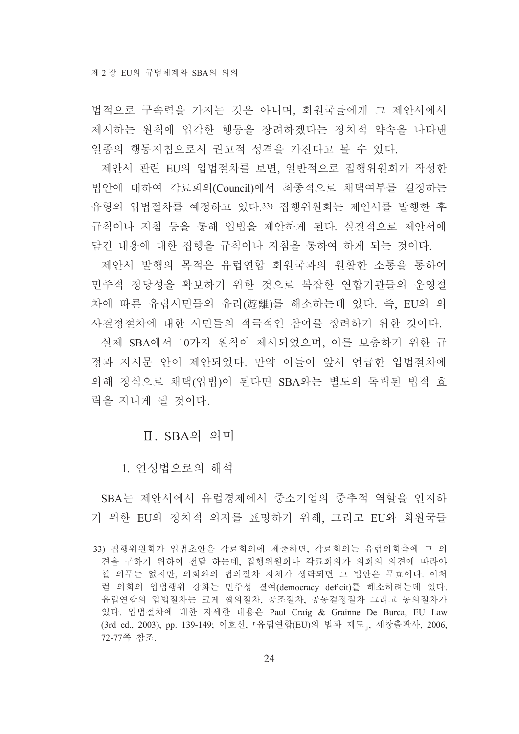법적으로 구속력을 가지는 것은 아니며, 회원국들에게 그 제안서에서 제시하는 원칙에 입각한 행동을 장려하겠다는 정치적 약속을 나타낸 일종의 행동지침으로서 권고적 성격을 가진다고 볼 수 있다.

제안서 관련 EU의 입법절차를 보면, 일반적으로 집행위원회가 작성한 법안에 대하여 각료회의(Council)에서 최종적으로 채택여부를 결정하는 유형의 입법절차를 예정하고 있다.[33] 집행위원회는 제안서를 발행한 후 규칙이나 지침 등을 통해 입법을 제안하게 된다. 실질적으로 제안서에 담긴 내용에 대한 집행을 규칙이나 지침을 통하여 하게 되는 것이다.

제안서 발행의 목적은 유럽연합 회원국과의 원활한 소통을 통하여 민주적 정당성을 확보하기 위한 것으로 복잡한 연합기관들의 운영절차에 따른 유럽시민들의 유리(遊離)를 해소하는데 있다. 즉, EU의 의사결정절차에 대한 시민들의 적극적인 참여를 장려하기 위한 것이다.

실제 SBA에서 10가지 원칙이 제시되었으며, 이를 보충하기 위한 규정과 지시문 안이 제안되었다. 만약 이들이 앞서 언급한 입법절차에 의해 정식으로 채택(입법)이 된다면 SBA와는 별도의 독립된 법적 효력을 지니게 될 것이다.

## Ⅱ. SBA의 의미

### 1. 연성법으로의 해석

SBA는 제안서에서 유럽경제에서 중소기업의 중추적 역할을 인지하기 위한 EU의 정치적 의지를 표명하기 위해, 그리고 EU와 회원국들

---

33) 집행위원회가 입법초안을 각료회의에 제출하면, 각료회의는 유럽의회측에 그 의견을 구하기 위하여 전달 하는데, 집행위원회나 각료회의가 의회의 의견에 따라야 할 의무는 없지만, 의회와의 협의절차 자체가 생략되면 그 법안은 무효이다. 이처럼 의회의 입법행위 강화는 민주성 결여(democracy deficit)를 해소하려는데 있다. 유럽연합의 입법절차는 크게 협의절차, 공조절차, 공동결정절차 그리고 동의절차가 있다. 입법절차에 대한 자세한 내용은 Paul Craig & Grainne De Burca, EU Law (3rd ed., 2003), pp. 139-149; 이호선, 「유럽연합(EU)의 법과 제도」, 세창출판사, 2006, 72-77쪽 참조.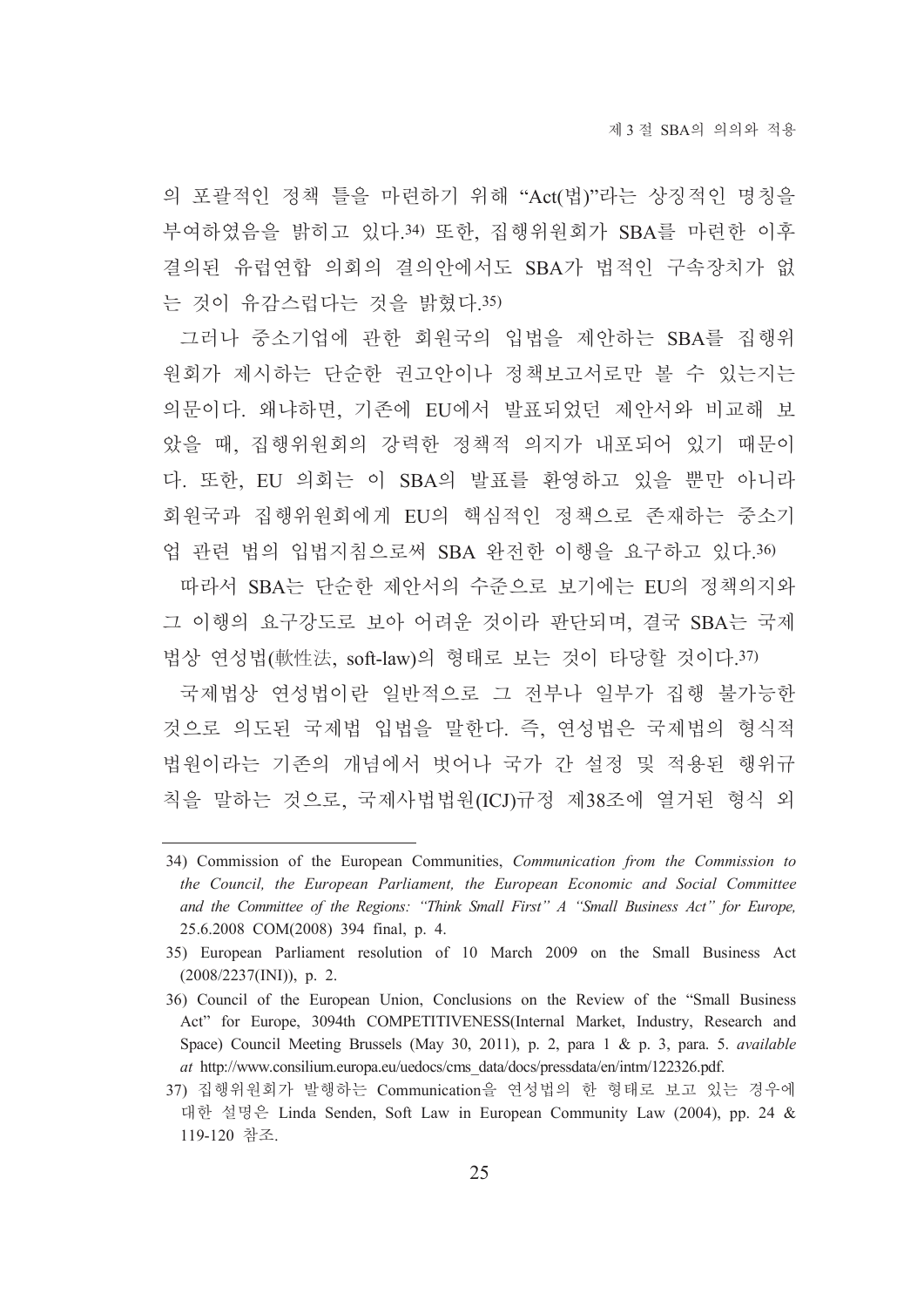의 포괄적인 정책 틀을 마련하기 위해 "Act(법)"라는 상징적인 명칭을 부여하였음을 밝히고 있다.[34] 또한, 집행위원회가 SBA를 마련한 이후 결의된 유럽연합 의회의 결의안에서도 SBA가 법적인 구속장치가 없는 것이 유감스럽다는 것을 밝혔다.[35]

그러나 중소기업에 관한 회원국의 입법을 제안하는 SBA를 집행위원회가 제시하는 단순한 권고안이나 정책보고서로만 볼 수 있는지는 의문이다. 왜냐하면, 기존에 EU에서 발표되었던 제안서와 비교해 보았을 때, 집행위원회의 강력한 정책적 의지가 내포되어 있기 때문이다. 또한, EU 의회는 이 SBA의 발표를 환영하고 있을 뿐만 아니라 회원국과 집행위원회에게 EU의 핵심적인 정책으로 존재하는 중소기업 관련 법의 입법지침으로써 SBA 완전한 이행을 요구하고 있다.[36]

따라서 SBA는 단순한 제안서의 수준으로 보기에는 EU의 정책의지와 그 이행의 요구강도로 보아 어려운 것이라 판단되며, 결국 SBA는 국제법상 연성법(軟性法, soft-law)의 형태로 보는 것이 타당할 것이다.[37]

국제법상 연성법이란 일반적으로 그 전부나 일부가 집행 불가능한 것으로 의도된 국제법 입법을 말한다. 즉, 연성법은 국제법의 형식적 법원이라는 기존의 개념에서 벗어나 국가 간 설정 및 적용된 행위규칙을 말하는 것으로, 국제사법법원(ICJ)규정 제38조에 열거된 형식 외

---

34) Commission of the European Communities, *Communication from the Commission to the Council, the European Parliament, the European Economic and Social Committee and the Committee of the Regions: "Think Small First" A "Small Business Act" for Europe,* 25.6.2008 COM(2008) 394 final, p. 4.

35) European Parliament resolution of 10 March 2009 on the Small Business Act (2008/2237(INI)), p. 2.

36) Council of the European Union, Conclusions on the Review of the "Small Business Act" for Europe, 3094th COMPETITIVENESS(Internal Market, Industry, Research and Space) Council Meeting Brussels (May 30, 2011), p. 2, para 1 & p. 3, para. 5. *available at* http://www.consilium.europa.eu/uedocs/cms_data/docs/pressdata/en/intm/122326.pdf.

37) 집행위원회가 발행하는 Communication을 연성법의 한 형태로 보고 있는 경우에 대한 설명은 Linda Senden, Soft Law in European Community Law (2004), pp. 24 & 119-120 참조.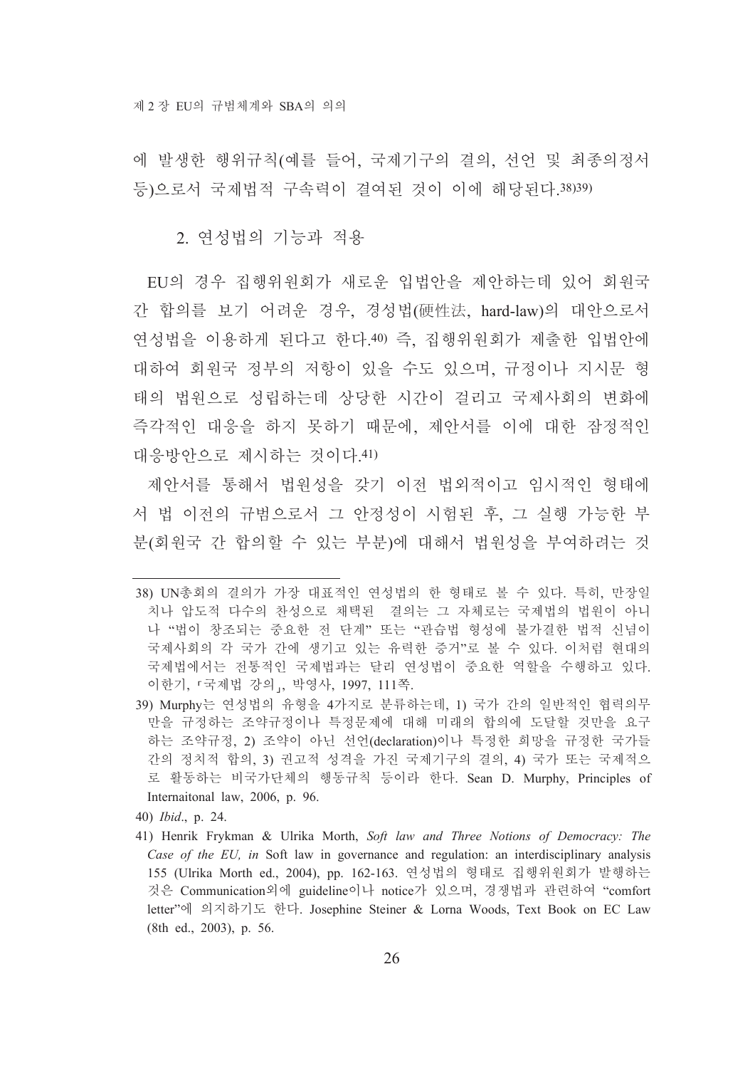에 발생한 행위규칙(예를 들어, 국제기구의 결의, 선언 및 최종의정서 등)으로서 국제법적 구속력이 결여된 것이 이에 해당된다.[38)][39)]

### 2. 연성법의 기능과 적용

EU의 경우 집행위원회가 새로운 입법안을 제안하는데 있어 회원국 간 합의를 보기 어려운 경우, 경성법(硬性法, hard-law)의 대안으로서 연성법을 이용하게 된다고 한다.[40)] 즉, 집행위원회가 제출한 입법안에 대하여 회원국 정부의 저항이 있을 수도 있으며, 규정이나 지시문 형태의 법원으로 성립하는데 상당한 시간이 걸리고 국제사회의 변화에 즉각적인 대응을 하지 못하기 때문에, 제안서를 이에 대한 잠정적인 대응방안으로 제시하는 것이다.[41)]

제안서를 통해서 법원성을 갖기 이전 법외적이고 임시적인 형태에서 법 이전의 규범으로서 그 안정성이 시험된 후, 그 실행 가능한 부분(회원국 간 합의할 수 있는 부분)에 대해서 법원성을 부여하려는 것

---

38) UN총회의 결의가 가장 대표적인 연성법의 한 형태로 볼 수 있다. 특히, 만장일치나 압도적 다수의 찬성으로 채택된 결의는 그 자체로는 국제법의 법원이 아니나 "법이 창조되는 중요한 전 단계" 또는 "관습법 형성에 불가결한 법적 신념이 국제사회의 각 국가 간에 생기고 있는 유력한 증거"로 볼 수 있다. 이처럼 현대의 국제법에서는 전통적인 국제법과는 달리 연성법이 중요한 역할을 수행하고 있다. 이한기, 「국제법 강의」, 박영사, 1997, 111쪽.

39) Murphy는 연성법의 유형을 4가지로 분류하는데, 1) 국가 간의 일반적인 협력의무만을 규정하는 조약규정이나 특정문제에 대해 미래의 합의에 도달할 것만을 요구하는 조약규정, 2) 조약이 아닌 선언(declaration)이나 특정한 희망을 규정한 국가들 간의 정치적 합의, 3) 권고적 성격을 가진 국제기구의 결의, 4) 국가 또는 국제적으로 활동하는 비국가단체의 행동규칙 등이라 한다. Sean D. Murphy, Principles of Internaitonal law, 2006, p. 96.

40) *Ibid*., p. 24.

41) Henrik Frykman & Ulrika Morth, *Soft law and Three Notions of Democracy: The Case of the EU, in* Soft law in governance and regulation: an interdisciplinary analysis 155 (Ulrika Morth ed., 2004), pp. 162-163. 연성법의 형태로 집행위원회가 발행하는 것은 Communication외에 guideline이나 notice가 있으며, 경쟁법과 관련하여 "comfort letter"에 의지하기도 한다. Josephine Steiner & Lorna Woods, Text Book on EC Law (8th ed., 2003), p. 56.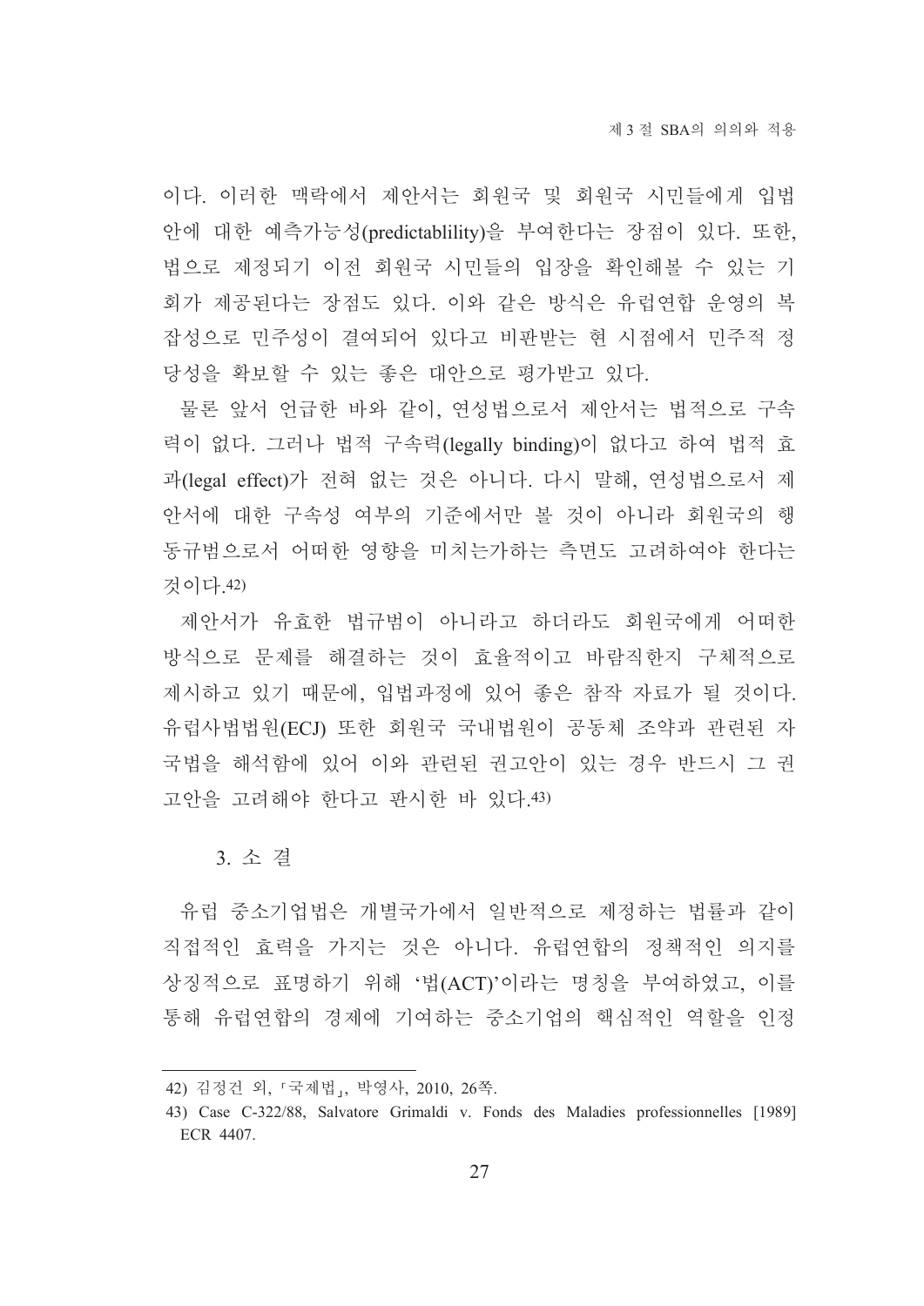이다. 이러한 맥락에서 제안서는 회원국 및 회원국 시민들에게 입법안에 대한 예측가능성(predictablility)을 부여한다는 장점이 있다. 또한, 법으로 제정되기 이전 회원국 시민들의 입장을 확인해볼 수 있는 기회가 제공된다는 장점도 있다. 이와 같은 방식은 유럽연합 운영의 복잡성으로 민주성이 결여되어 있다고 비판받는 현 시점에서 민주적 정당성을 확보할 수 있는 좋은 대안으로 평가받고 있다.

물론 앞서 언급한 바와 같이, 연성법으로서 제안서는 법적으로 구속력이 없다. 그러나 법적 구속력(legally binding)이 없다고 하여 법적 효과(legal effect)가 전혀 없는 것은 아니다. 다시 말해, 연성법으로서 제안서에 대한 구속성 여부의 기준에서만 볼 것이 아니라 회원국의 행동규범으로서 어떠한 영향을 미치는가하는 측면도 고려하여야 한다는 것이다.[42]

제안서가 유효한 법규범이 아니라고 하더라도 회원국에게 어떠한 방식으로 문제를 해결하는 것이 효율적이고 바람직한지 구체적으로 제시하고 있기 때문에, 입법과정에 있어 좋은 참작 자료가 될 것이다. 유럽사법법원(ECJ) 또한 회원국 국내법원이 공동체 조약과 관련된 자국법을 해석함에 있어 이와 관련된 권고안이 있는 경우 반드시 그 권고안을 고려해야 한다고 판시한 바 있다.[43]

### 3. 소 결

유럽 중소기업법은 개별국가에서 일반적으로 제정하는 법률과 같이 직접적인 효력을 가지는 것은 아니다. 유럽연합의 정책적인 의지를 상징적으로 표명하기 위해 '법(ACT)'이라는 명칭을 부여하였고, 이를 통해 유럽연합의 경제에 기여하는 중소기업의 핵심적인 역할을 인정

---

42) 김정건 외, 「국제법」, 박영사, 2010, 26쪽.

43) Case C-322/88, Salvatore Grimaldi v. Fonds des Maladies professionnelles [1989] ECR 4407.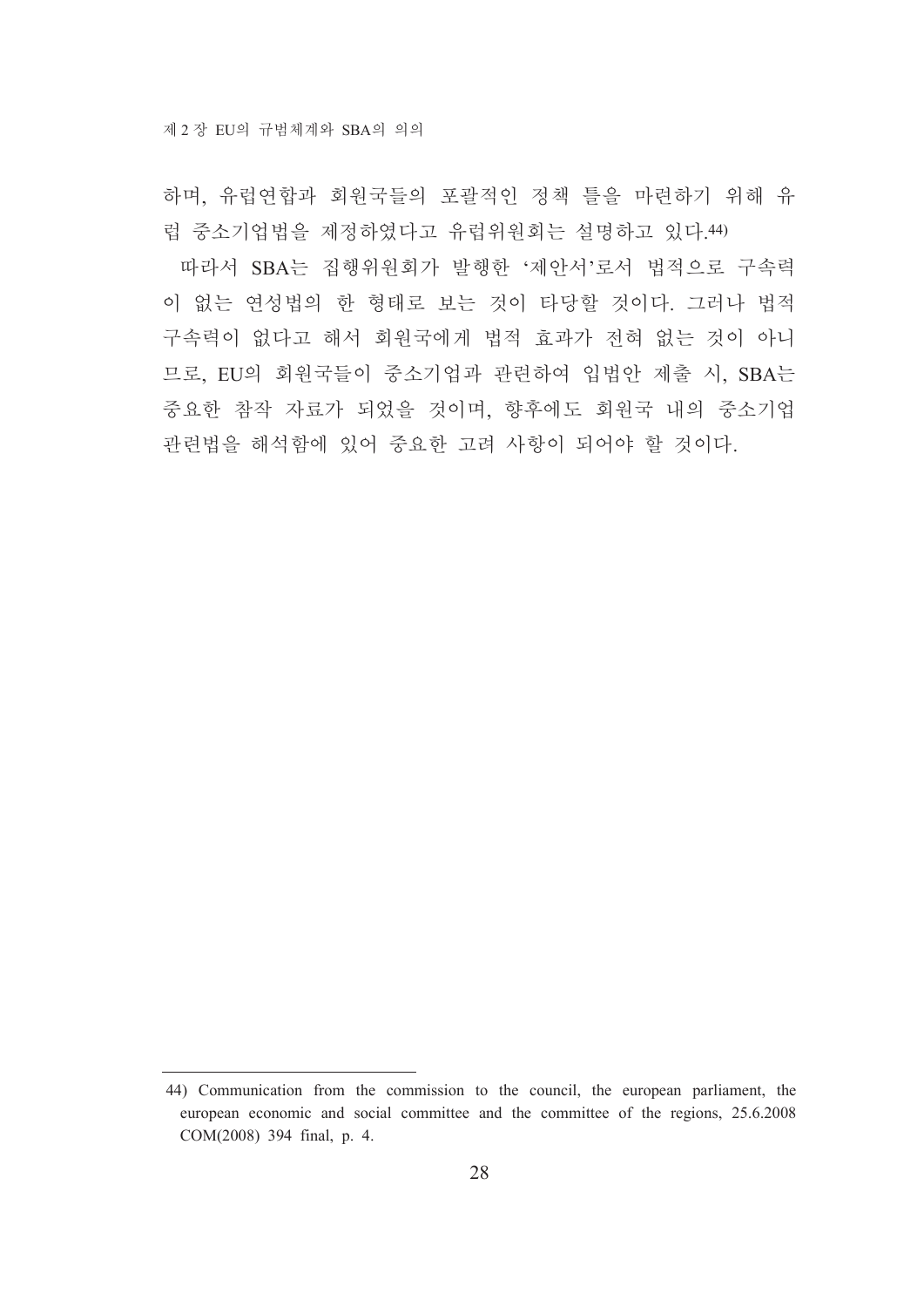하며, 유럽연합과 회원국들의 포괄적인 정책 틀을 마련하기 위해 유럽 중소기업법을 제정하였다고 유럽위원회는 설명하고 있다.[44]

따라서 SBA는 집행위원회가 발행한 '제안서'로서 법적으로 구속력이 없는 연성법의 한 형태로 보는 것이 타당할 것이다. 그러나 법적 구속력이 없다고 해서 회원국에게 법적 효과가 전혀 없는 것이 아니므로, EU의 회원국들이 중소기업과 관련하여 입법안 제출 시, SBA는 중요한 참작 자료가 되었을 것이며, 향후에도 회원국 내의 중소기업 관련법을 해석함에 있어 중요한 고려 사항이 되어야 할 것이다.

---

44) Communication from the commission to the council, the european parliament, the european economic and social committee and the committee of the regions, 25.6.2008 COM(2008) 394 final, p. 4.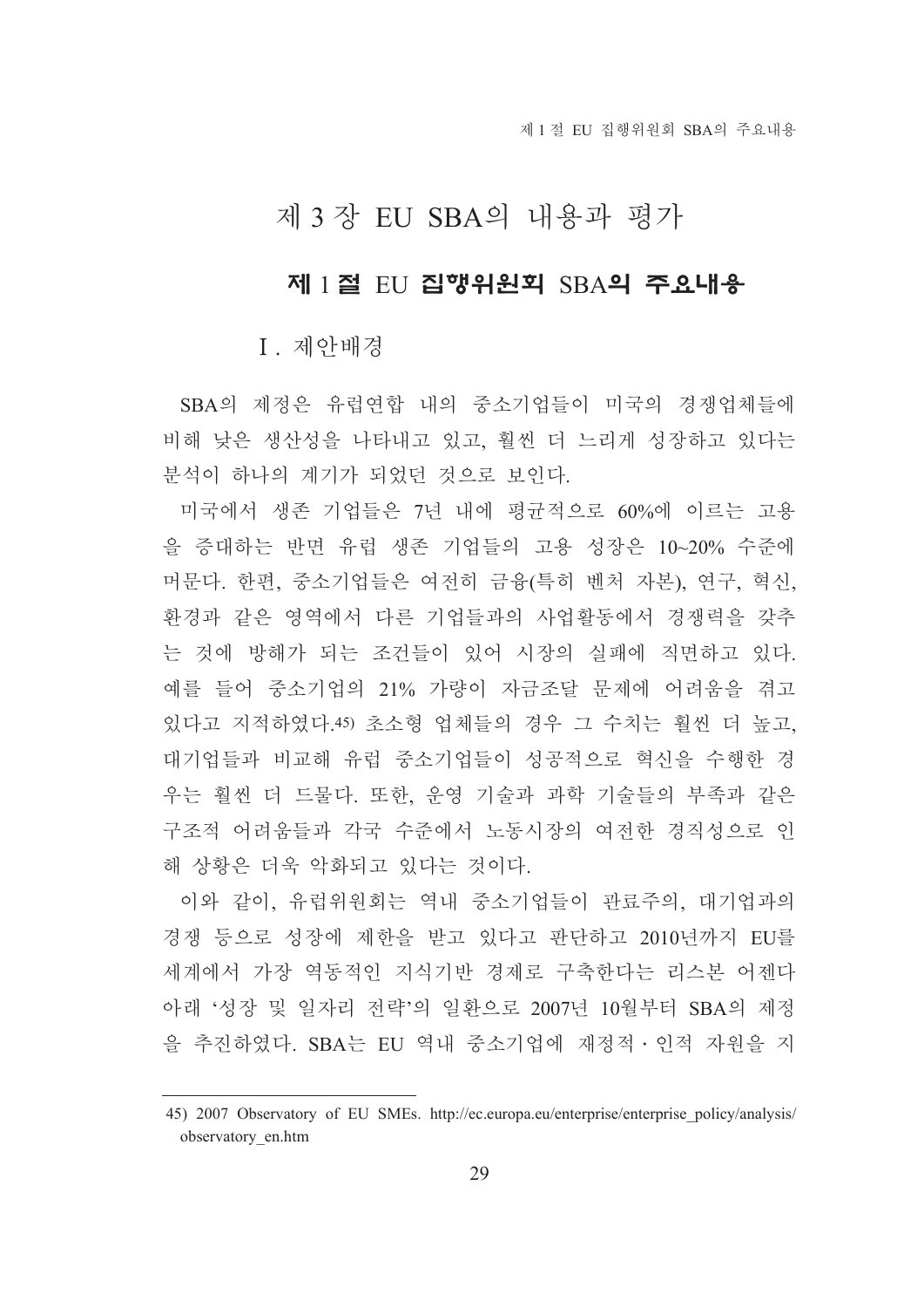# 제 3 장 EU SBA의 내용과 평가

## 제 1 절 EU 집행위원회 SBA의 주요내용

### Ⅰ. 제안배경

SBA의 제정은 유럽연합 내의 중소기업들이 미국의 경쟁업체들에 비해 낮은 생산성을 나타내고 있고, 훨씬 더 느리게 성장하고 있다는 분석이 하나의 계기가 되었던 것으로 보인다.

미국에서 생존 기업들은 7년 내에 평균적으로 60%에 이르는 고용을 증대하는 반면 유럽 생존 기업들의 고용 성장은 10~20% 수준에 머문다. 한편, 중소기업들은 여전히 금융(특히 벤처 자본), 연구, 혁신, 환경과 같은 영역에서 다른 기업들과의 사업활동에서 경쟁력을 갖추는 것에 방해가 되는 조건들이 있어 시장의 실패에 직면하고 있다. 예를 들어 중소기업의 21% 가량이 자금조달 문제에 어려움을 겪고 있다고 지적하였다.[45] 초소형 업체들의 경우 그 수치는 훨씬 더 높고, 대기업들과 비교해 유럽 중소기업들이 성공적으로 혁신을 수행한 경우는 훨씬 더 드물다. 또한, 운영 기술과 과학 기술들의 부족과 같은 구조적 어려움들과 각국 수준에서 노동시장의 여전한 경직성으로 인해 상황은 더욱 악화되고 있다는 것이다.

이와 같이, 유럽위원회는 역내 중소기업들이 관료주의, 대기업과의 경쟁 등으로 성장에 제한을 받고 있다고 판단하고 2010년까지 EU를 세계에서 가장 역동적인 지식기반 경제로 구축한다는 리스본 어젠다 아래 '성장 및 일자리 전략'의 일환으로 2007년 10월부터 SBA의 제정을 추진하였다. SBA는 EU 역내 중소기업에 재정적·인적 자원을 지

---

45) 2007 Observatory of EU SMEs. http://ec.europa.eu/enterprise/enterprise_policy/analysis/observatory_en.htm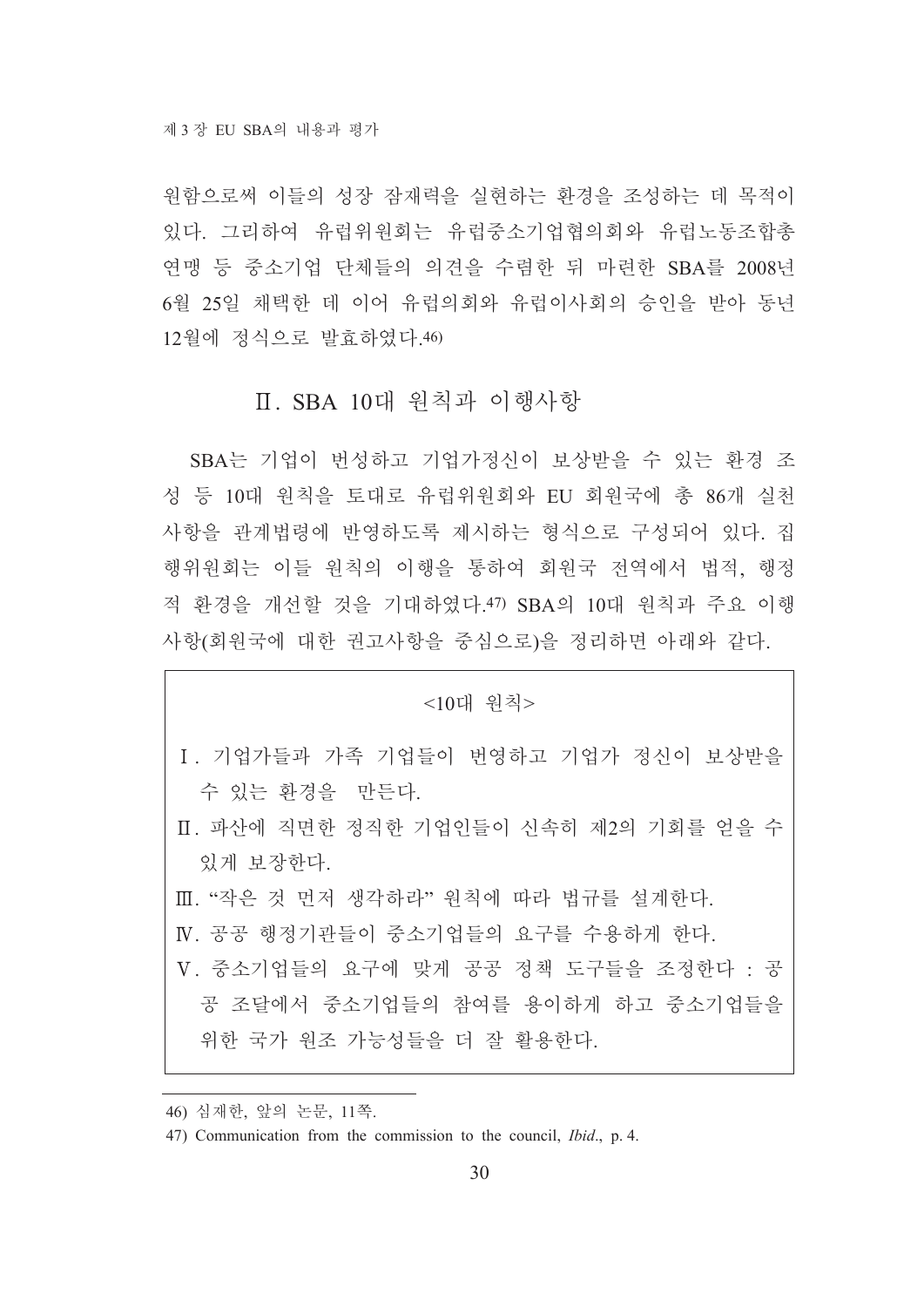원함으로써 이들의 성장 잠재력을 실현하는 환경을 조성하는 데 목적이 있다. 그리하여 유럽위원회는 유럽중소기업협의회와 유럽노동조합총연맹 등 중소기업 단체들의 의견을 수렴한 뒤 마련한 SBA를 2008년 6월 25일 채택한 데 이어 유럽의회와 유럽이사회의 승인을 받아 동년 12월에 정식으로 발효하였다.[46)]

## Ⅱ. SBA 10대 원칙과 이행사항

SBA는 기업이 번성하고 기업가정신이 보상받을 수 있는 환경 조성 등 10대 원칙을 토대로 유럽위원회와 EU 회원국에 총 86개 실천사항을 관계법령에 반영하도록 제시하는 형식으로 구성되어 있다. 집행위원회는 이들 원칙의 이행을 통하여 회원국 전역에서 법적, 행정적 환경을 개선할 것을 기대하였다.[47)] SBA의 10대 원칙과 주요 이행사항(회원국에 대한 권고사항을 중심으로)을 정리하면 아래와 같다.

<10대 원칙>

Ⅰ. 기업가들과 가족 기업들이 번영하고 기업가 정신이 보상받을 수 있는 환경을 만든다.

Ⅱ. 파산에 직면한 정직한 기업인들이 신속히 제2의 기회를 얻을 수 있게 보장한다.

Ⅲ. "작은 것 먼저 생각하라" 원칙에 따라 법규를 설계한다.

Ⅳ. 공공 행정기관들이 중소기업들의 요구를 수용하게 한다.

Ⅴ. 중소기업들의 요구에 맞게 공공 정책 도구들을 조정한다 : 공공 조달에서 중소기업들의 참여를 용이하게 하고 중소기업들을 위한 국가 원조 가능성들을 더 잘 활용한다.

---

46) 심재한, 앞의 논문, 11쪽.

47) Communication from the commission to the council, *Ibid*., p. 4.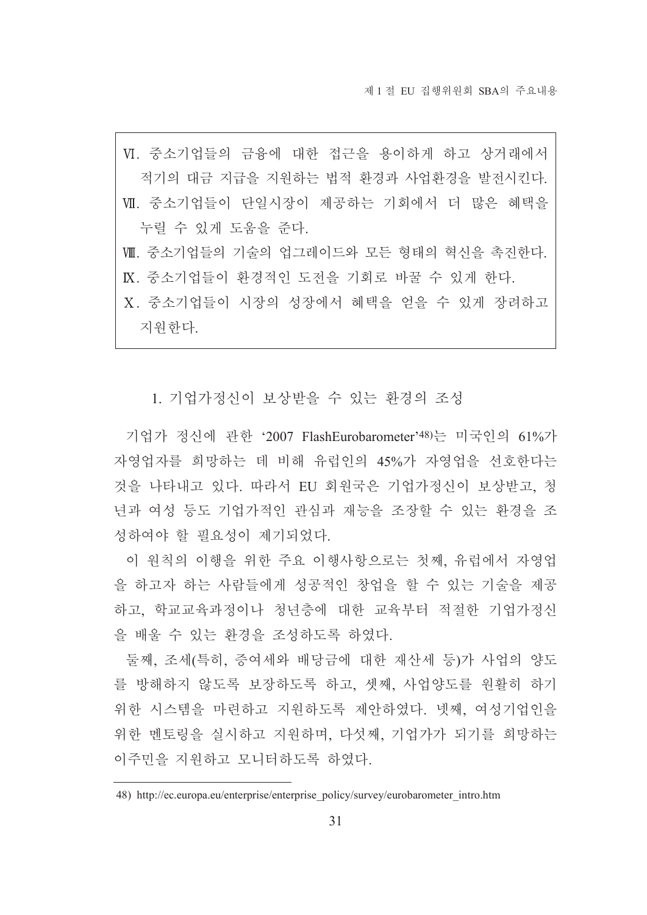Ⅵ. 중소기업들의 금융에 대한 접근을 용이하게 하고 상거래에서 적기의 대금 지급을 지원하는 법적 환경과 사업환경을 발전시킨다.
Ⅶ. 중소기업들이 단일시장이 제공하는 기회에서 더 많은 혜택을 누릴 수 있게 도움을 준다.
Ⅷ. 중소기업들의 기술의 업그레이드와 모든 형태의 혁신을 촉진한다.
Ⅸ. 중소기업들이 환경적인 도전을 기회로 바꿀 수 있게 한다.
Ⅹ. 중소기업들이 시장의 성장에서 혜택을 얻을 수 있게 장려하고 지원한다.

### 1. 기업가정신이 보상받을 수 있는 환경의 조성

기업가 정신에 관한 '2007 FlashEurobarometer'[48]는 미국인의 61%가 자영업자를 희망하는 데 비해 유럽인의 45%가 자영업을 선호한다는 것을 나타내고 있다. 따라서 EU 회원국은 기업가정신이 보상받고, 청년과 여성 등도 기업가적인 관심과 재능을 조장할 수 있는 환경을 조성하여야 할 필요성이 제기되었다.

이 원칙의 이행을 위한 주요 이행사항으로는 첫째, 유럽에서 자영업을 하고자 하는 사람들에게 성공적인 창업을 할 수 있는 기술을 제공하고, 학교교육과정이나 청년층에 대한 교육부터 적절한 기업가정신을 배울 수 있는 환경을 조성하도록 하였다.

둘째, 조세(특히, 증여세와 배당금에 대한 재산세 등)가 사업의 양도를 방해하지 않도록 보장하도록 하고, 셋째, 사업양도를 원활히 하기 위한 시스템을 마련하고 지원하도록 제안하였다. 넷째, 여성기업인을 위한 멘토링을 실시하고 지원하며, 다섯째, 기업가가 되기를 희망하는 이주민을 지원하고 모니터하도록 하였다.

48) http://ec.europa.eu/enterprise/enterprise_policy/survey/eurobarometer_intro.htm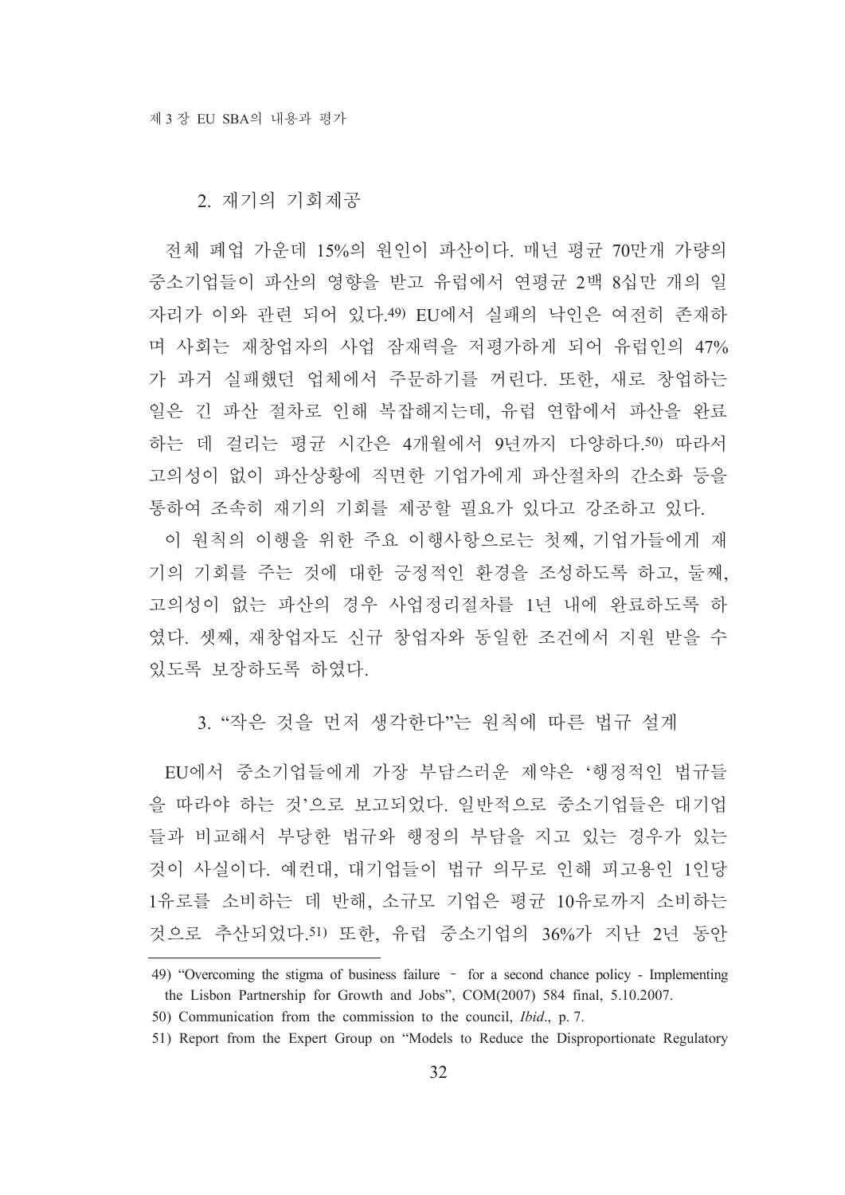## 2. 재기의 기회제공

전체 폐업 가운데 15%의 원인이 파산이다. 매년 평균 70만개 가량의 중소기업들이 파산의 영향을 받고 유럽에서 연평균 2백 8십만 개의 일자리가 이와 관련 되어 있다.[49] EU에서 실패의 낙인은 여전히 존재하며 사회는 재창업자의 사업 잠재력을 저평가하게 되어 유럽인의 47%가 과거 실패했던 업체에서 주문하기를 꺼린다. 또한, 새로 창업하는 일은 긴 파산 절차로 인해 복잡해지는데, 유럽 연합에서 파산을 완료하는 데 걸리는 평균 시간은 4개월에서 9년까지 다양하다.[50] 따라서 고의성이 없이 파산상황에 직면한 기업가에게 파산절차의 간소화 등을 통하여 조속히 재기의 기회를 제공할 필요가 있다고 강조하고 있다.

이 원칙의 이행을 위한 주요 이행사항으로는 첫째, 기업가들에게 재기의 기회를 주는 것에 대한 긍정적인 환경을 조성하도록 하고, 둘째, 고의성이 없는 파산의 경우 사업정리절차를 1년 내에 완료하도록 하였다. 셋째, 재창업자도 신규 창업자와 동일한 조건에서 지원 받을 수 있도록 보장하도록 하였다.

## 3. "작은 것을 먼저 생각한다"는 원칙에 따른 법규 설계

EU에서 중소기업들에게 가장 부담스러운 제약은 '행정적인 법규들을 따라야 하는 것'으로 보고되었다. 일반적으로 중소기업들은 대기업들과 비교해서 부당한 법규와 행정의 부담을 지고 있는 경우가 있는 것이 사실이다. 예컨대, 대기업들이 법규 의무로 인해 피고용인 1인당 1유로를 소비하는 데 반해, 소규모 기업은 평균 10유로까지 소비하는 것으로 추산되었다.[51] 또한, 유럽 중소기업의 36%가 지난 2년 동안

---

49) "Overcoming the stigma of business failure – for a second chance policy - Implementing the Lisbon Partnership for Growth and Jobs", COM(2007) 584 final, 5.10.2007.

50) Communication from the commission to the council, *Ibid*., p. 7.

51) Report from the Expert Group on "Models to Reduce the Disproportionate Regulatory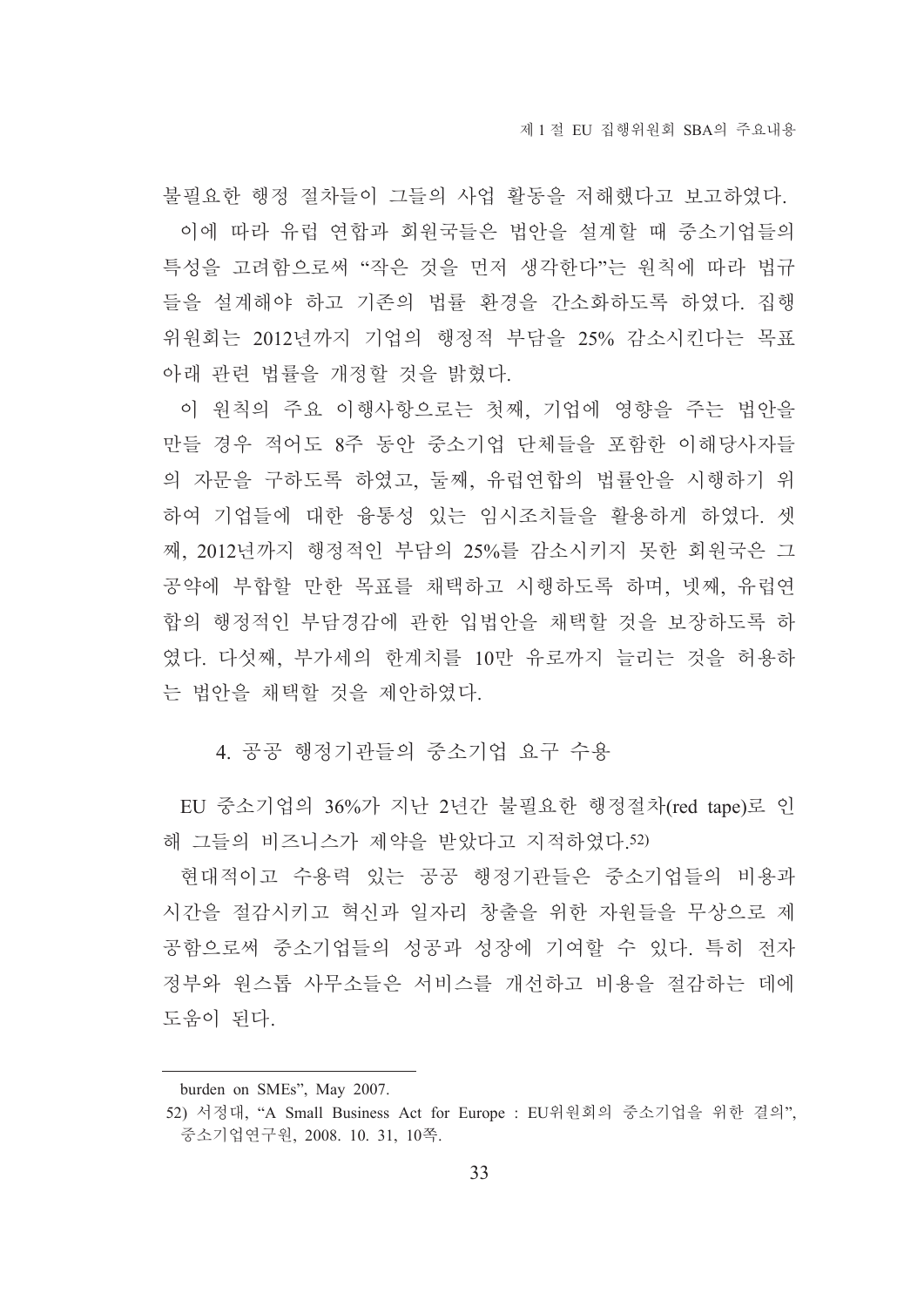불필요한 행정 절차들이 그들의 사업 활동을 저해했다고 보고하였다.

이에 따라 유럽 연합과 회원국들은 법안을 설계할 때 중소기업들의 특성을 고려함으로써 "작은 것을 먼저 생각한다"는 원칙에 따라 법규들을 설계해야 하고 기존의 법률 환경을 간소화하도록 하였다. 집행위원회는 2012년까지 기업의 행정적 부담을 25% 감소시킨다는 목표 아래 관련 법률을 개정할 것을 밝혔다.

이 원칙의 주요 이행사항으로는 첫째, 기업에 영향을 주는 법안을 만들 경우 적어도 8주 동안 중소기업 단체들을 포함한 이해당사자들의 자문을 구하도록 하였고, 둘째, 유럽연합의 법률안을 시행하기 위하여 기업들에 대한 융통성 있는 임시조치들을 활용하게 하였다. 셋째, 2012년까지 행정적인 부담의 25%를 감소시키지 못한 회원국은 그 공약에 부합할 만한 목표를 채택하고 시행하도록 하며, 넷째, 유럽연합의 행정적인 부담경감에 관한 입법안을 채택할 것을 보장하도록 하였다. 다섯째, 부가세의 한계치를 10만 유로까지 늘리는 것을 허용하는 법안을 채택할 것을 제안하였다.

### 4. 공공 행정기관들의 중소기업 요구 수용

EU 중소기업의 36%가 지난 2년간 불필요한 행정절차(red tape)로 인해 그들의 비즈니스가 제약을 받았다고 지적하였다.[52]

현대적이고 수용력 있는 공공 행정기관들은 중소기업들의 비용과 시간을 절감시키고 혁신과 일자리 창출을 위한 자원들을 무상으로 제공함으로써 중소기업들의 성공과 성장에 기여할 수 있다. 특히 전자정부와 원스톱 사무소들은 서비스를 개선하고 비용을 절감하는 데에 도움이 된다.

---

burden on SMEs", May 2007.

52) 서정대, "A Small Business Act for Europe : EU위원회의 중소기업을 위한 결의", 중소기업연구원, 2008. 10. 31, 10쪽.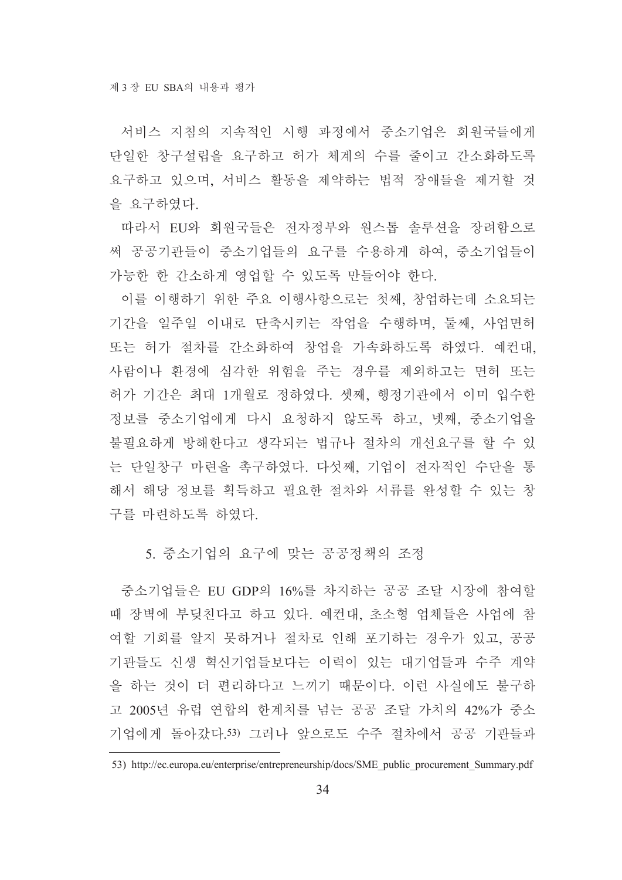서비스 지침의 지속적인 시행 과정에서 중소기업은 회원국들에게 단일한 창구설립을 요구하고 허가 체계의 수를 줄이고 간소화하도록 요구하고 있으며, 서비스 활동을 제약하는 법적 장애들을 제거할 것을 요구하였다.

따라서 EU와 회원국들은 전자정부와 원스톱 솔루션을 장려함으로써 공공기관들이 중소기업들의 요구를 수용하게 하여, 중소기업들이 가능한 한 간소하게 영업할 수 있도록 만들어야 한다.

이를 이행하기 위한 주요 이행사항으로는 첫째, 창업하는데 소요되는 기간을 일주일 이내로 단축시키는 작업을 수행하며, 둘째, 사업면허 또는 허가 절차를 간소화하여 창업을 가속화하도록 하였다. 예컨대, 사람이나 환경에 심각한 위험을 주는 경우를 제외하고는 면허 또는 허가 기간은 최대 1개월로 정하였다. 셋째, 행정기관에서 이미 입수한 정보를 중소기업에게 다시 요청하지 않도록 하고, 넷째, 중소기업을 불필요하게 방해한다고 생각되는 법규나 절차의 개선요구를 할 수 있는 단일창구 마련을 촉구하였다. 다섯째, 기업이 전자적인 수단을 통해서 해당 정보를 획득하고 필요한 절차와 서류를 완성할 수 있는 창구를 마련하도록 하였다.

### 5. 중소기업의 요구에 맞는 공공정책의 조정

중소기업들은 EU GDP의 16%를 차지하는 공공 조달 시장에 참여할 때 장벽에 부딪친다고 하고 있다. 예컨대, 초소형 업체들은 사업에 참여할 기회를 알지 못하거나 절차로 인해 포기하는 경우가 있고, 공공기관들도 신생 혁신기업들보다는 이력이 있는 대기업들과 수주 계약을 하는 것이 더 편리하다고 느끼기 때문이다. 이런 사실에도 불구하고 2005년 유럽 연합의 한계치를 넘는 공공 조달 가치의 42%가 중소기업에게 돌아갔다.[53] 그러나 앞으로도 수주 절차에서 공공 기관들과

---

53) http://ec.europa.eu/enterprise/entrepreneurship/docs/SME_public_procurement_Summary.pdf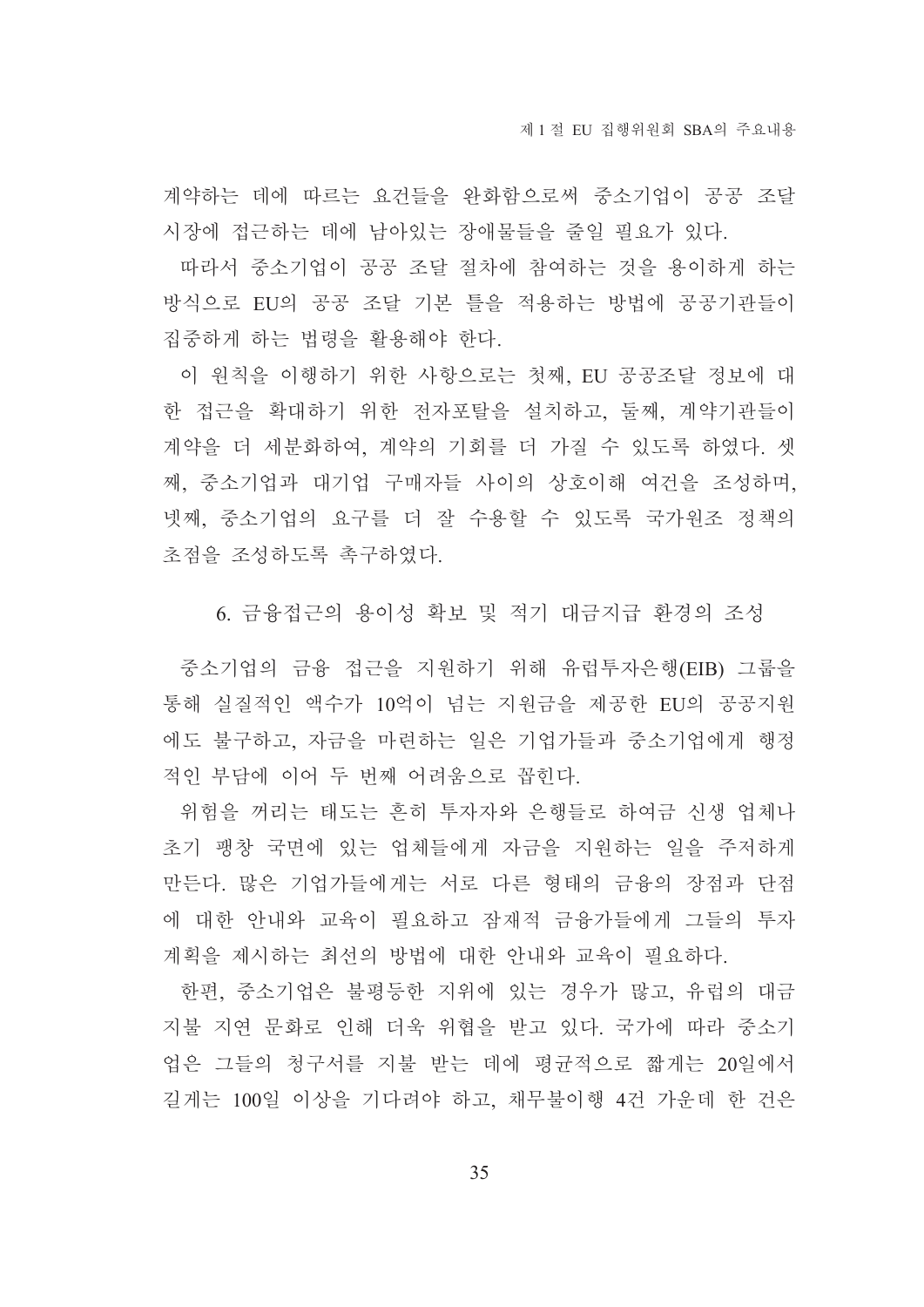계약하는 데에 따르는 요건들을 완화함으로써 중소기업이 공공 조달 시장에 접근하는 데에 남아있는 장애물들을 줄일 필요가 있다.

따라서 중소기업이 공공 조달 절차에 참여하는 것을 용이하게 하는 방식으로 EU의 공공 조달 기본 틀을 적용하는 방법에 공공기관들이 집중하게 하는 법령을 활용해야 한다.

이 원칙을 이행하기 위한 사항으로는 첫째, EU 공공조달 정보에 대한 접근을 확대하기 위한 전자포탈을 설치하고, 둘째, 계약기관들이 계약을 더 세분화하여, 계약의 기회를 더 가질 수 있도록 하였다. 셋째, 중소기업과 대기업 구매자들 사이의 상호이해 여건을 조성하며, 넷째, 중소기업의 요구를 더 잘 수용할 수 있도록 국가원조 정책의 초점을 조성하도록 촉구하였다.

### 6. 금융접근의 용이성 확보 및 적기 대금지급 환경의 조성

중소기업의 금융 접근을 지원하기 위해 유럽투자은행(EIB) 그룹을 통해 실질적인 액수가 10억이 넘는 지원금을 제공한 EU의 공공지원에도 불구하고, 자금을 마련하는 일은 기업가들과 중소기업에게 행정적인 부담에 이어 두 번째 어려움으로 꼽힌다.

위험을 꺼리는 태도는 흔히 투자자와 은행들로 하여금 신생 업체나 초기 팽창 국면에 있는 업체들에게 자금을 지원하는 일을 주저하게 만든다. 많은 기업가들에게는 서로 다른 형태의 금융의 장점과 단점에 대한 안내와 교육이 필요하고 잠재적 금융가들에게 그들의 투자계획을 제시하는 최선의 방법에 대한 안내와 교육이 필요하다.

한편, 중소기업은 불평등한 지위에 있는 경우가 많고, 유럽의 대금지불 지연 문화로 인해 더욱 위협을 받고 있다. 국가에 따라 중소기업은 그들의 청구서를 지불 받는 데에 평균적으로 짧게는 20일에서 길게는 100일 이상을 기다려야 하고, 채무불이행 4건 가운데 한 건은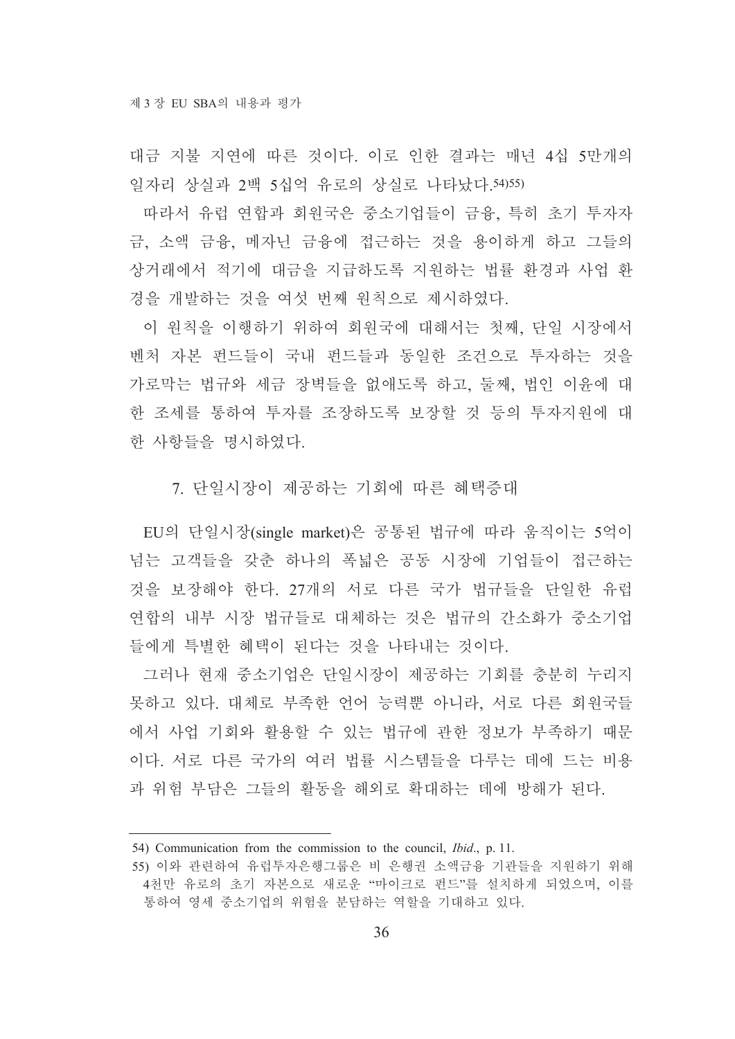대금 지불 지연에 따른 것이다. 이로 인한 결과는 매년 4십 5만개의 일자리 상실과 2백 5십억 유로의 상실로 나타났다.[54)55)]

따라서 유럽 연합과 회원국은 중소기업들이 금융, 특히 초기 투자자금, 소액 금융, 메자닌 금융에 접근하는 것을 용이하게 하고 그들의 상거래에서 적기에 대금을 지급하도록 지원하는 법률 환경과 사업 환경을 개발하는 것을 여섯 번째 원칙으로 제시하였다.

이 원칙을 이행하기 위하여 회원국에 대해서는 첫째, 단일 시장에서 벤처 자본 펀드들이 국내 펀드들과 동일한 조건으로 투자하는 것을 가로막는 법규와 세금 장벽들을 없애도록 하고, 둘째, 법인 이윤에 대한 조세를 통하여 투자를 조장하도록 보장할 것 등의 투자지원에 대한 사항들을 명시하였다.

### 7. 단일시장이 제공하는 기회에 따른 혜택증대

EU의 단일시장(single market)은 공통된 법규에 따라 움직이는 5억이 넘는 고객들을 갖춘 하나의 폭넓은 공동 시장에 기업들이 접근하는 것을 보장해야 한다. 27개의 서로 다른 국가 법규들을 단일한 유럽 연합의 내부 시장 법규들로 대체하는 것은 법규의 간소화가 중소기업들에게 특별한 혜택이 된다는 것을 나타내는 것이다.

그러나 현재 중소기업은 단일시장이 제공하는 기회를 충분히 누리지 못하고 있다. 대체로 부족한 언어 능력뿐 아니라, 서로 다른 회원국들에서 사업 기회와 활용할 수 있는 법규에 관한 정보가 부족하기 때문이다. 서로 다른 국가의 여러 법률 시스템들을 다루는 데에 드는 비용과 위험 부담은 그들의 활동을 해외로 확대하는 데에 방해가 된다.

---

54) Communication from the commission to the council, *Ibid*., p. 11.

55) 이와 관련하여 유럽투자은행그룹은 비 은행권 소액금융 기관들을 지원하기 위해 4천만 유로의 초기 자본으로 새로운 "마이크로 펀드"를 설치하게 되었으며, 이를 통하여 영세 중소기업의 위험을 분담하는 역할을 기대하고 있다.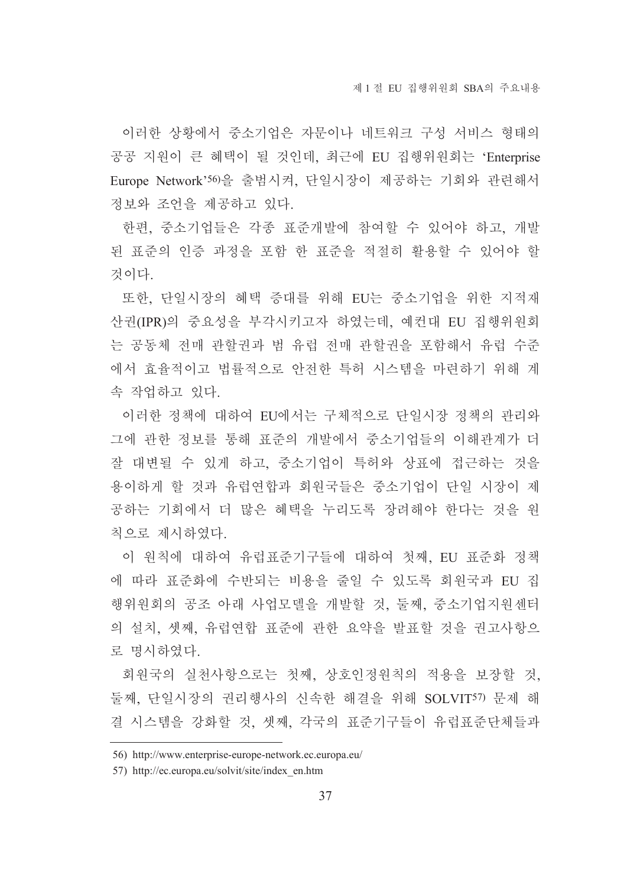이러한 상황에서 중소기업은 자문이나 네트워크 구성 서비스 형태의 공공 지원이 큰 혜택이 될 것인데, 최근에 EU 집행위원회는 'Enterprise Europe Network'[56]을 출범시켜, 단일시장이 제공하는 기회와 관련해서 정보와 조언을 제공하고 있다.

한편, 중소기업들은 각종 표준개발에 참여할 수 있어야 하고, 개발된 표준의 인증 과정을 포함 한 표준을 적절히 활용할 수 있어야 할 것이다.

또한, 단일시장의 혜택 증대를 위해 EU는 중소기업을 위한 지적재산권(IPR)의 중요성을 부각시키고자 하였는데, 예컨대 EU 집행위원회는 공동체 전매 관할권과 범 유럽 전매 관할권을 포함해서 유럽 수준에서 효율적이고 법률적으로 안전한 특허 시스템을 마련하기 위해 계속 작업하고 있다.

이러한 정책에 대하여 EU에서는 구체적으로 단일시장 정책의 관리와 그에 관한 정보를 통해 표준의 개발에서 중소기업들의 이해관계가 더 잘 대변될 수 있게 하고, 중소기업이 특허와 상표에 접근하는 것을 용이하게 할 것과 유럽연합과 회원국들은 중소기업이 단일 시장이 제공하는 기회에서 더 많은 혜택을 누리도록 장려해야 한다는 것을 원칙으로 제시하였다.

이 원칙에 대하여 유럽표준기구들에 대하여 첫째, EU 표준화 정책에 따라 표준화에 수반되는 비용을 줄일 수 있도록 회원국과 EU 집행위원회의 공조 아래 사업모델을 개발할 것, 둘째, 중소기업지원센터의 설치, 셋째, 유럽연합 표준에 관한 요약을 발표할 것을 권고사항으로 명시하였다.

회원국의 실천사항으로는 첫째, 상호인정원칙의 적용을 보장할 것, 둘째, 단일시장의 권리행사의 신속한 해결을 위해 SOLVIT[57] 문제 해결 시스템을 강화할 것, 셋째, 각국의 표준기구들이 유럽표준단체들과

---

56) http://www.enterprise-europe-network.ec.europa.eu/

57) http://ec.europa.eu/solvit/site/index_en.htm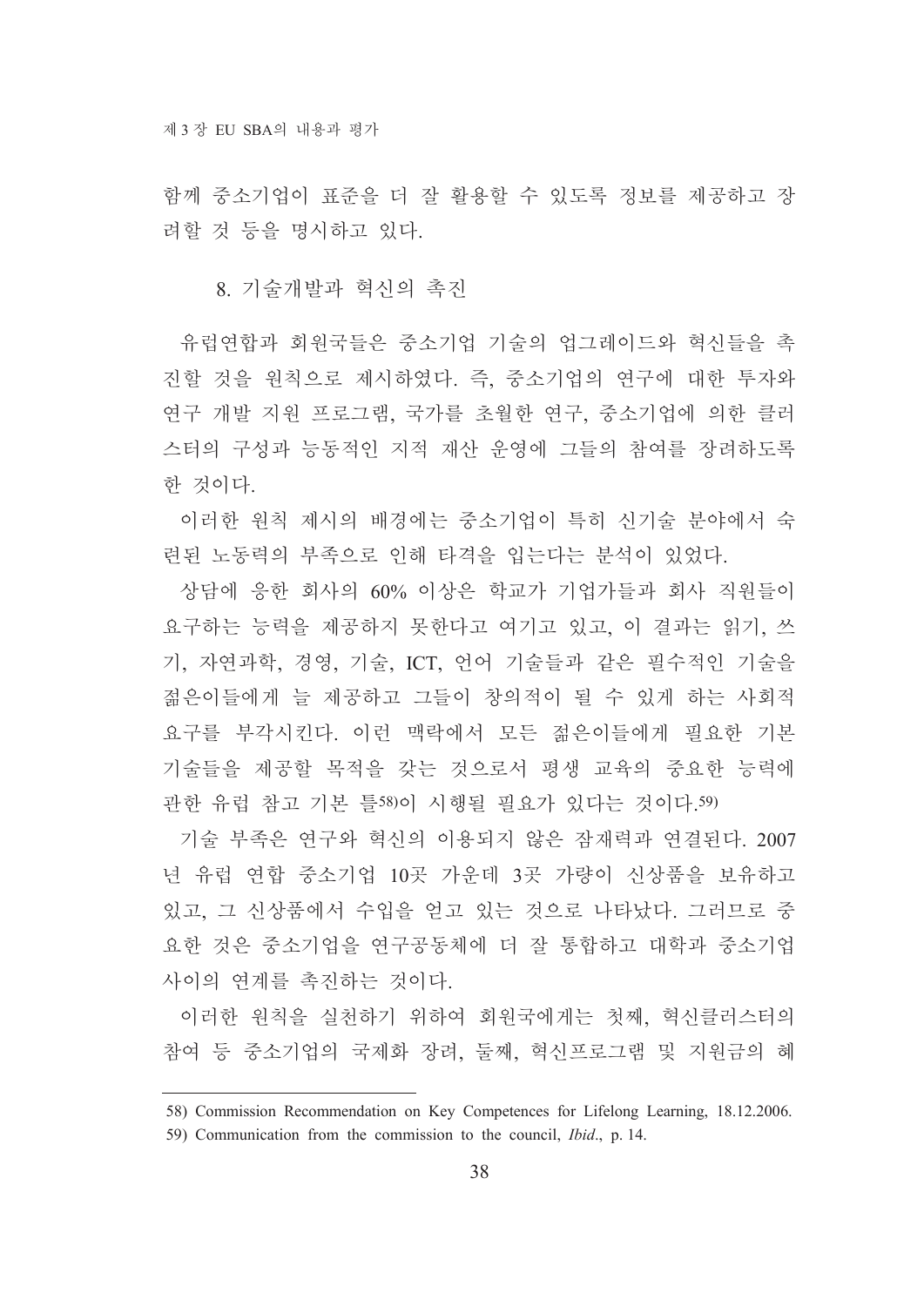함께 중소기업이 표준을 더 잘 활용할 수 있도록 정보를 제공하고 장려할 것 등을 명시하고 있다.

### 8. 기술개발과 혁신의 촉진

유럽연합과 회원국들은 중소기업 기술의 업그레이드와 혁신들을 촉진할 것을 원칙으로 제시하였다. 즉, 중소기업의 연구에 대한 투자와 연구 개발 지원 프로그램, 국가를 초월한 연구, 중소기업에 의한 클러스터의 구성과 능동적인 지적 재산 운영에 그들의 참여를 장려하도록 한 것이다.

이러한 원칙 제시의 배경에는 중소기업이 특히 신기술 분야에서 숙련된 노동력의 부족으로 인해 타격을 입는다는 분석이 있었다.

상담에 응한 회사의 60% 이상은 학교가 기업가들과 회사 직원들이 요구하는 능력을 제공하지 못한다고 여기고 있고, 이 결과는 읽기, 쓰기, 자연과학, 경영, 기술, ICT, 언어 기술들과 같은 필수적인 기술을 젊은이들에게 늘 제공하고 그들이 창의적이 될 수 있게 하는 사회적 요구를 부각시킨다. 이런 맥락에서 모든 젊은이들에게 필요한 기본 기술들을 제공할 목적을 갖는 것으로서 평생 교육의 중요한 능력에 관한 유럽 참고 기본 틀[58]이 시행될 필요가 있다는 것이다.[59]

기술 부족은 연구와 혁신의 이용되지 않은 잠재력과 연결된다. 2007년 유럽 연합 중소기업 10곳 가운데 3곳 가량이 신상품을 보유하고 있고, 그 신상품에서 수입을 얻고 있는 것으로 나타났다. 그러므로 중요한 것은 중소기업을 연구공동체에 더 잘 통합하고 대학과 중소기업 사이의 연계를 촉진하는 것이다.

이러한 원칙을 실천하기 위하여 회원국에게는 첫째, 혁신클러스터의 참여 등 중소기업의 국제화 장려, 둘째, 혁신프로그램 및 지원금의 혜

---

58) Commission Recommendation on Key Competences for Lifelong Learning, 18.12.2006.

59) Communication from the commission to the council, *Ibid*., p. 14.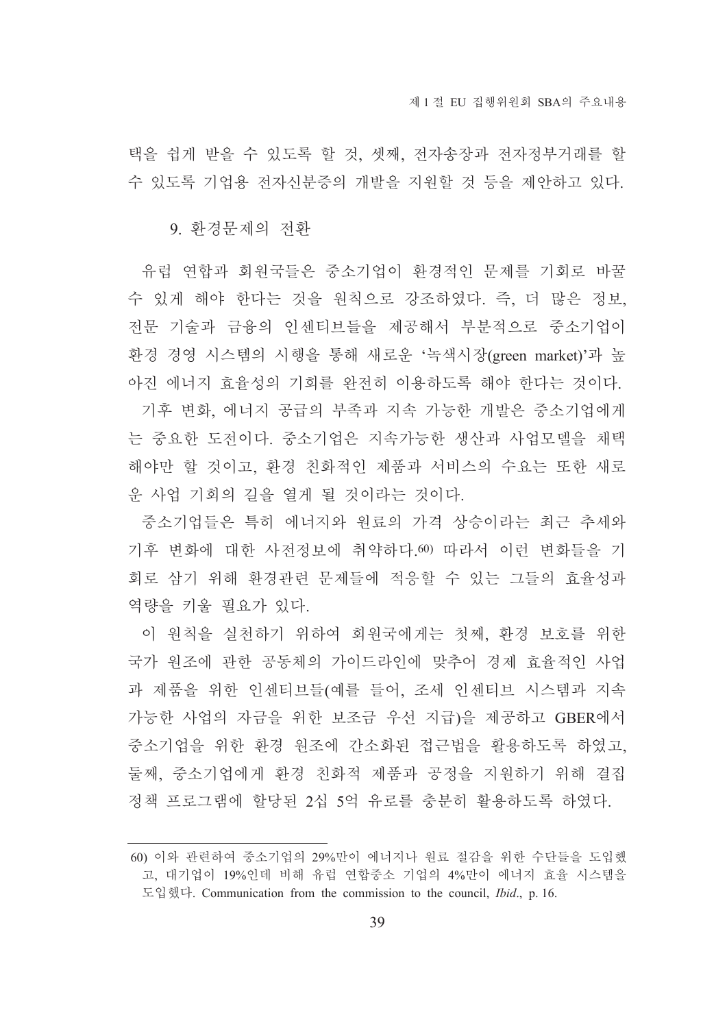택을 쉽게 받을 수 있도록 할 것, 셋째, 전자송장과 전자정부거래를 할 수 있도록 기업용 전자신분증의 개발을 지원할 것 등을 제안하고 있다.

### 9. 환경문제의 전환

유럽 연합과 회원국들은 중소기업이 환경적인 문제를 기회로 바꿀 수 있게 해야 한다는 것을 원칙으로 강조하였다. 즉, 더 많은 정보, 전문 기술과 금융의 인센티브들을 제공해서 부분적으로 중소기업이 환경 경영 시스템의 시행을 통해 새로운 '녹색시장(green market)'과 높아진 에너지 효율성의 기회를 완전히 이용하도록 해야 한다는 것이다.

기후 변화, 에너지 공급의 부족과 지속 가능한 개발은 중소기업에게는 중요한 도전이다. 중소기업은 지속가능한 생산과 사업모델을 채택해야만 할 것이고, 환경 친화적인 제품과 서비스의 수요는 또한 새로운 사업 기회의 길을 열게 될 것이라는 것이다.

중소기업들은 특히 에너지와 원료의 가격 상승이라는 최근 추세와 기후 변화에 대한 사전정보에 취약하다.[60] 따라서 이런 변화들을 기회로 삼기 위해 환경관련 문제들에 적응할 수 있는 그들의 효율성과 역량을 키울 필요가 있다.

이 원칙을 실천하기 위하여 회원국에게는 첫째, 환경 보호를 위한 국가 원조에 관한 공동체의 가이드라인에 맞추어 경제 효율적인 사업과 제품을 위한 인센티브들(예를 들어, 조세 인센티브 시스템과 지속가능한 사업의 자금을 위한 보조금 우선 지급)을 제공하고 GBER에서 중소기업을 위한 환경 원조에 간소화된 접근법을 활용하도록 하였고, 둘째, 중소기업에게 환경 친화적 제품과 공정을 지원하기 위해 결집 정책 프로그램에 할당된 2십 5억 유로를 충분히 활용하도록 하였다.

---

60) 이와 관련하여 중소기업의 29%만이 에너지나 원료 절감을 위한 수단들을 도입했고, 대기업이 19%인데 비해 유럽 연합중소 기업의 4%만이 에너지 효율 시스템을 도입했다. Communication from the commission to the council, *Ibid*., p. 16.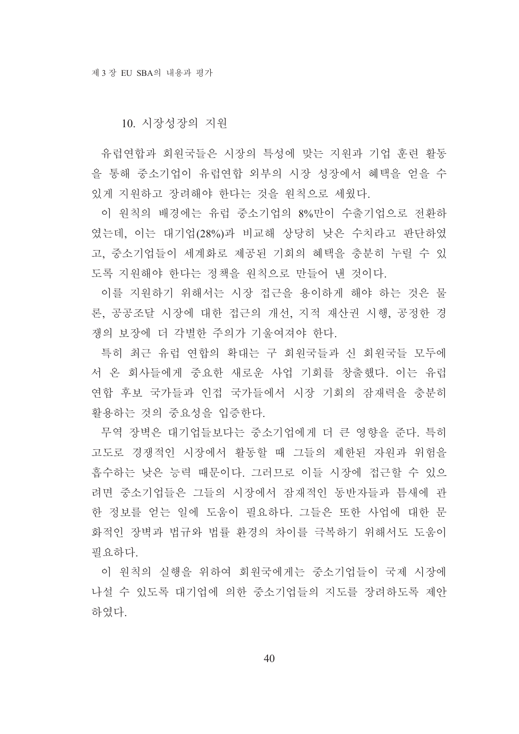### 10. 시장성장의 지원

유럽연합과 회원국들은 시장의 특성에 맞는 지원과 기업 훈련 활동을 통해 중소기업이 유럽연합 외부의 시장 성장에서 혜택을 얻을 수 있게 지원하고 장려해야 한다는 것을 원칙으로 세웠다.

이 원칙의 배경에는 유럽 중소기업의 8%만이 수출기업으로 전환하였는데, 이는 대기업(28%)과 비교해 상당히 낮은 수치라고 판단하였고, 중소기업들이 세계화로 제공된 기회의 혜택을 충분히 누릴 수 있도록 지원해야 한다는 정책을 원칙으로 만들어 낸 것이다.

이를 지원하기 위해서는 시장 접근을 용이하게 해야 하는 것은 물론, 공공조달 시장에 대한 접근의 개선, 지적 재산권 시행, 공정한 경쟁의 보장에 더 각별한 주의가 기울여져야 한다.

특히 최근 유럽 연합의 확대는 구 회원국들과 신 회원국들 모두에서 온 회사들에게 중요한 새로운 사업 기회를 창출했다. 이는 유럽 연합 후보 국가들과 인접 국가들에서 시장 기회의 잠재력을 충분히 활용하는 것의 중요성을 입증한다.

무역 장벽은 대기업들보다는 중소기업에게 더 큰 영향을 준다. 특히 고도로 경쟁적인 시장에서 활동할 때 그들의 제한된 자원과 위험을 흡수하는 낮은 능력 때문이다. 그러므로 이들 시장에 접근할 수 있으려면 중소기업들은 그들의 시장에서 잠재적인 동반자들과 틈새에 관한 정보를 얻는 일에 도움이 필요하다. 그들은 또한 사업에 대한 문화적인 장벽과 법규와 법률 환경의 차이를 극복하기 위해서도 도움이 필요하다.

이 원칙의 실행을 위하여 회원국에게는 중소기업들이 국제 시장에 나설 수 있도록 대기업에 의한 중소기업들의 지도를 장려하도록 제안하였다.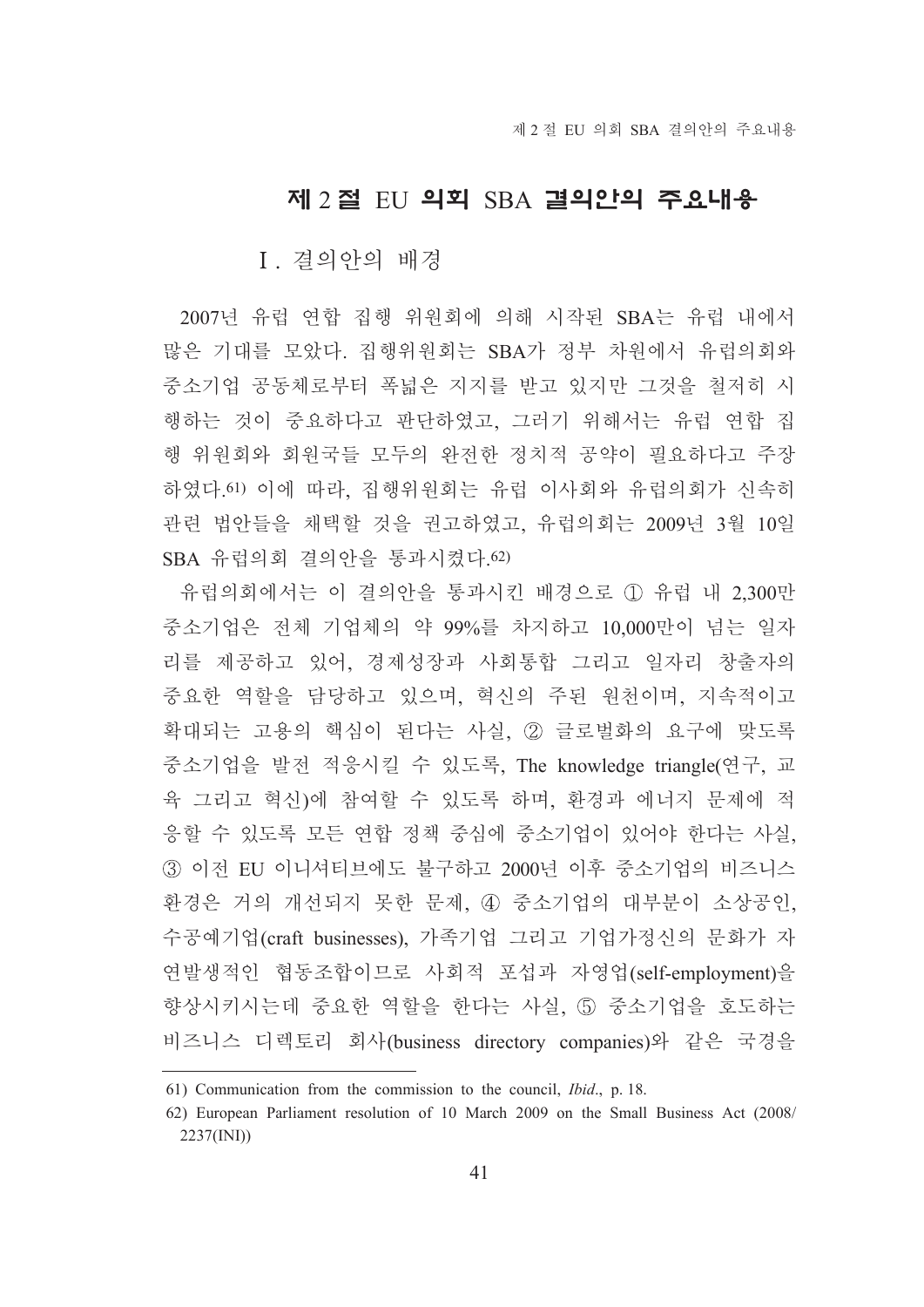## 제 2 절 EU 의회 SBA 결의안의 주요내용

### Ⅰ. 결의안의 배경

2007년 유럽 연합 집행 위원회에 의해 시작된 SBA는 유럽 내에서 많은 기대를 모았다. 집행위원회는 SBA가 정부 차원에서 유럽의회와 중소기업 공동체로부터 폭넓은 지지를 받고 있지만 그것을 철저히 시행하는 것이 중요하다고 판단하였고, 그러기 위해서는 유럽 연합 집행 위원회와 회원국들 모두의 완전한 정치적 공약이 필요하다고 주장하였다.[61] 이에 따라, 집행위원회는 유럽 이사회와 유럽의회가 신속히 관련 법안들을 채택할 것을 권고하였고, 유럽의회는 2009년 3월 10일 SBA 유럽의회 결의안을 통과시켰다.[62]

유럽의회에서는 이 결의안을 통과시킨 배경으로 ① 유럽 내 2,300만 중소기업은 전체 기업체의 약 99%를 차지하고 10,000만이 넘는 일자리를 제공하고 있어, 경제성장과 사회통합 그리고 일자리 창출자의 중요한 역할을 담당하고 있으며, 혁신의 주된 원천이며, 지속적이고 확대되는 고용의 핵심이 된다는 사실, ② 글로벌화의 요구에 맞도록 중소기업을 발전 적응시킬 수 있도록, The knowledge triangle(연구, 교육 그리고 혁신)에 참여할 수 있도록 하며, 환경과 에너지 문제에 적응할 수 있도록 모든 연합 정책 중심에 중소기업이 있어야 한다는 사실, ③ 이전 EU 이니셔티브에도 불구하고 2000년 이후 중소기업의 비즈니스 환경은 거의 개선되지 못한 문제, ④ 중소기업의 대부분이 소상공인, 수공예기업(craft businesses), 가족기업 그리고 기업가정신의 문화가 자연발생적인 협동조합이므로 사회적 포섭과 자영업(self-employment)을 향상시키시는데 중요한 역할을 한다는 사실, ⑤ 중소기업을 호도하는 비즈니스 디렉토리 회사(business directory companies)와 같은 국경을

---

61) Communication from the commission to the council, *Ibid*., p. 18.

62) European Parliament resolution of 10 March 2009 on the Small Business Act (2008/2237(INI))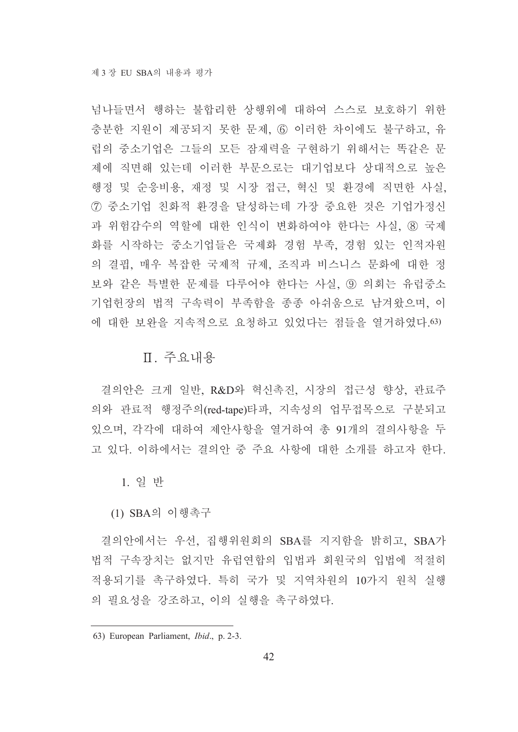넘나들면서 행하는 불합리한 상행위에 대하여 스스로 보호하기 위한 충분한 지원이 제공되지 못한 문제, ⑥ 이러한 차이에도 불구하고, 유럽의 중소기업은 그들의 모든 잠재력을 구현하기 위해서는 똑같은 문제에 직면해 있는데 이러한 부문으로는 대기업보다 상대적으로 높은 행정 및 순응비용, 재정 및 시장 접근, 혁신 및 환경에 직면한 사실, ⑦ 중소기업 친화적 환경을 달성하는데 가장 중요한 것은 기업가정신과 위험감수의 역할에 대한 인식이 변화하여야 한다는 사실, ⑧ 국제화를 시작하는 중소기업들은 국제화 경험 부족, 경험 있는 인적자원의 결핍, 매우 복잡한 국제적 규제, 조직과 비스니스 문화에 대한 정보와 같은 특별한 문제를 다루어야 한다는 사실, ⑨ 의회는 유럽중소기업헌장의 법적 구속력이 부족함을 종종 아쉬움으로 남겨왔으며, 이에 대한 보완을 지속적으로 요청하고 있었다는 점들을 열거하였다.[63]

## Ⅱ. 주요내용

결의안은 크게 일반, R&D와 혁신촉진, 시장의 접근성 향상, 관료주의와 관료적 행정주의(red-tape)타파, 지속성의 업무접목으로 구분되고 있으며, 각각에 대하여 제안사항을 열거하여 총 91개의 결의사항을 두고 있다. 이하에서는 결의안 중 주요 사항에 대한 소개를 하고자 한다.

### 1. 일 반

#### (1) SBA의 이행촉구

결의안에서는 우선, 집행위원회의 SBA를 지지함을 밝히고, SBA가 법적 구속장치는 없지만 유럽연합의 입법과 회원국의 입법에 적절히 적용되기를 촉구하였다. 특히 국가 및 지역차원의 10가지 원칙 실행의 필요성을 강조하고, 이의 실행을 촉구하였다.

---

63) European Parliament, *Ibid*., p. 2-3.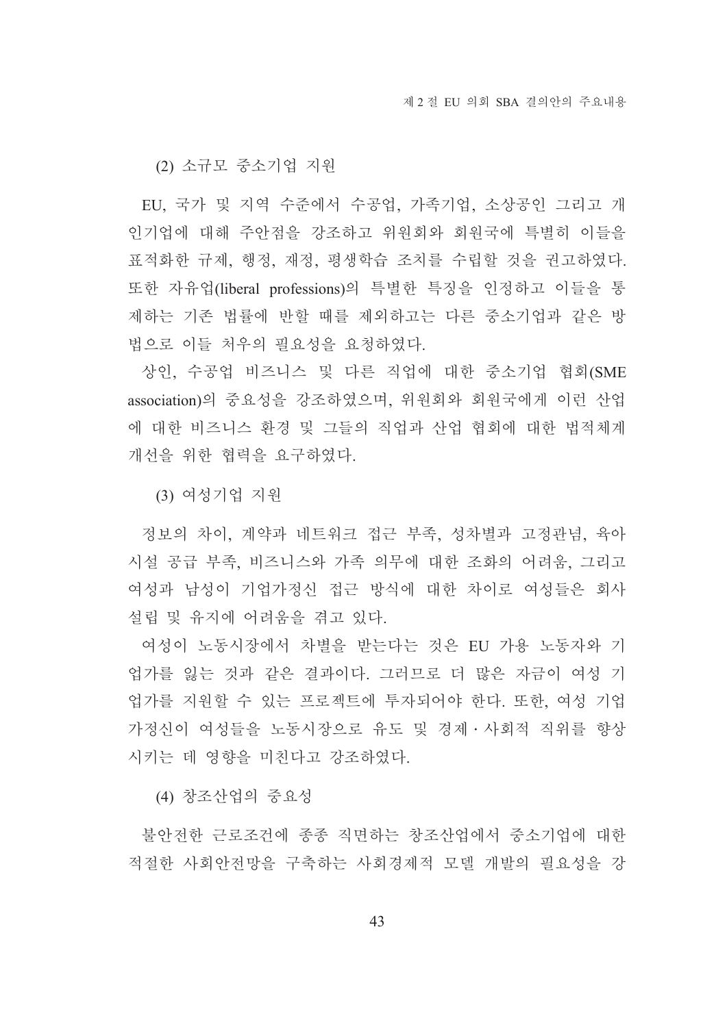(2) 소규모 중소기업 지원

EU, 국가 및 지역 수준에서 수공업, 가족기업, 소상공인 그리고 개인기업에 대해 주안점을 강조하고 위원회와 회원국에 특별히 이들을 표적화한 규제, 행정, 재정, 평생학습 조치를 수립할 것을 권고하였다. 또한 자유업(liberal professions)의 특별한 특징을 인정하고 이들을 통제하는 기존 법률에 반할 때를 제외하고는 다른 중소기업과 같은 방법으로 이들 처우의 필요성을 요청하였다.

상인, 수공업 비즈니스 및 다른 직업에 대한 중소기업 협회(SME association)의 중요성을 강조하였으며, 위원회와 회원국에게 이런 산업에 대한 비즈니스 환경 및 그들의 직업과 산업 협회에 대한 법적체계 개선을 위한 협력을 요구하였다.

(3) 여성기업 지원

정보의 차이, 계약과 네트워크 접근 부족, 성차별과 고정관념, 육아시설 공급 부족, 비즈니스와 가족 의무에 대한 조화의 어려움, 그리고 여성과 남성이 기업가정신 접근 방식에 대한 차이로 여성들은 회사 설립 및 유지에 어려움을 겪고 있다.

여성이 노동시장에서 차별을 받는다는 것은 EU 가용 노동자와 기업가를 잃는 것과 같은 결과이다. 그러므로 더 많은 자금이 여성 기업가를 지원할 수 있는 프로젝트에 투자되어야 한다. 또한, 여성 기업가정신이 여성들을 노동시장으로 유도 및 경제·사회적 직위를 향상시키는 데 영향을 미친다고 강조하였다.

(4) 창조산업의 중요성

불안전한 근로조건에 종종 직면하는 창조산업에서 중소기업에 대한 적절한 사회안전망을 구축하는 사회경제적 모델 개발의 필요성을 강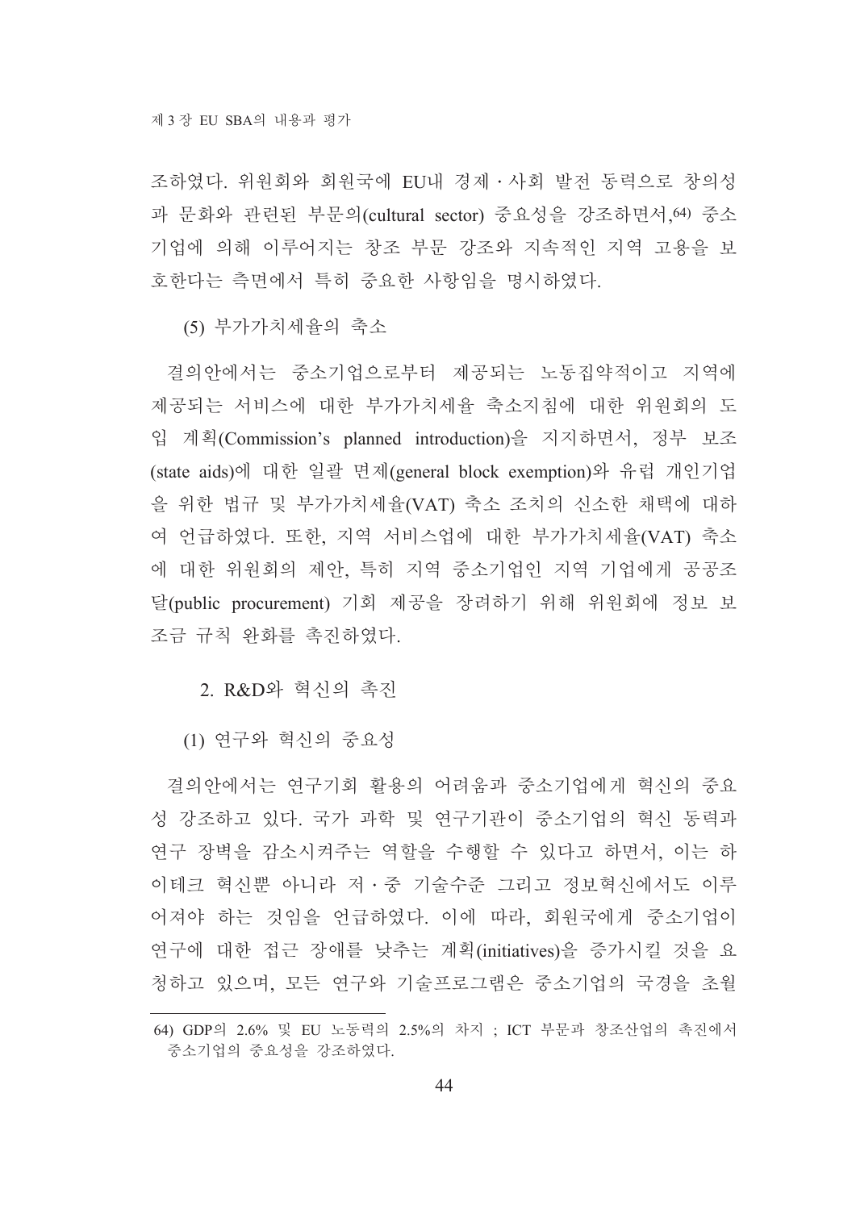조하였다. 위원회와 회원국에 EU내 경제·사회 발전 동력으로 창의성과 문화와 관련된 부문의(cultural sector) 중요성을 강조하면서,[64] 중소기업에 의해 이루어지는 창조 부문 강조와 지속적인 지역 고용을 보호한다는 측면에서 특히 중요한 사항임을 명시하였다.

(5) 부가가치세율의 축소

결의안에서는 중소기업으로부터 제공되는 노동집약적이고 지역에 제공되는 서비스에 대한 부가가치세율 축소지침에 대한 위원회의 도입 계획(Commission's planned introduction)을 지지하면서, 정부 보조(state aids)에 대한 일괄 면제(general block exemption)와 유럽 개인기업을 위한 법규 및 부가가치세율(VAT) 축소 조치의 신소한 채택에 대하여 언급하였다. 또한, 지역 서비스업에 대한 부가가치세율(VAT) 축소에 대한 위원회의 제안, 특히 지역 중소기업인 지역 기업에게 공공조달(public procurement) 기회 제공을 장려하기 위해 위원회에 정보 보조금 규칙 완화를 촉진하였다.

## 2. R&D와 혁신의 촉진

(1) 연구와 혁신의 중요성

결의안에서는 연구기회 활용의 어려움과 중소기업에게 혁신의 중요성 강조하고 있다. 국가 과학 및 연구기관이 중소기업의 혁신 동력과 연구 장벽을 감소시켜주는 역할을 수행할 수 있다고 하면서, 이는 하이테크 혁신뿐 아니라 저·중 기술수준 그리고 정보혁신에서도 이루어져야 하는 것임을 언급하였다. 이에 따라, 회원국에게 중소기업이 연구에 대한 접근 장애를 낮추는 계획(initiatives)을 증가시킬 것을 요청하고 있으며, 모든 연구와 기술프로그램은 중소기업의 국경을 초월

64) GDP의 2.6% 및 EU 노동력의 2.5%의 차지 ; ICT 부문과 창조산업의 촉진에서 중소기업의 중요성을 강조하였다.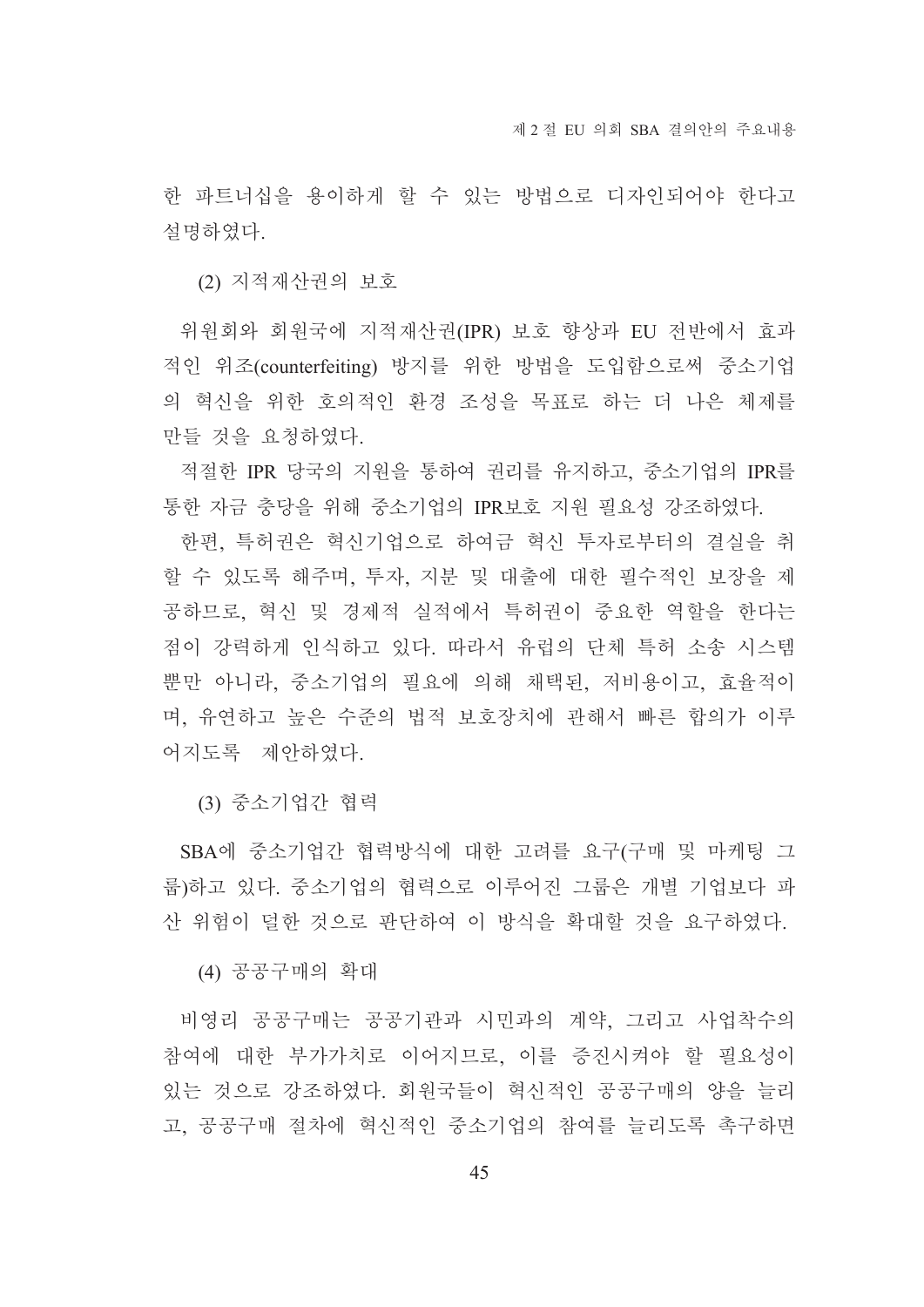한 파트너십을 용이하게 할 수 있는 방법으로 디자인되어야 한다고 설명하였다.

(2) 지적재산권의 보호

위원회와 회원국에 지적재산권(IPR) 보호 향상과 EU 전반에서 효과적인 위조(counterfeiting) 방지를 위한 방법을 도입함으로써 중소기업의 혁신을 위한 호의적인 환경 조성을 목표로 하는 더 나은 체제를 만들 것을 요청하였다.

적절한 IPR 당국의 지원을 통하여 권리를 유지하고, 중소기업의 IPR를 통한 자금 충당을 위해 중소기업의 IPR보호 지원 필요성 강조하였다.

한편, 특허권은 혁신기업으로 하여금 혁신 투자로부터의 결실을 취할 수 있도록 해주며, 투자, 지분 및 대출에 대한 필수적인 보장을 제공하므로, 혁신 및 경제적 실적에서 특허권이 중요한 역할을 한다는 점이 강력하게 인식하고 있다. 따라서 유럽의 단체 특허 소송 시스템 뿐만 아니라, 중소기업의 필요에 의해 채택된, 저비용이고, 효율적이며, 유연하고 높은 수준의 법적 보호장치에 관해서 빠른 합의가 이루어지도록 제안하였다.

(3) 중소기업간 협력

SBA에 중소기업간 협력방식에 대한 고려를 요구(구매 및 마케팅 그룹)하고 있다. 중소기업의 협력으로 이루어진 그룹은 개별 기업보다 파산 위험이 덜한 것으로 판단하여 이 방식을 확대할 것을 요구하였다.

(4) 공공구매의 확대

비영리 공공구매는 공공기관과 시민과의 계약, 그리고 사업착수의 참여에 대한 부가가치로 이어지므로, 이를 증진시켜야 할 필요성이 있는 것으로 강조하였다. 회원국들이 혁신적인 공공구매의 양을 늘리고, 공공구매 절차에 혁신적인 중소기업의 참여를 늘리도록 촉구하면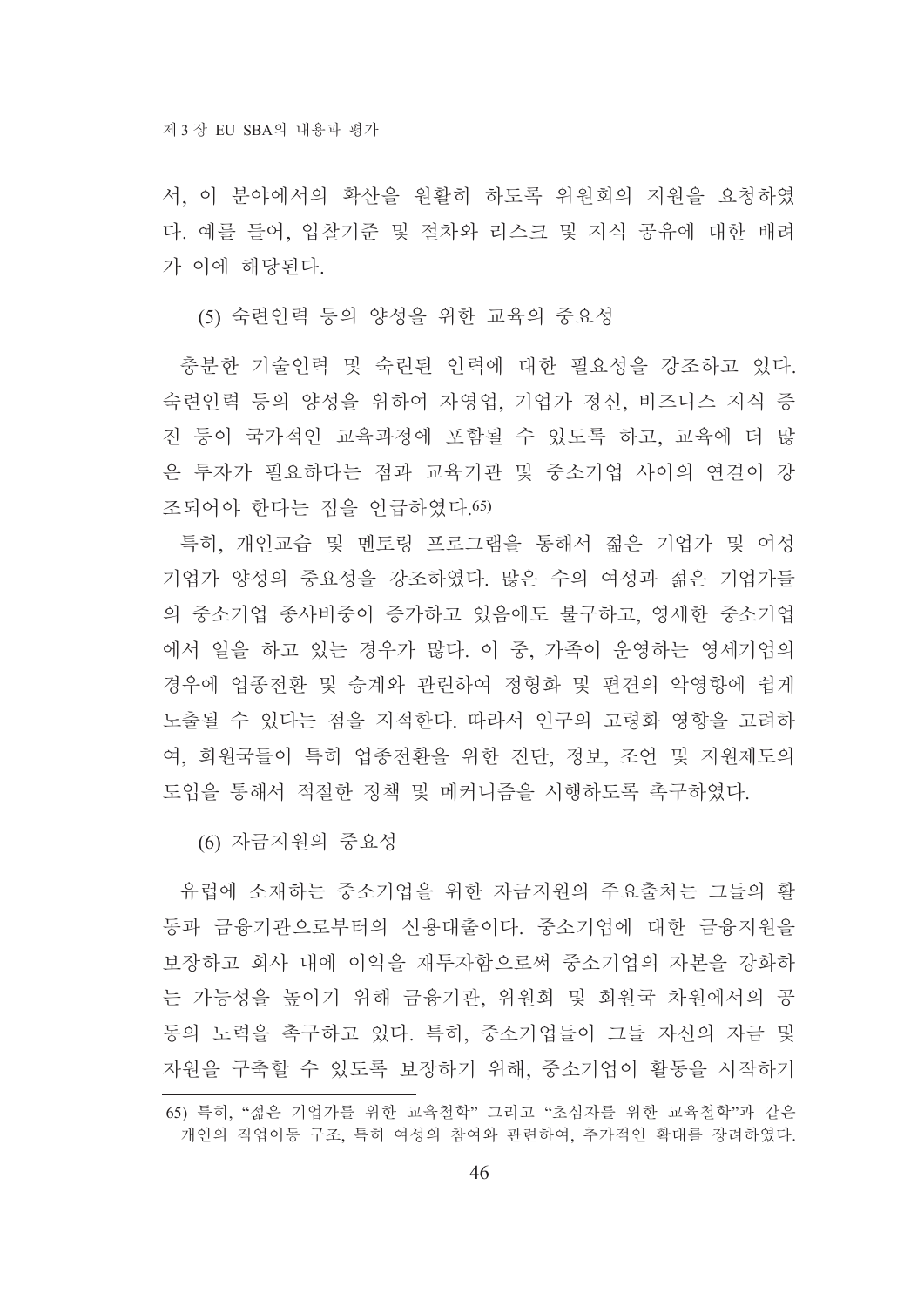서, 이 분야에서의 확산을 원활히 하도록 위원회의 지원을 요청하였다. 예를 들어, 입찰기준 및 절차와 리스크 및 지식 공유에 대한 배려가 이에 해당된다.

(5) 숙련인력 등의 양성을 위한 교육의 중요성

충분한 기술인력 및 숙련된 인력에 대한 필요성을 강조하고 있다. 숙련인력 등의 양성을 위하여 자영업, 기업가 정신, 비즈니스 지식 증진 등이 국가적인 교육과정에 포함될 수 있도록 하고, 교육에 더 많은 투자가 필요하다는 점과 교육기관 및 중소기업 사이의 연결이 강조되어야 한다는 점을 언급하였다.[65]

특히, 개인교습 및 멘토링 프로그램을 통해서 젊은 기업가 및 여성기업가 양성의 중요성을 강조하였다. 많은 수의 여성과 젊은 기업가들의 중소기업 종사비중이 증가하고 있음에도 불구하고, 영세한 중소기업에서 일을 하고 있는 경우가 많다. 이 중, 가족이 운영하는 영세기업의 경우에 업종전환 및 승계와 관련하여 정형화 및 편견의 악영향에 쉽게 노출될 수 있다는 점을 지적한다. 따라서 인구의 고령화 영향을 고려하여, 회원국들이 특히 업종전환을 위한 진단, 정보, 조언 및 지원제도의 도입을 통해서 적절한 정책 및 메커니즘을 시행하도록 촉구하였다.

(6) 자금지원의 중요성

유럽에 소재하는 중소기업을 위한 자금지원의 주요출처는 그들의 활동과 금융기관으로부터의 신용대출이다. 중소기업에 대한 금융지원을 보장하고 회사 내에 이익을 재투자함으로써 중소기업의 자본을 강화하는 가능성을 높이기 위해 금융기관, 위원회 및 회원국 차원에서의 공동의 노력을 촉구하고 있다. 특히, 중소기업들이 그들 자신의 자금 및 자원을 구축할 수 있도록 보장하기 위해, 중소기업이 활동을 시작하기

---

65) 특히, "젊은 기업가를 위한 교육철학" 그리고 "초심자를 위한 교육철학"과 같은 개인의 직업이동 구조, 특히 여성의 참여와 관련하여, 추가적인 확대를 장려하였다.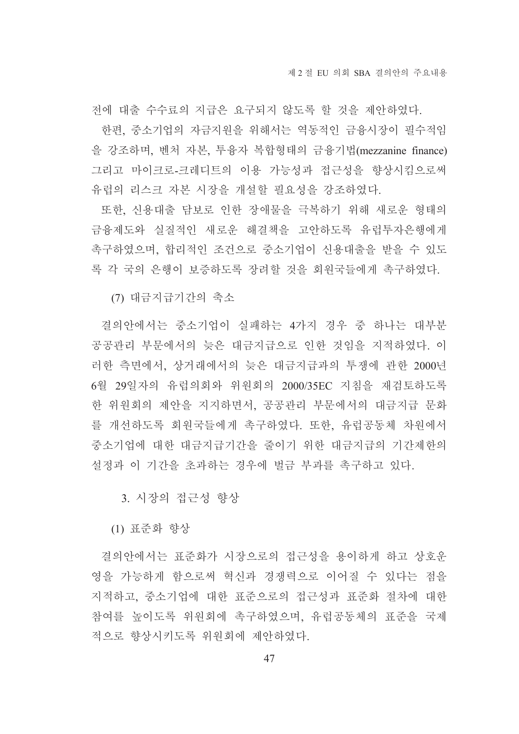전에 대출 수수료의 지급은 요구되지 않도록 할 것을 제안하였다.

한편, 중소기업의 자금지원을 위해서는 역동적인 금융시장이 필수적임을 강조하며, 벤처 자본, 투융자 복합형태의 금융기법(mezzanine finance) 그리고 마이크로-크레디트의 이용 가능성과 접근성을 향상시킴으로써 유럽의 리스크 자본 시장을 개설할 필요성을 강조하였다.

또한, 신용대출 담보로 인한 장애물을 극복하기 위해 새로운 형태의 금융제도와 실질적인 새로운 해결책을 고안하도록 유럽투자은행에게 촉구하였으며, 합리적인 조건으로 중소기업이 신용대출을 받을 수 있도록 각 국의 은행이 보증하도록 장려할 것을 회원국들에게 촉구하였다.

#### (7) 대금지급기간의 축소

결의안에서는 중소기업이 실패하는 4가지 경우 중 하나는 대부분 공공관리 부문에서의 늦은 대금지급으로 인한 것임을 지적하였다. 이러한 측면에서, 상거래에서의 늦은 대금지급과의 투쟁에 관한 2000년 6월 29일자의 유럽의회와 위원회의 2000/35EC 지침을 재검토하도록 한 위원회의 제안을 지지하면서, 공공관리 부문에서의 대금지급 문화를 개선하도록 회원국들에게 촉구하였다. 또한, 유럽공동체 차원에서 중소기업에 대한 대금지급기간을 줄이기 위한 대금지급의 기간제한의 설정과 이 기간을 초과하는 경우에 벌금 부과를 촉구하고 있다.

### 3. 시장의 접근성 향상

#### (1) 표준화 향상

결의안에서는 표준화가 시장으로의 접근성을 용이하게 하고 상호운영을 가능하게 함으로써 혁신과 경쟁력으로 이어질 수 있다는 점을 지적하고, 중소기업에 대한 표준으로의 접근성과 표준화 절차에 대한 참여를 높이도록 위원회에 촉구하였으며, 유럽공동체의 표준을 국제적으로 향상시키도록 위원회에 제안하였다.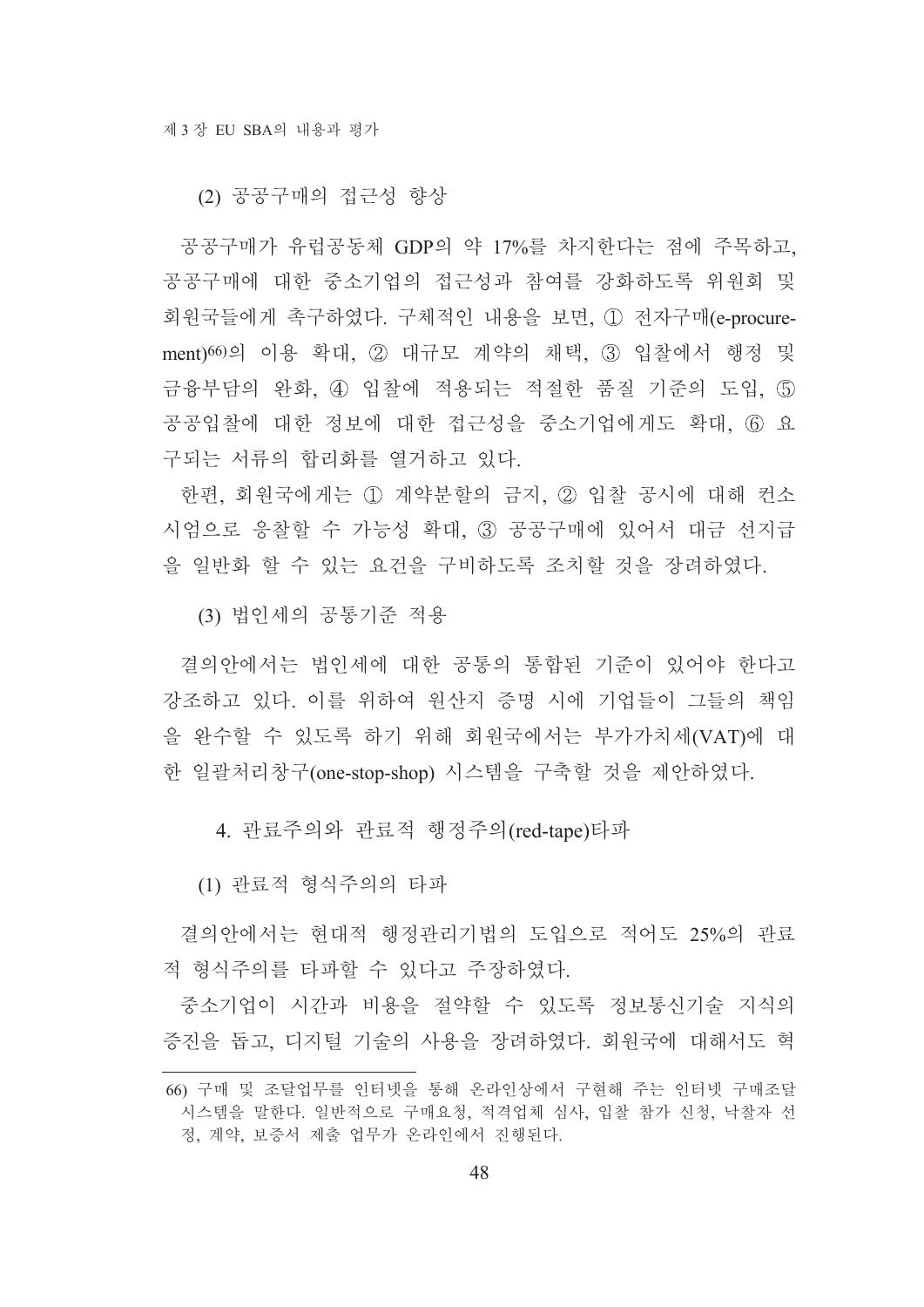#### (2) 공공구매의 접근성 향상

공공구매가 유럽공동체 GDP의 약 17%를 차지한다는 점에 주목하고, 공공구매에 대한 중소기업의 접근성과 참여를 강화하도록 위원회 및 회원국들에게 촉구하였다. 구체적인 내용을 보면, ① 전자구매(e-procurement)[66]의 이용 확대, ② 대규모 계약의 채택, ③ 입찰에서 행정 및 금융부담의 완화, ④ 입찰에 적용되는 적절한 품질 기준의 도입, ⑤ 공공입찰에 대한 정보에 대한 접근성을 중소기업에게도 확대, ⑥ 요구되는 서류의 합리화를 열거하고 있다.

한편, 회원국에게는 ① 계약분할의 금지, ② 입찰 공시에 대해 컨소시엄으로 응찰할 수 가능성 확대, ③ 공공구매에 있어서 대금 선지급을 일반화 할 수 있는 요건을 구비하도록 조치할 것을 장려하였다.

#### (3) 법인세의 공통기준 적용

결의안에서는 법인세에 대한 공통의 통합된 기준이 있어야 한다고 강조하고 있다. 이를 위하여 원산지 증명 시에 기업들이 그들의 책임을 완수할 수 있도록 하기 위해 회원국에서는 부가가치세(VAT)에 대한 일괄처리창구(one-stop-shop) 시스템을 구축할 것을 제안하였다.

### 4. 관료주의와 관료적 행정주의(red-tape)타파

#### (1) 관료적 형식주의의 타파

결의안에서는 현대적 행정관리기법의 도입으로 적어도 25%의 관료적 형식주의를 타파할 수 있다고 주장하였다.

중소기업이 시간과 비용을 절약할 수 있도록 정보통신기술 지식의 증진을 돕고, 디지털 기술의 사용을 장려하였다. 회원국에 대해서도 혁

---

[66] 구매 및 조달업무를 인터넷을 통해 온라인상에서 구현해 주는 인터넷 구매조달 시스템을 말한다. 일반적으로 구매요청, 적격업체 심사, 입찰 참가 신청, 낙찰자 선정, 계약, 보증서 제출 업무가 온라인에서 진행된다.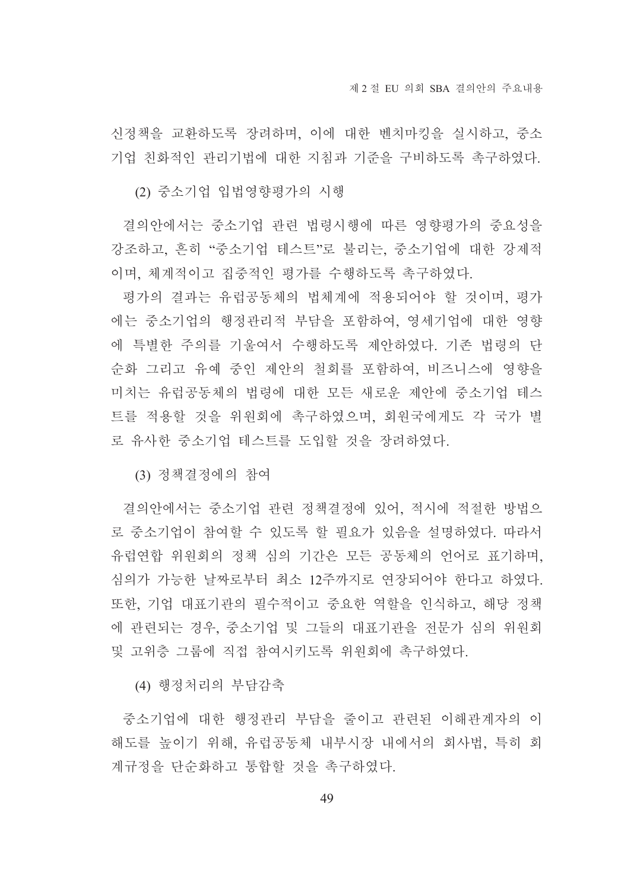신정책을 교환하도록 장려하며, 이에 대한 벤치마킹을 실시하고, 중소기업 친화적인 관리기법에 대한 지침과 기준을 구비하도록 촉구하였다.

#### (2) 중소기업 입법영향평가의 시행

결의안에서는 중소기업 관련 법령시행에 따른 영향평가의 중요성을 강조하고, 흔히 "중소기업 테스트"로 불리는, 중소기업에 대한 강제적이며, 체계적이고 집중적인 평가를 수행하도록 촉구하였다.

평가의 결과는 유럽공동체의 법체계에 적용되어야 할 것이며, 평가에는 중소기업의 행정관리적 부담을 포함하여, 영세기업에 대한 영향에 특별한 주의를 기울여서 수행하도록 제안하였다. 기존 법령의 단순화 그리고 유예 중인 제안의 철회를 포함하여, 비즈니스에 영향을 미치는 유럽공동체의 법령에 대한 모든 새로운 제안에 중소기업 테스트를 적용할 것을 위원회에 촉구하였으며, 회원국에게도 각 국가 별로 유사한 중소기업 테스트를 도입할 것을 장려하였다.

#### (3) 정책결정에의 참여

결의안에서는 중소기업 관련 정책결정에 있어, 적시에 적절한 방법으로 중소기업이 참여할 수 있도록 할 필요가 있음을 설명하였다. 따라서 유럽연합 위원회의 정책 심의 기간은 모든 공동체의 언어로 표기하며, 심의가 가능한 날짜로부터 최소 12주까지로 연장되어야 한다고 하였다. 또한, 기업 대표기관의 필수적이고 중요한 역할을 인식하고, 해당 정책에 관련되는 경우, 중소기업 및 그들의 대표기관을 전문가 심의 위원회 및 고위층 그룹에 직접 참여시키도록 위원회에 촉구하였다.

#### (4) 행정처리의 부담감축

중소기업에 대한 행정관리 부담을 줄이고 관련된 이해관계자의 이해도를 높이기 위해, 유럽공동체 내부시장 내에서의 회사법, 특히 회계규정을 단순화하고 통합할 것을 촉구하였다.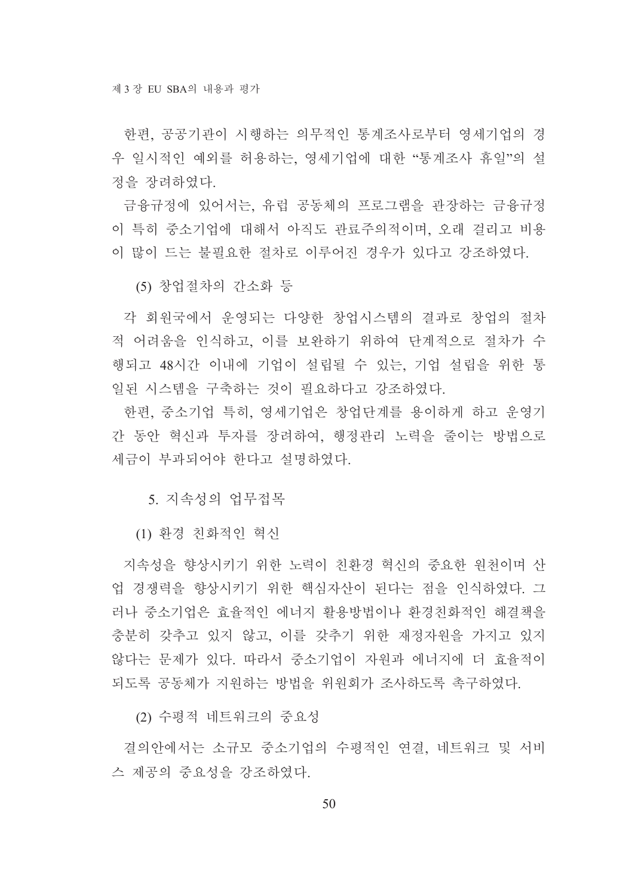한편, 공공기관이 시행하는 의무적인 통계조사로부터 영세기업의 경우 일시적인 예외를 허용하는, 영세기업에 대한 "통계조사 휴일"의 설정을 장려하였다.

금융규정에 있어서는, 유럽 공동체의 프로그램을 관장하는 금융규정이 특히 중소기업에 대해서 아직도 관료주의적이며, 오래 걸리고 비용이 많이 드는 불필요한 절차로 이루어진 경우가 있다고 강조하였다.

#### (5) 창업절차의 간소화 등

각 회원국에서 운영되는 다양한 창업시스템의 결과로 창업의 절차적 어려움을 인식하고, 이를 보완하기 위하여 단계적으로 절차가 수행되고 48시간 이내에 기업이 설립될 수 있는, 기업 설립을 위한 통일된 시스템을 구축하는 것이 필요하다고 강조하였다.

한편, 중소기업 특히, 영세기업은 창업단계를 용이하게 하고 운영기간 동안 혁신과 투자를 장려하여, 행정관리 노력을 줄이는 방법으로 세금이 부과되어야 한다고 설명하였다.

### 5. 지속성의 업무접목

#### (1) 환경 친화적인 혁신

지속성을 향상시키기 위한 노력이 친환경 혁신의 중요한 원천이며 산업 경쟁력을 향상시키기 위한 핵심자산이 된다는 점을 인식하였다. 그러나 중소기업은 효율적인 에너지 활용방법이나 환경친화적인 해결책을 충분히 갖추고 있지 않고, 이를 갖추기 위한 재정자원을 가지고 있지 않다는 문제가 있다. 따라서 중소기업이 자원과 에너지에 더 효율적이 되도록 공동체가 지원하는 방법을 위원회가 조사하도록 촉구하였다.

#### (2) 수평적 네트워크의 중요성

결의안에서는 소규모 중소기업의 수평적인 연결, 네트워크 및 서비스 제공의 중요성을 강조하였다.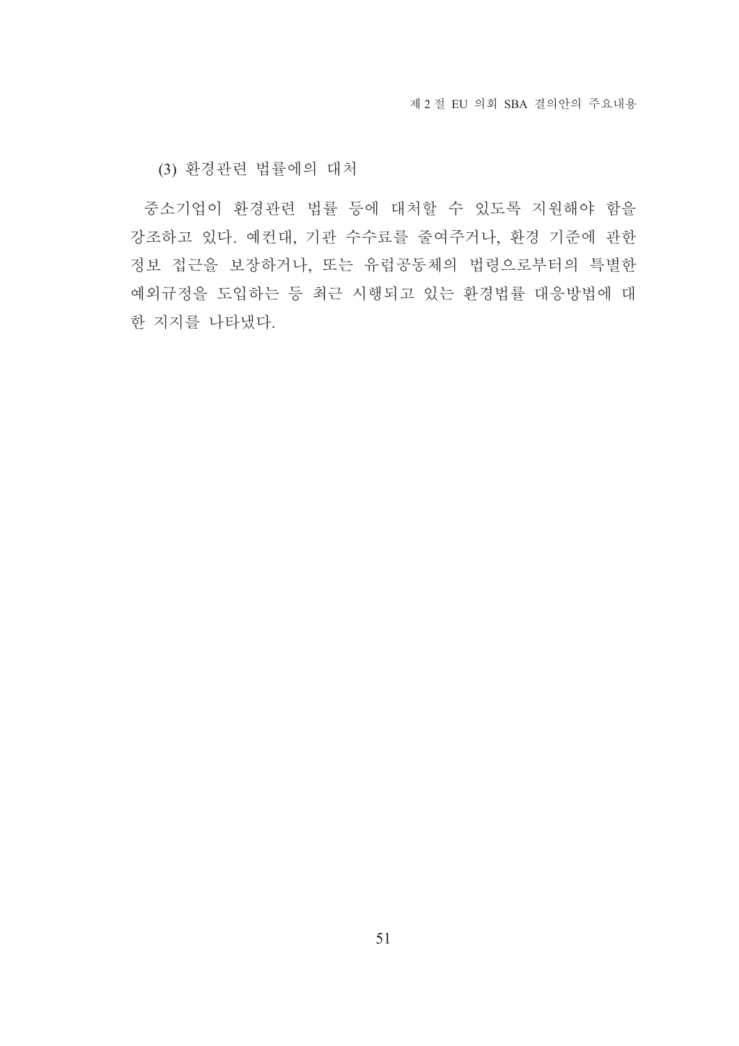### (3) 환경관련 법률에의 대처

중소기업이 환경관련 법률 등에 대처할 수 있도록 지원해야 함을 강조하고 있다. 예컨대, 기관 수수료를 줄여주거나, 환경 기준에 관한 정보 접근을 보장하거나, 또는 유럽공동체의 법령으로부터의 특별한 예외규정을 도입하는 등 최근 시행되고 있는 환경법률 대응방법에 대한 지지를 나타냈다.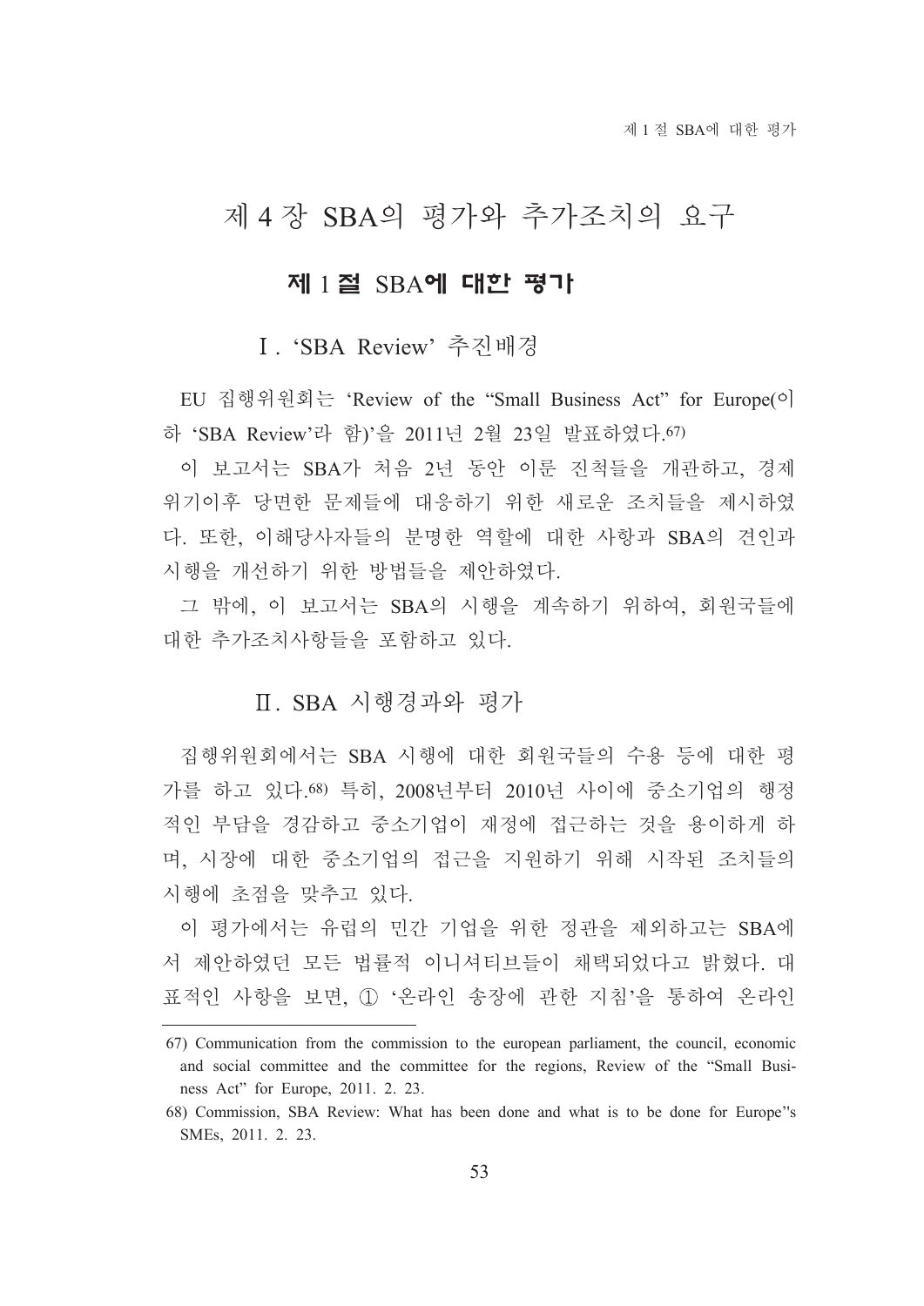# 제 4 장 SBA의 평가와 추가조치의 요구

## 제 1 절 SBA에 대한 평가

### Ⅰ. 'SBA Review' 추진배경

EU 집행위원회는 'Review of the "Small Business Act" for Europe(이하 'SBA Review'라 함)'을 2011년 2월 23일 발표하였다.[67)]

이 보고서는 SBA가 처음 2년 동안 이룬 진척들을 개관하고, 경제위기이후 당면한 문제들에 대응하기 위한 새로운 조치들을 제시하였다. 또한, 이해당사자들의 분명한 역할에 대한 사항과 SBA의 견인과 시행을 개선하기 위한 방법들을 제안하였다.

그 밖에, 이 보고서는 SBA의 시행을 계속하기 위하여, 회원국들에 대한 추가조치사항들을 포함하고 있다.

### Ⅱ. SBA 시행경과와 평가

집행위원회에서는 SBA 시행에 대한 회원국들의 수용 등에 대한 평가를 하고 있다.[68)] 특히, 2008년부터 2010년 사이에 중소기업의 행정적인 부담을 경감하고 중소기업이 재정에 접근하는 것을 용이하게 하며, 시장에 대한 중소기업의 접근을 지원하기 위해 시작된 조치들의 시행에 초점을 맞추고 있다.

이 평가에서는 유럽의 민간 기업을 위한 정관을 제외하고는 SBA에서 제안하였던 모든 법률적 이니셔티브들이 채택되었다고 밝혔다. 대표적인 사항을 보면, ① '온라인 송장에 관한 지침'을 통하여 온라인

---

67) Communication from the commission to the european parliament, the council, economic and social committee and the committee for the regions, Review of the "Small Business Act" for Europe, 2011. 2. 23.

68) Commission, SBA Review: What has been done and what is to be done for Europe''s SMEs, 2011. 2. 23.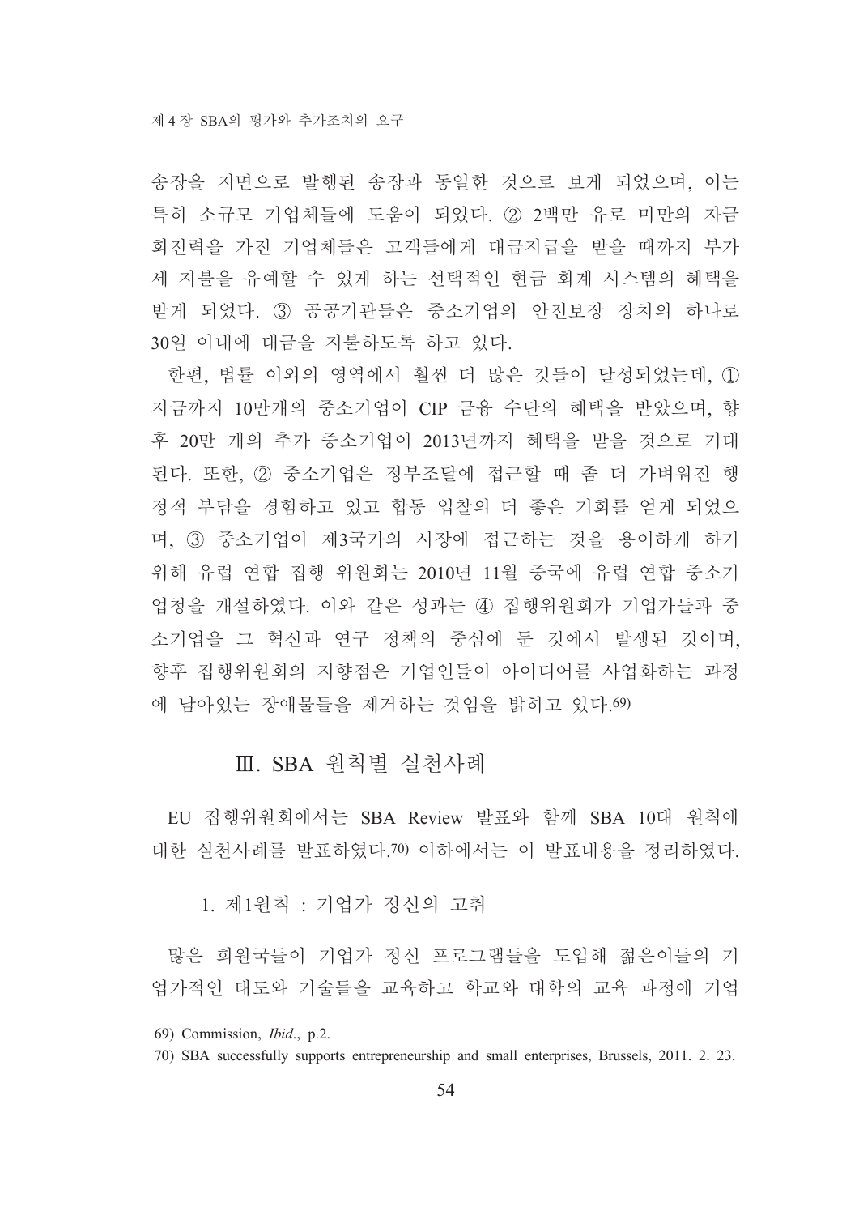송장을 지면으로 발행된 송장과 동일한 것으로 보게 되었으며, 이는 특히 소규모 기업체들에 도움이 되었다. ② 2백만 유로 미만의 자금 회전력을 가진 기업체들은 고객들에게 대금지급을 받을 때까지 부가세 지불을 유예할 수 있게 하는 선택적인 현금 회계 시스템의 혜택을 받게 되었다. ③ 공공기관들은 중소기업의 안전보장 장치의 하나로 30일 이내에 대금을 지불하도록 하고 있다.

한편, 법률 이외의 영역에서 훨씬 더 많은 것들이 달성되었는데, ① 지금까지 10만개의 중소기업이 CIP 금융 수단의 혜택을 받았으며, 향후 20만 개의 추가 중소기업이 2013년까지 혜택을 받을 것으로 기대된다. 또한, ② 중소기업은 정부조달에 접근할 때 좀 더 가벼워진 행정적 부담을 경험하고 있고 합동 입찰의 더 좋은 기회를 얻게 되었으며, ③ 중소기업이 제3국가의 시장에 접근하는 것을 용이하게 하기 위해 유럽 연합 집행 위원회는 2010년 11월 중국에 유럽 연합 중소기업청을 개설하였다. 이와 같은 성과는 ④ 집행위원회가 기업가들과 중소기업을 그 혁신과 연구 정책의 중심에 둔 것에서 발생된 것이며, 향후 집행위원회의 지향점은 기업인들이 아이디어를 사업화하는 과정에 남아있는 장애물들을 제거하는 것임을 밝히고 있다.[69]

## Ⅲ. SBA 원칙별 실천사례

EU 집행위원회에서는 SBA Review 발표와 함께 SBA 10대 원칙에 대한 실천사례를 발표하였다.[70] 이하에서는 이 발표내용을 정리하였다.

### 1. 제1원칙 : 기업가 정신의 고취

많은 회원국들이 기업가 정신 프로그램들을 도입해 젊은이들의 기업가적인 태도와 기술들을 교육하고 학교와 대학의 교육 과정에 기업

---

69) Commission, *Ibid*., p.2.

70) SBA successfully supports entrepreneurship and small enterprises, Brussels, 2011. 2. 23.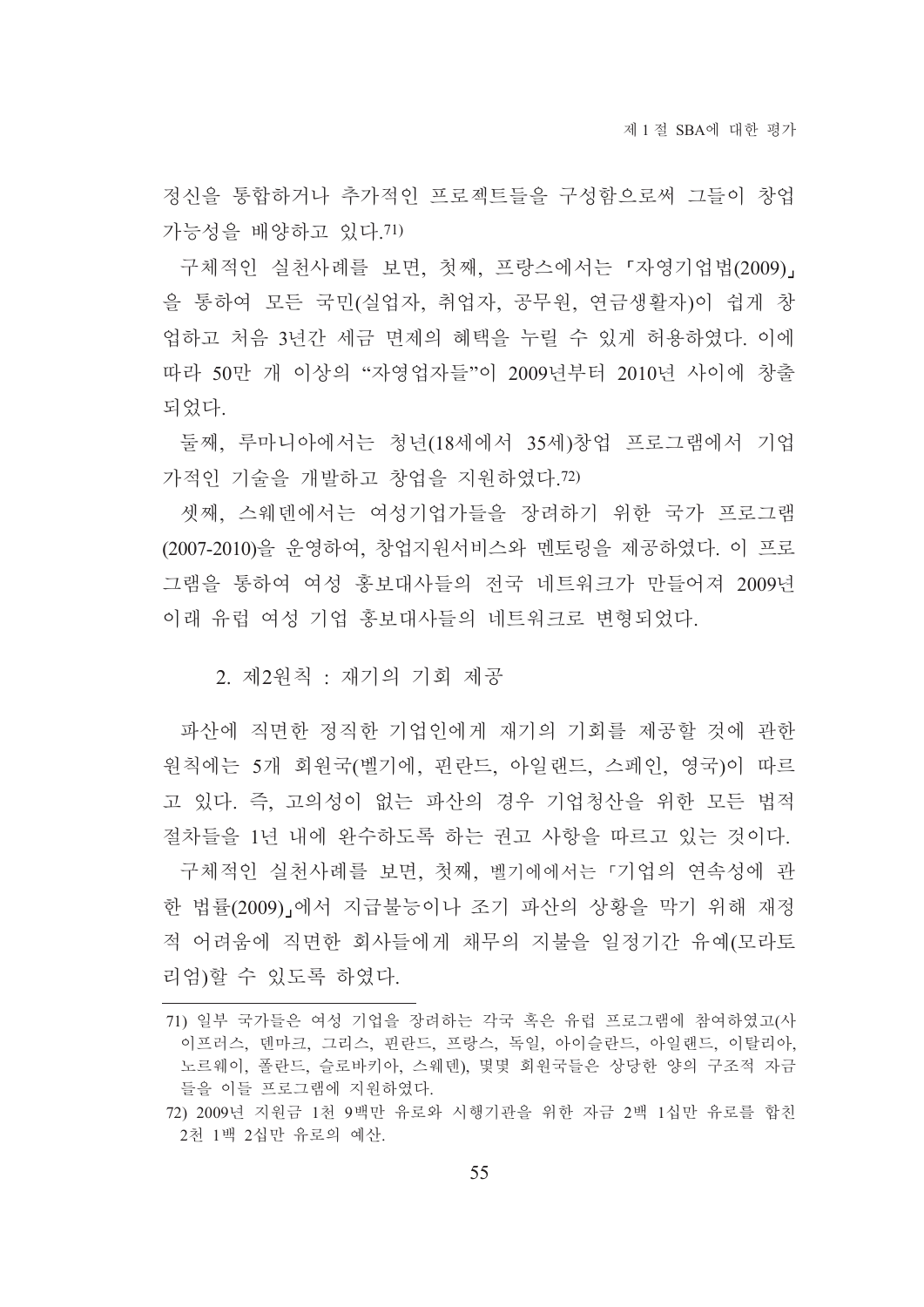정신을 통합하거나 추가적인 프로젝트들을 구성함으로써 그들이 창업 가능성을 배양하고 있다.[71)]

구체적인 실천사례를 보면, 첫째, 프랑스에서는 「자영기업법(2009)」을 통하여 모든 국민(실업자, 취업자, 공무원, 연금생활자)이 쉽게 창업하고 처음 3년간 세금 면제의 혜택을 누릴 수 있게 허용하였다. 이에 따라 50만 개 이상의 "자영업자들"이 2009년부터 2010년 사이에 창출되었다.

둘째, 루마니아에서는 청년(18세에서 35세)창업 프로그램에서 기업가적인 기술을 개발하고 창업을 지원하였다.[72)]

셋째, 스웨덴에서는 여성기업가들을 장려하기 위한 국가 프로그램(2007-2010)을 운영하여, 창업지원서비스와 멘토링을 제공하였다. 이 프로그램을 통하여 여성 홍보대사들의 전국 네트워크가 만들어져 2009년 이래 유럽 여성 기업 홍보대사들의 네트워크로 변형되었다.

### 2. 제2원칙 : 재기의 기회 제공

파산에 직면한 정직한 기업인에게 재기의 기회를 제공할 것에 관한 원칙에는 5개 회원국(벨기에, 핀란드, 아일랜드, 스페인, 영국)이 따르고 있다. 즉, 고의성이 없는 파산의 경우 기업청산을 위한 모든 법적 절차들을 1년 내에 완수하도록 하는 권고 사항을 따르고 있는 것이다.

구체적인 실천사례를 보면, 첫째, 벨기에에서는 「기업의 연속성에 관한 법률(2009)」에서 지급불능이나 조기 파산의 상황을 막기 위해 재정적 어려움에 직면한 회사들에게 채무의 지불을 일정기간 유예(모라토리엄)할 수 있도록 하였다.

---

71) 일부 국가들은 여성 기업을 장려하는 각국 혹은 유럽 프로그램에 참여하였고(사이프러스, 덴마크, 그리스, 핀란드, 프랑스, 독일, 아이슬란드, 아일랜드, 이탈리아, 노르웨이, 폴란드, 슬로바키아, 스웨덴), 몇몇 회원국들은 상당한 양의 구조적 자금들을 이들 프로그램에 지원하였다.

72) 2009년 지원금 1천 9백만 유로와 시행기관을 위한 자금 2백 1십만 유로를 합친 2천 1백 2십만 유로의 예산.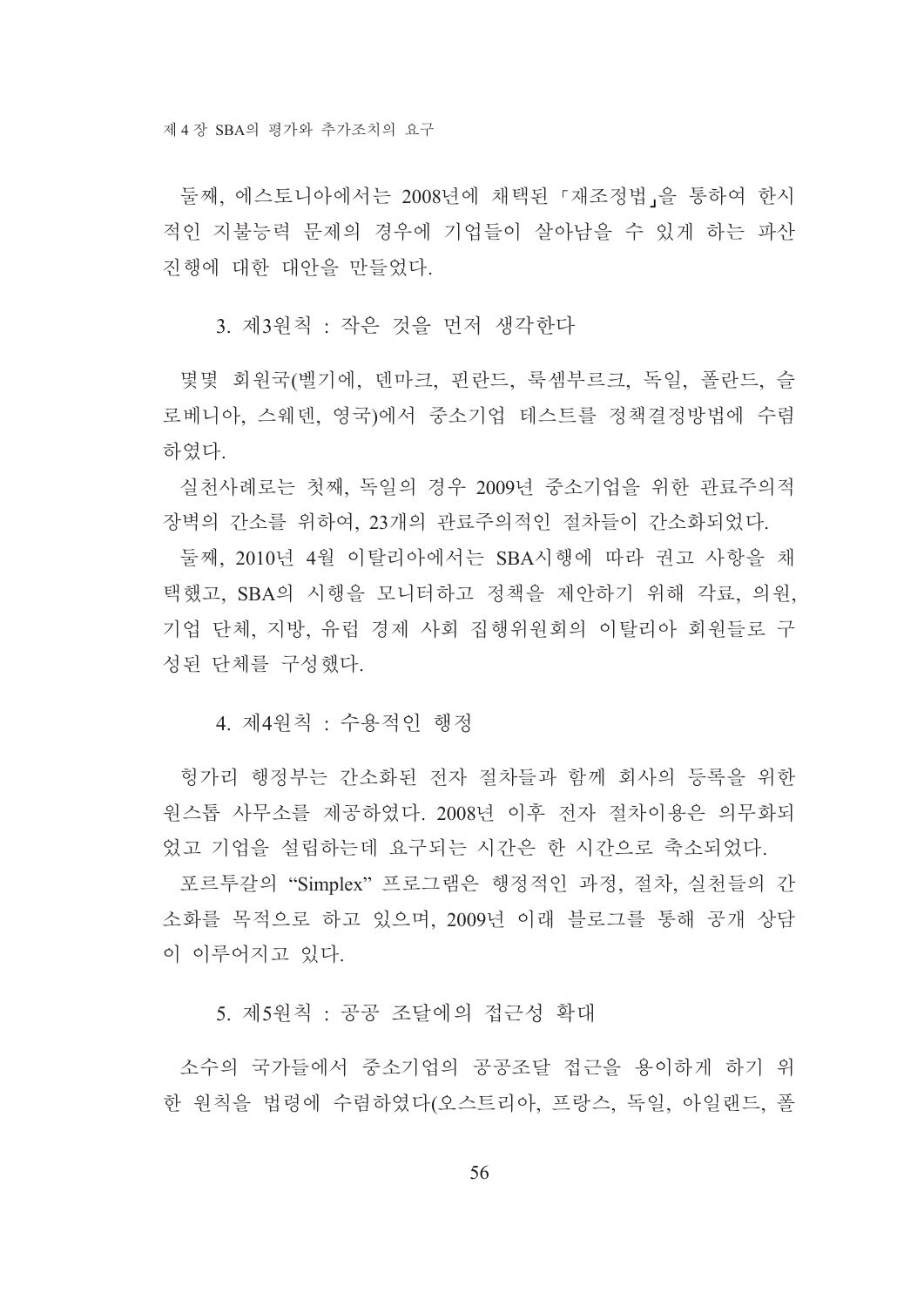둘째, 에스토니아에서는 2008년에 채택된 「재조정법」을 통하여 한시적인 지불능력 문제의 경우에 기업들이 살아남을 수 있게 하는 파산 진행에 대한 대안을 만들었다.

### 3. 제3원칙 : 작은 것을 먼저 생각한다

몇몇 회원국(벨기에, 덴마크, 핀란드, 룩셈부르크, 독일, 폴란드, 슬로베니아, 스웨덴, 영국)에서 중소기업 테스트를 정책결정방법에 수렴하였다.

실천사례로는 첫째, 독일의 경우 2009년 중소기업을 위한 관료주의적 장벽의 간소를 위하여, 23개의 관료주의적인 절차들이 간소화되었다.

둘째, 2010년 4월 이탈리아에서는 SBA시행에 따라 권고 사항을 채택했고, SBA의 시행을 모니터하고 정책을 제안하기 위해 각료, 의원, 기업 단체, 지방, 유럽 경제 사회 집행위원회의 이탈리아 회원들로 구성된 단체를 구성했다.

### 4. 제4원칙 : 수용적인 행정

헝가리 행정부는 간소화된 전자 절차들과 함께 회사의 등록을 위한 원스톱 사무소를 제공하였다. 2008년 이후 전자 절차이용은 의무화되었고 기업을 설립하는데 요구되는 시간은 한 시간으로 축소되었다.

포르투갈의 "Simplex" 프로그램은 행정적인 과정, 절차, 실천들의 간소화를 목적으로 하고 있으며, 2009년 이래 블로그를 통해 공개 상담이 이루어지고 있다.

### 5. 제5원칙 : 공공 조달에의 접근성 확대

소수의 국가들에서 중소기업의 공공조달 접근을 용이하게 하기 위한 원칙을 법령에 수렴하였다(오스트리아, 프랑스, 독일, 아일랜드, 폴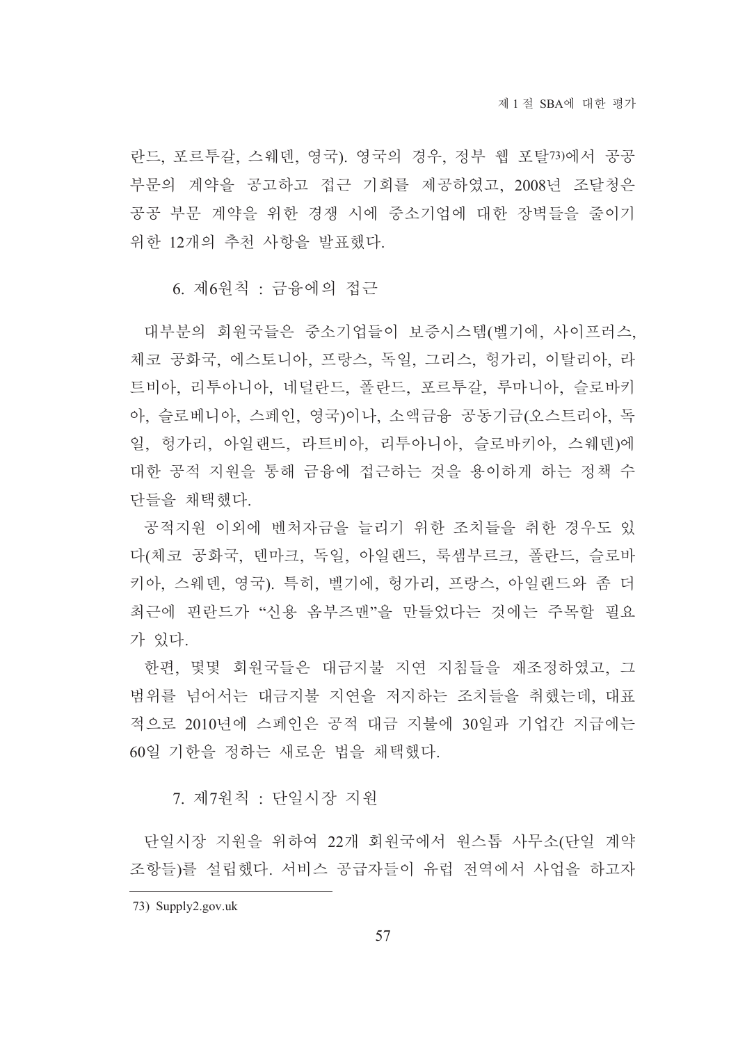란드, 포르투갈, 스웨덴, 영국). 영국의 경우, 정부 웹 포탈[73]에서 공공 부문의 계약을 공고하고 접근 기회를 제공하였고, 2008년 조달청은 공공 부문 계약을 위한 경쟁 시에 중소기업에 대한 장벽들을 줄이기 위한 12개의 추천 사항을 발표했다.

### 6. 제6원칙 : 금융에의 접근

대부분의 회원국들은 중소기업들이 보증시스템(벨기에, 사이프러스, 체코 공화국, 에스토니아, 프랑스, 독일, 그리스, 헝가리, 이탈리아, 라트비아, 리투아니아, 네덜란드, 폴란드, 포르투갈, 루마니아, 슬로바키아, 슬로베니아, 스페인, 영국)이나, 소액금융 공동기금(오스트리아, 독일, 헝가리, 아일랜드, 라트비아, 리투아니아, 슬로바키아, 스웨덴)에 대한 공적 지원을 통해 금융에 접근하는 것을 용이하게 하는 정책 수단들을 채택했다.

공적지원 이외에 벤처자금을 늘리기 위한 조치들을 취한 경우도 있다(체코 공화국, 덴마크, 독일, 아일랜드, 룩셈부르크, 폴란드, 슬로바키아, 스웨덴, 영국). 특히, 벨기에, 헝가리, 프랑스, 아일랜드와 좀 더 최근에 핀란드가 "신용 옴부즈맨"을 만들었다는 것에는 주목할 필요가 있다.

한편, 몇몇 회원국들은 대금지불 지연 지침들을 재조정하였고, 그 범위를 넘어서는 대금지불 지연을 저지하는 조치들을 취했는데, 대표적으로 2010년에 스페인은 공적 대금 지불에 30일과 기업간 지급에는 60일 기한을 정하는 새로운 법을 채택했다.

### 7. 제7원칙 : 단일시장 지원

단일시장 지원을 위하여 22개 회원국에서 원스톱 사무소(단일 계약 조항들)를 설립했다. 서비스 공급자들이 유럽 전역에서 사업을 하고자

---

73) Supply2.gov.uk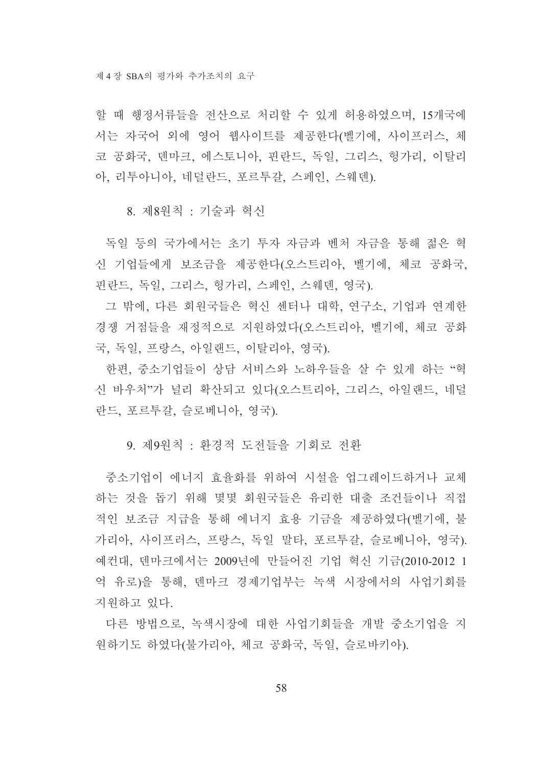할 때 행정서류들을 전산으로 처리할 수 있게 허용하였으며, 15개국에서는 자국어 외에 영어 웹사이트를 제공한다(벨기에, 사이프러스, 체코 공화국, 덴마크, 에스토니아, 핀란드, 독일, 그리스, 헝가리, 이탈리아, 리투아니아, 네덜란드, 포르투갈, 스페인, 스웨덴).

### 8. 제8원칙 : 기술과 혁신

독일 등의 국가에서는 초기 투자 자금과 벤처 자금을 통해 젊은 혁신 기업들에게 보조금을 제공한다(오스트리아, 벨기에, 체코 공화국, 핀란드, 독일, 그리스, 헝가리, 스페인, 스웨덴, 영국).

그 밖에, 다른 회원국들은 혁신 센터나 대학, 연구소, 기업과 연계한 경쟁 거점들을 재정적으로 지원하였다(오스트리아, 벨기에, 체코 공화국, 독일, 프랑스, 아일랜드, 이탈리아, 영국).

한편, 중소기업들이 상담 서비스와 노하우들을 살 수 있게 하는 "혁신 바우처"가 널리 확산되고 있다(오스트리아, 그리스, 아일랜드, 네덜란드, 포르투갈, 슬로베니아, 영국).

### 9. 제9원칙 : 환경적 도전들을 기회로 전환

중소기업이 에너지 효율화를 위하여 시설을 업그레이드하거나 교체하는 것을 돕기 위해 몇몇 회원국들은 유리한 대출 조건들이나 직접적인 보조금 지급을 통해 에너지 효용 기금을 제공하였다(벨기에, 불가리아, 사이프러스, 프랑스, 독일 말타, 포르투갈, 슬로베니아, 영국). 예컨대, 덴마크에서는 2009년에 만들어진 기업 혁신 기금(2010-2012 1억 유로)을 통해, 덴마크 경제기업부는 녹색 시장에서의 사업기회를 지원하고 있다.

다른 방법으로, 녹색시장에 대한 사업기회들을 개발 중소기업을 지원하기도 하였다(불가리아, 체코 공화국, 독일, 슬로바키아).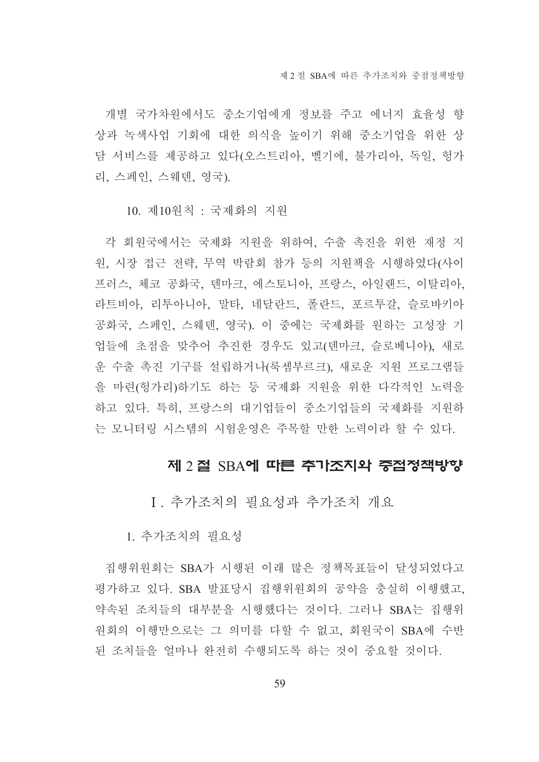개별 국가차원에서도 중소기업에게 정보를 주고 에너지 효율성 향상과 녹색사업 기회에 대한 의식을 높이기 위해 중소기업을 위한 상담 서비스를 제공하고 있다(오스트리아, 벨기에, 불가리아, 독일, 헝가리, 스페인, 스웨덴, 영국).

#### 10. 제10원칙 : 국제화의 지원

각 회원국에서는 국제화 지원을 위하여, 수출 촉진을 위한 재정 지원, 시장 접근 전략, 무역 박람회 참가 등의 지원책을 시행하였다(사이프러스, 체코 공화국, 덴마크, 에스토니아, 프랑스, 아일랜드, 이탈리아, 라트비아, 리투아니아, 말타, 네달란드, 폴란드, 포르투갈, 슬로바키아 공화국, 스페인, 스웨덴, 영국). 이 중에는 국제화를 원하는 고성장 기업들에 초점을 맞추어 추진한 경우도 있고(덴마크, 슬로베니아), 새로운 수출 촉진 기구를 설립하거나(룩셈부르크), 새로운 지원 프로그램들을 마련(헝가리)하기도 하는 등 국제화 지원을 위한 다각적인 노력을 하고 있다. 특히, 프랑스의 대기업들이 중소기업들의 국제화를 지원하는 모니터링 시스템의 시험운영은 주목할 만한 노력이라 할 수 있다.

## 제 2 절 SBA에 따른 추가조치와 중점정책방향

### Ⅰ. 추가조치의 필요성과 추가조치 개요

#### 1. 추가조치의 필요성

집행위원회는 SBA가 시행된 이래 많은 정책목표들이 달성되었다고 평가하고 있다. SBA 발표당시 집행위원회의 공약을 충실히 이행했고, 약속된 조치들의 대부분을 시행했다는 것이다. 그러나 SBA는 집행위원회의 이행만으로는 그 의미를 다할 수 없고, 회원국이 SBA에 수반된 조치들을 얼마나 완전히 수행되도록 하는 것이 중요할 것이다.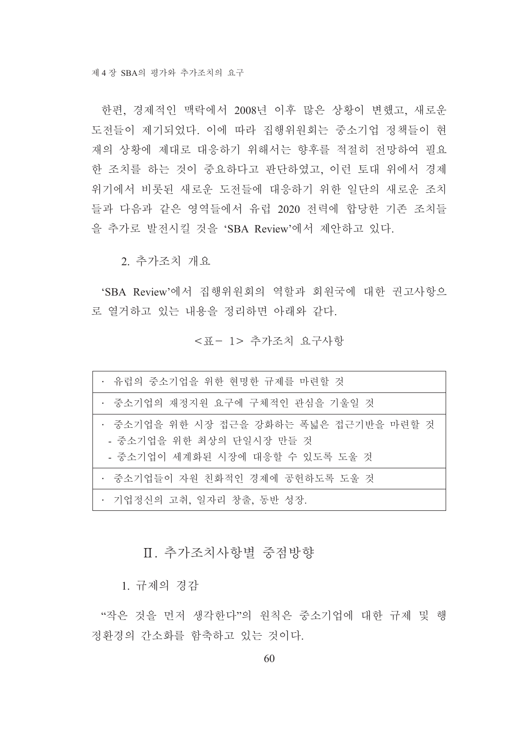한편, 경제적인 맥락에서 2008년 이후 많은 상황이 변했고, 새로운 도전들이 제기되었다. 이에 따라 집행위원회는 중소기업 정책들이 현재의 상황에 제대로 대응하기 위해서는 향후를 적절히 전망하여 필요한 조치를 하는 것이 중요하다고 판단하였고, 이런 토대 위에서 경제위기에서 비롯된 새로운 도전들에 대응하기 위한 일단의 새로운 조치들과 다음과 같은 영역들에서 유럽 2020 전략에 합당한 기존 조치들을 추가로 발전시킬 것을 'SBA Review'에서 제안하고 있다.

### 2. 추가조치 개요

'SBA Review'에서 집행위원회의 역할과 회원국에 대한 권고사항으로 열거하고 있는 내용을 정리하면 아래와 같다.

<표- 1> 추가조치 요구사항

| |
|---|
| · 유럽의 중소기업을 위한 현명한 규제를 마련할 것 |
| · 중소기업의 재정지원 요구에 구체적인 관심을 기울일 것 |
| · 중소기업을 위한 시장 접근을 강화하는 폭넓은 접근기반을 마련할 것<br>- 중소기업을 위한 최상의 단일시장 만들 것<br>- 중소기업이 세계화된 시장에 대응할 수 있도록 도울 것 |
| · 중소기업들이 자원 친화적인 경제에 공헌하도록 도울 것 |
| · 기업정신의 고취, 일자리 창출, 동반 성장. |

## Ⅱ. 추가조치사항별 중점방향

### 1. 규제의 경감

"작은 것을 먼저 생각한다"의 원칙은 중소기업에 대한 규제 및 행정환경의 간소화를 함축하고 있는 것이다.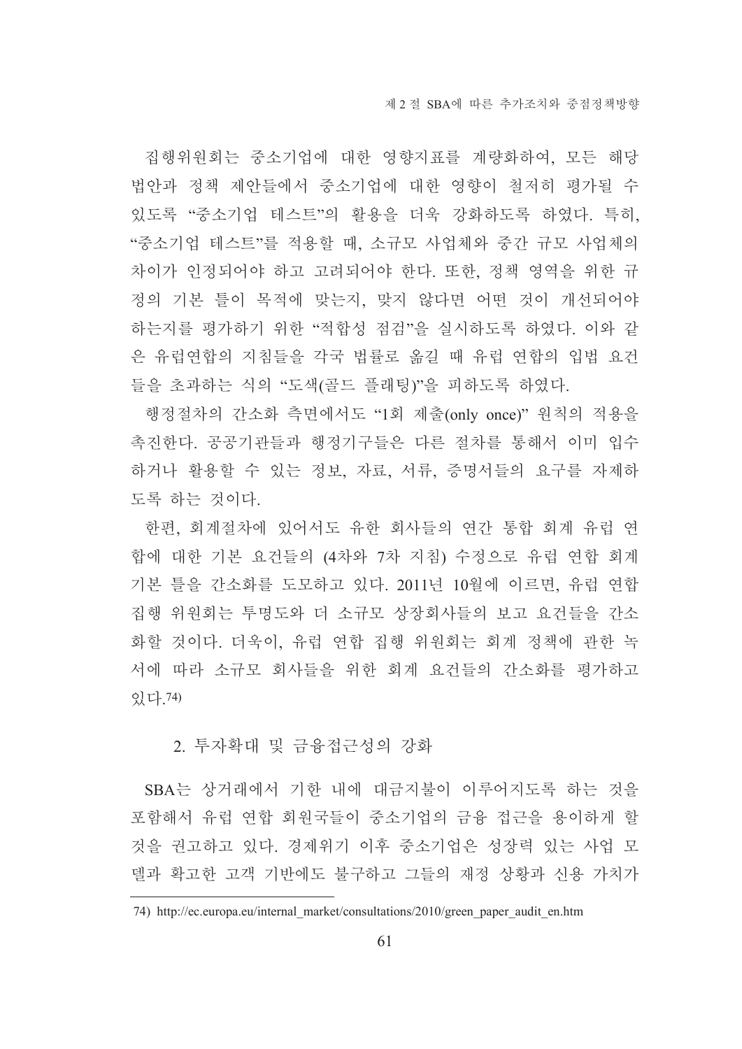집행위원회는 중소기업에 대한 영향지표를 계량화하여, 모든 해당 법안과 정책 제안들에서 중소기업에 대한 영향이 철저히 평가될 수 있도록 "중소기업 테스트"의 활용을 더욱 강화하도록 하였다. 특히, "중소기업 테스트"를 적용할 때, 소규모 사업체와 중간 규모 사업체의 차이가 인정되어야 하고 고려되어야 한다. 또한, 정책 영역을 위한 규정의 기본 틀이 목적에 맞는지, 맞지 않다면 어떤 것이 개선되어야 하는지를 평가하기 위한 "적합성 점검"을 실시하도록 하였다. 이와 같은 유럽연합의 지침들을 각국 법률로 옮길 때 유럽 연합의 입법 요건들을 초과하는 식의 "도색(골드 플래팅)"을 피하도록 하였다.

행정절차의 간소화 측면에서도 "1회 제출(only once)" 원칙의 적용을 촉진한다. 공공기관들과 행정기구들은 다른 절차를 통해서 이미 입수하거나 활용할 수 있는 정보, 자료, 서류, 증명서들의 요구를 자제하도록 하는 것이다.

한편, 회계절차에 있어서도 유한 회사들의 연간 통합 회계 유럽 연합에 대한 기본 요건들의 (4차와 7차 지침) 수정으로 유럽 연합 회계 기본 틀을 간소화를 도모하고 있다. 2011년 10월에 이르면, 유럽 연합 집행 위원회는 투명도와 더 소규모 상장회사들의 보고 요건들을 간소화할 것이다. 더욱이, 유럽 연합 집행 위원회는 회계 정책에 관한 녹서에 따라 소규모 회사들을 위한 회계 요건들의 간소화를 평가하고 있다.[74]

## 2. 투자확대 및 금융접근성의 강화

SBA는 상거래에서 기한 내에 대금지불이 이루어지도록 하는 것을 포함해서 유럽 연합 회원국들이 중소기업의 금융 접근을 용이하게 할 것을 권고하고 있다. 경제위기 이후 중소기업은 성장력 있는 사업 모델과 확고한 고객 기반에도 불구하고 그들의 재정 상황과 신용 가치가

---

74) http://ec.europa.eu/internal_market/consultations/2010/green_paper_audit_en.htm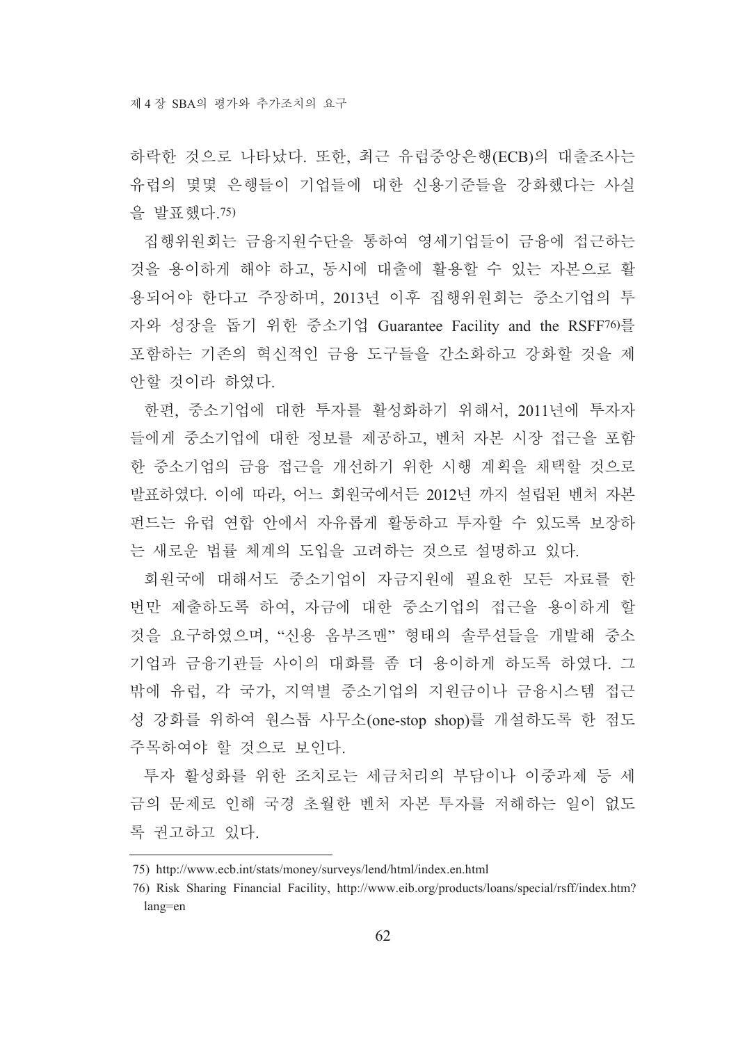하락한 것으로 나타났다. 또한, 최근 유럽중앙은행(ECB)의 대출조사는 유럽의 몇몇 은행들이 기업들에 대한 신용기준들을 강화했다는 사실을 발표했다.[75)]

집행위원회는 금융지원수단을 통하여 영세기업들이 금융에 접근하는 것을 용이하게 해야 하고, 동시에 대출에 활용할 수 있는 자본으로 활용되어야 한다고 주장하며, 2013년 이후 집행위원회는 중소기업의 투자와 성장을 돕기 위한 중소기업 Guarantee Facility and the RSFF[76)]를 포함하는 기존의 혁신적인 금융 도구들을 간소화하고 강화할 것을 제안할 것이라 하였다.

한편, 중소기업에 대한 투자를 활성화하기 위해서, 2011년에 투자자들에게 중소기업에 대한 정보를 제공하고, 벤처 자본 시장 접근을 포함한 중소기업의 금융 접근을 개선하기 위한 시행 계획을 채택할 것으로 발표하였다. 이에 따라, 어느 회원국에서든 2012년 까지 설립된 벤처 자본 펀드는 유럽 연합 안에서 자유롭게 활동하고 투자할 수 있도록 보장하는 새로운 법률 체계의 도입을 고려하는 것으로 설명하고 있다.

회원국에 대해서도 중소기업이 자금지원에 필요한 모든 자료를 한 번만 제출하도록 하여, 자금에 대한 중소기업의 접근을 용이하게 할 것을 요구하였으며, "신용 옴부즈맨" 형태의 솔루션들을 개발해 중소기업과 금융기관들 사이의 대화를 좀 더 용이하게 하도록 하였다. 그 밖에 유럽, 각 국가, 지역별 중소기업의 지원금이나 금융시스템 접근성 강화를 위하여 원스톱 사무소(one-stop shop)를 개설하도록 한 점도 주목하여야 할 것으로 보인다.

투자 활성화를 위한 조치로는 세금처리의 부담이나 이중과제 등 세금의 문제로 인해 국경 초월한 벤처 자본 투자를 저해하는 일이 없도록 권고하고 있다.

---

75) http://www.ecb.int/stats/money/surveys/lend/html/index.en.html

76) Risk Sharing Financial Facility, http://www.eib.org/products/loans/special/rsff/index.htm?lang=en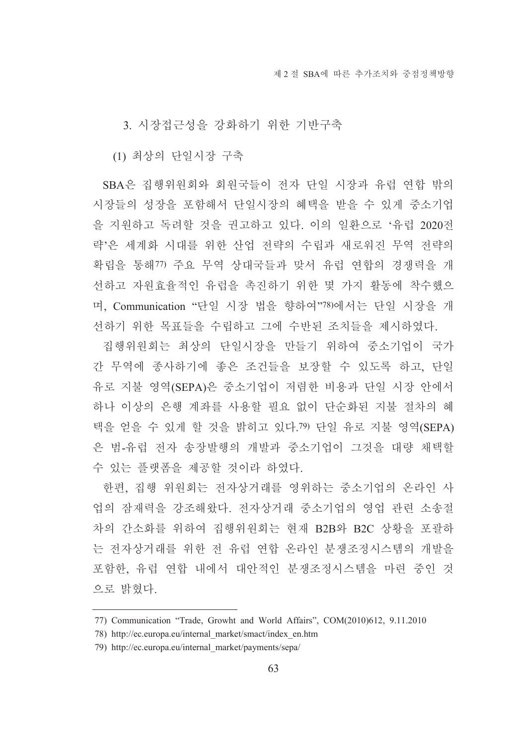### 3. 시장접근성을 강화하기 위한 기반구축

#### (1) 최상의 단일시장 구축

SBA은 집행위원회와 회원국들이 전자 단일 시장과 유럽 연합 밖의 시장들의 성장을 포함해서 단일시장의 혜택을 받을 수 있게 중소기업을 지원하고 독려할 것을 권고하고 있다. 이의 일환으로 '유럽 2020전략'은 세계화 시대를 위한 산업 전략의 수립과 새로워진 무역 전략의 확립을 통해[77] 주요 무역 상대국들과 맞서 유럽 연합의 경쟁력을 개선하고 자원효율적인 유럽을 촉진하기 위한 몇 가지 활동에 착수했으며, Communication "단일 시장 법을 향하여"[78]에서는 단일 시장을 개선하기 위한 목표들을 수립하고 그에 수반된 조치들을 제시하였다.

집행위원회는 최상의 단일시장을 만들기 위하여 중소기업이 국가간 무역에 종사하기에 좋은 조건들을 보장할 수 있도록 하고, 단일 유로 지불 영역(SEPA)은 중소기업이 저렴한 비용과 단일 시장 안에서 하나 이상의 은행 계좌를 사용할 필요 없이 단순화된 지불 절차의 혜택을 얻을 수 있게 할 것을 밝히고 있다.[79] 단일 유로 지불 영역(SEPA)은 범-유럽 전자 송장발행의 개발과 중소기업이 그것을 대량 채택할 수 있는 플랫폼을 제공할 것이라 하였다.

한편, 집행 위원회는 전자상거래를 영위하는 중소기업의 온라인 사업의 잠재력을 강조해왔다. 전자상거래 중소기업의 영업 관련 소송절차의 간소화를 위하여 집행위원회는 현재 B2B와 B2C 상황을 포괄하는 전자상거래를 위한 전 유럽 연합 온라인 분쟁조정시스템의 개발을 포함한, 유럽 연합 내에서 대안적인 분쟁조정시스템을 마련 중인 것으로 밝혔다.

---

77) Communication "Trade, Growht and World Affairs", COM(2010)612, 9.11.2010

78) http://ec.europa.eu/internal_market/smact/index_en.htm

79) http://ec.europa.eu/internal_market/payments/sepa/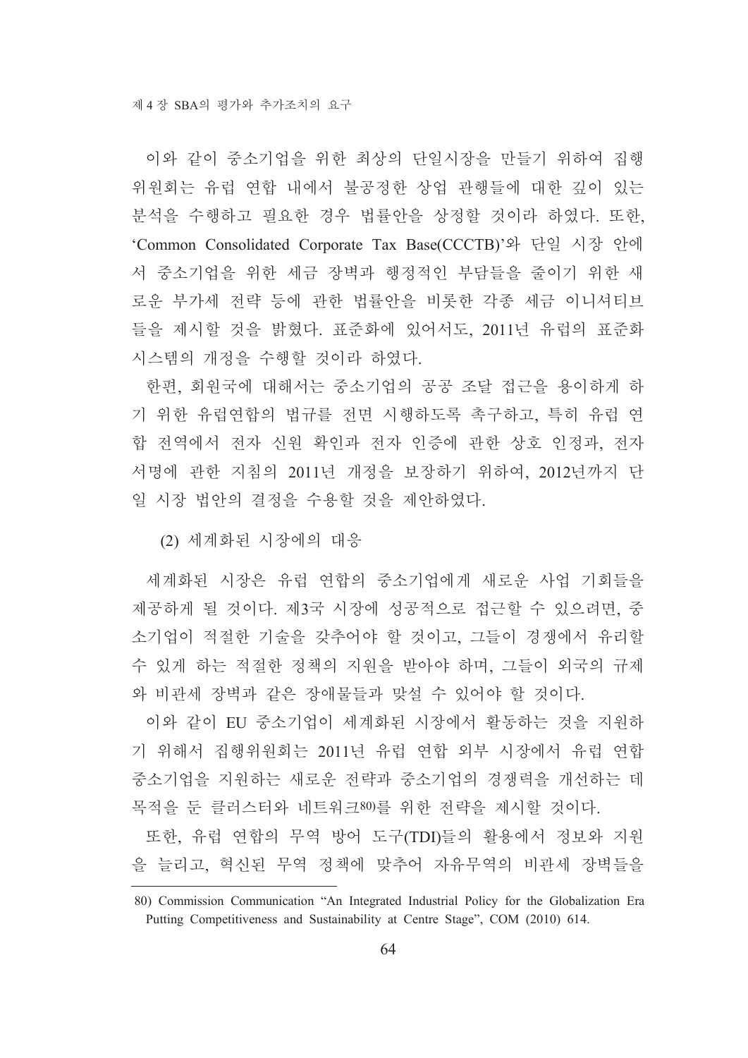이와 같이 중소기업을 위한 최상의 단일시장을 만들기 위하여 집행위원회는 유럽 연합 내에서 불공정한 상업 관행들에 대한 깊이 있는 분석을 수행하고 필요한 경우 법률안을 상정할 것이라 하였다. 또한, 'Common Consolidated Corporate Tax Base(CCCTB)'와 단일 시장 안에서 중소기업을 위한 세금 장벽과 행정적인 부담들을 줄이기 위한 새로운 부가세 전략 등에 관한 법률안을 비롯한 각종 세금 이니셔티브들을 제시할 것을 밝혔다. 표준화에 있어서도, 2011년 유럽의 표준화 시스템의 개정을 수행할 것이라 하였다.

한편, 회원국에 대해서는 중소기업의 공공 조달 접근을 용이하게 하기 위한 유럽연합의 법규를 전면 시행하도록 촉구하고, 특히 유럽 연합 전역에서 전자 신원 확인과 전자 인증에 관한 상호 인정과, 전자 서명에 관한 지침의 2011년 개정을 보장하기 위하여, 2012년까지 단일 시장 법안의 결정을 수용할 것을 제안하였다.

(2) 세계화된 시장에의 대응

세계화된 시장은 유럽 연합의 중소기업에게 새로운 사업 기회들을 제공하게 될 것이다. 제3국 시장에 성공적으로 접근할 수 있으려면, 중소기업이 적절한 기술을 갖추어야 할 것이고, 그들이 경쟁에서 유리할 수 있게 하는 적절한 정책의 지원을 받아야 하며, 그들이 외국의 규제와 비관세 장벽과 같은 장애물들과 맞설 수 있어야 할 것이다.

이와 같이 EU 중소기업이 세계화된 시장에서 활동하는 것을 지원하기 위해서 집행위원회는 2011년 유럽 연합 외부 시장에서 유럽 연합 중소기업을 지원하는 새로운 전략과 중소기업의 경쟁력을 개선하는 데 목적을 둔 클러스터와 네트워크[80]를 위한 전략을 제시할 것이다.

또한, 유럽 연합의 무역 방어 도구(TDI)들의 활용에서 정보와 지원을 늘리고, 혁신된 무역 정책에 맞추어 자유무역의 비관세 장벽들을

---

80) Commission Communication "An Integrated Industrial Policy for the Globalization Era Putting Competitiveness and Sustainability at Centre Stage", COM (2010) 614.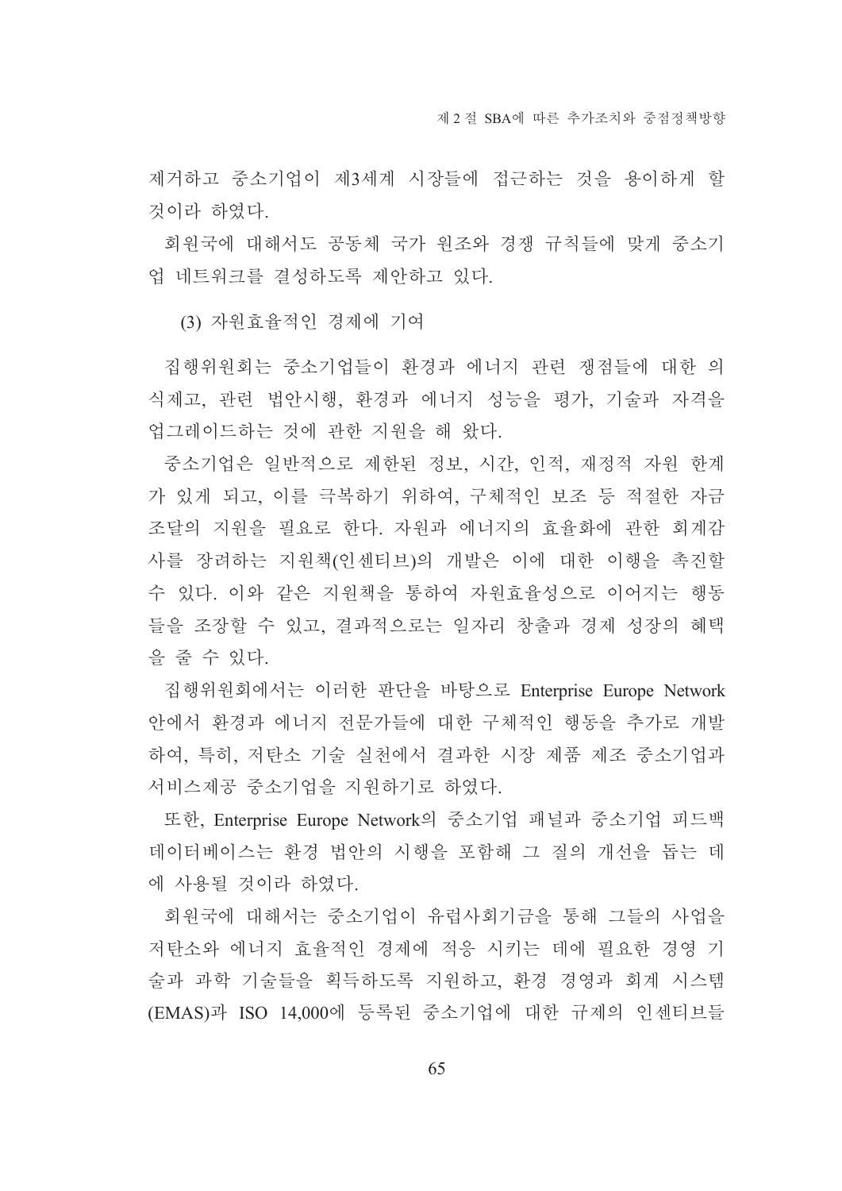제거하고 중소기업이 제3세계 시장들에 접근하는 것을 용이하게 할 것이라 하였다.

회원국에 대해서도 공동체 국가 원조와 경쟁 규칙들에 맞게 중소기업 네트워크를 결성하도록 제안하고 있다.

#### (3) 자원효율적인 경제에 기여

집행위원회는 중소기업들이 환경과 에너지 관련 쟁점들에 대한 의식제고, 관련 법안시행, 환경과 에너지 성능을 평가, 기술과 자격을 업그레이드하는 것에 관한 지원을 해 왔다.

중소기업은 일반적으로 제한된 정보, 시간, 인적, 재정적 자원 한계가 있게 되고, 이를 극복하기 위하여, 구체적인 보조 등 적절한 자금조달의 지원을 필요로 한다. 자원과 에너지의 효율화에 관한 회계감사를 장려하는 지원책(인센티브)의 개발은 이에 대한 이행을 촉진할 수 있다. 이와 같은 지원책을 통하여 자원효율성으로 이어지는 행동들을 조장할 수 있고, 결과적으로는 일자리 창출과 경제 성장의 혜택을 줄 수 있다.

집행위원회에서는 이러한 판단을 바탕으로 Enterprise Europe Network 안에서 환경과 에너지 전문가들에 대한 구체적인 행동을 추가로 개발하여, 특히, 저탄소 기술 실천에서 결과한 시장 제품 제조 중소기업과 서비스제공 중소기업을 지원하기로 하였다.

또한, Enterprise Europe Network의 중소기업 패널과 중소기업 피드백 데이터베이스는 환경 법안의 시행을 포함해 그 질의 개선을 돕는 데에 사용될 것이라 하였다.

회원국에 대해서는 중소기업이 유럽사회기금을 통해 그들의 사업을 저탄소와 에너지 효율적인 경제에 적응 시키는 데에 필요한 경영 기술과 과학 기술들을 획득하도록 지원하고, 환경 경영과 회계 시스템(EMAS)과 ISO 14,000에 등록된 중소기업에 대한 규제의 인센티브들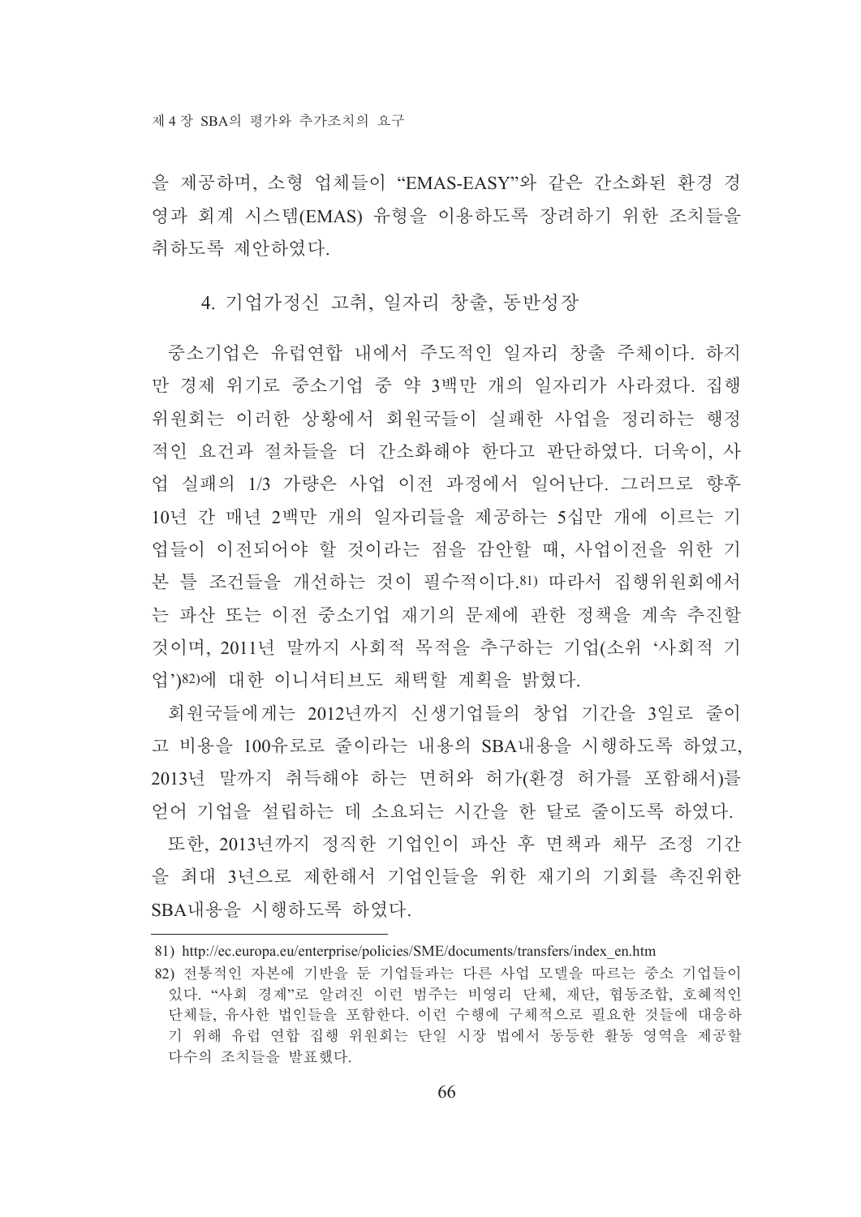을 제공하며, 소형 업체들이 "EMAS-EASY"와 같은 간소화된 환경 경영과 회계 시스템(EMAS) 유형을 이용하도록 장려하기 위한 조치들을 취하도록 제안하였다.

### 4. 기업가정신 고취, 일자리 창출, 동반성장

중소기업은 유럽연합 내에서 주도적인 일자리 창출 주체이다. 하지만 경제 위기로 중소기업 중 약 3백만 개의 일자리가 사라졌다. 집행위원회는 이러한 상황에서 회원국들이 실패한 사업을 정리하는 행정적인 요건과 절차들을 더 간소화해야 한다고 판단하였다. 더욱이, 사업 실패의 1/3 가량은 사업 이전 과정에서 일어난다. 그러므로 향후 10년 간 매년 2백만 개의 일자리들을 제공하는 5십만 개에 이르는 기업들이 이전되어야 할 것이라는 점을 감안할 때, 사업이전을 위한 기본 틀 조건들을 개선하는 것이 필수적이다.[81] 따라서 집행위원회에서는 파산 또는 이전 중소기업 재기의 문제에 관한 정책을 계속 추진할 것이며, 2011년 말까지 사회적 목적을 추구하는 기업(소위 '사회적 기업')[82]에 대한 이니셔티브도 채택할 계획을 밝혔다.

회원국들에게는 2012년까지 신생기업들의 창업 기간을 3일로 줄이고 비용을 100유로로 줄이라는 내용의 SBA내용을 시행하도록 하였고, 2013년 말까지 취득해야 하는 면허와 허가(환경 허가를 포함해서)를 얻어 기업을 설립하는 데 소요되는 시간을 한 달로 줄이도록 하였다.

또한, 2013년까지 정직한 기업인이 파산 후 면책과 채무 조정 기간을 최대 3년으로 제한해서 기업인들을 위한 재기의 기회를 촉진위한 SBA내용을 시행하도록 하였다.

---

81) http://ec.europa.eu/enterprise/policies/SME/documents/transfers/index_en.htm

82) 전통적인 자본에 기반을 둔 기업들과는 다른 사업 모델을 따르는 중소 기업들이 있다. "사회 경제"로 알려진 이런 범주는 비영리 단체, 재단, 협동조합, 호혜적인 단체들, 유사한 법인들을 포함한다. 이런 수행에 구체적으로 필요한 것들에 대응하기 위해 유럽 연합 집행 위원회는 단일 시장 법에서 동등한 활동 영역을 제공할 다수의 조치들을 발표했다.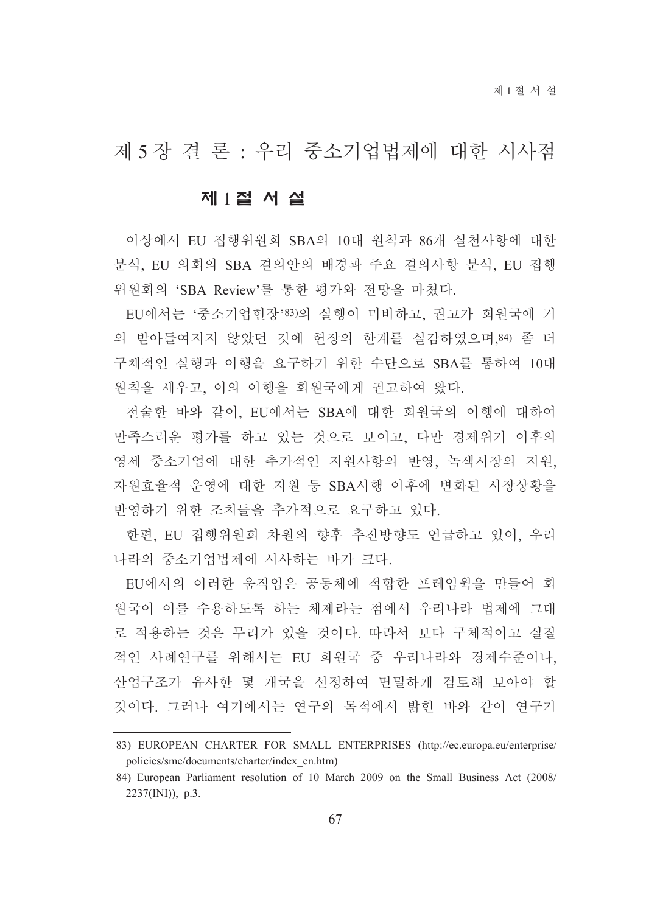# 제 5 장 결 론 : 우리 중소기업법제에 대한 시사점

## 제 1 절 서 설

이상에서 EU 집행위원회 SBA의 10대 원칙과 86개 실천사항에 대한 분석, EU 의회의 SBA 결의안의 배경과 주요 결의사항 분석, EU 집행위원회의 'SBA Review'를 통한 평가와 전망을 마쳤다.

EU에서는 '중소기업헌장'[83]의 실행이 미비하고, 권고가 회원국에 거의 받아들여지지 않았던 것에 헌장의 한계를 실감하였으며,[84] 좀 더 구체적인 실행과 이행을 요구하기 위한 수단으로 SBA를 통하여 10대 원칙을 세우고, 이의 이행을 회원국에게 권고하여 왔다.

전술한 바와 같이, EU에서는 SBA에 대한 회원국의 이행에 대하여 만족스러운 평가를 하고 있는 것으로 보이고, 다만 경제위기 이후의 영세 중소기업에 대한 추가적인 지원사항의 반영, 녹색시장의 지원, 자원효율적 운영에 대한 지원 등 SBA시행 이후에 변화된 시장상황을 반영하기 위한 조치들을 추가적으로 요구하고 있다.

한편, EU 집행위원회 차원의 향후 추진방향도 언급하고 있어, 우리나라의 중소기업법제에 시사하는 바가 크다.

EU에서의 이러한 움직임은 공동체에 적합한 프레임웍을 만들어 회원국이 이를 수용하도록 하는 체제라는 점에서 우리나라 법제에 그대로 적용하는 것은 무리가 있을 것이다. 따라서 보다 구체적이고 실질적인 사례연구를 위해서는 EU 회원국 중 우리나라와 경제수준이나, 산업구조가 유사한 몇 개국을 선정하여 면밀하게 검토해 보아야 할 것이다. 그러나 여기에서는 연구의 목적에서 밝힌 바와 같이 연구기

---

83) EUROPEAN CHARTER FOR SMALL ENTERPRISES (http://ec.europa.eu/enterprise/policies/sme/documents/charter/index_en.htm)

84) European Parliament resolution of 10 March 2009 on the Small Business Act (2008/2237(INI)), p.3.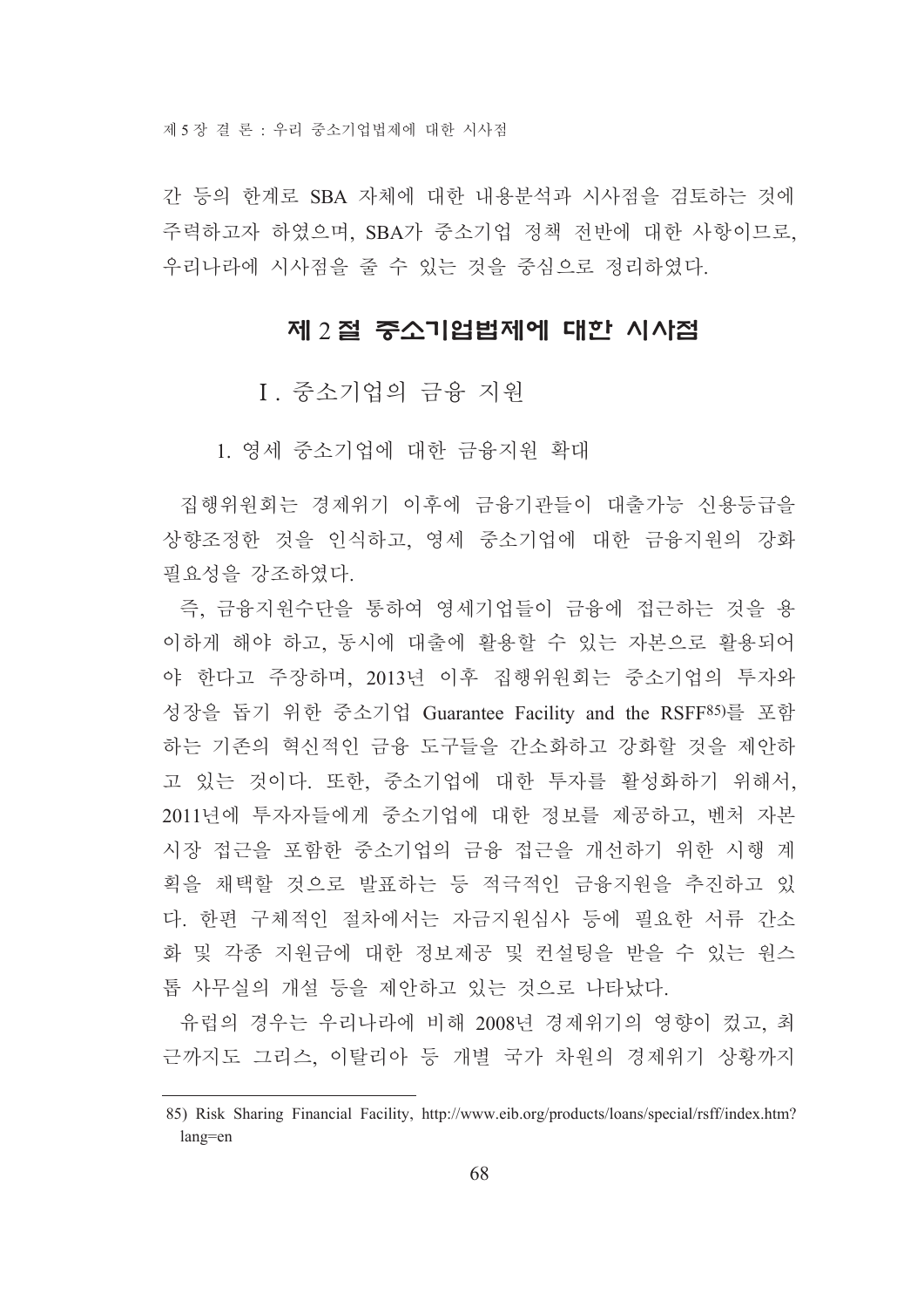간 등의 한계로 SBA 자체에 대한 내용분석과 시사점을 검토하는 것에 주력하고자 하였으며, SBA가 중소기업 정책 전반에 대한 사항이므로, 우리나라에 시사점을 줄 수 있는 것을 중심으로 정리하였다.

## 제 2 절 중소기업법제에 대한 시사점

### Ⅰ. 중소기업의 금융 지원

#### 1. 영세 중소기업에 대한 금융지원 확대

집행위원회는 경제위기 이후에 금융기관들이 대출가능 신용등급을 상향조정한 것을 인식하고, 영세 중소기업에 대한 금융지원의 강화 필요성을 강조하였다.

즉, 금융지원수단을 통하여 영세기업들이 금융에 접근하는 것을 용이하게 해야 하고, 동시에 대출에 활용할 수 있는 자본으로 활용되어야 한다고 주장하며, 2013년 이후 집행위원회는 중소기업의 투자와 성장을 돕기 위한 중소기업 Guarantee Facility and the RSFF[85]를 포함하는 기존의 혁신적인 금융 도구들을 간소화하고 강화할 것을 제안하고 있는 것이다. 또한, 중소기업에 대한 투자를 활성화하기 위해서, 2011년에 투자자들에게 중소기업에 대한 정보를 제공하고, 벤처 자본 시장 접근을 포함한 중소기업의 금융 접근을 개선하기 위한 시행 계획을 채택할 것으로 발표하는 등 적극적인 금융지원을 추진하고 있다. 한편 구체적인 절차에서는 자금지원심사 등에 필요한 서류 간소화 및 각종 지원금에 대한 정보제공 및 컨설팅을 받을 수 있는 원스톱 사무실의 개설 등을 제안하고 있는 것으로 나타났다.

유럽의 경우는 우리나라에 비해 2008년 경제위기의 영향이 컸고, 최근까지도 그리스, 이탈리아 등 개별 국가 차원의 경제위기 상황까지

---

85) Risk Sharing Financial Facility, http://www.eib.org/products/loans/special/rsff/index.htm?lang=en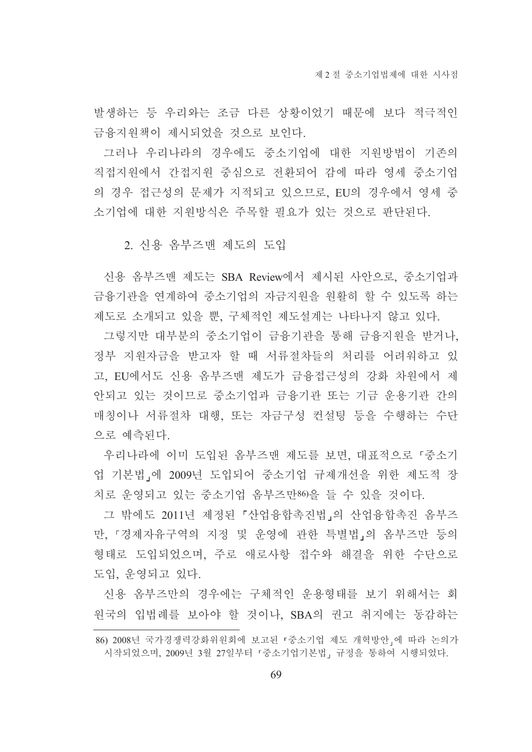발생하는 등 우리와는 조금 다른 상황이었기 때문에 보다 적극적인 금융지원책이 제시되었을 것으로 보인다.

그러나 우리나라의 경우에도 중소기업에 대한 지원방법이 기존의 직접지원에서 간접지원 중심으로 전환되어 감에 따라 영세 중소기업의 경우 접근성의 문제가 지적되고 있으므로, EU의 경우에서 영세 중소기업에 대한 지원방식은 주목할 필요가 있는 것으로 판단된다.

### 2. 신용 옴부즈맨 제도의 도입

신용 옴부즈맨 제도는 SBA Review에서 제시된 사안으로, 중소기업과 금융기관을 연계하여 중소기업의 자금지원을 원활히 할 수 있도록 하는 제도로 소개되고 있을 뿐, 구체적인 제도설계는 나타나지 않고 있다.

그렇지만 대부분의 중소기업이 금융기관을 통해 금융지원을 받거나, 정부 지원자금을 받고자 할 때 서류절차들의 처리를 어려워하고 있고, EU에서도 신용 옴부즈맨 제도가 금융접근성의 강화 차원에서 제안되고 있는 것이므로 중소기업과 금융기관 또는 기금 운용기관 간의 매칭이나 서류절차 대행, 또는 자금구성 컨설팅 등을 수행하는 수단으로 예측된다.

우리나라에 이미 도입된 옴부즈맨 제도를 보면, 대표적으로 「중소기업 기본법」에 2009년 도입되어 중소기업 규제개선을 위한 제도적 장치로 운영되고 있는 중소기업 옴부즈만[86]을 들 수 있을 것이다.

그 밖에도 2011년 제정된 「산업융합촉진법」의 산업융합촉진 옴부즈만, 「경제자유구역의 지정 및 운영에 관한 특별법」의 옴부즈만 등의 형태로 도입되었으며, 주로 애로사항 접수와 해결을 위한 수단으로 도입, 운영되고 있다.

신용 옴부즈만의 경우에는 구체적인 운용형태를 보기 위해서는 회원국의 입법례를 보아야 할 것이나, SBA의 권고 취지에는 동감하는

---

86) 2008년 국가경쟁력강화위원회에 보고된 「중소기업 제도 개혁방안」에 따라 논의가 시작되었으며, 2009년 3월 27일부터 「중소기업기본법」 규정을 통하여 시행되었다.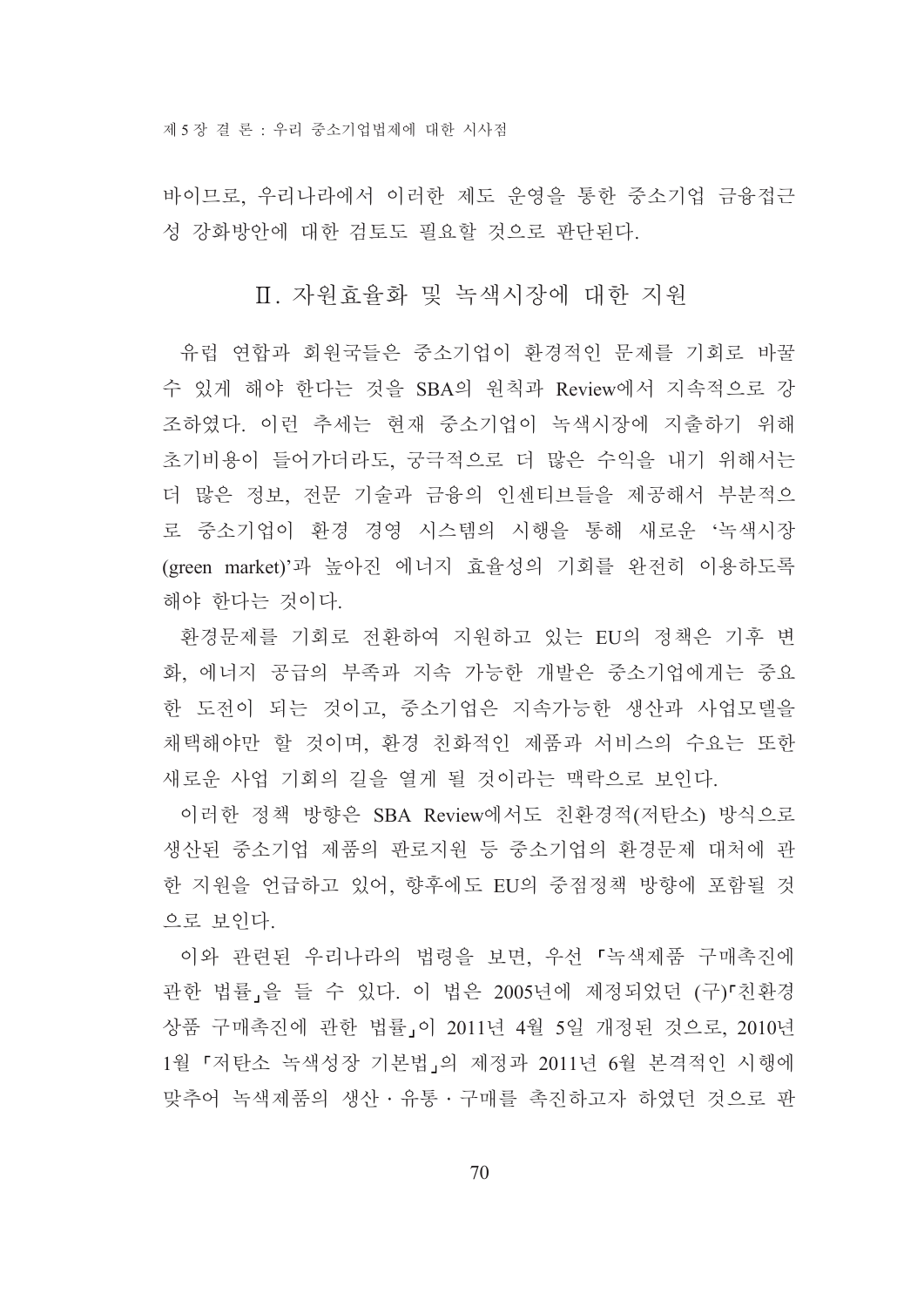바이므로, 우리나라에서 이러한 제도 운영을 통한 중소기업 금융접근성 강화방안에 대한 검토도 필요할 것으로 판단된다.

## Ⅱ. 자원효율화 및 녹색시장에 대한 지원

유럽 연합과 회원국들은 중소기업이 환경적인 문제를 기회로 바꿀 수 있게 해야 한다는 것을 SBA의 원칙과 Review에서 지속적으로 강조하였다. 이런 추세는 현재 중소기업이 녹색시장에 지출하기 위해 초기비용이 들어가더라도, 궁극적으로 더 많은 수익을 내기 위해서는 더 많은 정보, 전문 기술과 금융의 인센티브들을 제공해서 부분적으로 중소기업이 환경 경영 시스템의 시행을 통해 새로운 '녹색시장(green market)'과 높아진 에너지 효율성의 기회를 완전히 이용하도록 해야 한다는 것이다.

환경문제를 기회로 전환하여 지원하고 있는 EU의 정책은 기후 변화, 에너지 공급의 부족과 지속 가능한 개발은 중소기업에게는 중요한 도전이 되는 것이고, 중소기업은 지속가능한 생산과 사업모델을 채택해야만 할 것이며, 환경 친화적인 제품과 서비스의 수요는 또한 새로운 사업 기회의 길을 열게 될 것이라는 맥락으로 보인다.

이러한 정책 방향은 SBA Review에서도 친환경적(저탄소) 방식으로 생산된 중소기업 제품의 판로지원 등 중소기업의 환경문제 대처에 관한 지원을 언급하고 있어, 향후에도 EU의 중점정책 방향에 포함될 것으로 보인다.

이와 관련된 우리나라의 법령을 보면, 우선 「녹색제품 구매촉진에 관한 법률」을 들 수 있다. 이 법은 2005년에 제정되었던 (구)「친환경상품 구매촉진에 관한 법률」이 2011년 4월 5일 개정된 것으로, 2010년 1월 「저탄소 녹색성장 기본법」의 제정과 2011년 6월 본격적인 시행에 맞추어 녹색제품의 생산 · 유통 · 구매를 촉진하고자 하였던 것으로 판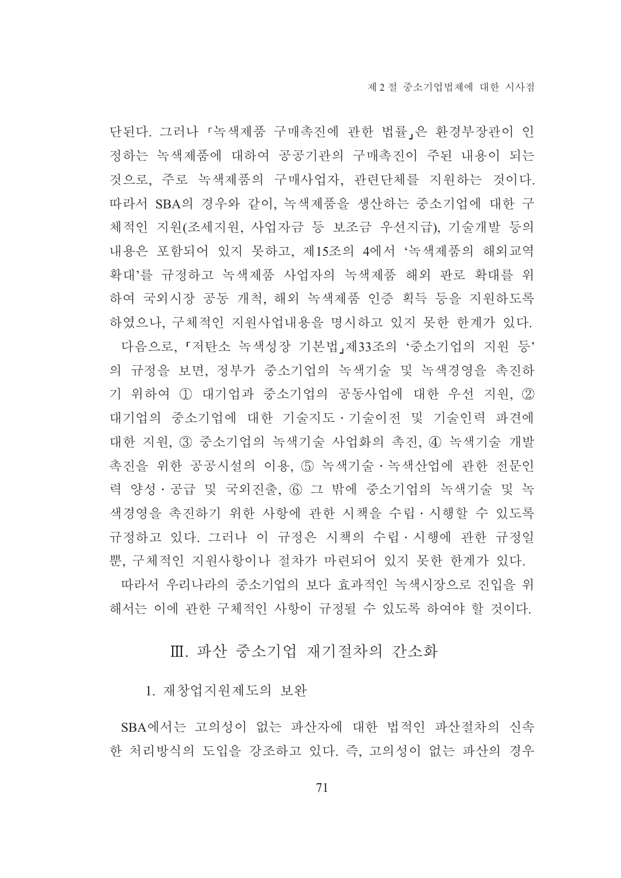단된다. 그러나 「녹색제품 구매촉진에 관한 법률」은 환경부장관이 인정하는 녹색제품에 대하여 공공기관의 구매촉진이 주된 내용이 되는 것으로, 주로 녹색제품의 구매사업자, 관련단체를 지원하는 것이다. 따라서 SBA의 경우와 같이, 녹색제품을 생산하는 중소기업에 대한 구체적인 지원(조세지원, 사업자금 등 보조금 우선지급), 기술개발 등의 내용은 포함되어 있지 못하고, 제15조의 4에서 '녹색제품의 해외교역 확대'를 규정하고 녹색제품 사업자의 녹색제품 해외 판로 확대를 위하여 국외시장 공동 개척, 해외 녹색제품 인증 획득 등을 지원하도록 하였으나, 구체적인 지원사업내용을 명시하고 있지 못한 한계가 있다.

다음으로, 「저탄소 녹색성장 기본법」제33조의 '중소기업의 지원 등'의 규정을 보면, 정부가 중소기업의 녹색기술 및 녹색경영을 촉진하기 위하여 ① 대기업과 중소기업의 공동사업에 대한 우선 지원, ② 대기업의 중소기업에 대한 기술지도·기술이전 및 기술인력 파견에 대한 지원, ③ 중소기업의 녹색기술 사업화의 촉진, ④ 녹색기술 개발 촉진을 위한 공공시설의 이용, ⑤ 녹색기술·녹색산업에 관한 전문인력 양성·공급 및 국외진출, ⑥ 그 밖에 중소기업의 녹색기술 및 녹색경영을 촉진하기 위한 사항에 관한 시책을 수립·시행할 수 있도록 규정하고 있다. 그러나 이 규정은 시책의 수립·시행에 관한 규정일 뿐, 구체적인 지원사항이나 절차가 마련되어 있지 못한 한계가 있다.

따라서 우리나라의 중소기업의 보다 효과적인 녹색시장으로 진입을 위해서는 이에 관한 구체적인 사항이 규정될 수 있도록 하여야 할 것이다.

## Ⅲ. 파산 중소기업 재기절차의 간소화

### 1. 재창업지원제도의 보완

SBA에서는 고의성이 없는 파산자에 대한 법적인 파산절차의 신속한 처리방식의 도입을 강조하고 있다. 즉, 고의성이 없는 파산의 경우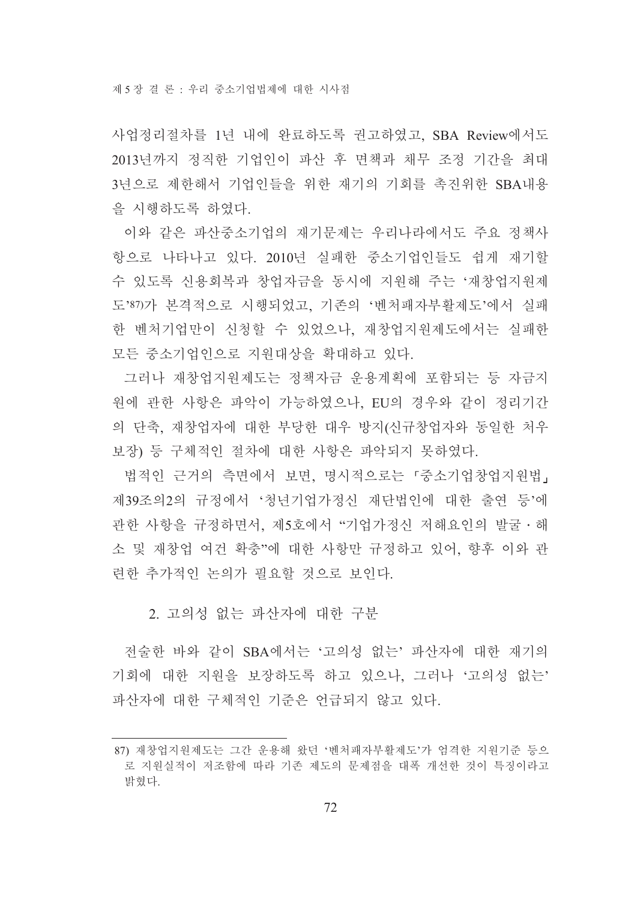사업정리절차를 1년 내에 완료하도록 권고하였고, SBA Review에서도 2013년까지 정직한 기업인이 파산 후 면책과 채무 조정 기간을 최대 3년으로 제한해서 기업인들을 위한 재기의 기회를 촉진위한 SBA내용을 시행하도록 하였다.

이와 같은 파산중소기업의 재기문제는 우리나라에서도 주요 정책사항으로 나타나고 있다. 2010년 실패한 중소기업인들도 쉽게 재기할 수 있도록 신용회복과 창업자금을 동시에 지원해 주는 '재창업지원제도'[87]가 본격적으로 시행되었고, 기존의 '벤처패자부활제도'에서 실패한 벤처기업만이 신청할 수 있었으나, 재창업지원제도에서는 실패한 모든 중소기업인으로 지원대상을 확대하고 있다.

그러나 재창업지원제도는 정책자금 운용계획에 포함되는 등 자금지원에 관한 사항은 파악이 가능하였으나, EU의 경우와 같이 정리기간의 단축, 재창업자에 대한 부당한 대우 방지(신규창업자와 동일한 처우 보장) 등 구체적인 절차에 대한 사항은 파악되지 못하였다.

법적인 근거의 측면에서 보면, 명시적으로는 「중소기업창업지원법」 제39조의2의 규정에서 '청년기업가정신 재단법인에 대한 출연 등'에 관한 사항을 규정하면서, 제5호에서 "기업가정신 저해요인의 발굴ㆍ해소 및 재창업 여건 확충"에 대한 사항만 규정하고 있어, 향후 이와 관련한 추가적인 논의가 필요할 것으로 보인다.

### 2. 고의성 없는 파산자에 대한 구분

전술한 바와 같이 SBA에서는 '고의성 없는' 파산자에 대한 재기의 기회에 대한 지원을 보장하도록 하고 있으나, 그러나 '고의성 없는' 파산자에 대한 구체적인 기준은 언급되지 않고 있다.

---

87) 재창업지원제도는 그간 운용해 왔던 '벤처패자부활제도'가 엄격한 지원기준 등으로 지원실적이 저조함에 따라 기존 제도의 문제점을 대폭 개선한 것이 특징이라고 밝혔다.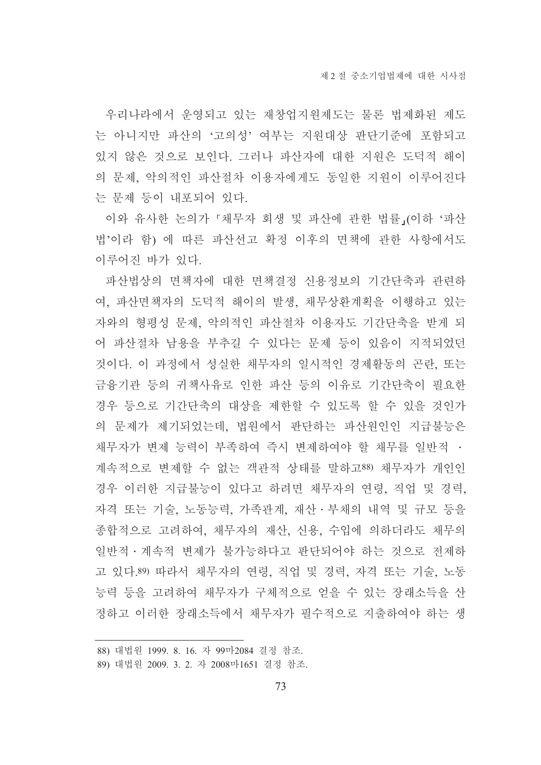우리나라에서 운영되고 있는 재창업지원제도는 물론 법제화된 제도는 아니지만 파산의 '고의성' 여부는 지원대상 판단기준에 포함되고 있지 않은 것으로 보인다. 그러나 파산자에 대한 지원은 도덕적 해이의 문제, 악의적인 파산절차 이용자에게도 동일한 지원이 이루어진다는 문제 등이 내포되어 있다.

이와 유사한 논의가 「채무자 회생 및 파산에 관한 법률」(이하 '파산법'이라 함) 에 따른 파산선고 확정 이후의 면책에 관한 사항에서도 이루어진 바가 있다.

파산법상의 면책자에 대한 면책결정 신용정보의 기간단축과 관련하여, 파산면책자의 도덕적 해이의 발생, 채무상환계획을 이행하고 있는 자와의 형평성 문제, 악의적인 파산절차 이용자도 기간단축을 받게 되어 파산절차 남용을 부추길 수 있다는 문제 등이 있음이 지적되었던 것이다. 이 과정에서 성실한 채무자의 일시적인 경제활동의 곤란, 또는 금융기관 등의 귀책사유로 인한 파산 등의 이유로 기간단축이 필요한 경우 등으로 기간단축의 대상을 제한할 수 있도록 할 수 있을 것인가의 문제가 제기되었는데, 법원에서 판단하는 파산원인인 지급불능은 채무자가 변제 능력이 부족하여 즉시 변제하여야 할 채무를 일반적 · 계속적으로 변제할 수 없는 객관적 상태를 말하고[88] 채무자가 개인인 경우 이러한 지급불능이 있다고 하려면 채무자의 연령, 직업 및 경력, 자격 또는 기술, 노동능력, 가족관계, 재산 · 부채의 내역 및 규모 등을 종합적으로 고려하여, 채무자의 재산, 신용, 수입에 의하더라도 채무의 일반적 · 계속적 변제가 불가능하다고 판단되어야 하는 것으로 전제하고 있다.[89] 따라서 채무자의 연령, 직업 및 경력, 자격 또는 기술, 노동능력 등을 고려하여 채무자가 구체적으로 얻을 수 있는 장래소득을 산정하고 이러한 장래소득에서 채무자가 필수적으로 지출하여야 하는 생

---

88) 대법원 1999. 8. 16. 자 99마2084 결정 참조.

89) 대법원 2009. 3. 2. 자 2008마1651 결정 참조.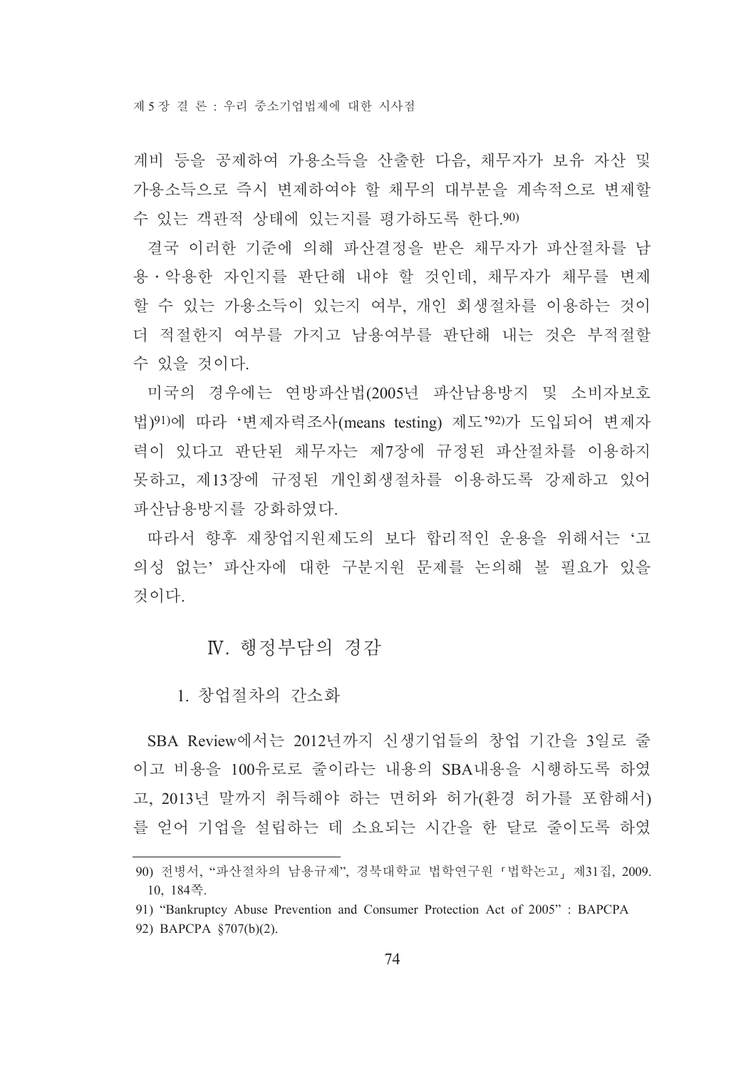계비 등을 공제하여 가용소득을 산출한 다음, 채무자가 보유 자산 및 가용소득으로 즉시 변제하여야 할 채무의 대부분을 계속적으로 변제할 수 있는 객관적 상태에 있는지를 평가하도록 한다.[90]

결국 이러한 기준에 의해 파산결정을 받은 채무자가 파산절차를 남용·악용한 자인지를 판단해 내야 할 것인데, 채무자가 채무를 변제할 수 있는 가용소득이 있는지 여부, 개인 회생절차를 이용하는 것이 더 적절한지 여부를 가지고 남용여부를 판단해 내는 것은 부적절할 수 있을 것이다.

미국의 경우에는 연방파산법(2005년 파산남용방지 및 소비자보호법)[91]에 따라 '변제자력조사(means testing) 제도'[92]가 도입되어 변제자력이 있다고 판단된 채무자는 제7장에 규정된 파산절차를 이용하지 못하고, 제13장에 규정된 개인회생절차를 이용하도록 강제하고 있어 파산남용방지를 강화하였다.

따라서 향후 재창업지원제도의 보다 합리적인 운용을 위해서는 '고의성 없는' 파산자에 대한 구분지원 문제를 논의해 볼 필요가 있을 것이다.

## Ⅳ. 행정부담의 경감

### 1. 창업절차의 간소화

SBA Review에서는 2012년까지 신생기업들의 창업 기간을 3일로 줄이고 비용을 100유로로 줄이라는 내용의 SBA내용을 시행하도록 하였고, 2013년 말까지 취득해야 하는 면허와 허가(환경 허가를 포함해서)를 얻어 기업을 설립하는 데 소요되는 시간을 한 달로 줄이도록 하였

---

90) 전병서, "파산절차의 남용규제", 경북대학교 법학연구원 「법학논고」 제31집, 2009. 10, 184쪽.

91) "Bankruptcy Abuse Prevention and Consumer Protection Act of 2005" : BAPCPA

92) BAPCPA §707(b)(2).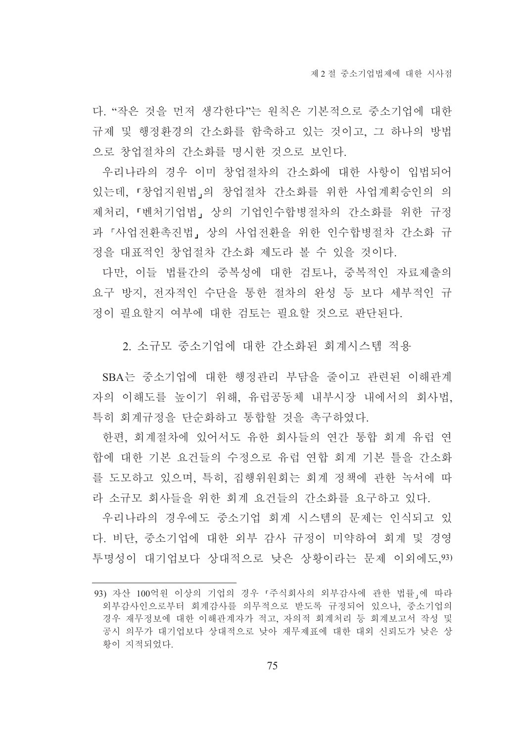다. "작은 것을 먼저 생각한다"는 원칙은 기본적으로 중소기업에 대한 규제 및 행정환경의 간소화를 함축하고 있는 것이고, 그 하나의 방법으로 창업절차의 간소화를 명시한 것으로 보인다.

우리나라의 경우 이미 창업절차의 간소화에 대한 사항이 입법되어 있는데, 「창업지원법」의 창업절차 간소화를 위한 사업계획승인의 의제처리, 「벤처기업법」 상의 기업인수합병절차의 간소화를 위한 규정과 「사업전환촉진법」 상의 사업전환을 위한 인수합병절차 간소화 규정을 대표적인 창업절차 간소화 제도라 볼 수 있을 것이다.

다만, 이들 법률간의 중복성에 대한 검토나, 중복적인 자료제출의 요구 방지, 전자적인 수단을 통한 절차의 완성 등 보다 세부적인 규정이 필요할지 여부에 대한 검토는 필요할 것으로 판단된다.

## 2. 소규모 중소기업에 대한 간소화된 회계시스템 적용

SBA는 중소기업에 대한 행정관리 부담을 줄이고 관련된 이해관계자의 이해도를 높이기 위해, 유럽공동체 내부시장 내에서의 회사법, 특히 회계규정을 단순화하고 통합할 것을 촉구하였다.

한편, 회계절차에 있어서도 유한 회사들의 연간 통합 회계 유럽 연합에 대한 기본 요건들의 수정으로 유럽 연합 회계 기본 틀을 간소화를 도모하고 있으며, 특히, 집행위원회는 회계 정책에 관한 녹서에 따라 소규모 회사들을 위한 회계 요건들의 간소화를 요구하고 있다.

우리나라의 경우에도 중소기업 회계 시스템의 문제는 인식되고 있다. 비단, 중소기업에 대한 외부 감사 규정이 미약하여 회계 및 경영 투명성이 대기업보다 상대적으로 낮은 상황이라는 문제 이외에도,[93]

---

93) 자산 100억원 이상의 기업의 경우 「주식회사의 외부감사에 관한 법률」에 따라 외부감사인으로부터 회계감사를 의무적으로 받도록 규정되어 있으나, 중소기업의 경우 재무정보에 대한 이해관계자가 적고, 자의적 회계처리 등 회계보고서 작성 및 공시 의무가 대기업보다 상대적으로 낮아 재무제표에 대한 대외 신뢰도가 낮은 상황이 지적되었다.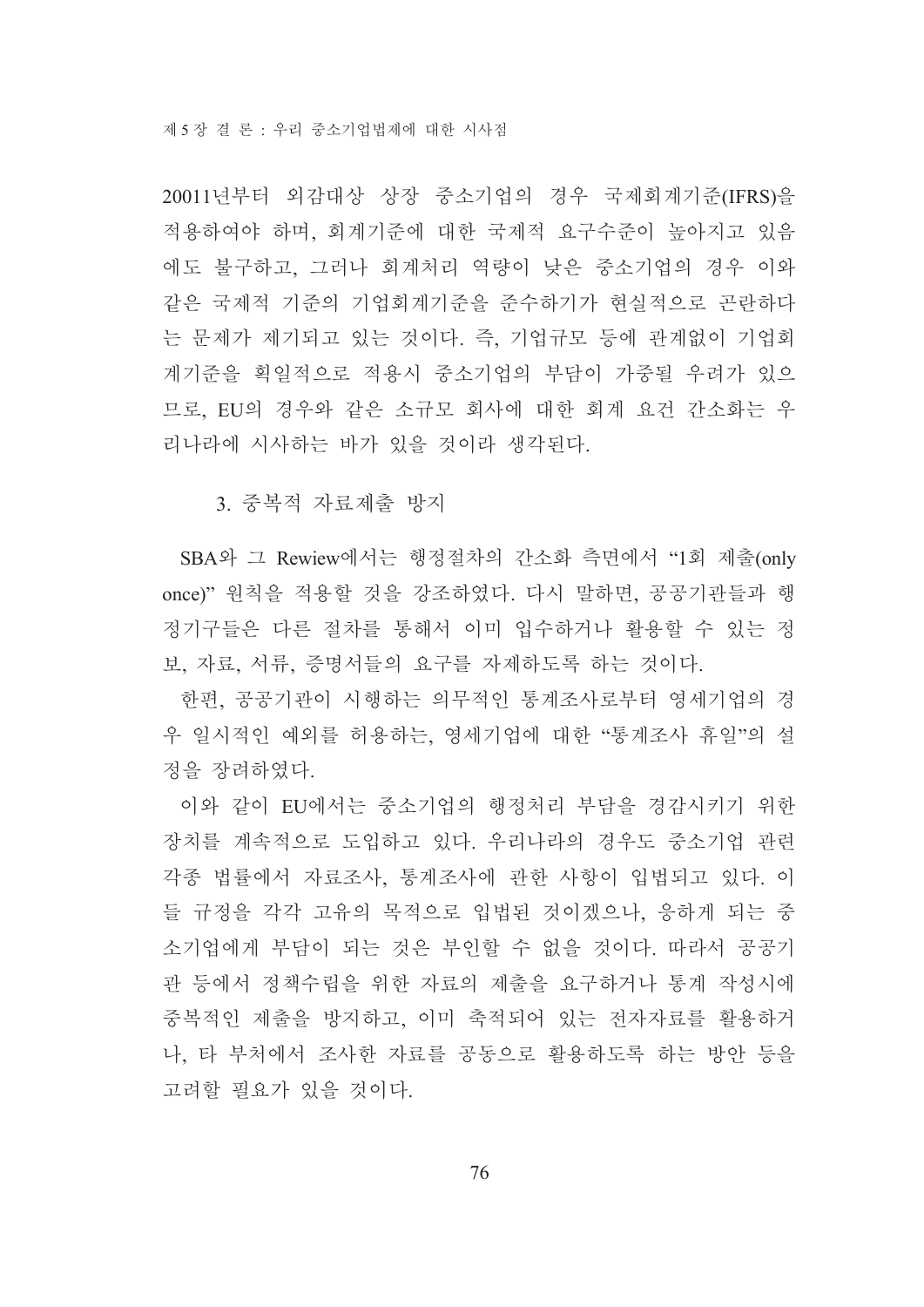20011년부터 외감대상 상장 중소기업의 경우 국제회계기준(IFRS)을 적용하여야 하며, 회계기준에 대한 국제적 요구수준이 높아지고 있음에도 불구하고, 그러나 회계처리 역량이 낮은 중소기업의 경우 이와 같은 국제적 기준의 기업회계기준을 준수하기가 현실적으로 곤란하다는 문제가 제기되고 있는 것이다. 즉, 기업규모 등에 관계없이 기업회계기준을 획일적으로 적용시 중소기업의 부담이 가중될 우려가 있으므로, EU의 경우와 같은 소규모 회사에 대한 회계 요건 간소화는 우리나라에 시사하는 바가 있을 것이라 생각된다.

### 3. 중복적 자료제출 방지

SBA와 그 Rewiew에서는 행정절차의 간소화 측면에서 "1회 제출(only once)" 원칙을 적용할 것을 강조하였다. 다시 말하면, 공공기관들과 행정기구들은 다른 절차를 통해서 이미 입수하거나 활용할 수 있는 정보, 자료, 서류, 증명서들의 요구를 자제하도록 하는 것이다.

한편, 공공기관이 시행하는 의무적인 통계조사로부터 영세기업의 경우 일시적인 예외를 허용하는, 영세기업에 대한 "통계조사 휴일"의 설정을 장려하였다.

이와 같이 EU에서는 중소기업의 행정처리 부담을 경감시키기 위한 장치를 계속적으로 도입하고 있다. 우리나라의 경우도 중소기업 관련 각종 법률에서 자료조사, 통계조사에 관한 사항이 입법되고 있다. 이들 규정을 각각 고유의 목적으로 입법된 것이겠으나, 응하게 되는 중소기업에게 부담이 되는 것은 부인할 수 없을 것이다. 따라서 공공기관 등에서 정책수립을 위한 자료의 제출을 요구하거나 통계 작성시에 중복적인 제출을 방지하고, 이미 축적되어 있는 전자자료를 활용하거나, 타 부처에서 조사한 자료를 공동으로 활용하도록 하는 방안 등을 고려할 필요가 있을 것이다.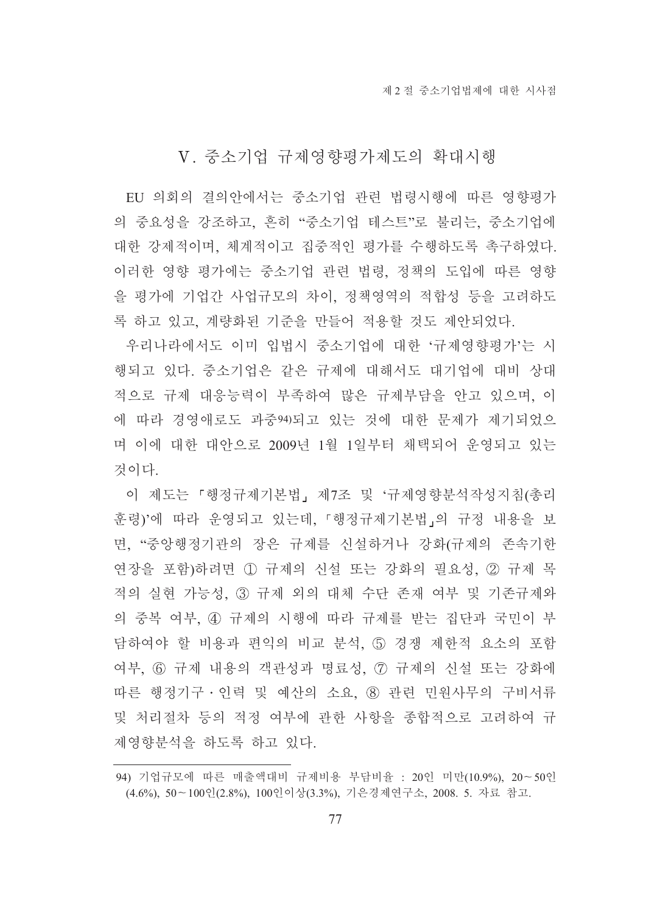## V. 중소기업 규제영향평가제도의 확대시행

EU 의회의 결의안에서는 중소기업 관련 법령시행에 따른 영향평가의 중요성을 강조하고, 흔히 "중소기업 테스트"로 불리는, 중소기업에 대한 강제적이며, 체계적이고 집중적인 평가를 수행하도록 촉구하였다. 이러한 영향 평가에는 중소기업 관련 법령, 정책의 도입에 따른 영향을 평가에 기업간 사업규모의 차이, 정책영역의 적합성 등을 고려하도록 하고 있고, 계량화된 기준을 만들어 적용할 것도 제안되었다.

우리나라에서도 이미 입법시 중소기업에 대한 '규제영향평가'는 시행되고 있다. 중소기업은 같은 규제에 대해서도 대기업에 대비 상대적으로 규제 대응능력이 부족하여 많은 규제부담을 안고 있으며, 이에 따라 경영애로도 과중[94]되고 있는 것에 대한 문제가 제기되었으며 이에 대한 대안으로 2009년 1월 1일부터 채택되어 운영되고 있는 것이다.

이 제도는 「행정규제기본법」 제7조 및 '규제영향분석작성지침(총리훈령)'에 따라 운영되고 있는데, 「행정규제기본법」의 규정 내용을 보면, "중앙행정기관의 장은 규제를 신설하거나 강화(규제의 존속기한 연장을 포함)하려면 ① 규제의 신설 또는 강화의 필요성, ② 규제 목적의 실현 가능성, ③ 규제 외의 대체 수단 존재 여부 및 기존규제와의 중복 여부, ④ 규제의 시행에 따라 규제를 받는 집단과 국민이 부담하여야 할 비용과 편익의 비교 분석, ⑤ 경쟁 제한적 요소의 포함 여부, ⑥ 규제 내용의 객관성과 명료성, ⑦ 규제의 신설 또는 강화에 따른 행정기구·인력 및 예산의 소요, ⑧ 관련 민원사무의 구비서류 및 처리절차 등의 적정 여부에 관한 사항을 종합적으로 고려하여 규제영향분석을 하도록 하고 있다.

---

94) 기업규모에 따른 매출액대비 규제비용 부담비율 : 20인 미만(10.9%), 20～50인(4.6%), 50～100인(2.8%), 100인이상(3.3%), 기은경제연구소, 2008. 5. 자료 참고.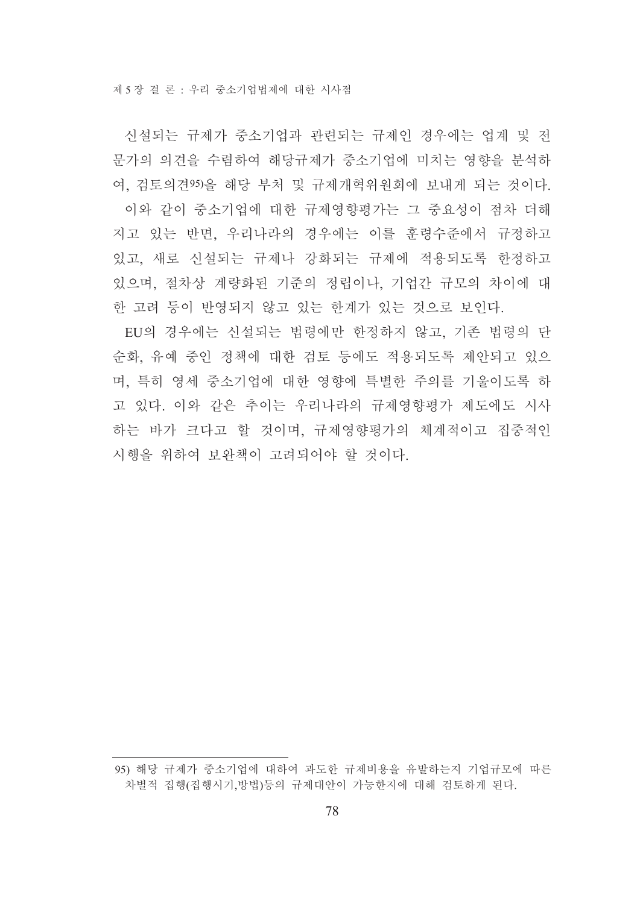신설되는 규제가 중소기업과 관련되는 규제인 경우에는 업계 및 전문가의 의견을 수렴하여 해당규제가 중소기업에 미치는 영향을 분석하여, 검토의견[95]을 해당 부처 및 규제개혁위원회에 보내게 되는 것이다.

이와 같이 중소기업에 대한 규제영향평가는 그 중요성이 점차 더해지고 있는 반면, 우리나라의 경우에는 이를 훈령수준에서 규정하고 있고, 새로 신설되는 규제나 강화되는 규제에 적용되도록 한정하고 있으며, 절차상 계량화된 기준의 정립이나, 기업간 규모의 차이에 대한 고려 등이 반영되지 않고 있는 한계가 있는 것으로 보인다.

EU의 경우에는 신설되는 법령에만 한정하지 않고, 기존 법령의 단순화, 유예 중인 정책에 대한 검토 등에도 적용되도록 제안되고 있으며, 특히 영세 중소기업에 대한 영향에 특별한 주의를 기울이도록 하고 있다. 이와 같은 추이는 우리나라의 규제영향평가 제도에도 시사하는 바가 크다고 할 것이며, 규제영향평가의 체계적이고 집중적인 시행을 위하여 보완책이 고려되어야 할 것이다.

---

95) 해당 규제가 중소기업에 대하여 과도한 규제비용을 유발하는지 기업규모에 따른 차별적 집행(집행시기,방법)등의 규제대안이 가능한지에 대해 검토하게 된다.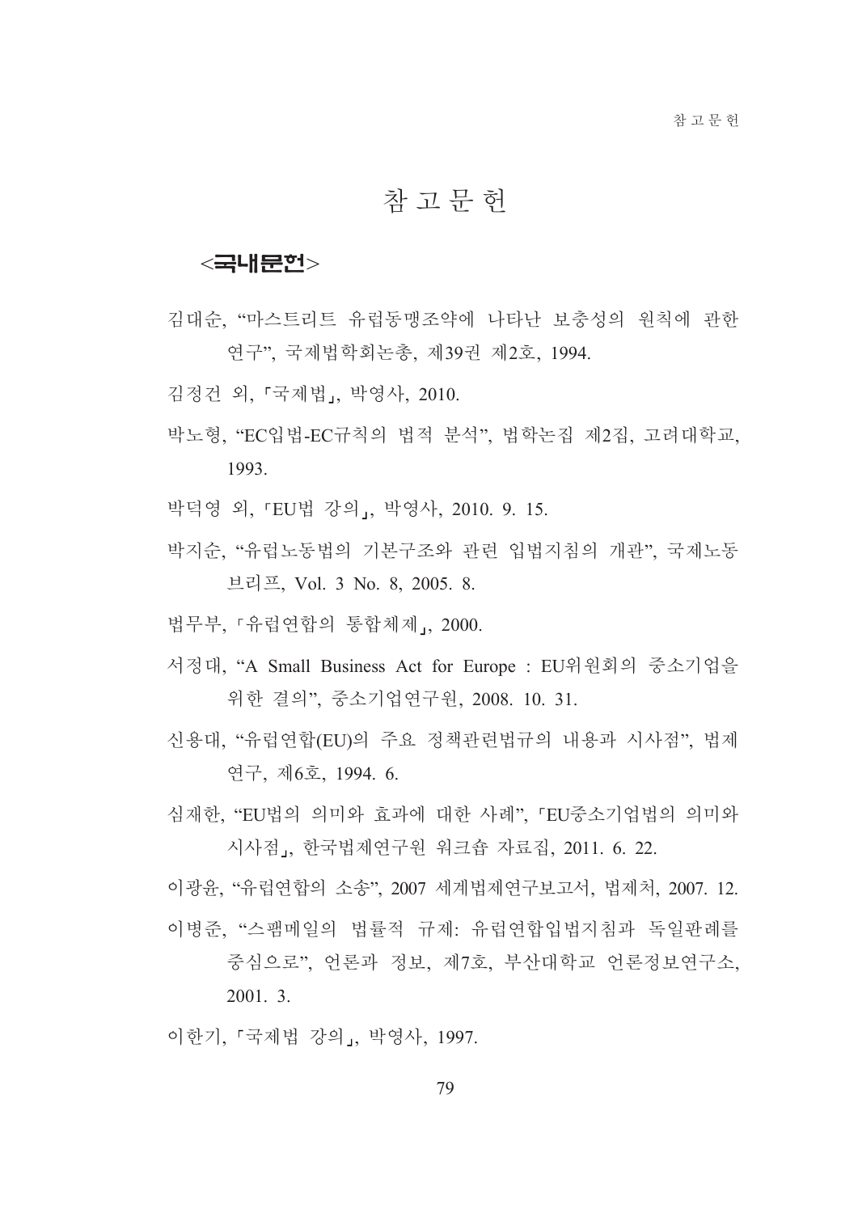# 참 고 문 헌

## <국내문헌>

김대순, "마스트리트 유럽동맹조약에 나타난 보충성의 원칙에 관한 연구", 국제법학회논총, 제39권 제2호, 1994.

김정건 외, 「국제법」, 박영사, 2010.

박노형, "EC입법-EC규칙의 법적 분석", 법학논집 제2집, 고려대학교, 1993.

박덕영 외, 「EU법 강의」, 박영사, 2010. 9. 15.

박지순, "유럽노동법의 기본구조와 관련 입법지침의 개관", 국제노동브리프, Vol. 3 No. 8, 2005. 8.

법무부, 「유럽연합의 통합체제」, 2000.

서정대, "A Small Business Act for Europe : EU위원회의 중소기업을 위한 결의", 중소기업연구원, 2008. 10. 31.

신용대, "유럽연합(EU)의 주요 정책관련법규의 내용과 시사점", 법제연구, 제6호, 1994. 6.

심재한, "EU법의 의미와 효과에 대한 사례", 「EU중소기업법의 의미와 시사점」, 한국법제연구원 워크숍 자료집, 2011. 6. 22.

이광윤, "유럽연합의 소송", 2007 세계법제연구보고서, 법제처, 2007. 12.

이병준, "스팸메일의 법률적 규제: 유럽연합입법지침과 독일판례를 중심으로", 언론과 정보, 제7호, 부산대학교 언론정보연구소, 2001. 3.

이한기, 「국제법 강의」, 박영사, 1997.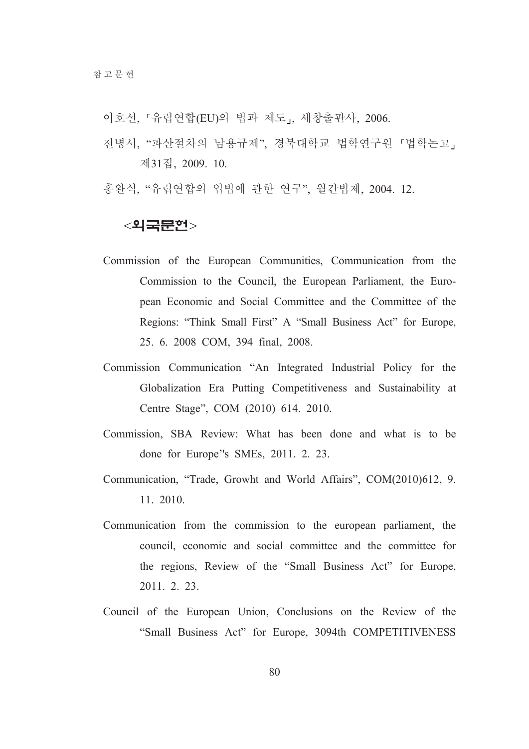이호선, 「유럽연합(EU)의 법과 제도」, 세창출판사, 2006.

전병서, "파산절차의 남용규제", 경북대학교 법학연구원 「법학논고」 제31집, 2009. 10.

홍완식, "유럽연합의 입법에 관한 연구", 월간법제, 2004. 12.

## <외국문헌>

Commission of the European Communities, Communication from the Commission to the Council, the European Parliament, the European Economic and Social Committee and the Committee of the Regions: "Think Small First" A "Small Business Act" for Europe, 25. 6. 2008 COM, 394 final, 2008.

Commission Communication "An Integrated Industrial Policy for the Globalization Era Putting Competitiveness and Sustainability at Centre Stage", COM (2010) 614. 2010.

Commission, SBA Review: What has been done and what is to be done for Europe''s SMEs, 2011. 2. 23.

Communication, "Trade, Growht and World Affairs", COM(2010)612, 9. 11. 2010.

Communication from the commission to the european parliament, the council, economic and social committee and the committee for the regions, Review of the "Small Business Act" for Europe, 2011. 2. 23.

Council of the European Union, Conclusions on the Review of the "Small Business Act" for Europe, 3094th COMPETITIVENESS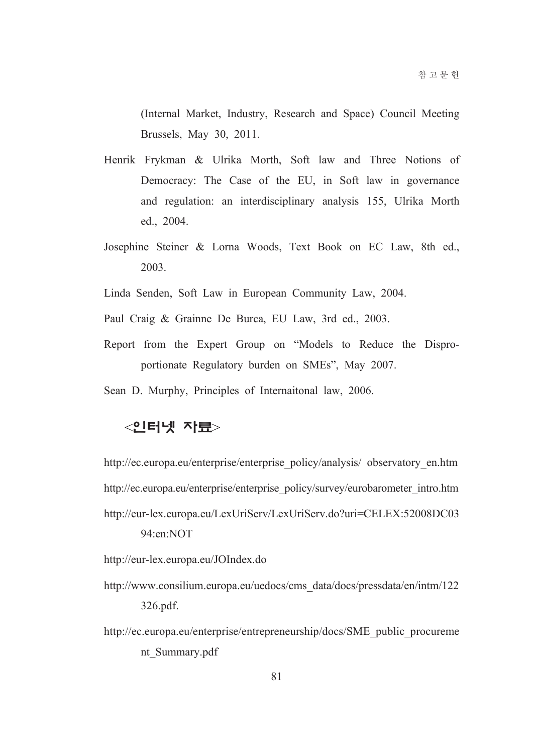(Internal Market, Industry, Research and Space) Council Meeting Brussels, May 30, 2011.

Henrik Frykman & Ulrika Morth, Soft law and Three Notions of Democracy: The Case of the EU, in Soft law in governance and regulation: an interdisciplinary analysis 155, Ulrika Morth ed., 2004.

Josephine Steiner & Lorna Woods, Text Book on EC Law, 8th ed., 2003.

Linda Senden, Soft Law in European Community Law, 2004.

Paul Craig & Grainne De Burca, EU Law, 3rd ed., 2003.

Report from the Expert Group on “Models to Reduce the Disproportionate Regulatory burden on SMEs”, May 2007.

Sean D. Murphy, Principles of Internaitonal law, 2006.

## <인터넷 자료>

http://ec.europa.eu/enterprise/enterprise_policy/analysis/ observatory_en.htm

http://ec.europa.eu/enterprise/enterprise_policy/survey/eurobarometer_intro.htm

http://eur-lex.europa.eu/LexUriServ/LexUriServ.do?uri=CELEX:52008DC0394:en:NOT

http://eur-lex.europa.eu/JOIndex.do

http://www.consilium.europa.eu/uedocs/cms_data/docs/pressdata/en/intm/122326.pdf.

http://ec.europa.eu/enterprise/entrepreneurship/docs/SME_public_procurement_Summary.pdf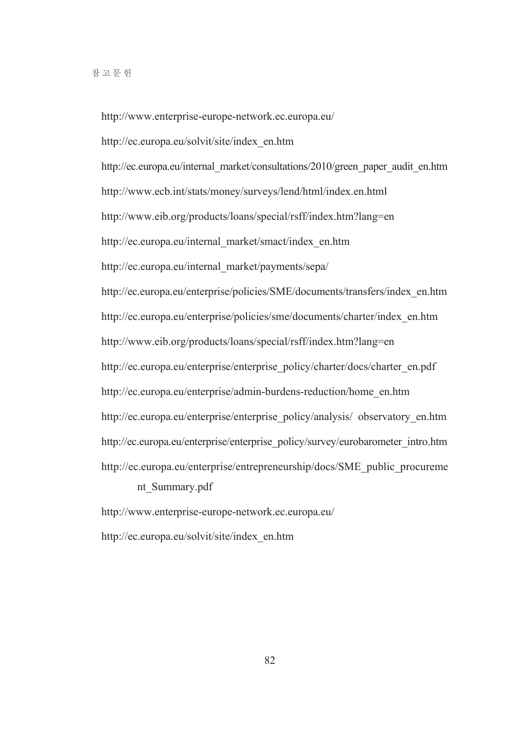http://www.enterprise-europe-network.ec.europa.eu/

http://ec.europa.eu/solvit/site/index_en.htm

http://ec.europa.eu/internal_market/consultations/2010/green_paper_audit_en.htm

http://www.ecb.int/stats/money/surveys/lend/html/index.en.html

http://www.eib.org/products/loans/special/rsff/index.htm?lang=en

http://ec.europa.eu/internal_market/smact/index_en.htm

http://ec.europa.eu/internal_market/payments/sepa/

http://ec.europa.eu/enterprise/policies/SME/documents/transfers/index_en.htm

http://ec.europa.eu/enterprise/policies/sme/documents/charter/index_en.htm

http://www.eib.org/products/loans/special/rsff/index.htm?lang=en

http://ec.europa.eu/enterprise/enterprise_policy/charter/docs/charter_en.pdf

http://ec.europa.eu/enterprise/admin-burdens-reduction/home_en.htm

http://ec.europa.eu/enterprise/enterprise_policy/analysis/ observatory_en.htm

http://ec.europa.eu/enterprise/enterprise_policy/survey/eurobarometer_intro.htm

http://ec.europa.eu/enterprise/entrepreneurship/docs/SME_public_procurement_Summary.pdf

http://www.enterprise-europe-network.ec.europa.eu/

http://ec.europa.eu/solvit/site/index_en.htm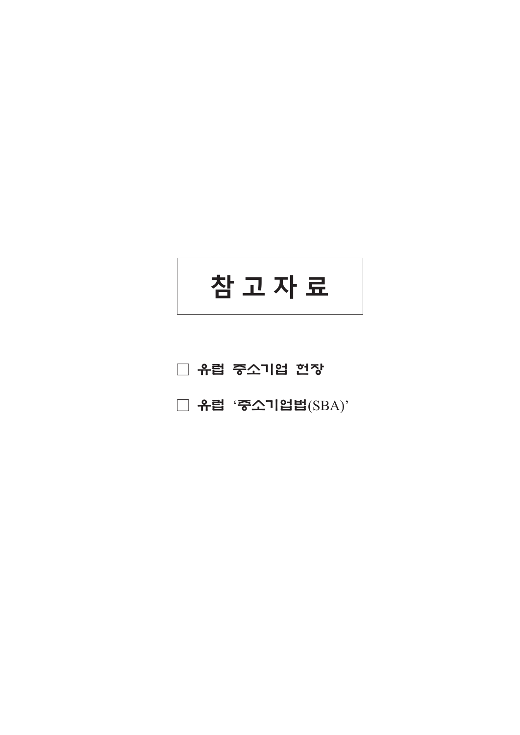# 참 고 자 료

□ 유럽 중소기업 현장

□ 유럽 '중소기업법(SBA)'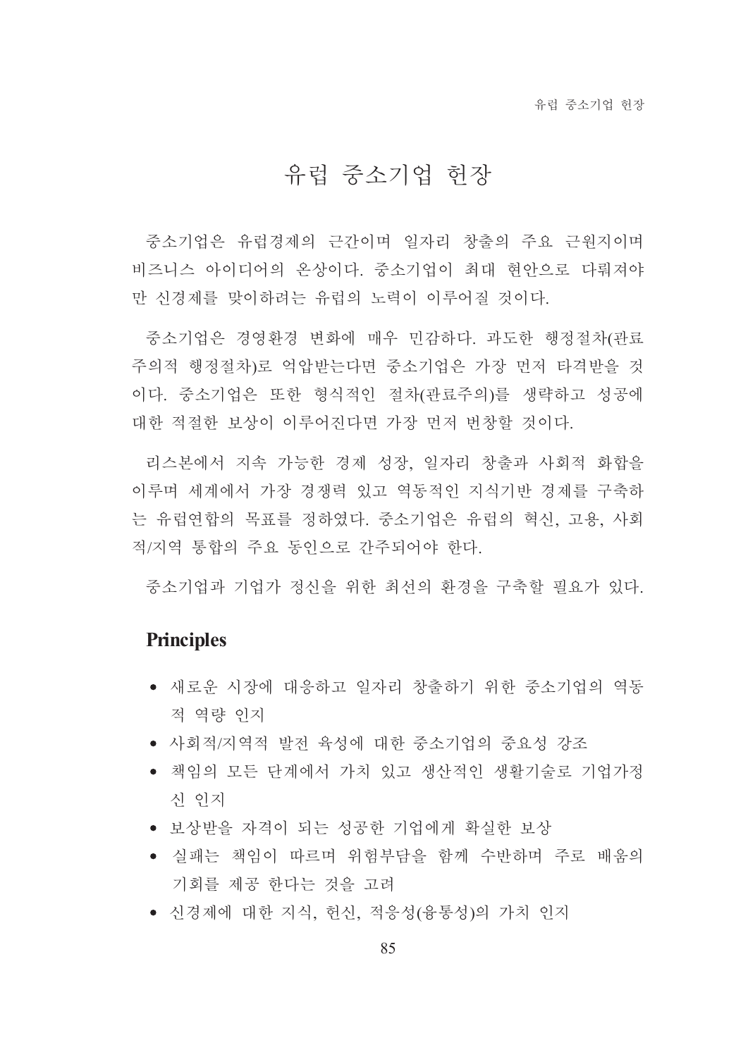# 유럽 중소기업 헌장

중소기업은 유럽경제의 근간이며 일자리 창출의 주요 근원지이며 비즈니스 아이디어의 온상이다. 중소기업이 최대 현안으로 다뤄져야만 신경제를 맞이하려는 유럽의 노력이 이루어질 것이다.

중소기업은 경영환경 변화에 매우 민감하다. 과도한 행정절차(관료주의적 행정절차)로 억압받는다면 중소기업은 가장 먼저 타격받을 것이다. 중소기업은 또한 형식적인 절차(관료주의)를 생략하고 성공에 대한 적절한 보상이 이루어진다면 가장 먼저 번창할 것이다.

리스본에서 지속 가능한 경제 성장, 일자리 창출과 사회적 화합을 이루며 세계에서 가장 경쟁력 있고 역동적인 지식기반 경제를 구축하는 유럽연합의 목표를 정하였다. 중소기업은 유럽의 혁신, 고용, 사회적/지역 통합의 주요 동인으로 간주되어야 한다.

중소기업과 기업가 정신을 위한 최선의 환경을 구축할 필요가 있다.

## Principles

- 새로운 시장에 대응하고 일자리 창출하기 위한 중소기업의 역동적 역량 인지
- 사회적/지역적 발전 육성에 대한 중소기업의 중요성 강조
- 책임의 모든 단계에서 가치 있고 생산적인 생활기술로 기업가정신 인지
- 보상받을 자격이 되는 성공한 기업에게 확실한 보상
- 실패는 책임이 따르며 위험부담을 함께 수반하며 주로 배움의 기회를 제공 한다는 것을 고려
- 신경제에 대한 지식, 헌신, 적응성(융통성)의 가치 인지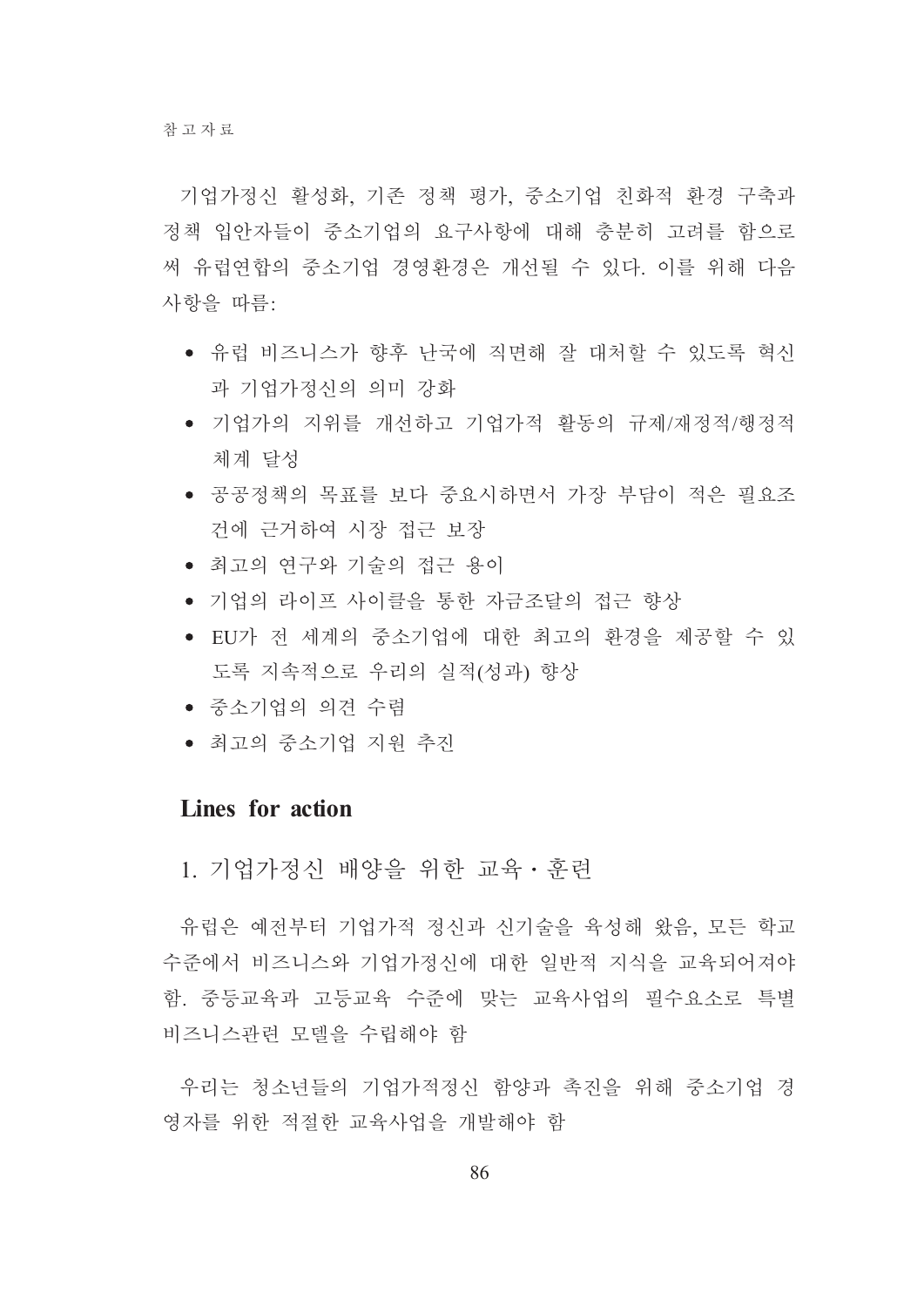기업가정신 활성화, 기존 정책 평가, 중소기업 친화적 환경 구축과 정책 입안자들이 중소기업의 요구사항에 대해 충분히 고려를 함으로써 유럽연합의 중소기업 경영환경은 개선될 수 있다. 이를 위해 다음 사항을 따름:

- 유럽 비즈니스가 향후 난국에 직면해 잘 대처할 수 있도록 혁신과 기업가정신의 의미 강화
- 기업가의 지위를 개선하고 기업가적 활동의 규제/재정적/행정적 체계 달성
- 공공정책의 목표를 보다 중요시하면서 가장 부담이 적은 필요조건에 근거하여 시장 접근 보장
- 최고의 연구와 기술의 접근 용이
- 기업의 라이프 사이클을 통한 자금조달의 접근 향상
- EU가 전 세계의 중소기업에 대한 최고의 환경을 제공할 수 있도록 지속적으로 우리의 실적(성과) 향상
- 중소기업의 의견 수렴
- 최고의 중소기업 지원 추진

## Lines for action

### 1. 기업가정신 배양을 위한 교육・훈련

유럽은 예전부터 기업가적 정신과 신기술을 육성해 왔음, 모든 학교 수준에서 비즈니스와 기업가정신에 대한 일반적 지식을 교육되어져야 함. 중등교육과 고등교육 수준에 맞는 교육사업의 필수요소로 특별 비즈니스관련 모델을 수립해야 함

우리는 청소년들의 기업가적정신 함양과 촉진을 위해 중소기업 경영자를 위한 적절한 교육사업을 개발해야 함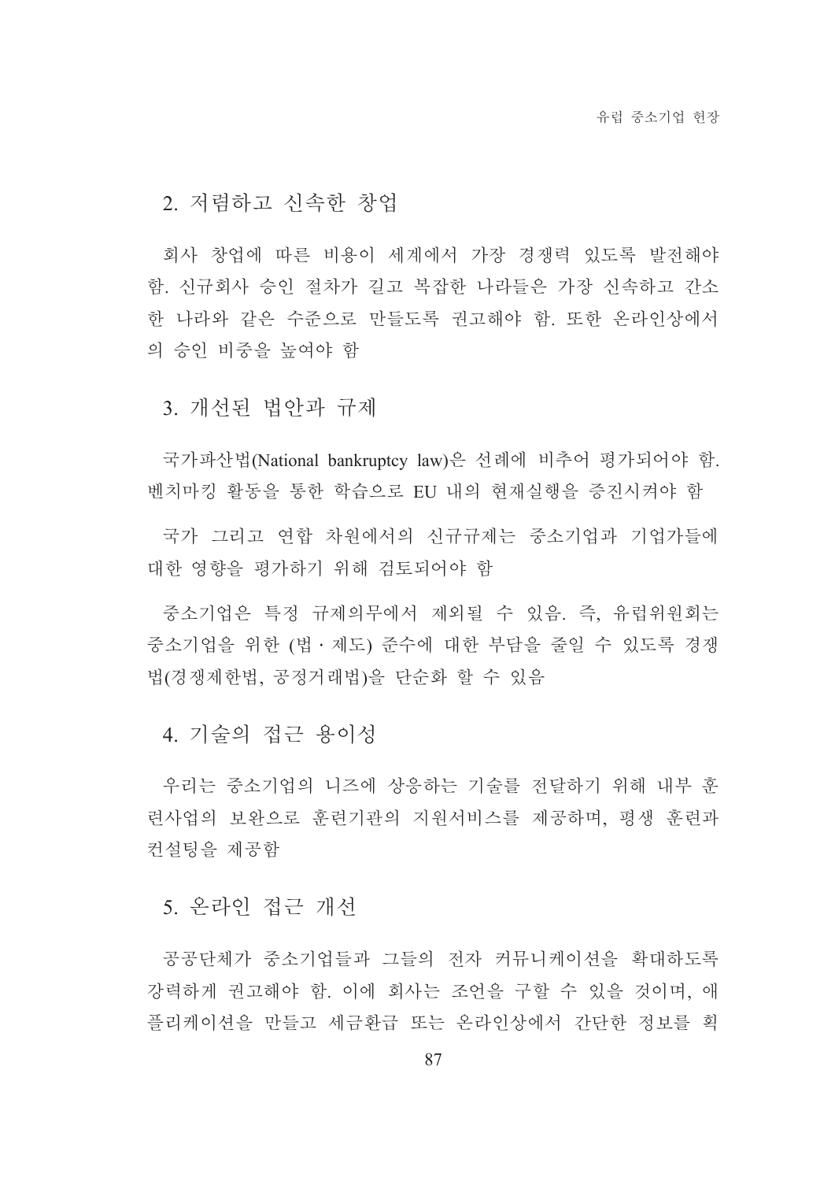## 2. 저렴하고 신속한 창업

회사 창업에 따른 비용이 세계에서 가장 경쟁력 있도록 발전해야 함. 신규회사 승인 절차가 길고 복잡한 나라들은 가장 신속하고 간소한 나라와 같은 수준으로 만들도록 권고해야 함. 또한 온라인상에서의 승인 비중을 높여야 함

## 3. 개선된 법안과 규제

국가파산법(National bankruptcy law)은 선례에 비추어 평가되어야 함. 벤치마킹 활동을 통한 학습으로 EU 내의 현재실행을 증진시켜야 함

국가 그리고 연합 차원에서의 신규규제는 중소기업과 기업가들에 대한 영향을 평가하기 위해 검토되어야 함

중소기업은 특정 규제의무에서 제외될 수 있음. 즉, 유럽위원회는 중소기업을 위한 (법 · 제도) 준수에 대한 부담을 줄일 수 있도록 경쟁법(경쟁제한법, 공정거래법)을 단순화 할 수 있음

## 4. 기술의 접근 용이성

우리는 중소기업의 니즈에 상응하는 기술를 전달하기 위해 내부 훈련사업의 보완으로 훈련기관의 지원서비스를 제공하며, 평생 훈련과 컨설팅을 제공함

## 5. 온라인 접근 개선

공공단체가 중소기업들과 그들의 전자 커뮤니케이션을 확대하도록 강력하게 권고해야 함. 이에 회사는 조언을 구할 수 있을 것이며, 애플리케이션을 만들고 세금환급 또는 온라인상에서 간단한 정보를 획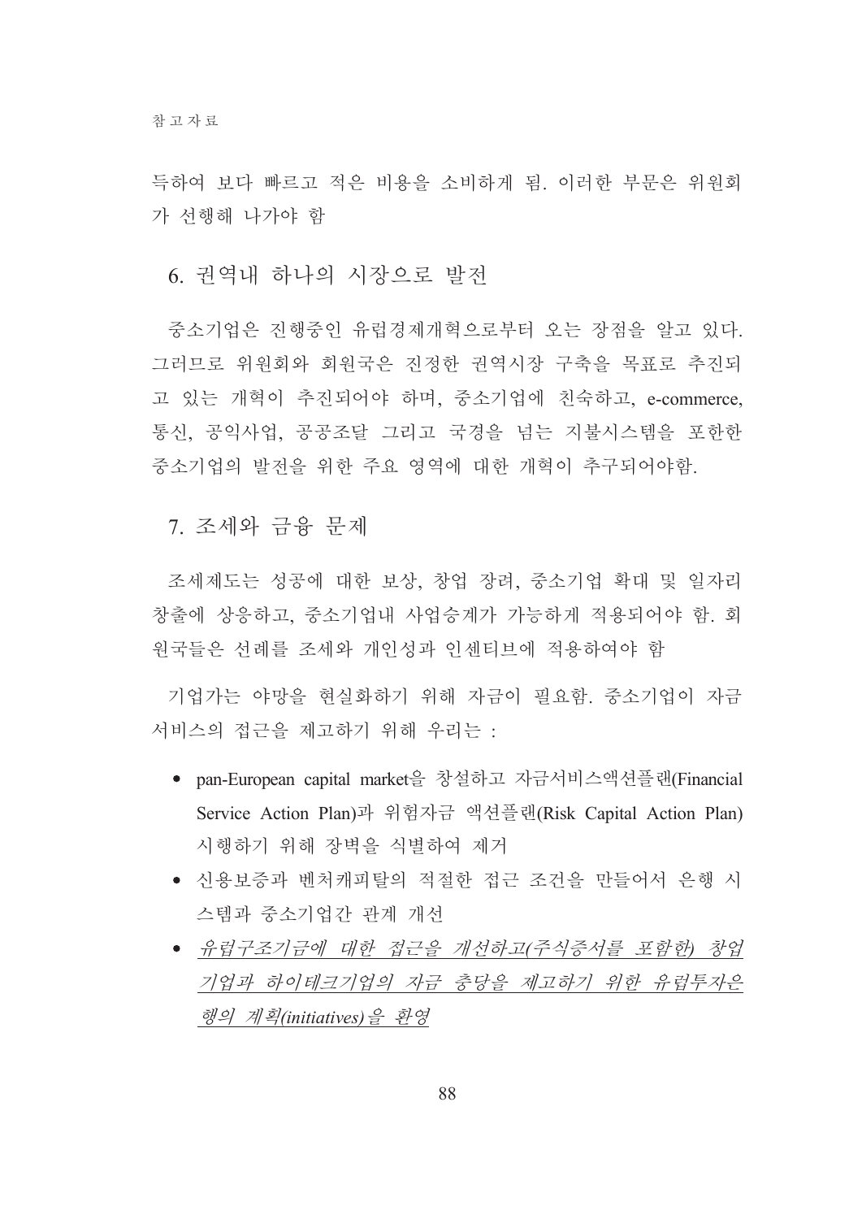득하여 보다 빠르고 적은 비용을 소비하게 됨. 이러한 부문은 위원회가 선행해 나가야 함

## 6. 권역내 하나의 시장으로 발전

중소기업은 진행중인 유럽경제개혁으로부터 오는 장점을 알고 있다. 그러므로 위원회와 회원국은 진정한 권역시장 구축을 목표로 추진되고 있는 개혁이 추진되어야 하며, 중소기업에 친숙하고, e-commerce, 통신, 공익사업, 공공조달 그리고 국경을 넘는 지불시스템을 포함한 중소기업의 발전을 위한 주요 영역에 대한 개혁이 추구되어야함.

## 7. 조세와 금융 문제

조세제도는 성공에 대한 보상, 창업 장려, 중소기업 확대 및 일자리 창출에 상응하고, 중소기업내 사업승계가 가능하게 적용되어야 함. 회원국들은 선례를 조세와 개인성과 인센티브에 적용하여야 함

기업가는 야망을 현실화하기 위해 자금이 필요함. 중소기업이 자금 서비스의 접근을 제고하기 위해 우리는 :

- pan-European capital market을 창설하고 자금서비스액션플랜(Financial Service Action Plan)과 위험자금 액션플랜(Risk Capital Action Plan) 시행하기 위해 장벽을 식별하여 제거
- 신용보증과 벤처캐피탈의 적절한 접근 조건을 만들어서 은행 시스템과 중소기업간 관계 개선
- *유럽구조기금에 대한 접근을 개선하고(주식증서를 포함한) 창업기업과 하이테크기업의 자금 충당을 제고하기 위한 유럽투자은행의 계획(initiatives)을 환영*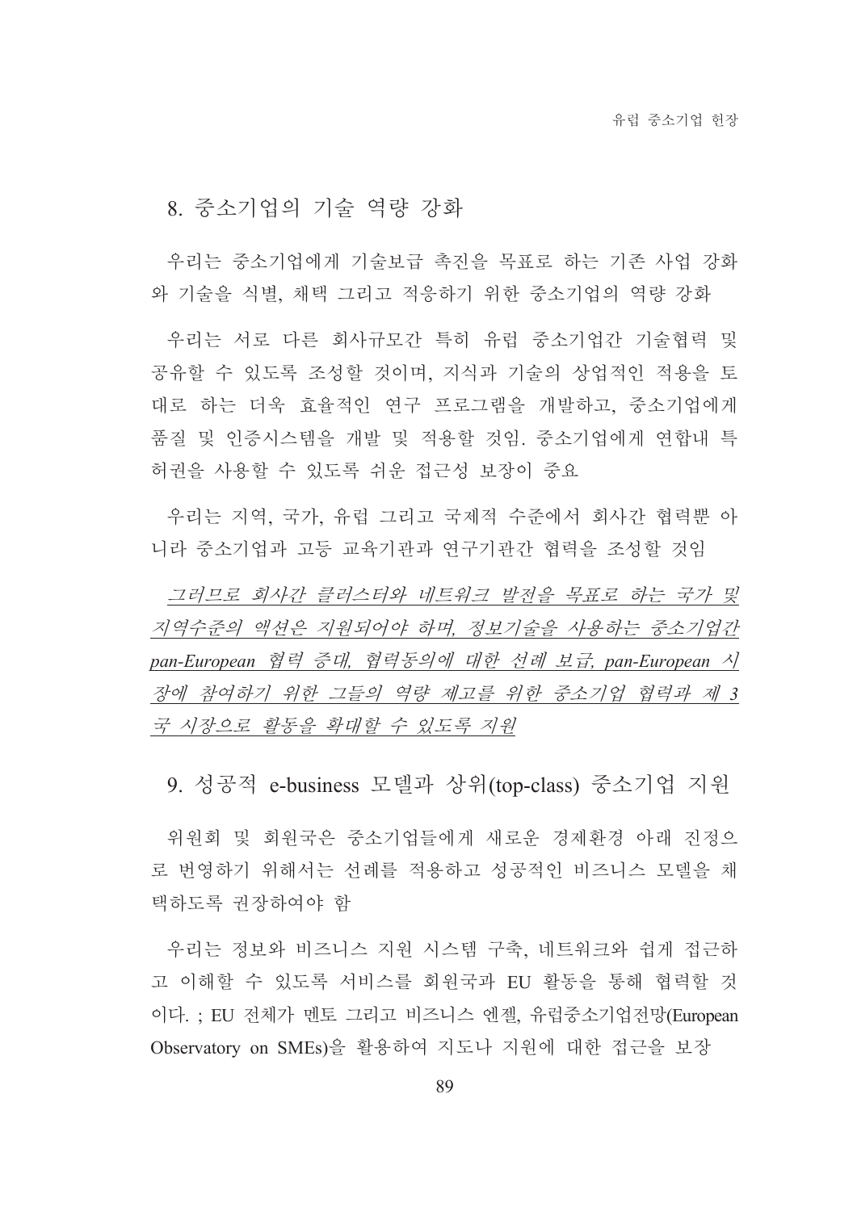## 8. 중소기업의 기술 역량 강화

우리는 중소기업에게 기술보급 촉진을 목표로 하는 기존 사업 강화와 기술을 식별, 채택 그리고 적응하기 위한 중소기업의 역량 강화

우리는 서로 다른 회사규모간 특히 유럽 중소기업간 기술협력 및 공유할 수 있도록 조성할 것이며, 지식과 기술의 상업적인 적용을 토대로 하는 더욱 효율적인 연구 프로그램을 개발하고, 중소기업에게 품질 및 인증시스템을 개발 및 적용할 것임. 중소기업에게 연합내 특허권을 사용할 수 있도록 쉬운 접근성 보장이 중요

우리는 지역, 국가, 유럽 그리고 국제적 수준에서 회사간 협력뿐 아니라 중소기업과 고등 교육기관과 연구기관간 협력을 조성할 것임

*그러므로 회사간 클러스터와 네트워크 발전을 목표로 하는 국가 및 지역수준의 액션은 지원되어야 하며, 정보기술을 사용하는 중소기업간 pan-European 협력 증대, 협력동의에 대한 선례 보급, pan-European 시장에 참여하기 위한 그들의 역량 제고를 위한 중소기업 협력과 제 3국 시장으로 활동을 확대할 수 있도록 지원*

## 9. 성공적 e-business 모델과 상위(top-class) 중소기업 지원

위원회 및 회원국은 중소기업들에게 새로운 경제환경 아래 진정으로 번영하기 위해서는 선례를 적용하고 성공적인 비즈니스 모델을 채택하도록 권장하여야 함

우리는 정보와 비즈니스 지원 시스템 구축, 네트워크와 쉽게 접근하고 이해할 수 있도록 서비스를 회원국과 EU 활동을 통해 협력할 것이다. ; EU 전체가 멘토 그리고 비즈니스 엔젤, 유럽중소기업전망(European Observatory on SMEs)을 활용하여 지도나 지원에 대한 접근을 보장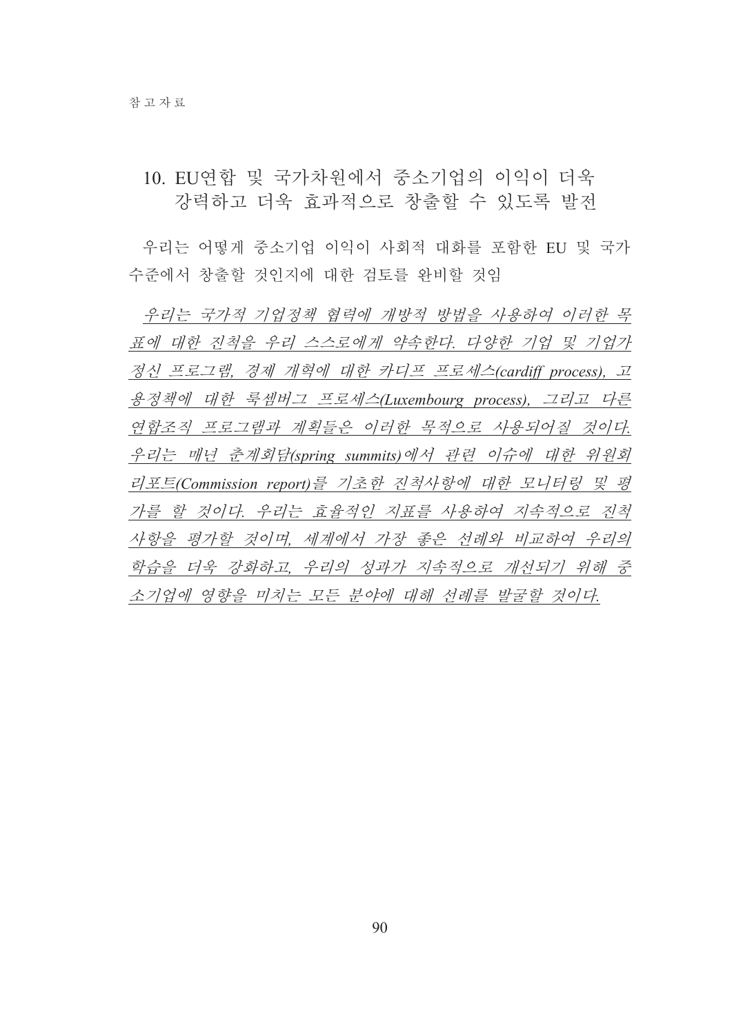## 10. EU연합 및 국가차원에서 중소기업의 이익이 더욱 강력하고 더욱 효과적으로 창출할 수 있도록 발전

우리는 어떻게 중소기업 이익이 사회적 대화를 포함한 EU 및 국가 수준에서 창출할 것인지에 대한 검토를 완비할 것임

*우리는 국가적 기업정책 협력에 개방적 방법을 사용하여 이러한 목표에 대한 진척을 우리 스스로에게 약속한다. 다양한 기업 및 기업가 정신 프로그램, 경제 개혁에 대한 카디프 프로세스(cardiff process), 고용정책에 대한 룩셈버그 프로세스(Luxembourg process), 그리고 다른 연합조직 프로그램과 계획들은 이러한 목적으로 사용되어질 것이다. 우리는 매년 춘계회담(spring summits)에서 관련 이슈에 대한 위원회 리포트(Commission report)를 기초한 진척사항에 대한 모니터링 및 평가를 할 것이다. 우리는 효율적인 지표를 사용하여 지속적으로 진척사항을 평가할 것이며, 세계에서 가장 좋은 선례와 비교하여 우리의 학습을 더욱 강화하고, 우리의 성과가 지속적으로 개선되기 위해 중소기업에 영향을 미치는 모든 분야에 대해 선례를 발굴할 것이다.*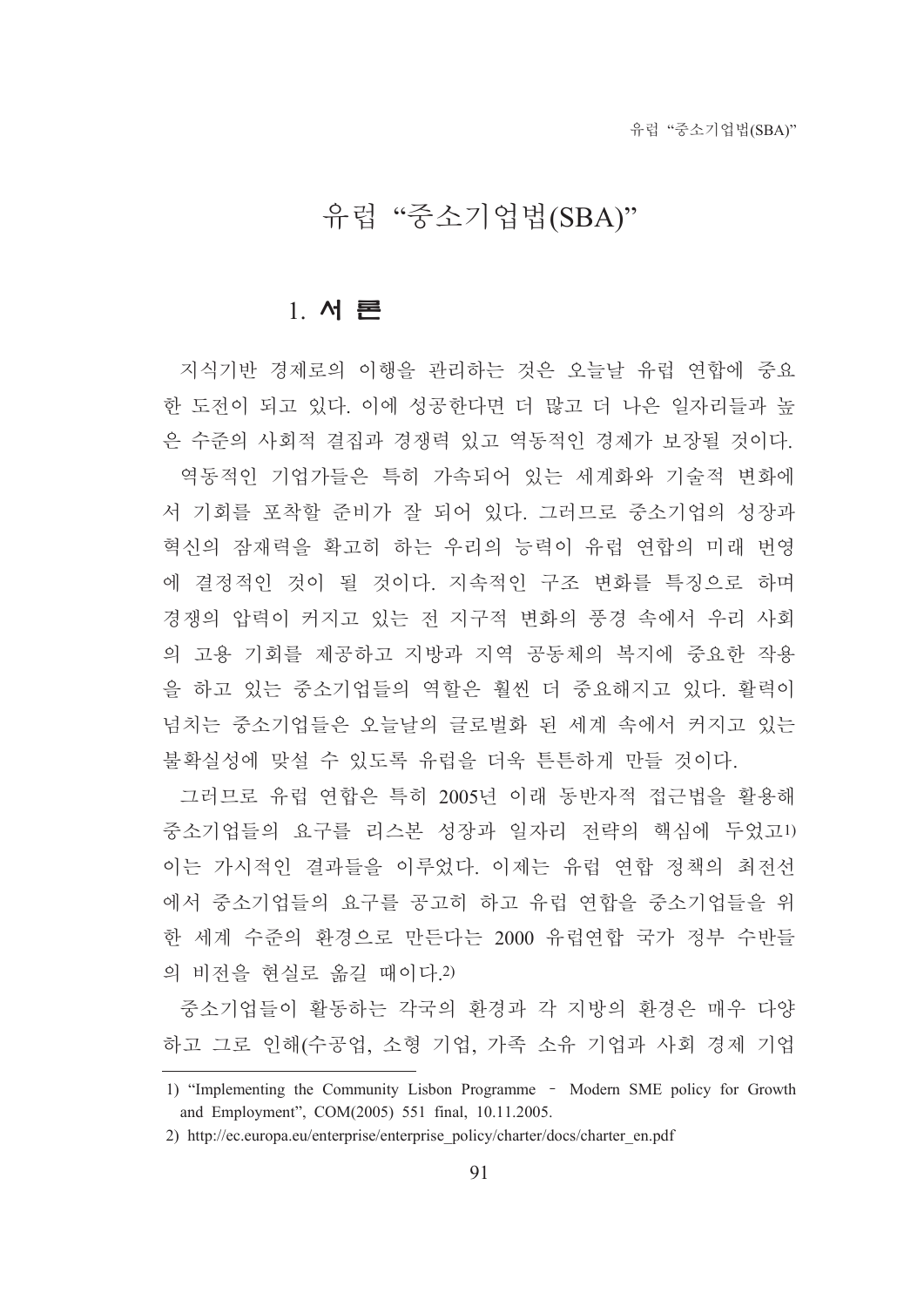# 유럽 “중소기업법(SBA)”

## 1. 서 론

지식기반 경제로의 이행을 관리하는 것은 오늘날 유럽 연합에 중요한 도전이 되고 있다. 이에 성공한다면 더 많고 더 나은 일자리들과 높은 수준의 사회적 결집과 경쟁력 있고 역동적인 경제가 보장될 것이다.

역동적인 기업가들은 특히 가속되어 있는 세계화와 기술적 변화에서 기회를 포착할 준비가 잘 되어 있다. 그러므로 중소기업의 성장과 혁신의 잠재력을 확고히 하는 우리의 능력이 유럽 연합의 미래 번영에 결정적인 것이 될 것이다. 지속적인 구조 변화를 특징으로 하며 경쟁의 압력이 커지고 있는 전 지구적 변화의 풍경 속에서 우리 사회의 고용 기회를 제공하고 지방과 지역 공동체의 복지에 중요한 작용을 하고 있는 중소기업들의 역할은 훨씬 더 중요해지고 있다. 활력이 넘치는 중소기업들은 오늘날의 글로벌화 된 세계 속에서 커지고 있는 불확실성에 맞설 수 있도록 유럽을 더욱 튼튼하게 만들 것이다.

그러므로 유럽 연합은 특히 2005년 이래 동반자적 접근법을 활용해 중소기업들의 요구를 리스본 성장과 일자리 전략의 핵심에 두었고[1) ] 이는 가시적인 결과들을 이루었다. 이제는 유럽 연합 정책의 최전선에서 중소기업들의 요구를 공고히 하고 유럽 연합을 중소기업들을 위한 세계 수준의 환경으로 만든다는 2000 유럽연합 국가 정부 수반들의 비전을 현실로 옮길 때이다.[2)]

중소기업들이 활동하는 각국의 환경과 각 지방의 환경은 매우 다양하고 그로 인해(수공업, 소형 기업, 가족 소유 기업과 사회 경제 기업

---

1) “Implementing the Community Lisbon Programme – Modern SME policy for Growth and Employment”, COM(2005) 551 final, 10.11.2005.

2) http://ec.europa.eu/enterprise/enterprise_policy/charter/docs/charter_en.pdf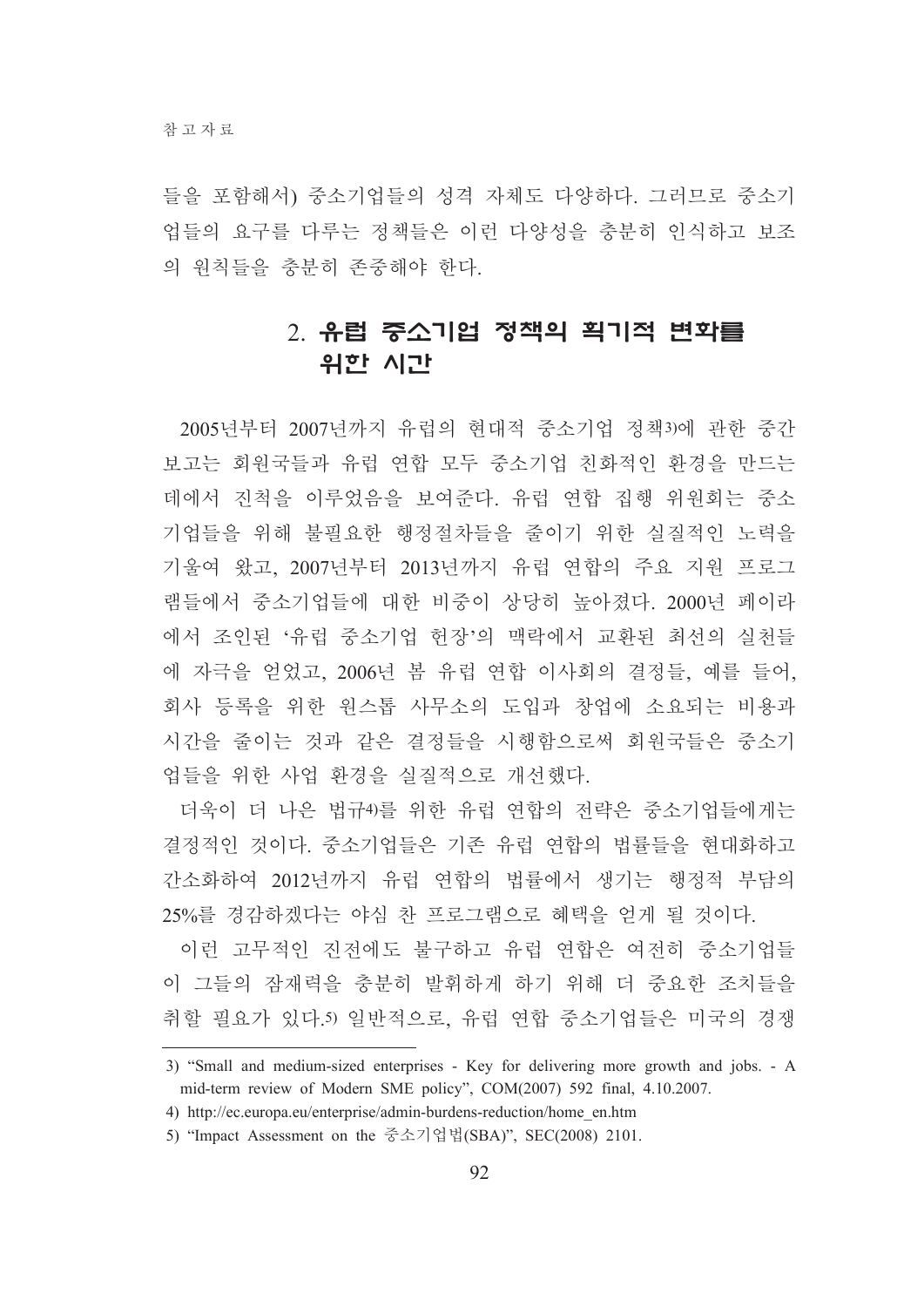들을 포함해서) 중소기업들의 성격 자체도 다양하다. 그러므로 중소기업들의 요구를 다루는 정책들은 이런 다양성을 충분히 인식하고 보조의 원칙들을 충분히 존중해야 한다.

## 2. 유럽 중소기업 정책의 획기적 변화를 위한 시간

2005년부터 2007년까지 유럽의 현대적 중소기업 정책[3]에 관한 중간 보고는 회원국들과 유럽 연합 모두 중소기업 친화적인 환경을 만드는 데에서 진척을 이루었음을 보여준다. 유럽 연합 집행 위원회는 중소기업들을 위해 불필요한 행정절차들을 줄이기 위한 실질적인 노력을 기울여 왔고, 2007년부터 2013년까지 유럽 연합의 주요 지원 프로그램들에서 중소기업들에 대한 비중이 상당히 높아졌다. 2000년 페이라에서 조인된 '유럽 중소기업 헌장'의 맥락에서 교환된 최선의 실천들에 자극을 얻었고, 2006년 봄 유럽 연합 이사회의 결정들, 예를 들어, 회사 등록을 위한 원스톱 사무소의 도입과 창업에 소요되는 비용과 시간을 줄이는 것과 같은 결정들을 시행함으로써 회원국들은 중소기업들을 위한 사업 환경을 실질적으로 개선했다.

더욱이 더 나은 법규[4]를 위한 유럽 연합의 전략은 중소기업들에게는 결정적인 것이다. 중소기업들은 기존 유럽 연합의 법률들을 현대화하고 간소화하여 2012년까지 유럽 연합의 법률에서 생기는 행정적 부담의 25%를 경감하겠다는 야심 찬 프로그램으로 혜택을 얻게 될 것이다.

이런 고무적인 진전에도 불구하고 유럽 연합은 여전히 중소기업들이 그들의 잠재력을 충분히 발휘하게 하기 위해 더 중요한 조치들을 취할 필요가 있다.[5] 일반적으로, 유럽 연합 중소기업들은 미국의 경쟁

---

3) "Small and medium-sized enterprises - Key for delivering more growth and jobs. - A mid-term review of Modern SME policy", COM(2007) 592 final, 4.10.2007.

4) http://ec.europa.eu/enterprise/admin-burdens-reduction/home_en.htm

5) "Impact Assessment on the 중소기업법(SBA)", SEC(2008) 2101.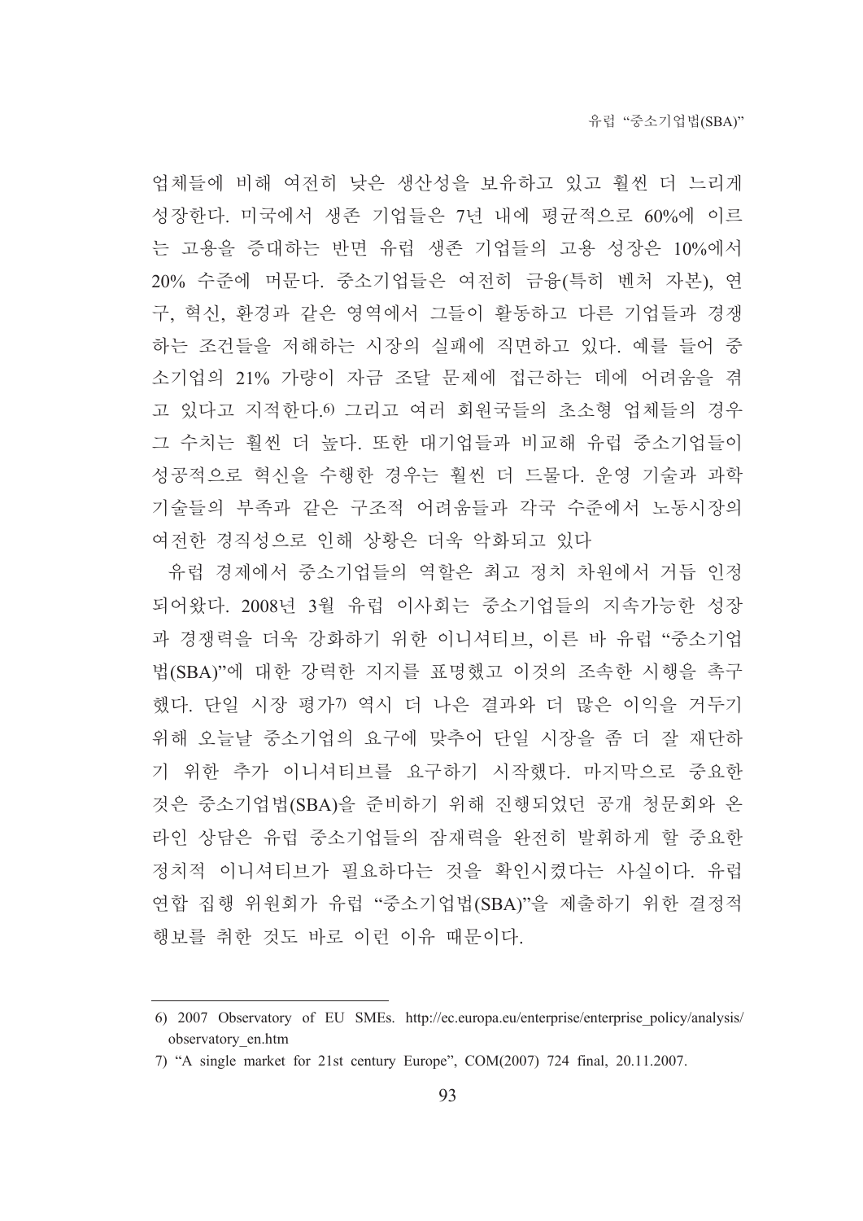업체들에 비해 여전히 낮은 생산성을 보유하고 있고 훨씬 더 느리게 성장한다. 미국에서 생존 기업들은 7년 내에 평균적으로 60%에 이르는 고용을 증대하는 반면 유럽 생존 기업들의 고용 성장은 10%에서 20% 수준에 머문다. 중소기업들은 여전히 금융(특히 벤처 자본), 연구, 혁신, 환경과 같은 영역에서 그들이 활동하고 다른 기업들과 경쟁하는 조건들을 저해하는 시장의 실패에 직면하고 있다. 예를 들어 중소기업의 21% 가량이 자금 조달 문제에 접근하는 데에 어려움을 겪고 있다고 지적한다.[6] 그리고 여러 회원국들의 초소형 업체들의 경우 그 수치는 훨씬 더 높다. 또한 대기업들과 비교해 유럽 중소기업들이 성공적으로 혁신을 수행한 경우는 훨씬 더 드물다. 운영 기술과 과학 기술들의 부족과 같은 구조적 어려움들과 각국 수준에서 노동시장의 여전한 경직성으로 인해 상황은 더욱 악화되고 있다

유럽 경제에서 중소기업들의 역할은 최고 정치 차원에서 거듭 인정되어왔다. 2008년 3월 유럽 이사회는 중소기업들의 지속가능한 성장과 경쟁력을 더욱 강화하기 위한 이니셔티브, 이른 바 유럽 "중소기업법(SBA)"에 대한 강력한 지지를 표명했고 이것의 조속한 시행을 촉구했다. 단일 시장 평가[7] 역시 더 나은 결과와 더 많은 이익을 거두기 위해 오늘날 중소기업의 요구에 맞추어 단일 시장을 좀 더 잘 재단하기 위한 추가 이니셔티브를 요구하기 시작했다. 마지막으로 중요한 것은 중소기업법(SBA)을 준비하기 위해 진행되었던 공개 청문회와 온라인 상담은 유럽 중소기업들의 잠재력을 완전히 발휘하게 할 중요한 정치적 이니셔티브가 필요하다는 것을 확인시켰다는 사실이다. 유럽 연합 집행 위원회가 유럽 "중소기업법(SBA)"을 제출하기 위한 결정적 행보를 취한 것도 바로 이런 이유 때문이다.

---

6) 2007 Observatory of EU SMEs. http://ec.europa.eu/enterprise/enterprise_policy/analysis/observatory_en.htm

7) "A single market for 21st century Europe", COM(2007) 724 final, 20.11.2007.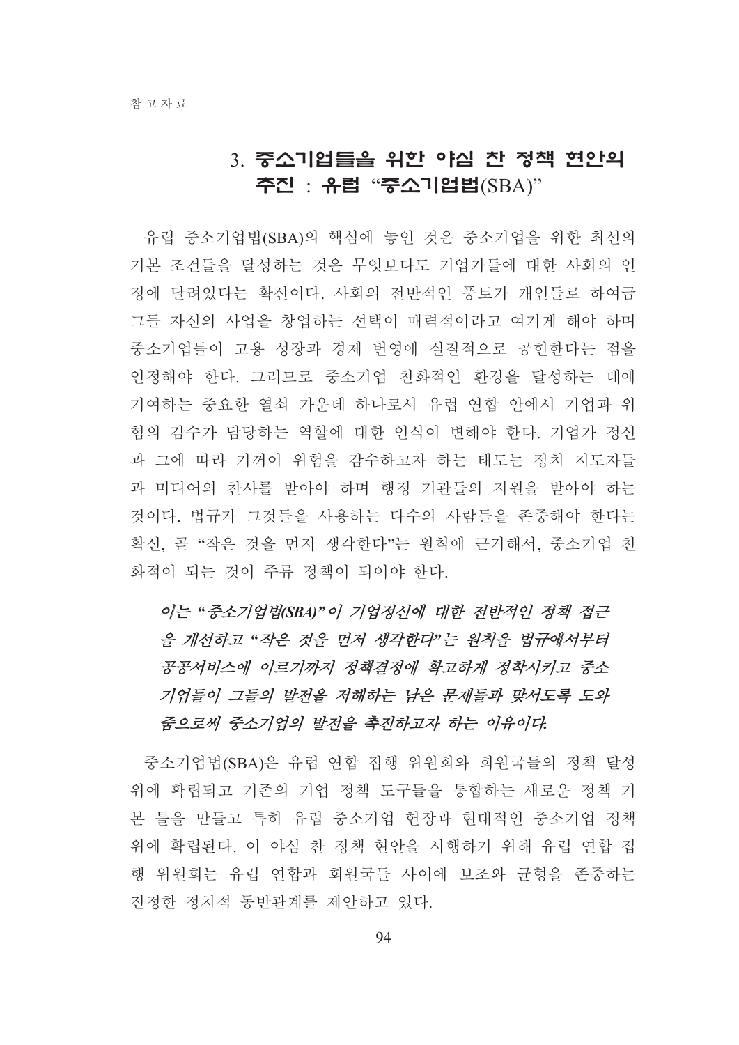## 3. 중소기업들을 위한 야심 찬 정책 현안의 추진 : 유럽 "중소기업법(SBA)"

유럽 중소기업법(SBA)의 핵심에 놓인 것은 중소기업을 위한 최선의 기본 조건들을 달성하는 것은 무엇보다도 기업가들에 대한 사회의 인정에 달려있다는 확신이다. 사회의 전반적인 풍토가 개인들로 하여금 그들 자신의 사업을 창업하는 선택이 매력적이라고 여기게 해야 하며 중소기업들이 고용 성장과 경제 번영에 실질적으로 공헌한다는 점을 인정해야 한다. 그러므로 중소기업 친화적인 환경을 달성하는 데에 기여하는 중요한 열쇠 가운데 하나로서 유럽 연합 안에서 기업과 위험의 감수가 담당하는 역할에 대한 인식이 변해야 한다. 기업가 정신과 그에 따라 기꺼이 위험을 감수하고자 하는 태도는 정치 지도자들과 미디어의 찬사를 받아야 하며 행정 기관들의 지원을 받아야 하는 것이다. 법규가 그것들을 사용하는 다수의 사람들을 존중해야 한다는 확신, 곧 "작은 것을 먼저 생각한다"는 원칙에 근거해서, 중소기업 친화적이 되는 것이 주류 정책이 되어야 한다.

***이는 "중소기업법(SBA)"이 기업정신에 대한 전반적인 정책 접근을 개선하고 "작은 것을 먼저 생각한다"는 원칙을 법규에서부터 공공서비스에 이르기까지 정책결정에 확고하게 정착시키고 중소기업들이 그들의 발전을 저해하는 남은 문제들과 맞서도록 도와줌으로써 중소기업의 발전을 촉진하고자 하는 이유이다.***

중소기업법(SBA)은 유럽 연합 집행 위원회와 회원국들의 정책 달성 위에 확립되고 기존의 기업 정책 도구들을 통합하는 새로운 정책 기본 틀을 만들고 특히 유럽 중소기업 헌장과 현대적인 중소기업 정책 위에 확립된다. 이 야심 찬 정책 현안을 시행하기 위해 유럽 연합 집행 위원회는 유럽 연합과 회원국들 사이에 보조와 균형을 존중하는 진정한 정치적 동반관계를 제안하고 있다.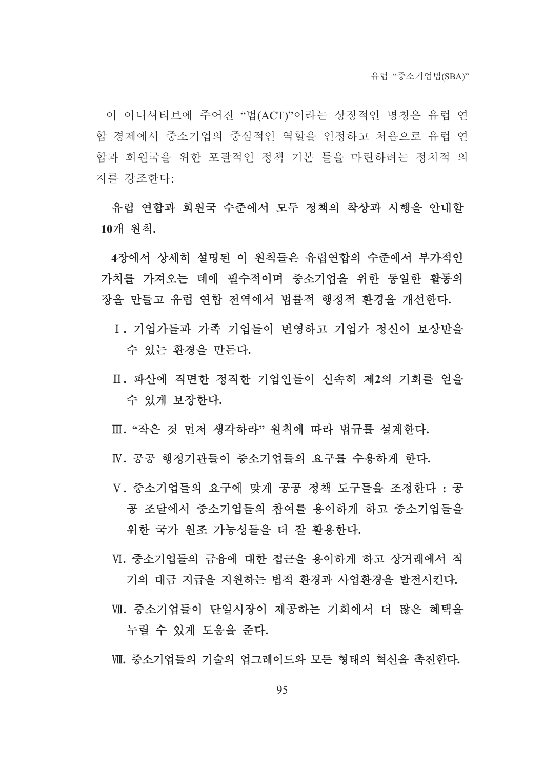이 이니셔티브에 주어진 "법(ACT)"이라는 상징적인 명칭은 유럽 연합 경제에서 중소기업의 중심적인 역할을 인정하고 처음으로 유럽 연합과 회원국을 위한 포괄적인 정책 기본 틀을 마련하려는 정치적 의지를 강조한다:

**유럽 연합과 회원국 수준에서 모두 정책의 착상과 시행을 안내할 10개 원칙.**

**4장에서 상세히 설명된 이 원칙들은 유럽연합의 수준에서 부가적인 가치를 가져오는 데에 필수적이며 중소기업을 위한 동일한 활동의 장을 만들고 유럽 연합 전역에서 법률적 행정적 환경을 개선한다.**

**Ⅰ. 기업가들과 가족 기업들이 번영하고 기업가 정신이 보상받을 수 있는 환경을 만든다.**

**Ⅱ. 파산에 직면한 정직한 기업인들이 신속히 제2의 기회를 얻을 수 있게 보장한다.**

**Ⅲ. "작은 것 먼저 생각하라" 원칙에 따라 법규를 설계한다.**

**Ⅳ. 공공 행정기관들이 중소기업들의 요구를 수용하게 한다.**

**Ⅴ. 중소기업들의 요구에 맞게 공공 정책 도구들을 조정한다 : 공공 조달에서 중소기업들의 참여를 용이하게 하고 중소기업들을 위한 국가 원조 가능성들을 더 잘 활용한다.**

**Ⅵ. 중소기업들의 금융에 대한 접근을 용이하게 하고 상거래에서 적기의 대금 지급을 지원하는 법적 환경과 사업환경을 발전시킨다.**

**Ⅶ. 중소기업들이 단일시장이 제공하는 기회에서 더 많은 혜택을 누릴 수 있게 도움을 준다.**

**Ⅷ. 중소기업들의 기술의 업그레이드와 모든 형태의 혁신을 촉진한다.**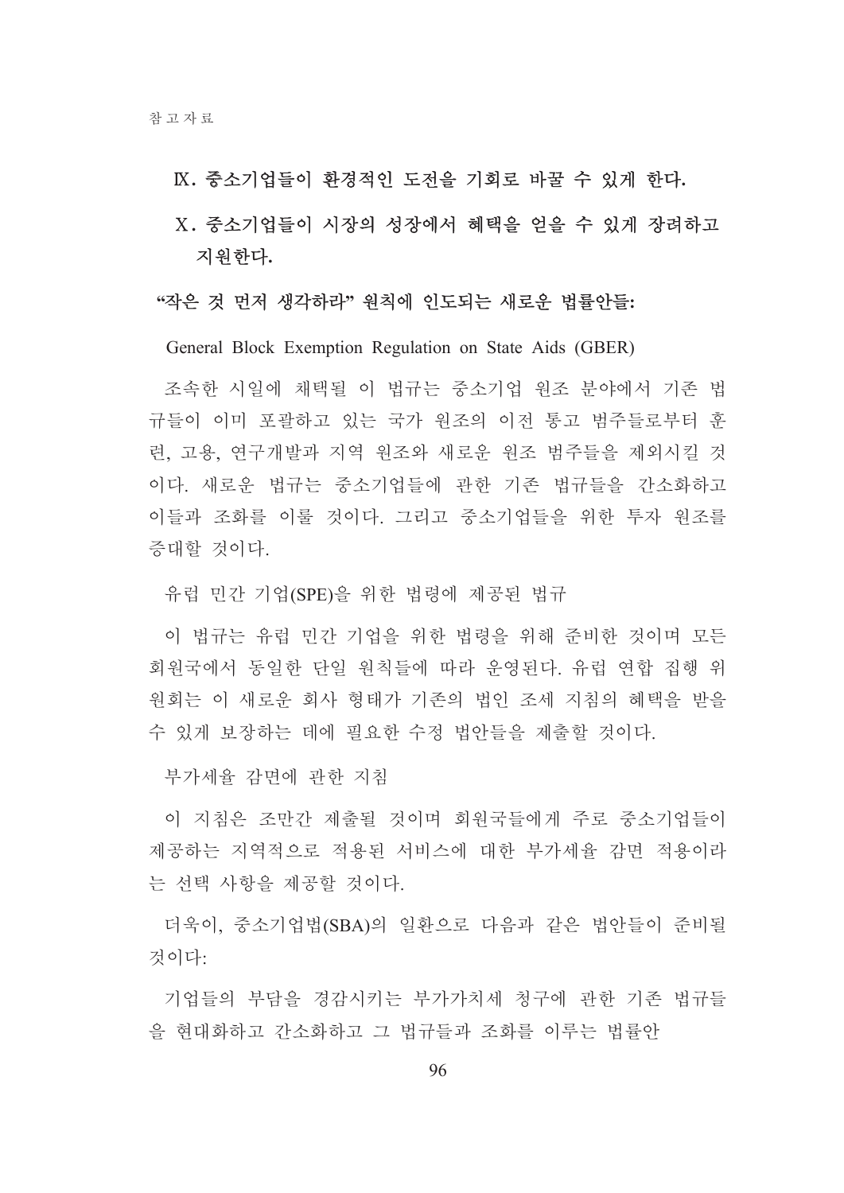## Ⅸ. 중소기업들이 환경적인 도전을 기회로 바꿀 수 있게 한다.

## Ⅹ. 중소기업들이 시장의 성장에서 혜택을 얻을 수 있게 장려하고 지원한다.

**“작은 것 먼저 생각하라” 원칙에 인도되는 새로운 법률안들:**

General Block Exemption Regulation on State Aids (GBER)

조속한 시일에 채택될 이 법규는 중소기업 원조 분야에서 기존 법규들이 이미 포괄하고 있는 국가 원조의 이전 통고 범주들로부터 훈련, 고용, 연구개발과 지역 원조와 새로운 원조 범주들을 제외시킬 것이다. 새로운 법규는 중소기업들에 관한 기존 법규들을 간소화하고 이들과 조화를 이룰 것이다. 그리고 중소기업들을 위한 투자 원조를 증대할 것이다.

유럽 민간 기업(SPE)을 위한 법령에 제공된 법규

이 법규는 유럽 민간 기업을 위한 법령을 위해 준비한 것이며 모든 회원국에서 동일한 단일 원칙들에 따라 운영된다. 유럽 연합 집행 위원회는 이 새로운 회사 형태가 기존의 법인 조세 지침의 혜택을 받을 수 있게 보장하는 데에 필요한 수정 법안들을 제출할 것이다.

부가세율 감면에 관한 지침

이 지침은 조만간 제출될 것이며 회원국들에게 주로 중소기업들이 제공하는 지역적으로 적용된 서비스에 대한 부가세율 감면 적용이라는 선택 사항을 제공할 것이다.

더욱이, 중소기업법(SBA)의 일환으로 다음과 같은 법안들이 준비될 것이다:

기업들의 부담을 경감시키는 부가가치세 청구에 관한 기존 법규들을 현대화하고 간소화하고 그 법규들과 조화를 이루는 법률안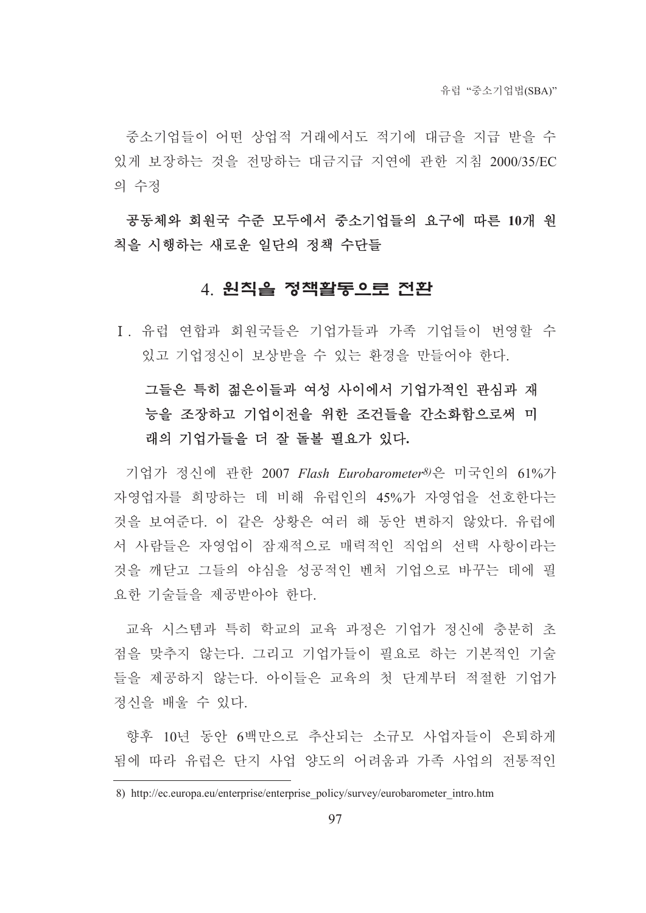중소기업들이 어떤 상업적 거래에서도 적기에 대금을 지급 받을 수 있게 보장하는 것을 전망하는 대금지급 지연에 관한 지침 2000/35/EC의 수정

**공동체와 회원국 수준 모두에서 중소기업들의 요구에 따른 10개 원칙을 시행하는 새로운 일단의 정책 수단들**

## 4. 원칙을 정책활동으로 전환

Ⅰ. 유럽 연합과 회원국들은 기업가들과 가족 기업들이 번영할 수 있고 기업정신이 보상받을 수 있는 환경을 만들어야 한다.

**그들은 특히 젊은이들과 여성 사이에서 기업가적인 관심과 재능을 조장하고 기업이전을 위한 조건들을 간소화함으로써 미래의 기업가들을 더 잘 돌볼 필요가 있다.**

기업가 정신에 관한 2007 *Flash Eurobarometer*[8]은 미국인의 61%가 자영업자를 희망하는 데 비해 유럽인의 45%가 자영업을 선호한다는 것을 보여준다. 이 같은 상황은 여러 해 동안 변하지 않았다. 유럽에서 사람들은 자영업이 잠재적으로 매력적인 직업의 선택 사항이라는 것을 깨닫고 그들의 야심을 성공적인 벤처 기업으로 바꾸는 데에 필요한 기술들을 제공받아야 한다.

교육 시스템과 특히 학교의 교육 과정은 기업가 정신에 충분히 초점을 맞추지 않는다. 그리고 기업가들이 필요로 하는 기본적인 기술들을 제공하지 않는다. 아이들은 교육의 첫 단계부터 적절한 기업가 정신을 배울 수 있다.

향후 10년 동안 6백만으로 추산되는 소규모 사업자들이 은퇴하게 됨에 따라 유럽은 단지 사업 양도의 어려움과 가족 사업의 전통적인

---

8) http://ec.europa.eu/enterprise/enterprise_policy/survey/eurobarometer_intro.htm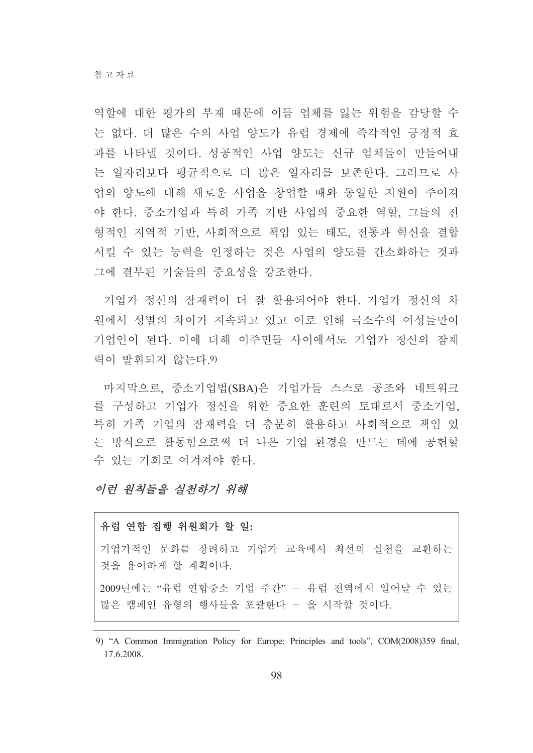역할에 대한 평가의 부재 때문에 이들 업체를 잃는 위험을 감당할 수는 없다. 더 많은 수의 사업 양도가 유럽 경제에 즉각적인 긍정적 효과를 나타낼 것이다. 성공적인 사업 양도는 신규 업체들이 만들어내는 일자리보다 평균적으로 더 많은 일자리를 보존한다. 그러므로 사업의 양도에 대해 새로운 사업을 창업할 때와 동일한 지원이 주어져야 한다. 중소기업과 특히 가족 기반 사업의 중요한 역할, 그들의 전형적인 지역적 기반, 사회적으로 책임 있는 태도, 전통과 혁신을 결합시킬 수 있는 능력을 인정하는 것은 사업의 양도를 간소화하는 것과 그에 결부된 기술들의 중요성을 강조한다.

기업가 정신의 잠재력이 더 잘 활용되어야 한다. 기업가 정신의 차원에서 성별의 차이가 지속되고 있고 이로 인해 극소수의 여성들만이 기업인이 된다. 이에 더해 이주민들 사이에서도 기업가 정신의 잠재력이 발휘되지 않는다.[9]

마지막으로, 중소기업법(SBA)은 기업가들 스스로 공조와 네트워크를 구성하고 기업가 정신을 위한 중요한 훈련의 토대로서 중소기업, 특히 가족 기업의 잠재력을 더 충분히 활용하고 사회적으로 책임 있는 방식으로 활동함으로써 더 나은 기업 환경을 만드는 데에 공헌할 수 있는 기회로 여겨져야 한다.

*이런 원칙들을 실천하기 위해*

**유럽 연합 집행 위원회가 할 일:**

기업가적인 문화를 장려하고 기업가 교육에서 최선의 실천을 교환하는 것을 용이하게 할 계획이다.

2009년에는 "유럽 연합중소 기업 주간" – 유럽 전역에서 일어날 수 있는 많은 캠페인 유형의 행사들을 포괄한다 – 을 시작할 것이다.

---

9) "A Common Immigration Policy for Europe: Principles and tools", COM(2008)359 final, 17.6.2008.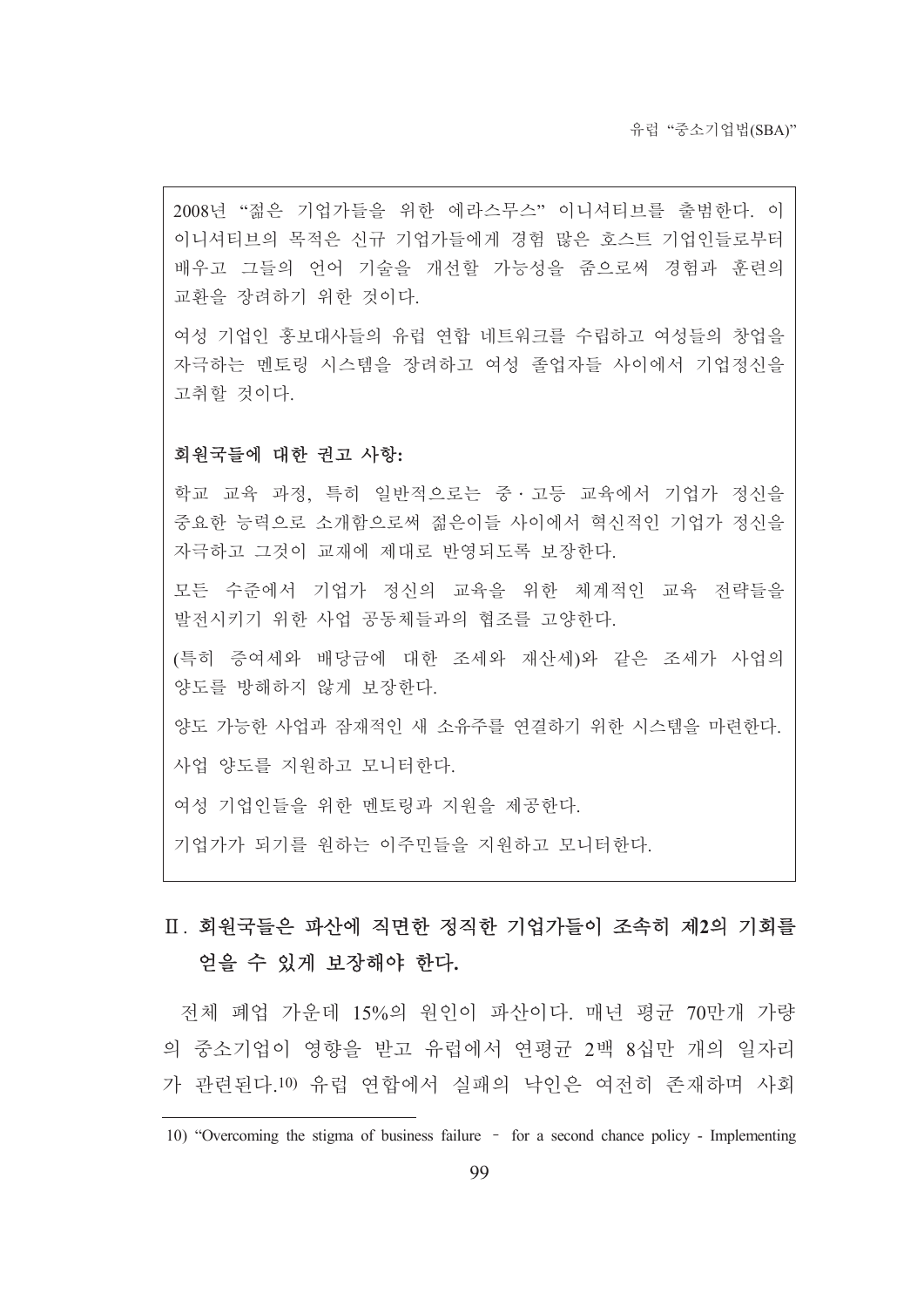2008년 "젊은 기업가들을 위한 에라스무스" 이니셔티브를 출범한다. 이 이니셔티브의 목적은 신규 기업가들에게 경험 많은 호스트 기업인들로부터 배우고 그들의 언어 기술을 개선할 가능성을 줌으로써 경험과 훈련의 교환을 장려하기 위한 것이다.

여성 기업인 홍보대사들의 유럽 연합 네트워크를 수립하고 여성들의 창업을 자극하는 멘토링 시스템을 장려하고 여성 졸업자들 사이에서 기업정신을 고취할 것이다.

**회원국들에 대한 권고 사항:**

학교 교육 과정, 특히 일반적으로는 중·고등 교육에서 기업가 정신을 중요한 능력으로 소개함으로써 젊은이들 사이에서 혁신적인 기업가 정신을 자극하고 그것이 교재에 제대로 반영되도록 보장한다.

모든 수준에서 기업가 정신의 교육을 위한 체계적인 교육 전략들을 발전시키기 위한 사업 공동체들과의 협조를 고양한다.

(특히 증여세와 배당금에 대한 조세와 재산세)와 같은 조세가 사업의 양도를 방해하지 않게 보장한다.

양도 가능한 사업과 잠재적인 새 소유주를 연결하기 위한 시스템을 마련한다.

사업 양도를 지원하고 모니터한다.

여성 기업인들을 위한 멘토링과 지원을 제공한다.

기업가가 되기를 원하는 이주민들을 지원하고 모니터한다.

## Ⅱ. 회원국들은 파산에 직면한 정직한 기업가들이 조속히 제2의 기회를 얻을 수 있게 보장해야 한다.

전체 폐업 가운데 15%의 원인이 파산이다. 매년 평균 70만개 가량의 중소기업이 영향을 받고 유럽에서 연평균 2백 8십만 개의 일자리가 관련된다.[10] 유럽 연합에서 실패의 낙인은 여전히 존재하며 사회

10) "Overcoming the stigma of business failure – for a second chance policy - Implementing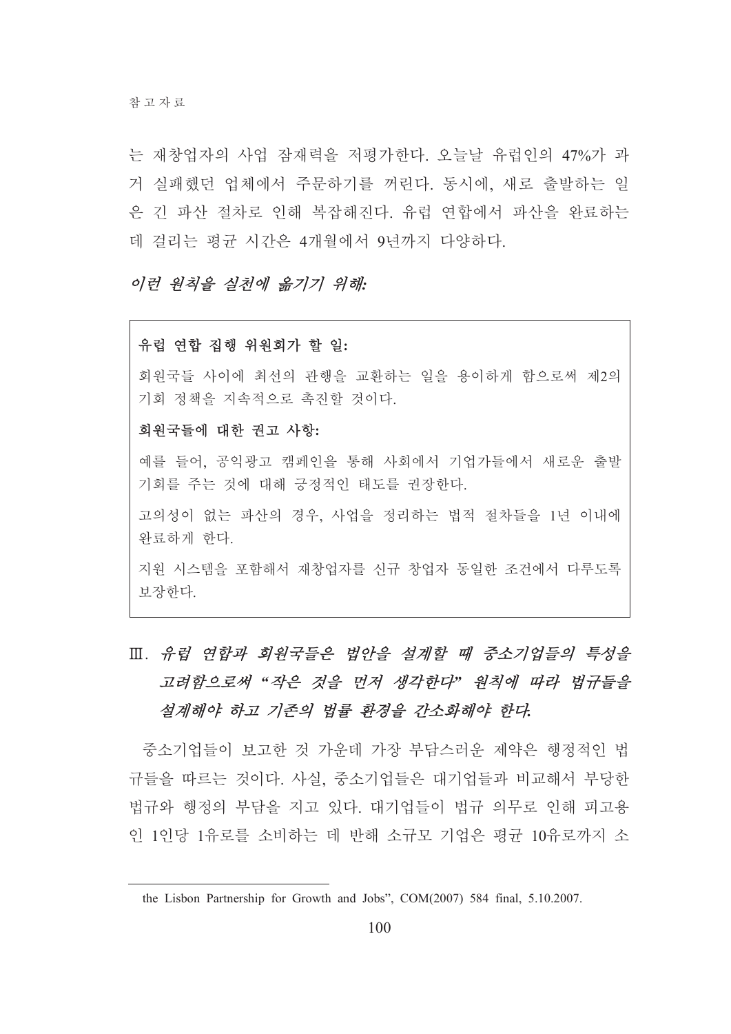는 재창업자의 사업 잠재력을 저평가한다. 오늘날 유럽인의 47%가 과거 실패했던 업체에서 주문하기를 꺼린다. 동시에, 새로 출발하는 일은 긴 파산 절차로 인해 복잡해진다. 유럽 연합에서 파산을 완료하는 데 걸리는 평균 시간은 4개월에서 9년까지 다양하다.

*이런 원칙을 실천에 옮기기 위해:*

**유럽 연합 집행 위원회가 할 일:**

회원국들 사이에 최선의 관행을 교환하는 일을 용이하게 함으로써 제2의 기회 정책을 지속적으로 촉진할 것이다.

**회원국들에 대한 권고 사항:**

예를 들어, 공익광고 캠페인을 통해 사회에서 기업가들에서 새로운 출발 기회를 주는 것에 대해 긍정적인 태도를 권장한다.

고의성이 없는 파산의 경우, 사업을 정리하는 법적 절차들을 1년 이내에 완료하게 한다.

지원 시스템을 포함해서 재창업자를 신규 창업자 동일한 조건에서 다루도록 보장한다.

## Ⅲ. *유럽 연합과 회원국들은 법안을 설계할 때 중소기업들의 특성을 고려함으로써 "작은 것을 먼저 생각한다" 원칙에 따라 법규들을 설계해야 하고 기존의 법률 환경을 간소화해야 한다.*

중소기업들이 보고한 것 가운데 가장 부담스러운 제약은 행정적인 법규들을 따르는 것이다. 사실, 중소기업들은 대기업들과 비교해서 부당한 법규와 행정의 부담을 지고 있다. 대기업들이 법규 의무로 인해 피고용인 1인당 1유로를 소비하는 데 반해 소규모 기업은 평균 10유로까지 소

---

the Lisbon Partnership for Growth and Jobs", COM(2007) 584 final, 5.10.2007.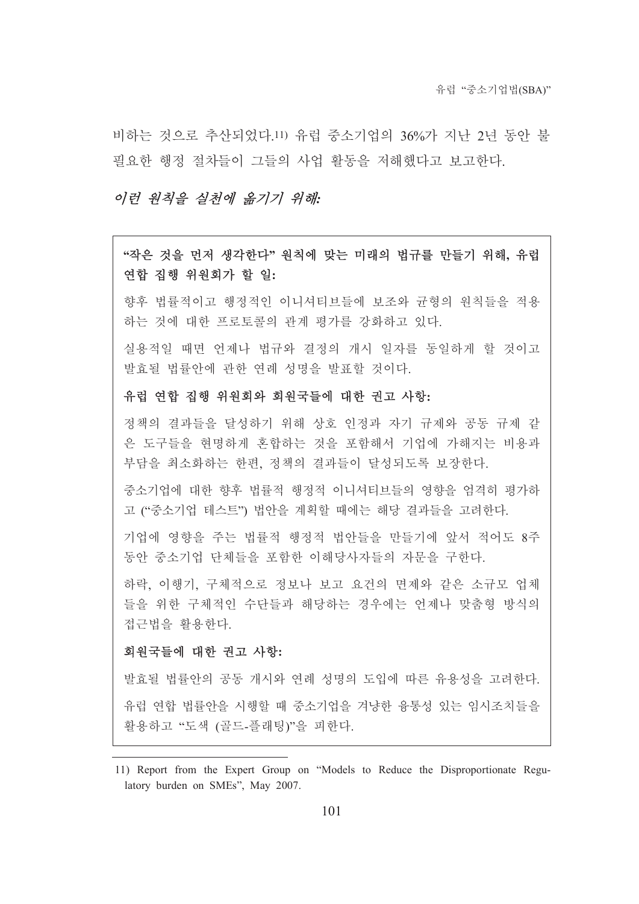비하는 것으로 추산되었다.[11] 유럽 중소기업의 36%가 지난 2년 동안 불필요한 행정 절차들이 그들의 사업 활동을 저해했다고 보고한다.

*이런 원칙을 실천에 옮기기 위해:*

**"작은 것을 먼저 생각한다" 원칙에 맞는 미래의 법규를 만들기 위해, 유럽 연합 집행 위원회가 할 일:**

향후 법률적이고 행정적인 이니셔티브들에 보조와 균형의 원칙들을 적용하는 것에 대한 프로토콜의 관계 평가를 강화하고 있다.

실용적일 때면 언제나 법규와 결정의 개시 일자를 동일하게 할 것이고 발효될 법률안에 관한 연례 성명을 발표할 것이다.

**유럽 연합 집행 위원회와 회원국들에 대한 권고 사항:**

정책의 결과들을 달성하기 위해 상호 인정과 자기 규제와 공동 규제 같은 도구들을 현명하게 혼합하는 것을 포함해서 기업에 가해지는 비용과 부담을 최소화하는 한편, 정책의 결과들이 달성되도록 보장한다.

중소기업에 대한 향후 법률적 행정적 이니셔티브들의 영향을 엄격히 평가하고 ("중소기업 테스트") 법안을 계획할 때에는 해당 결과들을 고려한다.

기업에 영향을 주는 법률적 행정적 법안들을 만들기에 앞서 적어도 8주 동안 중소기업 단체들을 포함한 이해당사자들의 자문을 구한다.

하락, 이행기, 구체적으로 정보나 보고 요건의 면제와 같은 소규모 업체들을 위한 구체적인 수단들과 해당하는 경우에는 언제나 맞춤형 방식의 접근법을 활용한다.

**회원국들에 대한 권고 사항:**

발효될 법률안의 공동 개시와 연례 성명의 도입에 따른 유용성을 고려한다.

유럽 연합 법률안을 시행할 때 중소기업을 겨냥한 융통성 있는 임시조치들을 활용하고 "도색 (골드-플래팅)"을 피한다.

---

11) Report from the Expert Group on "Models to Reduce the Disproportionate Regulatory burden on SMEs", May 2007.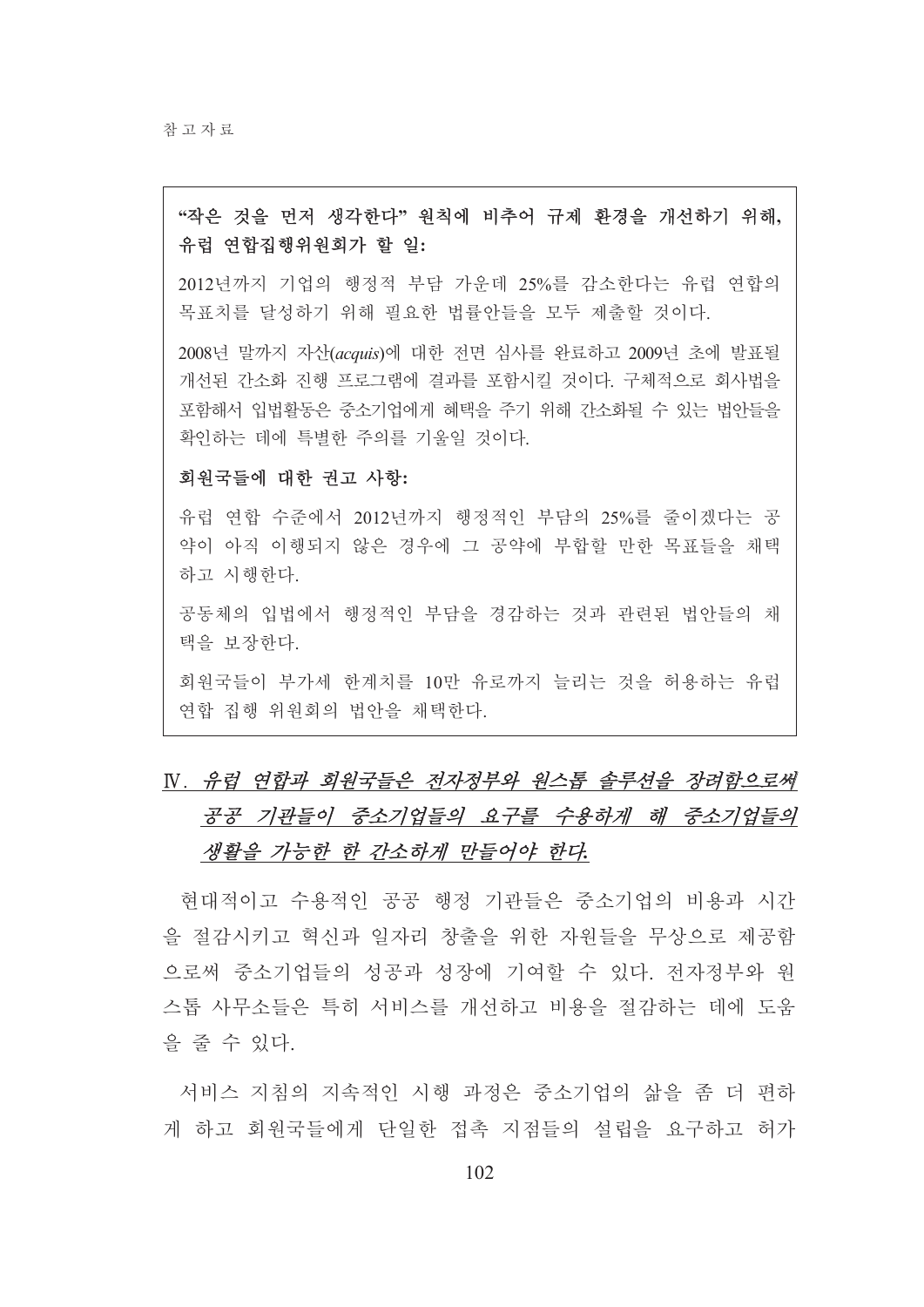**"작은 것을 먼저 생각한다" 원칙에 비추어 규제 환경을 개선하기 위해, 유럽 연합집행위원회가 할 일:**

2012년까지 기업의 행정적 부담 가운데 25%를 감소한다는 유럽 연합의 목표치를 달성하기 위해 필요한 법률안들을 모두 제출할 것이다.

2008년 말까지 자산(*acquis*)에 대한 전면 심사를 완료하고 2009년 초에 발표될 개선된 간소화 진행 프로그램에 결과를 포함시킬 것이다. 구체적으로 회사법을 포함해서 입법활동은 중소기업에게 혜택을 주기 위해 간소화될 수 있는 법안들을 확인하는 데에 특별한 주의를 기울일 것이다.

**회원국들에 대한 권고 사항:**

유럽 연합 수준에서 2012년까지 행정적인 부담의 25%를 줄이겠다는 공약이 아직 이행되지 않은 경우에 그 공약에 부합할 만한 목표들을 채택하고 시행한다.

공동체의 입법에서 행정적인 부담을 경감하는 것과 관련된 법안들의 채택을 보장한다.

회원국들이 부가세 한계치를 10만 유로까지 늘리는 것을 허용하는 유럽 연합 집행 위원회의 법안을 채택한다.

## Ⅳ. *유럽 연합과 회원국들은 전자정부와 원스톱 솔루션을 장려함으로써 공공 기관들이 중소기업들의 요구를 수용하게 해 중소기업들의 생활을 가능한 한 간소하게 만들어야 한다.*

현대적이고 수용적인 공공 행정 기관들은 중소기업의 비용과 시간을 절감시키고 혁신과 일자리 창출을 위한 자원들을 무상으로 제공함으로써 중소기업들의 성공과 성장에 기여할 수 있다. 전자정부와 원스톱 사무소들은 특히 서비스를 개선하고 비용을 절감하는 데에 도움을 줄 수 있다.

서비스 지침의 지속적인 시행 과정은 중소기업의 삶을 좀 더 편하게 하고 회원국들에게 단일한 접촉 지점들의 설립을 요구하고 허가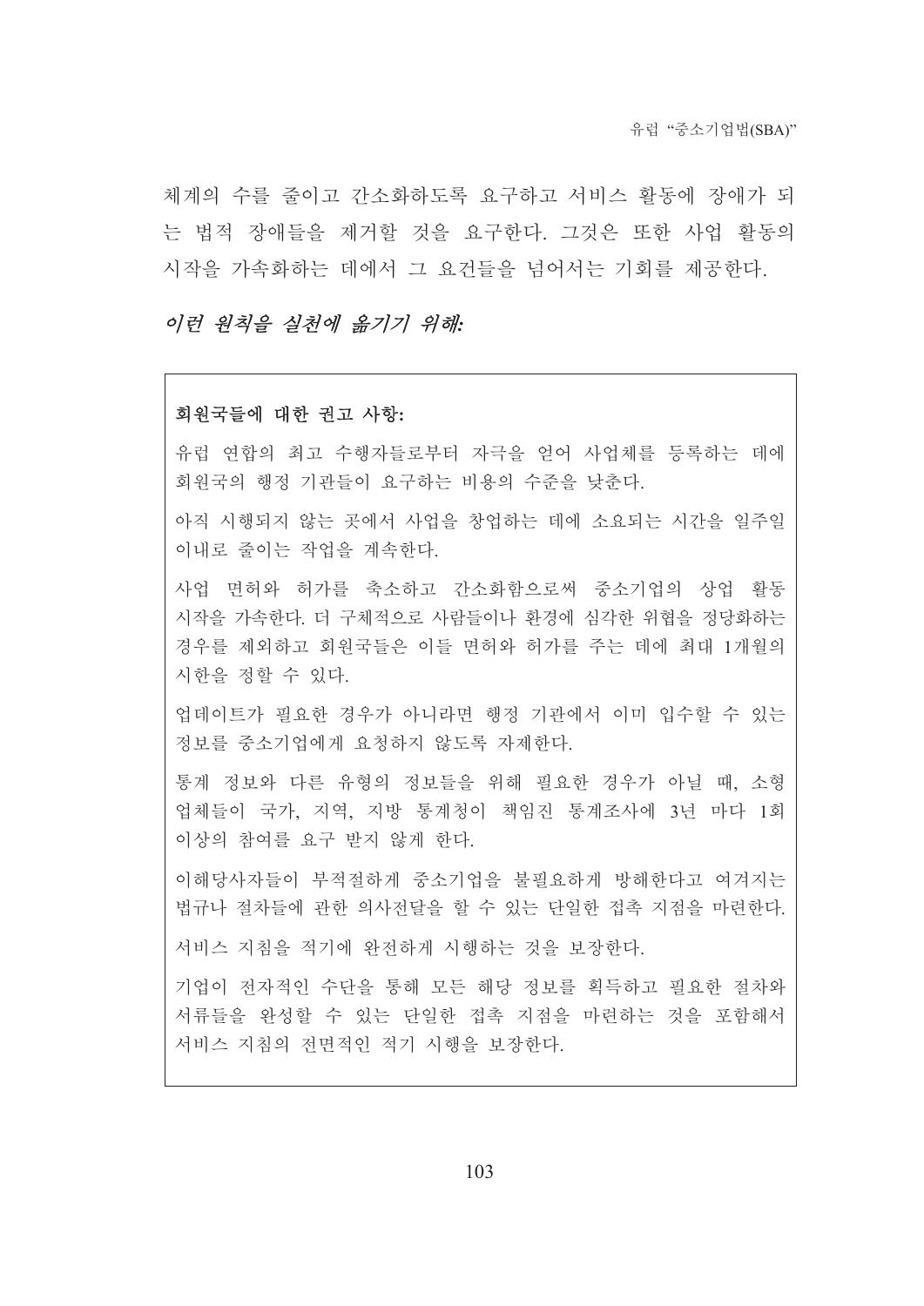체계의 수를 줄이고 간소화하도록 요구하고 서비스 활동에 장애가 되는 법적 장애들을 제거할 것을 요구한다. 그것은 또한 사업 활동의 시작을 가속화하는 데에서 그 요건들을 넘어서는 기회를 제공한다.

*이런 원칙을 실천에 옮기기 위해:*

**회원국들에 대한 권고 사항:**

유럽 연합의 최고 수행자들로부터 자극을 얻어 사업체를 등록하는 데에 회원국의 행정 기관들이 요구하는 비용의 수준을 낮춘다.

아직 시행되지 않는 곳에서 사업을 창업하는 데에 소요되는 시간을 일주일 이내로 줄이는 작업을 계속한다.

사업 면허와 허가를 축소하고 간소화함으로써 중소기업의 상업 활동 시작을 가속한다. 더 구체적으로 사람들이나 환경에 심각한 위협을 정당화하는 경우를 제외하고 회원국들은 이들 면허와 허가를 주는 데에 최대 1개월의 시한을 정할 수 있다.

업데이트가 필요한 경우가 아니라면 행정 기관에서 이미 입수할 수 있는 정보를 중소기업에게 요청하지 않도록 자제한다.

통계 정보와 다른 유형의 정보들을 위해 필요한 경우가 아닐 때, 소형 업체들이 국가, 지역, 지방 통계청이 책임진 통계조사에 3년 마다 1회 이상의 참여를 요구 받지 않게 한다.

이해당사자들이 부적절하게 중소기업을 불필요하게 방해한다고 여겨지는 법규나 절차들에 관한 의사전달을 할 수 있는 단일한 접촉 지점을 마련한다.

서비스 지침을 적기에 완전하게 시행하는 것을 보장한다.

기업이 전자적인 수단을 통해 모든 해당 정보를 획득하고 필요한 절차와 서류들을 완성할 수 있는 단일한 접촉 지점을 마련하는 것을 포함해서 서비스 지침의 전면적인 적기 시행을 보장한다.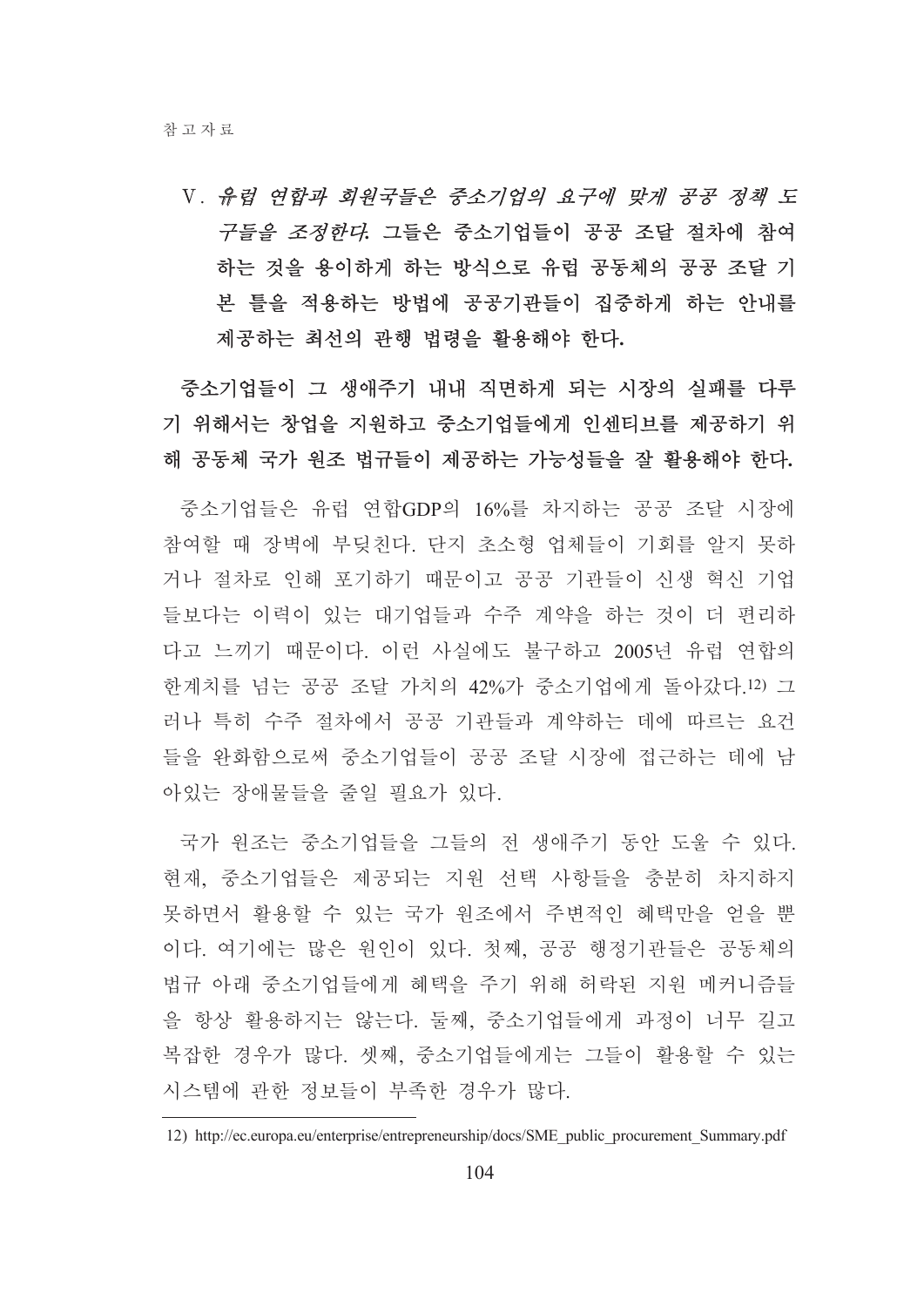V. *유럽 연합과 회원국들은 중소기업의 요구에 맞게 공공 정책 도구들을 조정한다.* **그들은 중소기업들이 공공 조달 절차에 참여하는 것을 용이하게 하는 방식으로 유럽 공동체의 공공 조달 기본 틀을 적용하는 방법에 공공기관들이 집중하게 하는 안내를 제공하는 최선의 관행 법령을 활용해야 한다.**

**중소기업들이 그 생애주기 내내 직면하게 되는 시장의 실패를 다루기 위해서는 창업을 지원하고 중소기업들에게 인센티브를 제공하기 위해 공동체 국가 원조 법규들이 제공하는 가능성들을 잘 활용해야 한다.**

중소기업들은 유럽 연합GDP의 16%를 차지하는 공공 조달 시장에 참여할 때 장벽에 부딪친다. 단지 초소형 업체들이 기회를 알지 못하거나 절차로 인해 포기하기 때문이고 공공 기관들이 신생 혁신 기업들보다는 이력이 있는 대기업들과 수주 계약을 하는 것이 더 편리하다고 느끼기 때문이다. 이런 사실에도 불구하고 2005년 유럽 연합의 한계치를 넘는 공공 조달 가치의 42%가 중소기업에게 돌아갔다.[12] 그러나 특히 수주 절차에서 공공 기관들과 계약하는 데에 따르는 요건들을 완화함으로써 중소기업들이 공공 조달 시장에 접근하는 데에 남아있는 장애물들을 줄일 필요가 있다.

국가 원조는 중소기업들을 그들의 전 생애주기 동안 도울 수 있다. 현재, 중소기업들은 제공되는 지원 선택 사항들을 충분히 차지하지 못하면서 활용할 수 있는 국가 원조에서 주변적인 혜택만을 얻을 뿐이다. 여기에는 많은 원인이 있다. 첫째, 공공 행정기관들은 공동체의 법규 아래 중소기업들에게 혜택을 주기 위해 허락된 지원 메커니즘들을 항상 활용하지는 않는다. 둘째, 중소기업들에게 과정이 너무 길고 복잡한 경우가 많다. 셋째, 중소기업들에게는 그들이 활용할 수 있는 시스템에 관한 정보들이 부족한 경우가 많다.

---

12) http://ec.europa.eu/enterprise/entrepreneurship/docs/SME_public_procurement_Summary.pdf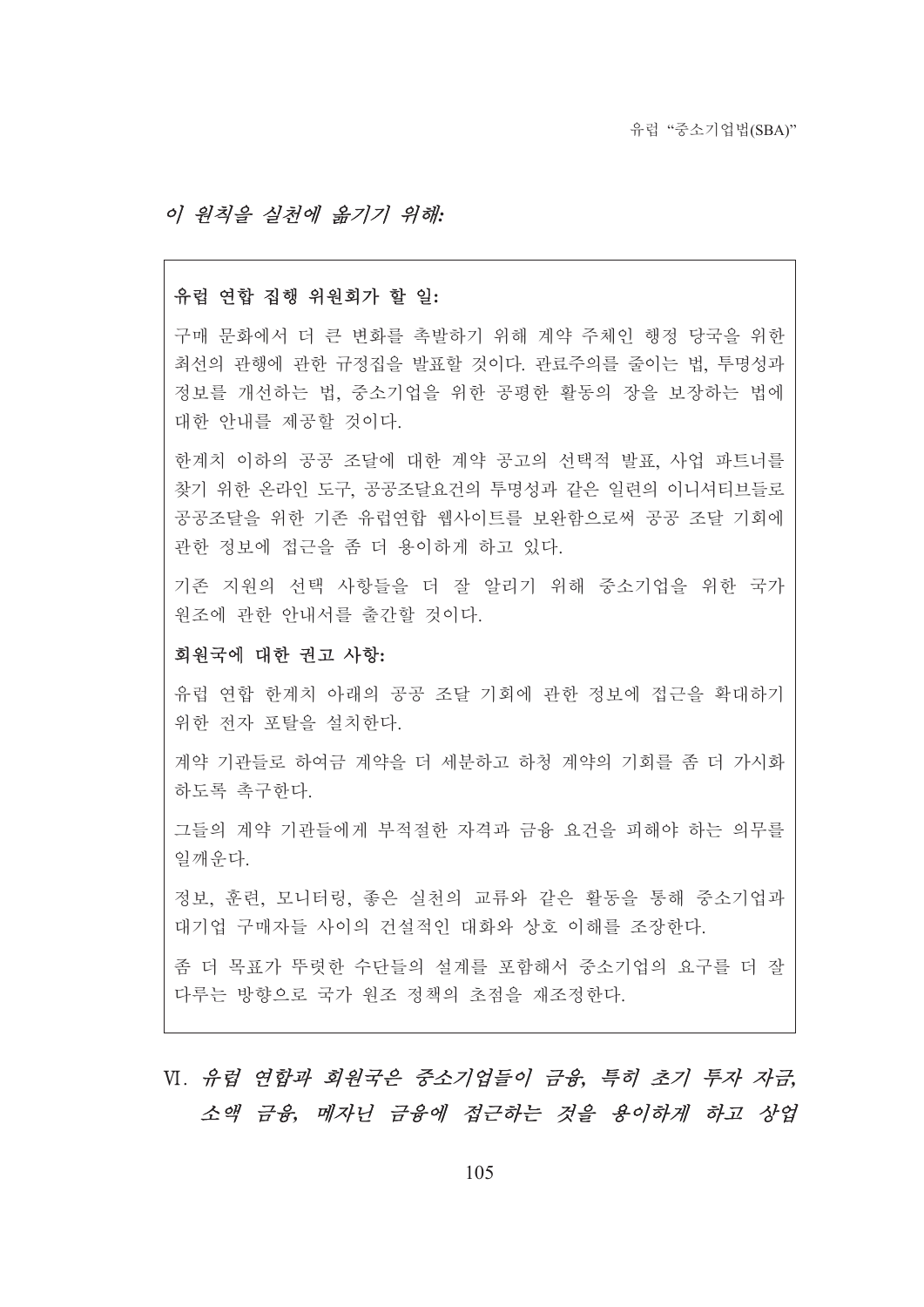*이 원칙을 실천에 옮기기 위해:*

**유럽 연합 집행 위원회가 할 일:**

구매 문화에서 더 큰 변화를 촉발하기 위해 계약 주체인 행정 당국을 위한 최선의 관행에 관한 규정집을 발표할 것이다. 관료주의를 줄이는 법, 투명성과 정보를 개선하는 법, 중소기업을 위한 공평한 활동의 장을 보장하는 법에 대한 안내를 제공할 것이다.

한계치 이하의 공공 조달에 대한 계약 공고의 선택적 발표, 사업 파트너를 찾기 위한 온라인 도구, 공공조달요건의 투명성과 같은 일련의 이니셔티브들로 공공조달을 위한 기존 유럽연합 웹사이트를 보완함으로써 공공 조달 기회에 관한 정보에 접근을 좀 더 용이하게 하고 있다.

기존 지원의 선택 사항들을 더 잘 알리기 위해 중소기업을 위한 국가 원조에 관한 안내서를 출간할 것이다.

**회원국에 대한 권고 사항:**

유럽 연합 한계치 아래의 공공 조달 기회에 관한 정보에 접근을 확대하기 위한 전자 포탈을 설치한다.

계약 기관들로 하여금 계약을 더 세분하고 하청 계약의 기회를 좀 더 가시화 하도록 촉구한다.

그들의 계약 기관들에게 부적절한 자격과 금융 요건을 피해야 하는 의무를 일깨운다.

정보, 훈련, 모니터링, 좋은 실천의 교류와 같은 활동을 통해 중소기업과 대기업 구매자들 사이의 건설적인 대화와 상호 이해를 조장한다.

좀 더 목표가 뚜렷한 수단들의 설계를 포함해서 중소기업의 요구를 더 잘 다루는 방향으로 국가 원조 정책의 초점을 재조정한다.

## Ⅵ. *유럽 연합과 회원국은 중소기업들이 금융, 특히 초기 투자 자금, 소액 금융, 메자닌 금융에 접근하는 것을 용이하게 하고 상업*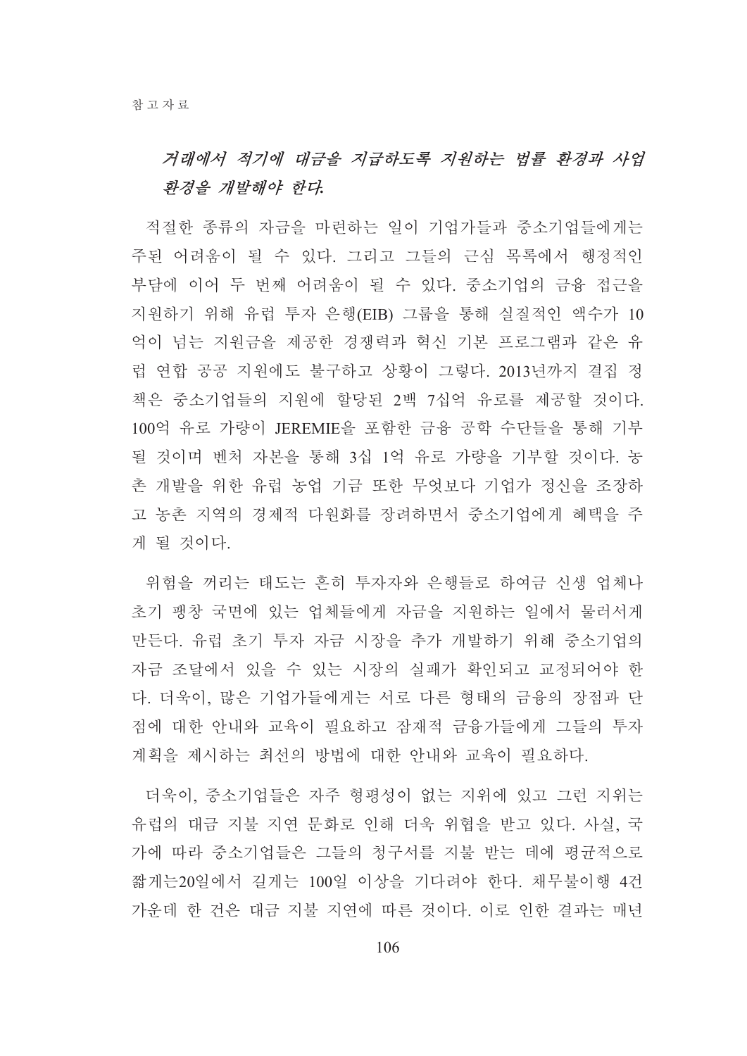*거래에서 적기에 대금을 지급하도록 지원하는 법률 환경과 사업 환경을 개발해야 한다.*

적절한 종류의 자금을 마련하는 일이 기업가들과 중소기업들에게는 주된 어려움이 될 수 있다. 그리고 그들의 근심 목록에서 행정적인 부담에 이어 두 번째 어려움이 될 수 있다. 중소기업의 금융 접근을 지원하기 위해 유럽 투자 은행(EIB) 그룹을 통해 실질적인 액수가 10억이 넘는 지원금을 제공한 경쟁력과 혁신 기본 프로그램과 같은 유럽 연합 공공 지원에도 불구하고 상황이 그렇다. 2013년까지 결집 정책은 중소기업들의 지원에 할당된 2백 7십억 유로를 제공할 것이다. 100억 유로 가량이 JEREMIE을 포함한 금융 공학 수단들을 통해 기부될 것이며 벤처 자본을 통해 3십 1억 유로 가량을 기부할 것이다. 농촌 개발을 위한 유럽 농업 기금 또한 무엇보다 기업가 정신을 조장하고 농촌 지역의 경제적 다원화를 장려하면서 중소기업에게 혜택을 주게 될 것이다.

위험을 꺼리는 태도는 흔히 투자자와 은행들로 하여금 신생 업체나 초기 팽창 국면에 있는 업체들에게 자금을 지원하는 일에서 물러서게 만든다. 유럽 초기 투자 자금 시장을 추가 개발하기 위해 중소기업의 자금 조달에서 있을 수 있는 시장의 실패가 확인되고 교정되어야 한다. 더욱이, 많은 기업가들에게는 서로 다른 형태의 금융의 장점과 단점에 대한 안내와 교육이 필요하고 잠재적 금융가들에게 그들의 투자 계획을 제시하는 최선의 방법에 대한 안내와 교육이 필요하다.

더욱이, 중소기업들은 자주 형평성이 없는 지위에 있고 그런 지위는 유럽의 대금 지불 지연 문화로 인해 더욱 위협을 받고 있다. 사실, 국가에 따라 중소기업들은 그들의 청구서를 지불 받는 데에 평균적으로 짧게는20일에서 길게는 100일 이상을 기다려야 한다. 채무불이행 4건 가운데 한 건은 대금 지불 지연에 따른 것이다. 이로 인한 결과는 매년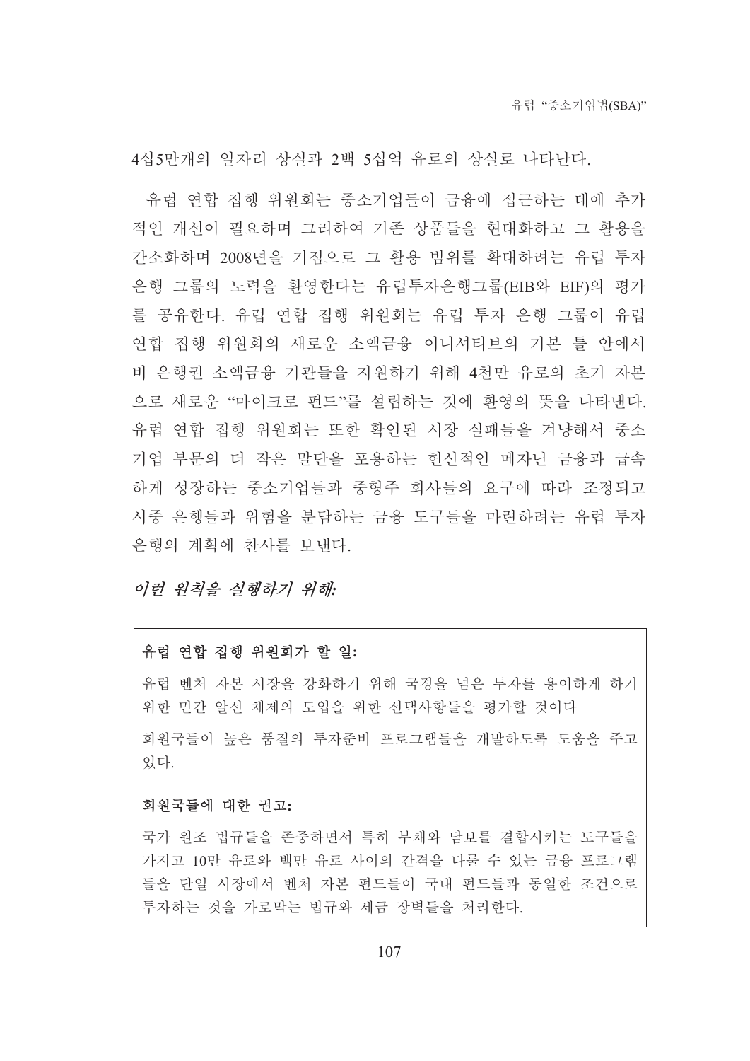4십5만개의 일자리 상실과 2백 5십억 유로의 상실로 나타난다.

유럽 연합 집행 위원회는 중소기업들이 금융에 접근하는 데에 추가적인 개선이 필요하며 그리하여 기존 상품들을 현대화하고 그 활용을 간소화하며 2008년을 기점으로 그 활용 범위를 확대하려는 유럽 투자 은행 그룹의 노력을 환영한다는 유럽투자은행그룹(EIB와 EIF)의 평가를 공유한다. 유럽 연합 집행 위원회는 유럽 투자 은행 그룹이 유럽 연합 집행 위원회의 새로운 소액금융 이니셔티브의 기본 틀 안에서 비 은행권 소액금융 기관들을 지원하기 위해 4천만 유로의 초기 자본으로 새로운 "마이크로 펀드"를 설립하는 것에 환영의 뜻을 나타낸다. 유럽 연합 집행 위원회는 또한 확인된 시장 실패들을 겨냥해서 중소기업 부문의 더 작은 말단을 포용하는 헌신적인 메자닌 금융과 급속하게 성장하는 중소기업들과 중형주 회사들의 요구에 따라 조정되고 시중 은행들과 위험을 분담하는 금융 도구들을 마련하려는 유럽 투자 은행의 계획에 찬사를 보낸다.

*이런 원칙을 실행하기 위해:*

**유럽 연합 집행 위원회가 할 일:**

유럽 벤처 자본 시장을 강화하기 위해 국경을 넘은 투자를 용이하게 하기 위한 민간 알선 체제의 도입을 위한 선택사항들을 평가할 것이다

회원국들이 높은 품질의 투자준비 프로그램들을 개발하도록 도움을 주고 있다.

**회원국들에 대한 권고:**

국가 원조 법규들을 존중하면서 특히 부채와 담보를 결합시키는 도구들을 가지고 10만 유로와 백만 유로 사이의 간격을 다룰 수 있는 금융 프로그램들을 단일 시장에서 벤처 자본 펀드들이 국내 펀드들과 동일한 조건으로 투자하는 것을 가로막는 법규와 세금 장벽들을 처리한다.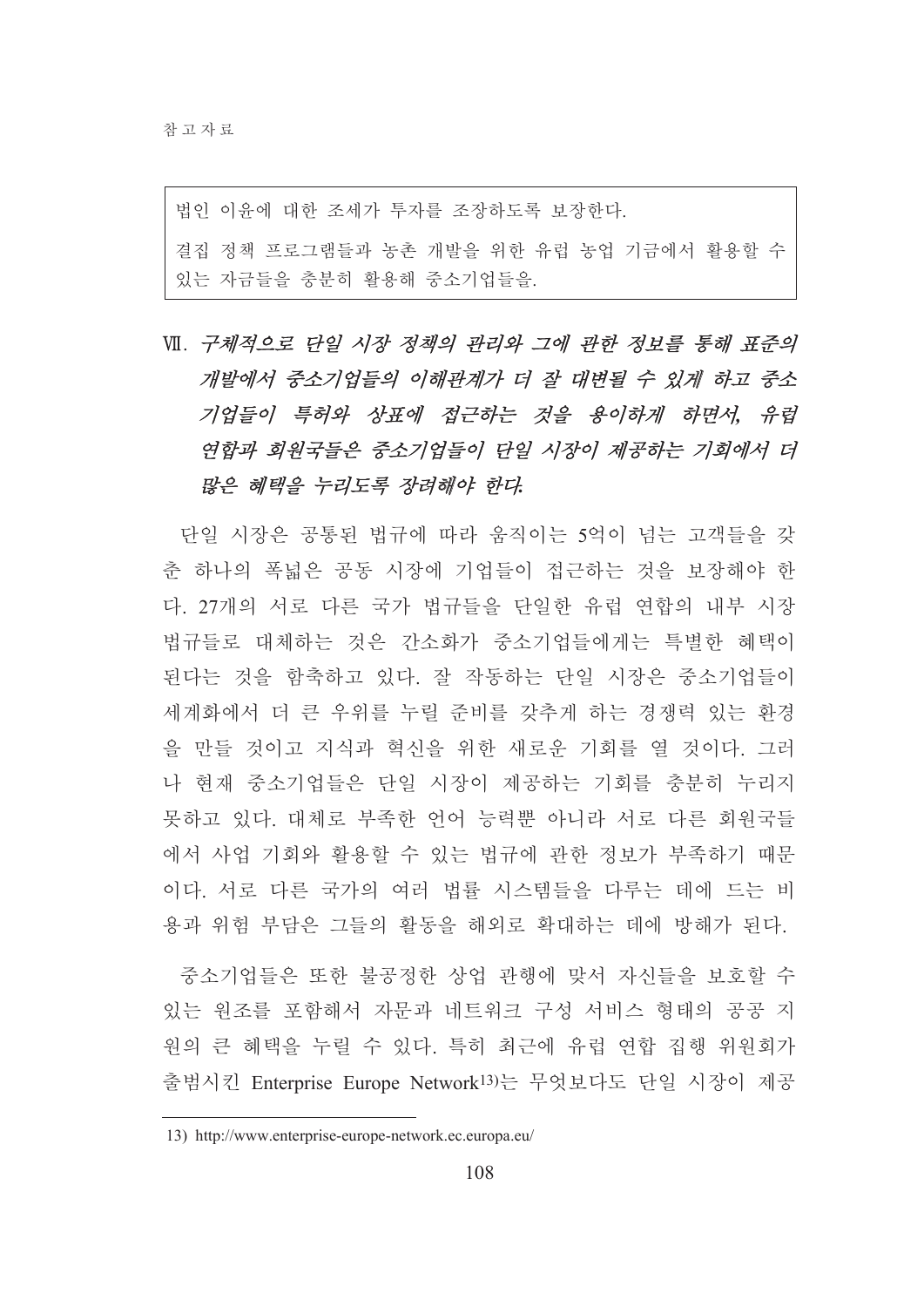| 법인 이윤에 대한 조세가 투자를 조장하도록 보장한다. 결집 정책 프로그램들과 농촌 개발을 위한 유럽 농업 기금에서 활용할 수 있는 자금들을 충분히 활용해 중소기업들을. |
|---|

## Ⅶ. *구체적으로 단일 시장 정책의 관리와 그에 관한 정보를 통해 표준의 개발에서 중소기업들의 이해관계가 더 잘 대변될 수 있게 하고 중소기업들이 특허와 상표에 접근하는 것을 용이하게 하면서, 유럽 연합과 회원국들은 중소기업들이 단일 시장이 제공하는 기회에서 더 많은 혜택을 누리도록 장려해야 한다.*

단일 시장은 공통된 법규에 따라 움직이는 5억이 넘는 고객들을 갖춘 하나의 폭넓은 공동 시장에 기업들이 접근하는 것을 보장해야 한다. 27개의 서로 다른 국가 법규들을 단일한 유럽 연합의 내부 시장 법규들로 대체하는 것은 간소화가 중소기업들에게는 특별한 혜택이 된다는 것을 함축하고 있다. 잘 작동하는 단일 시장은 중소기업들이 세계화에서 더 큰 우위를 누릴 준비를 갖추게 하는 경쟁력 있는 환경을 만들 것이고 지식과 혁신을 위한 새로운 기회를 열 것이다. 그러나 현재 중소기업들은 단일 시장이 제공하는 기회를 충분히 누리지 못하고 있다. 대체로 부족한 언어 능력뿐 아니라 서로 다른 회원국들에서 사업 기회와 활용할 수 있는 법규에 관한 정보가 부족하기 때문이다. 서로 다른 국가의 여러 법률 시스템들을 다루는 데에 드는 비용과 위험 부담은 그들의 활동을 해외로 확대하는 데에 방해가 된다.

중소기업들은 또한 불공정한 상업 관행에 맞서 자신들을 보호할 수 있는 원조를 포함해서 자문과 네트워크 구성 서비스 형태의 공공 지원의 큰 혜택을 누릴 수 있다. 특히 최근에 유럽 연합 집행 위원회가 출범시킨 Enterprise Europe Network[13]는 무엇보다도 단일 시장이 제공

13) http://www.enterprise-europe-network.ec.europa.eu/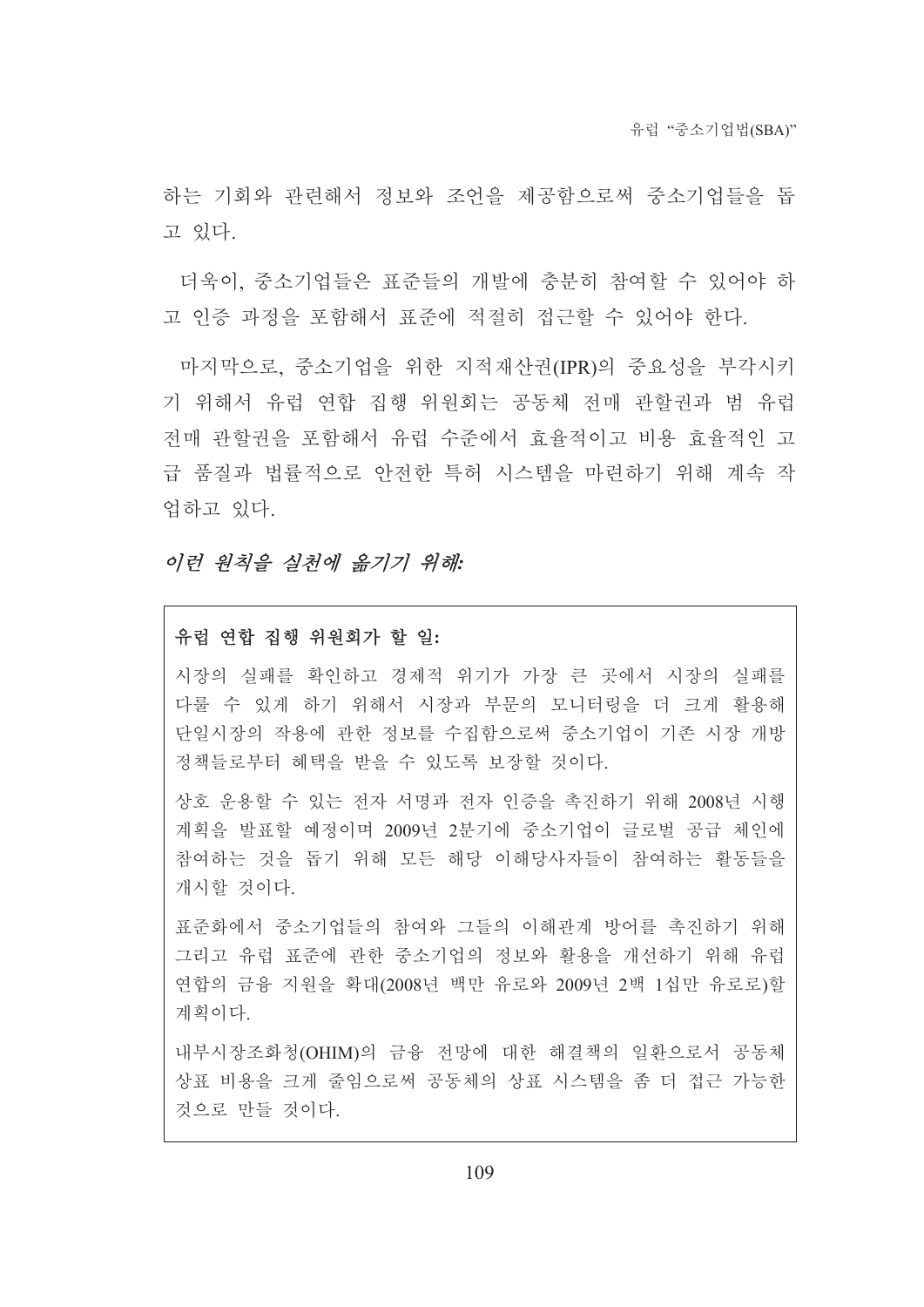하는 기회와 관련해서 정보와 조언을 제공함으로써 중소기업들을 돕고 있다.

더욱이, 중소기업들은 표준들의 개발에 충분히 참여할 수 있어야 하고 인증 과정을 포함해서 표준에 적절히 접근할 수 있어야 한다.

마지막으로, 중소기업을 위한 지적재산권(IPR)의 중요성을 부각시키기 위해서 유럽 연합 집행 위원회는 공동체 전매 관할권과 범 유럽 전매 관할권을 포함해서 유럽 수준에서 효율적이고 비용 효율적인 고급 품질과 법률적으로 안전한 특허 시스템을 마련하기 위해 계속 작업하고 있다.

*이런 원칙을 실천에 옮기기 위해:*

**유럽 연합 집행 위원회가 할 일:**

시장의 실패를 확인하고 경제적 위기가 가장 큰 곳에서 시장의 실패를 다룰 수 있게 하기 위해서 시장과 부문의 모니터링을 더 크게 활용해 단일시장의 작용에 관한 정보를 수집함으로써 중소기업이 기존 시장 개방 정책들로부터 혜택을 받을 수 있도록 보장할 것이다.

상호 운용할 수 있는 전자 서명과 전자 인증을 촉진하기 위해 2008년 시행 계획을 발표할 예정이며 2009년 2분기에 중소기업이 글로벌 공급 체인에 참여하는 것을 돕기 위해 모든 해당 이해당사자들이 참여하는 활동들을 개시할 것이다.

표준화에서 중소기업들의 참여와 그들의 이해관계 방어를 촉진하기 위해 그리고 유럽 표준에 관한 중소기업의 정보와 활용을 개선하기 위해 유럽 연합의 금융 지원을 확대(2008년 백만 유로와 2009년 2백 1십만 유로로)할 계획이다.

내부시장조화청(OHIM)의 금융 전망에 대한 해결책의 일환으로서 공동체 상표 비용을 크게 줄임으로써 공동체의 상표 시스템을 좀 더 접근 가능한 것으로 만들 것이다.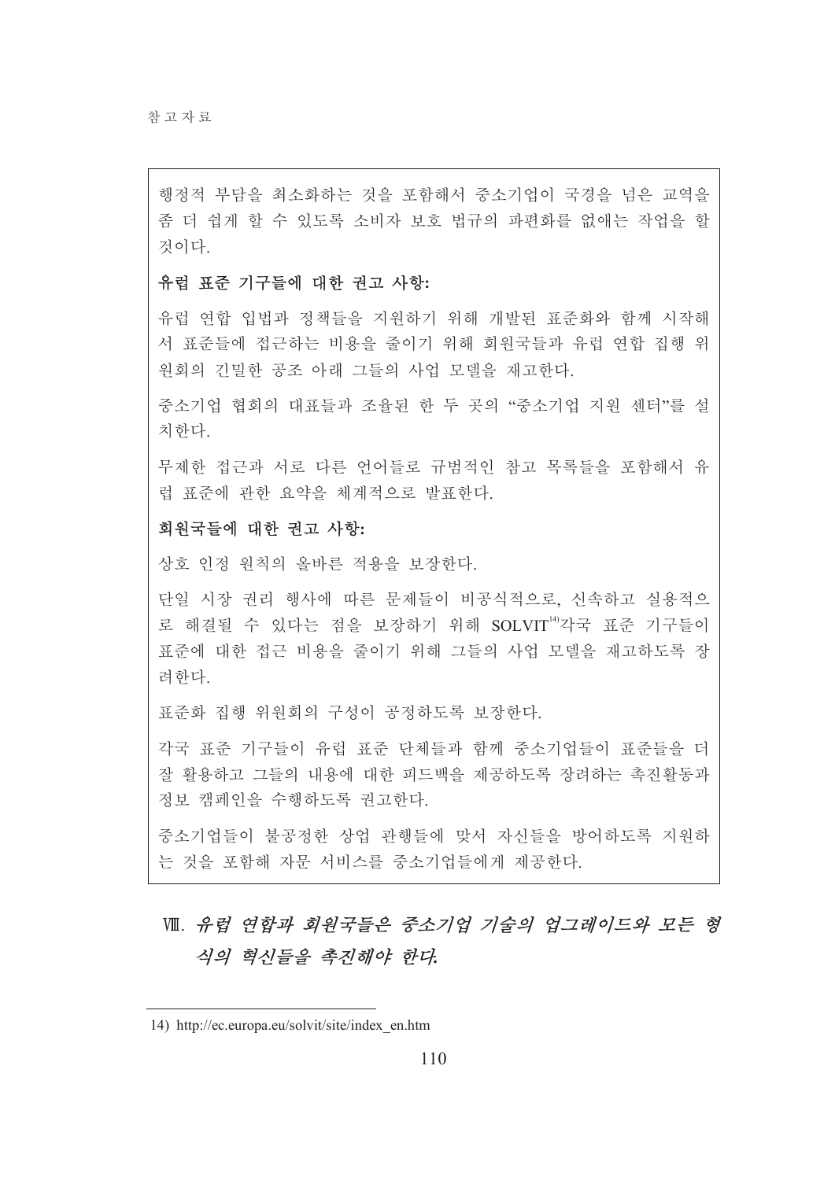행정적 부담을 최소화하는 것을 포함해서 중소기업이 국경을 넘은 교역을 좀 더 쉽게 할 수 있도록 소비자 보호 법규의 파편화를 없애는 작업을 할 것이다.

**유럽 표준 기구들에 대한 권고 사항:**

유럽 연합 입법과 정책들을 지원하기 위해 개발된 표준화와 함께 시작해서 표준들에 접근하는 비용을 줄이기 위해 회원국들과 유럽 연합 집행 위원회의 긴밀한 공조 아래 그들의 사업 모델을 재고한다.

중소기업 협회의 대표들과 조율된 한 두 곳의 "중소기업 지원 센터"를 설치한다.

무제한 접근과 서로 다른 언어들로 규범적인 참고 목록들을 포함해서 유럽 표준에 관한 요약을 체계적으로 발표한다.

**회원국들에 대한 권고 사항:**

상호 인정 원칙의 올바른 적용을 보장한다.

단일 시장 권리 행사에 따른 문제들이 비공식적으로, 신속하고 실용적으로 해결될 수 있다는 점을 보장하기 위해 SOLVIT[14]각국 표준 기구들이 표준에 대한 접근 비용을 줄이기 위해 그들의 사업 모델을 재고하도록 장려한다.

표준화 집행 위원회의 구성이 공정하도록 보장한다.

각국 표준 기구들이 유럽 표준 단체들과 함께 중소기업들이 표준들을 더 잘 활용하고 그들의 내용에 대한 피드백을 제공하도록 장려하는 촉진활동과 정보 캠페인을 수행하도록 권고한다.

중소기업들이 불공정한 상업 관행들에 맞서 자신들을 방어하도록 지원하는 것을 포함해 자문 서비스를 중소기업들에게 제공한다.

## Ⅷ. *유럽 연합과 회원국들은 중소기업 기술의 업그레이드와 모든 형식의 혁신들을 촉진해야 한다.*

---

14) http://ec.europa.eu/solvit/site/index_en.htm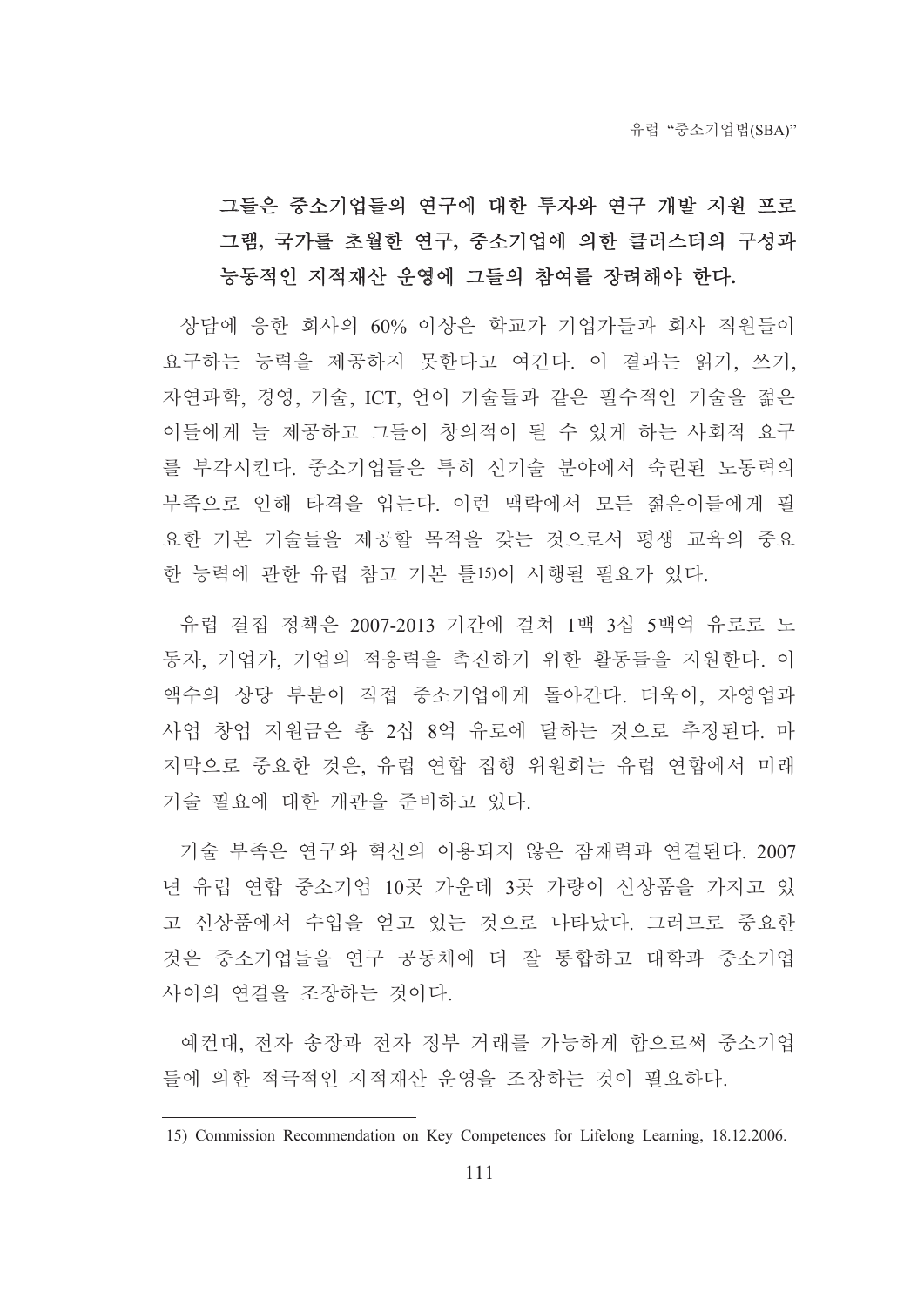**그들은 중소기업들의 연구에 대한 투자와 연구 개발 지원 프로그램, 국가를 초월한 연구, 중소기업에 의한 클러스터의 구성과 능동적인 지적재산 운영에 그들의 참여를 장려해야 한다.**

상담에 응한 회사의 60% 이상은 학교가 기업가들과 회사 직원들이 요구하는 능력을 제공하지 못한다고 여긴다. 이 결과는 읽기, 쓰기, 자연과학, 경영, 기술, ICT, 언어 기술들과 같은 필수적인 기술을 젊은 이들에게 늘 제공하고 그들이 창의적이 될 수 있게 하는 사회적 요구를 부각시킨다. 중소기업들은 특히 신기술 분야에서 숙련된 노동력의 부족으로 인해 타격을 입는다. 이런 맥락에서 모든 젊은이들에게 필요한 기본 기술들을 제공할 목적을 갖는 것으로서 평생 교육의 중요한 능력에 관한 유럽 참고 기본 틀[15]이 시행될 필요가 있다.

유럽 결집 정책은 2007-2013 기간에 걸쳐 1백 3십 5백억 유로로 노동자, 기업가, 기업의 적응력을 촉진하기 위한 활동들을 지원한다. 이 액수의 상당 부분이 직접 중소기업에게 돌아간다. 더욱이, 자영업과 사업 창업 지원금은 총 2십 8억 유로에 달하는 것으로 추정된다. 마지막으로 중요한 것은, 유럽 연합 집행 위원회는 유럽 연합에서 미래 기술 필요에 대한 개관을 준비하고 있다.

기술 부족은 연구와 혁신의 이용되지 않은 잠재력과 연결된다. 2007년 유럽 연합 중소기업 10곳 가운데 3곳 가량이 신상품을 가지고 있고 신상품에서 수입을 얻고 있는 것으로 나타났다. 그러므로 중요한 것은 중소기업들을 연구 공동체에 더 잘 통합하고 대학과 중소기업 사이의 연결을 조장하는 것이다.

예컨대, 전자 송장과 전자 정부 거래를 가능하게 함으로써 중소기업들에 의한 적극적인 지적재산 운영을 조장하는 것이 필요하다.

---

15) Commission Recommendation on Key Competences for Lifelong Learning, 18.12.2006.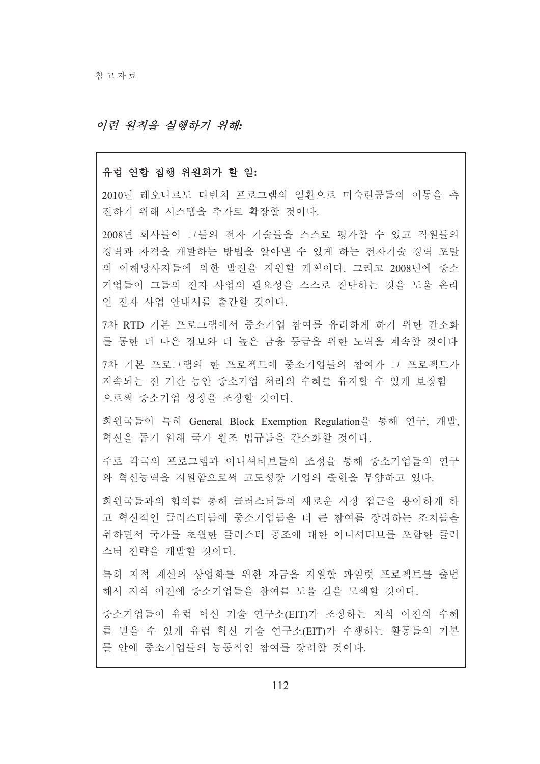*이런 원칙을 실행하기 위해:*

**유럽 연합 집행 위원회가 할 일:**

2010년 레오나르도 다빈치 프로그램의 일환으로 미숙련공들의 이동을 촉진하기 위해 시스템을 추가로 확장할 것이다.

2008년 회사들이 그들의 전자 기술들을 스스로 평가할 수 있고 직원들의 경력과 자격을 개발하는 방법을 알아낼 수 있게 하는 전자기술 경력 포탈의 이해당사자들에 의한 발전을 지원할 계획이다. 그리고 2008년에 중소기업들이 그들의 전자 사업의 필요성을 스스로 진단하는 것을 도울 온라인 전자 사업 안내서를 출간할 것이다.

7차 RTD 기본 프로그램에서 중소기업 참여를 유리하게 하기 위한 간소화를 통한 더 나은 정보와 더 높은 금융 등급을 위한 노력을 계속할 것이다

7차 기본 프로그램의 한 프로젝트에 중소기업들의 참여가 그 프로젝트가 지속되는 전 기간 동안 중소기업 처리의 수혜를 유지할 수 있게 보장함으로써 중소기업 성장을 조장할 것이다.

회원국들이 특히 General Block Exemption Regulation을 통해 연구, 개발, 혁신을 돕기 위해 국가 원조 법규들을 간소화할 것이다.

주로 각국의 프로그램과 이니셔티브들의 조정을 통해 중소기업들의 연구와 혁신능력을 지원함으로써 고도성장 기업의 출현을 부양하고 있다.

회원국들과의 협의를 통해 클러스터들의 새로운 시장 접근을 용이하게 하고 혁신적인 클러스터들에 중소기업들을 더 큰 참여를 장려하는 조치들을 취하면서 국가를 초월한 클러스터 공조에 대한 이니셔티브를 포함한 클러스터 전략을 개발할 것이다.

특히 지적 재산의 상업화를 위한 자금을 지원할 파일럿 프로젝트를 출범해서 지식 이전에 중소기업들을 참여를 도울 길을 모색할 것이다.

중소기업들이 유럽 혁신 기술 연구소(EIT)가 조장하는 지식 이전의 수혜를 받을 수 있게 유럽 혁신 기술 연구소(EIT)가 수행하는 활동들의 기본 틀 안에 중소기업들의 능동적인 참여를 장려할 것이다.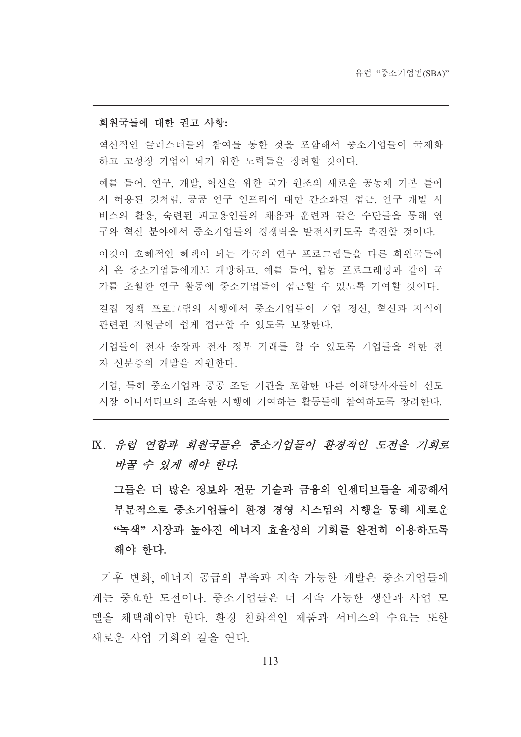**회원국들에 대한 권고 사항:**

혁신적인 클러스터들의 참여를 통한 것을 포함해서 중소기업들이 국제화하고 고성장 기업이 되기 위한 노력들을 장려할 것이다.

예를 들어, 연구, 개발, 혁신을 위한 국가 원조의 새로운 공동체 기본 틀에서 허용된 것처럼, 공공 연구 인프라에 대한 간소화된 접근, 연구 개발 서비스의 활용, 숙련된 피고용인들의 채용과 훈련과 같은 수단들을 통해 연구와 혁신 분야에서 중소기업들의 경쟁력을 발전시키도록 촉진할 것이다.

이것이 호혜적인 혜택이 되는 각국의 연구 프로그램들을 다른 회원국들에서 온 중소기업들에게도 개방하고, 예를 들어, 합동 프로그래밍과 같이 국가를 초월한 연구 활동에 중소기업들이 접근할 수 있도록 기여할 것이다.

결집 정책 프로그램의 시행에서 중소기업들이 기업 정신, 혁신과 지식에 관련된 지원금에 쉽게 접근할 수 있도록 보장한다.

기업들이 전자 송장과 전자 정부 거래를 할 수 있도록 기업들을 위한 전자 신분증의 개발을 지원한다.

기업, 특히 중소기업과 공공 조달 기관을 포함한 다른 이해당사자들이 선도 시장 이니셔티브의 조속한 시행에 기여하는 활동들에 참여하도록 장려한다.

## Ⅸ. *유럽 연합과 회원국들은 중소기업들이 환경적인 도전을 기회로 바꿀 수 있게 해야 한다.*

**그들은 더 많은 정보와 전문 기술과 금융의 인센티브들을 제공해서 부분적으로 중소기업들이 환경 경영 시스템의 시행을 통해 새로운 "녹색" 시장과 높아진 에너지 효율성의 기회를 완전히 이용하도록 해야 한다.**

기후 변화, 에너지 공급의 부족과 지속 가능한 개발은 중소기업들에게는 중요한 도전이다. 중소기업들은 더 지속 가능한 생산과 사업 모델을 채택해야만 한다. 환경 친화적인 제품과 서비스의 수요는 또한 새로운 사업 기회의 길을 연다.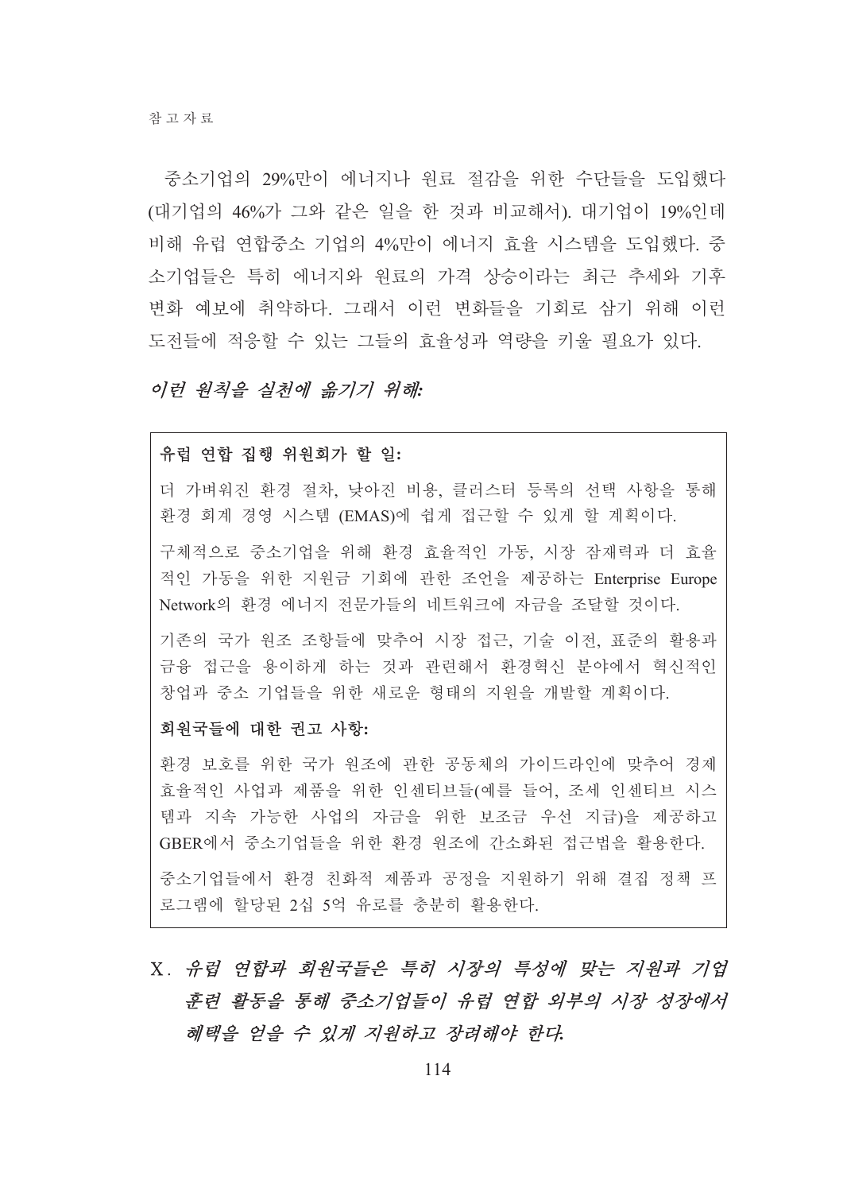중소기업의 29%만이 에너지나 원료 절감을 위한 수단들을 도입했다 (대기업의 46%가 그와 같은 일을 한 것과 비교해서). 대기업이 19%인데 비해 유럽 연합중소 기업의 4%만이 에너지 효율 시스템을 도입했다. 중소기업들은 특히 에너지와 원료의 가격 상승이라는 최근 추세와 기후 변화 예보에 취약하다. 그래서 이런 변화들을 기회로 삼기 위해 이런 도전들에 적응할 수 있는 그들의 효율성과 역량을 키울 필요가 있다.

*이런 원칙을 실천에 옮기기 위해:*

**유럽 연합 집행 위원회가 할 일:**

더 가벼워진 환경 절차, 낮아진 비용, 클러스터 등록의 선택 사항을 통해 환경 회계 경영 시스템 (EMAS)에 쉽게 접근할 수 있게 할 계획이다.

구체적으로 중소기업을 위해 환경 효율적인 가동, 시장 잠재력과 더 효율적인 가동을 위한 지원금 기회에 관한 조언을 제공하는 Enterprise Europe Network의 환경 에너지 전문가들의 네트워크에 자금을 조달할 것이다.

기존의 국가 원조 조항들에 맞추어 시장 접근, 기술 이전, 표준의 활용과 금융 접근을 용이하게 하는 것과 관련해서 환경혁신 분야에서 혁신적인 창업과 중소 기업들을 위한 새로운 형태의 지원을 개발할 계획이다.

**회원국들에 대한 권고 사항:**

환경 보호를 위한 국가 원조에 관한 공동체의 가이드라인에 맞추어 경제 효율적인 사업과 제품을 위한 인센티브들(예를 들어, 조세 인센티브 시스템과 지속 가능한 사업의 자금을 위한 보조금 우선 지급)을 제공하고 GBER에서 중소기업들을 위한 환경 원조에 간소화된 접근법을 활용한다.

중소기업들에서 환경 친화적 제품과 공정을 지원하기 위해 결집 정책 프로그램에 할당된 2십 5억 유로를 충분히 활용한다.

## X. *유럽 연합과 회원국들은 특히 시장의 특성에 맞는 지원과 기업 훈련 활동을 통해 중소기업들이 유럽 연합 외부의 시장 성장에서 혜택을 얻을 수 있게 지원하고 장려해야 한다.*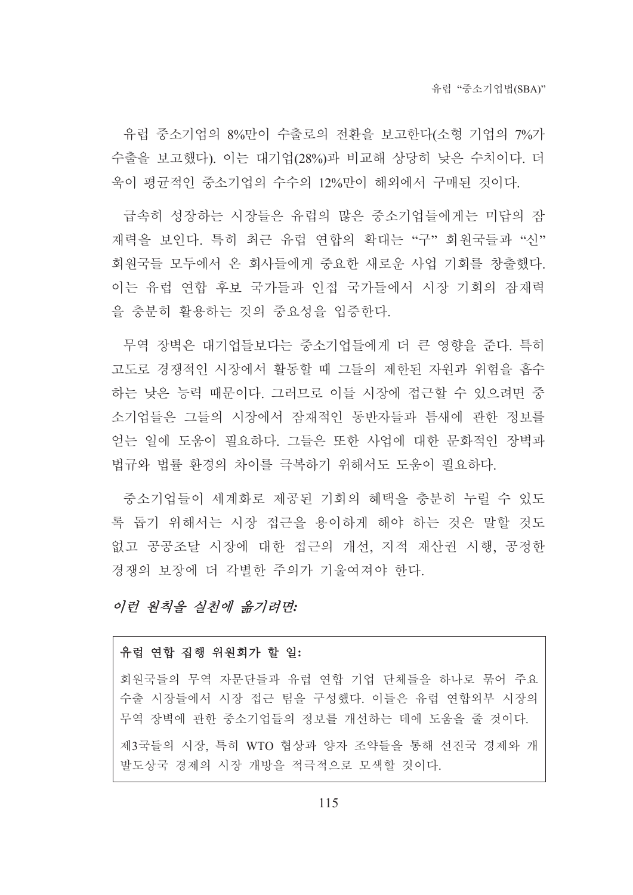유럽 중소기업의 8%만이 수출로의 전환을 보고한다(소형 기업의 7%가 수출을 보고했다). 이는 대기업(28%)과 비교해 상당히 낮은 수치이다. 더욱이 평균적인 중소기업의 수수의 12%만이 해외에서 구매된 것이다.

급속히 성장하는 시장들은 유럽의 많은 중소기업들에게는 미답의 잠재력을 보인다. 특히 최근 유럽 연합의 확대는 "구" 회원국들과 "신" 회원국들 모두에서 온 회사들에게 중요한 새로운 사업 기회를 창출했다. 이는 유럽 연합 후보 국가들과 인접 국가들에서 시장 기회의 잠재력을 충분히 활용하는 것의 중요성을 입증한다.

무역 장벽은 대기업들보다는 중소기업들에게 더 큰 영향을 준다. 특히 고도로 경쟁적인 시장에서 활동할 때 그들의 제한된 자원과 위험을 흡수하는 낮은 능력 때문이다. 그러므로 이들 시장에 접근할 수 있으려면 중소기업들은 그들의 시장에서 잠재적인 동반자들과 틈새에 관한 정보를 얻는 일에 도움이 필요하다. 그들은 또한 사업에 대한 문화적인 장벽과 법규와 법률 환경의 차이를 극복하기 위해서도 도움이 필요하다.

중소기업들이 세계화로 제공된 기회의 혜택을 충분히 누릴 수 있도록 돕기 위해서는 시장 접근을 용이하게 해야 하는 것은 말할 것도 없고 공공조달 시장에 대한 접근의 개선, 지적 재산권 시행, 공정한 경쟁의 보장에 더 각별한 주의가 기울여져야 한다.

*이런 원칙을 실천에 옮기려면:*

**유럽 연합 집행 위원회가 할 일:**

회원국들의 무역 자문단들과 유럽 연합 기업 단체들을 하나로 묶어 주요 수출 시장들에서 시장 접근 팀을 구성했다. 이들은 유럽 연합외부 시장의 무역 장벽에 관한 중소기업들의 정보를 개선하는 데에 도움을 줄 것이다.

제3국들의 시장, 특히 WTO 협상과 양자 조약들을 통해 선진국 경제와 개발도상국 경제의 시장 개방을 적극적으로 모색할 것이다.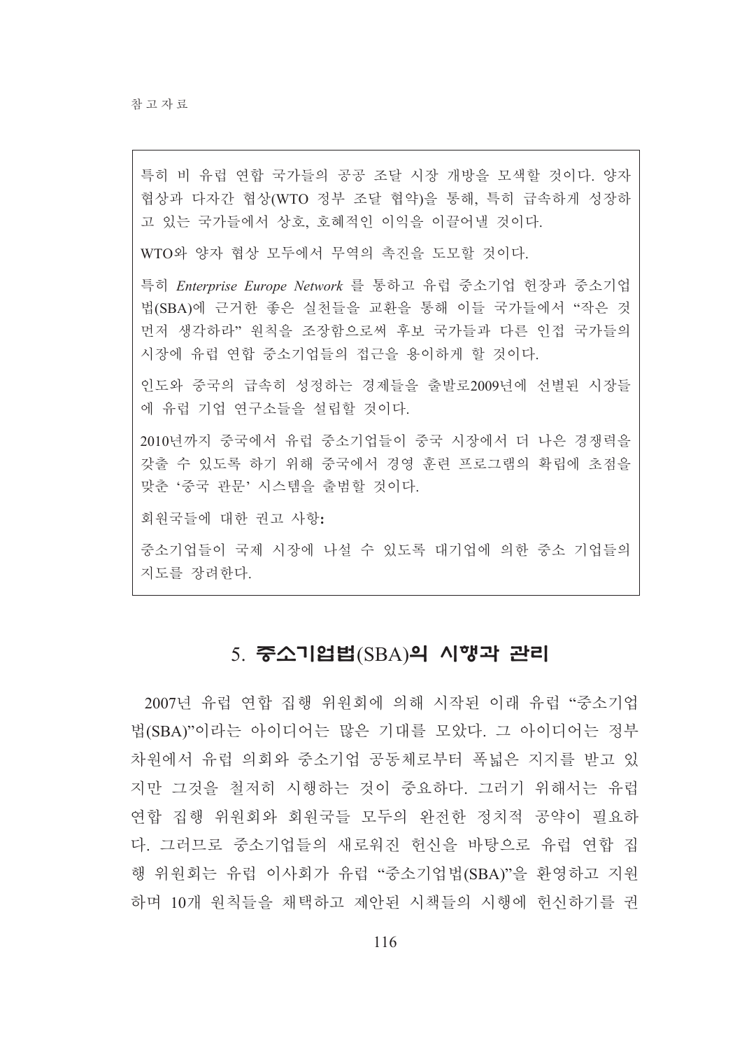특히 비 유럽 연합 국가들의 공공 조달 시장 개방을 모색할 것이다. 양자 협상과 다자간 협상(WTO 정부 조달 협약)을 통해, 특히 급속하게 성장하고 있는 국가들에서 상호, 호혜적인 이익을 이끌어낼 것이다.

WTO와 양자 협상 모두에서 무역의 촉진을 도모할 것이다.

특히 *Enterprise Europe Network* 를 통하고 유럽 중소기업 헌장과 중소기업법(SBA)에 근거한 좋은 실천들을 교환을 통해 이들 국가들에서 "작은 것 먼저 생각하라" 원칙을 조장함으로써 후보 국가들과 다른 인접 국가들의 시장에 유럽 연합 중소기업들의 접근을 용이하게 할 것이다.

인도와 중국의 급속히 성정하는 경제들을 출발로2009년에 선별된 시장들에 유럽 기업 연구소들을 설립할 것이다.

2010년까지 중국에서 유럽 중소기업들이 중국 시장에서 더 나은 경쟁력을 갖출 수 있도록 하기 위해 중국에서 경영 훈련 프로그램의 확립에 초점을 맞춘 '중국 관문' 시스템을 출범할 것이다.

회원국들에 대한 권고 사항:

중소기업들이 국제 시장에 나설 수 있도록 대기업에 의한 중소 기업들의 지도를 장려한다.

## 5. 중소기업법(SBA)의 시행과 관리

2007년 유럽 연합 집행 위원회에 의해 시작된 이래 유럽 "중소기업법(SBA)"이라는 아이디어는 많은 기대를 모았다. 그 아이디어는 정부 차원에서 유럽 의회와 중소기업 공동체로부터 폭넓은 지지를 받고 있지만 그것을 철저히 시행하는 것이 중요하다. 그러기 위해서는 유럽 연합 집행 위원회와 회원국들 모두의 완전한 정치적 공약이 필요하다. 그러므로 중소기업들의 새로워진 헌신을 바탕으로 유럽 연합 집행 위원회는 유럽 이사회가 유럽 "중소기업법(SBA)"을 환영하고 지원하며 10개 원칙들을 채택하고 제안된 시책들의 시행에 헌신하기를 권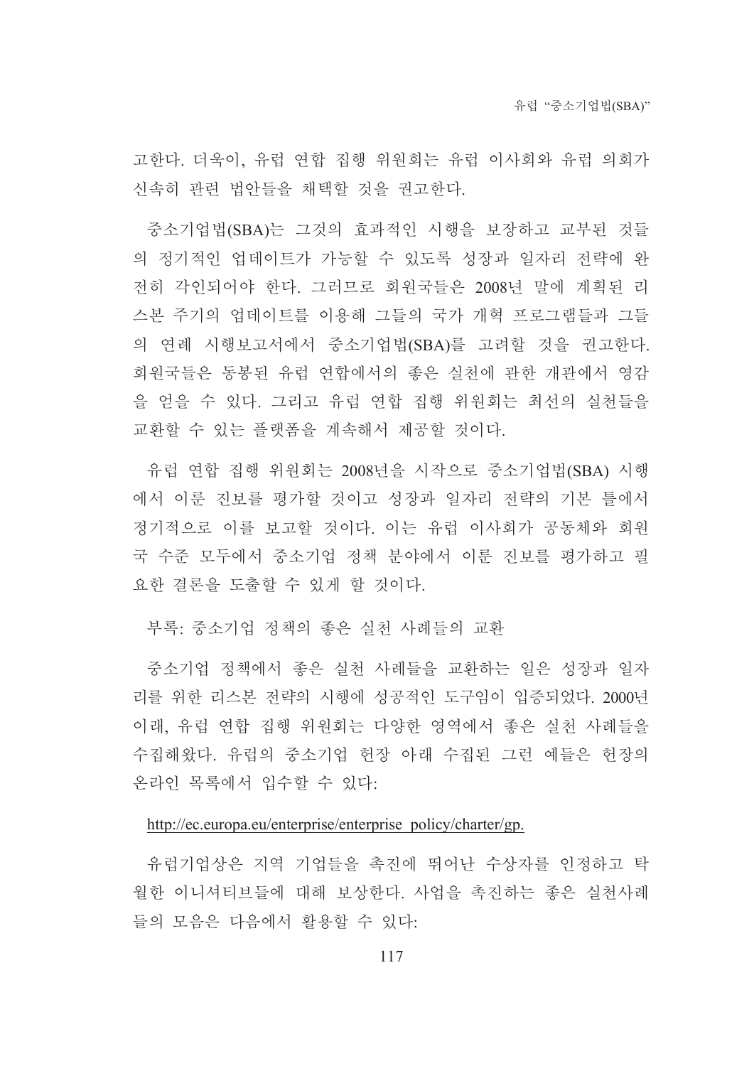고한다. 더욱이, 유럽 연합 집행 위원회는 유럽 이사회와 유럽 의회가 신속히 관련 법안들을 채택할 것을 권고한다.

중소기업법(SBA)는 그것의 효과적인 시행을 보장하고 교부된 것들의 정기적인 업데이트가 가능할 수 있도록 성장과 일자리 전략에 완전히 각인되어야 한다. 그러므로 회원국들은 2008년 말에 계획된 리스본 주기의 업데이트를 이용해 그들의 국가 개혁 프로그램들과 그들의 연례 시행보고서에서 중소기업법(SBA)를 고려할 것을 권고한다. 회원국들은 동봉된 유럽 연합에서의 좋은 실천에 관한 개관에서 영감을 얻을 수 있다. 그리고 유럽 연합 집행 위원회는 최선의 실천들을 교환할 수 있는 플랫폼을 계속해서 제공할 것이다.

유럽 연합 집행 위원회는 2008년을 시작으로 중소기업법(SBA) 시행에서 이룬 진보를 평가할 것이고 성장과 일자리 전략의 기본 틀에서 정기적으로 이를 보고할 것이다. 이는 유럽 이사회가 공동체와 회원국 수준 모두에서 중소기업 정책 분야에서 이룬 진보를 평가하고 필요한 결론을 도출할 수 있게 할 것이다.

부록: 중소기업 정책의 좋은 실천 사례들의 교환

중소기업 정책에서 좋은 실천 사례들을 교환하는 일은 성장과 일자리를 위한 리스본 전략의 시행에 성공적인 도구임이 입증되었다. 2000년 이래, 유럽 연합 집행 위원회는 다양한 영역에서 좋은 실천 사례들을 수집해왔다. 유럽의 중소기업 헌장 아래 수집된 그런 예들은 헌장의 온라인 목록에서 입수할 수 있다:

http://ec.europa.eu/enterprise/enterprise_policy/charter/gp.

유럽기업상은 지역 기업들을 촉진에 뛰어난 수상자를 인정하고 탁월한 이니셔티브들에 대해 보상한다. 사업을 촉진하는 좋은 실천사례들의 모음은 다음에서 활용할 수 있다: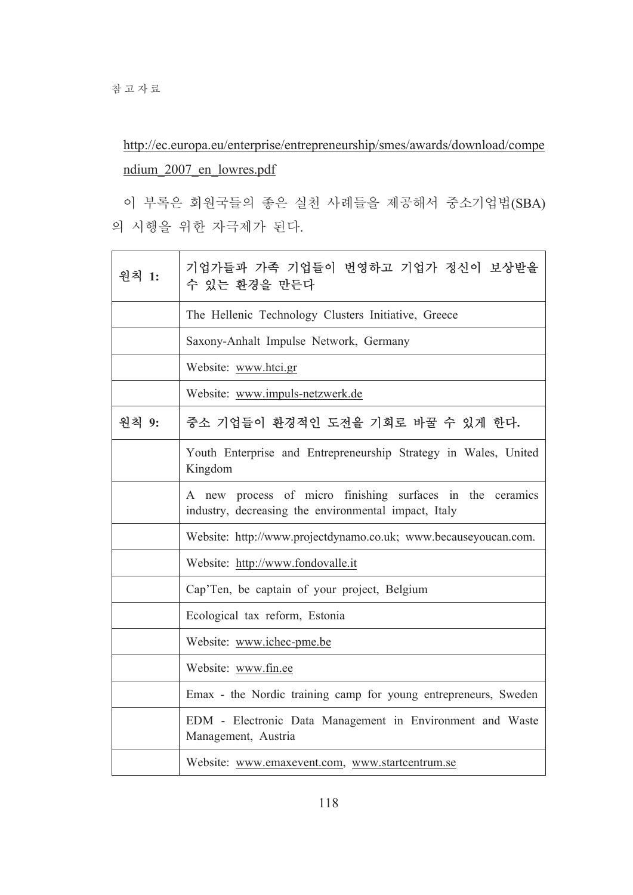http://ec.europa.eu/enterprise/entrepreneurship/smes/awards/download/compendium_2007_en_lowres.pdf

이 부록은 회원국들의 좋은 실천 사례들을 제공해서 중소기업법(SBA)의 시행을 위한 자극제가 된다.

| 원칙 1: | 기업가들과 가족 기업들이 번영하고 기업가 정신이 보상받을 수 있는 환경을 만든다 |
|---|---|
| | The Hellenic Technology Clusters Initiative, Greece |
| | Saxony-Anhalt Impulse Network, Germany |
| | Website: www.htci.gr |
| | Website: www.impuls-netzwerk.de |
| 원칙 9: | 중소 기업들이 환경적인 도전을 기회로 바꿀 수 있게 한다. |
| | Youth Enterprise and Entrepreneurship Strategy in Wales, United Kingdom |
| | A new process of micro finishing surfaces in the ceramics industry, decreasing the environmental impact, Italy |
| | Website: http://www.projectdynamo.co.uk; www.becauseyoucan.com. |
| | Website: http://www.fondovalle.it |
| | Cap'Ten, be captain of your project, Belgium |
| | Ecological tax reform, Estonia |
| | Website: www.ichec-pme.be |
| | Website: www.fin.ee |
| | Emax - the Nordic training camp for young entrepreneurs, Sweden |
| | EDM - Electronic Data Management in Environment and Waste Management, Austria |
| | Website: www.emaxevent.com, www.startcentrum.se |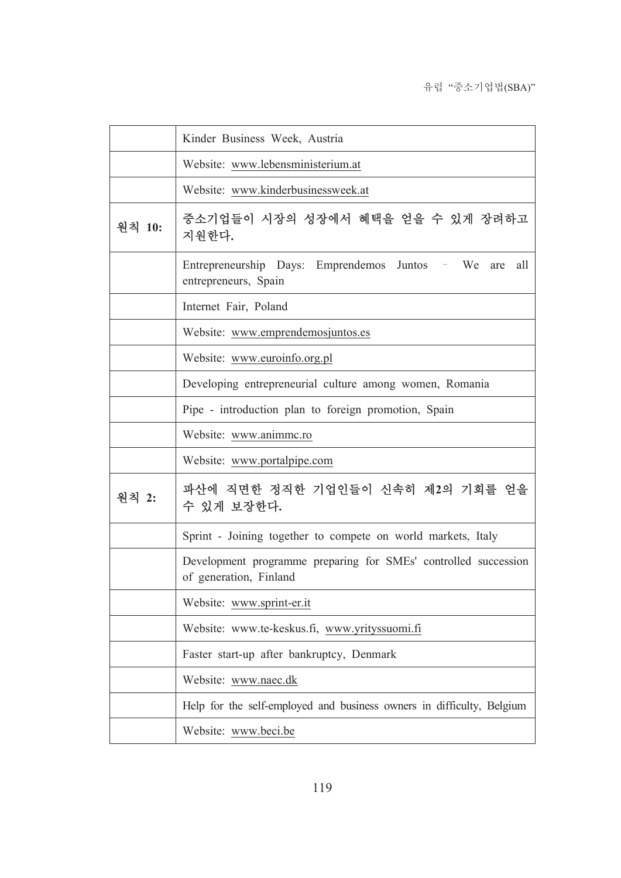| | |
|---|---|
| | Kinder Business Week, Austria |
| | Website: www.lebensministerium.at |
| | Website: www.kinderbusinessweek.at |
| **원칙 10:** | **중소기업들이 시장의 성장에서 혜택을 얻을 수 있게 장려하고 지원한다.** |
| | Entrepreneurship Days: Emprendemos Juntos – We are all entrepreneurs, Spain |
| | Internet Fair, Poland |
| | Website: www.emprendemosjuntos.es |
| | Website: www.euroinfo.org.pl |
| | Developing entrepreneurial culture among women, Romania |
| | Pipe - introduction plan to foreign promotion, Spain |
| | Website: www.animmc.ro |
| | Website: www.portalpipe.com |
| **원칙 2:** | **파산에 직면한 정직한 기업인들이 신속히 제2의 기회를 얻을 수 있게 보장한다.** |
| | Sprint - Joining together to compete on world markets, Italy |
| | Development programme preparing for SMEs' controlled succession of generation, Finland |
| | Website: www.sprint-er.it |
| | Website: www.te-keskus.fi, www.yrityssuomi.fi |
| | Faster start-up after bankruptcy, Denmark |
| | Website: www.naec.dk |
| | Help for the self-employed and business owners in difficulty, Belgium |
| | Website: www.beci.be |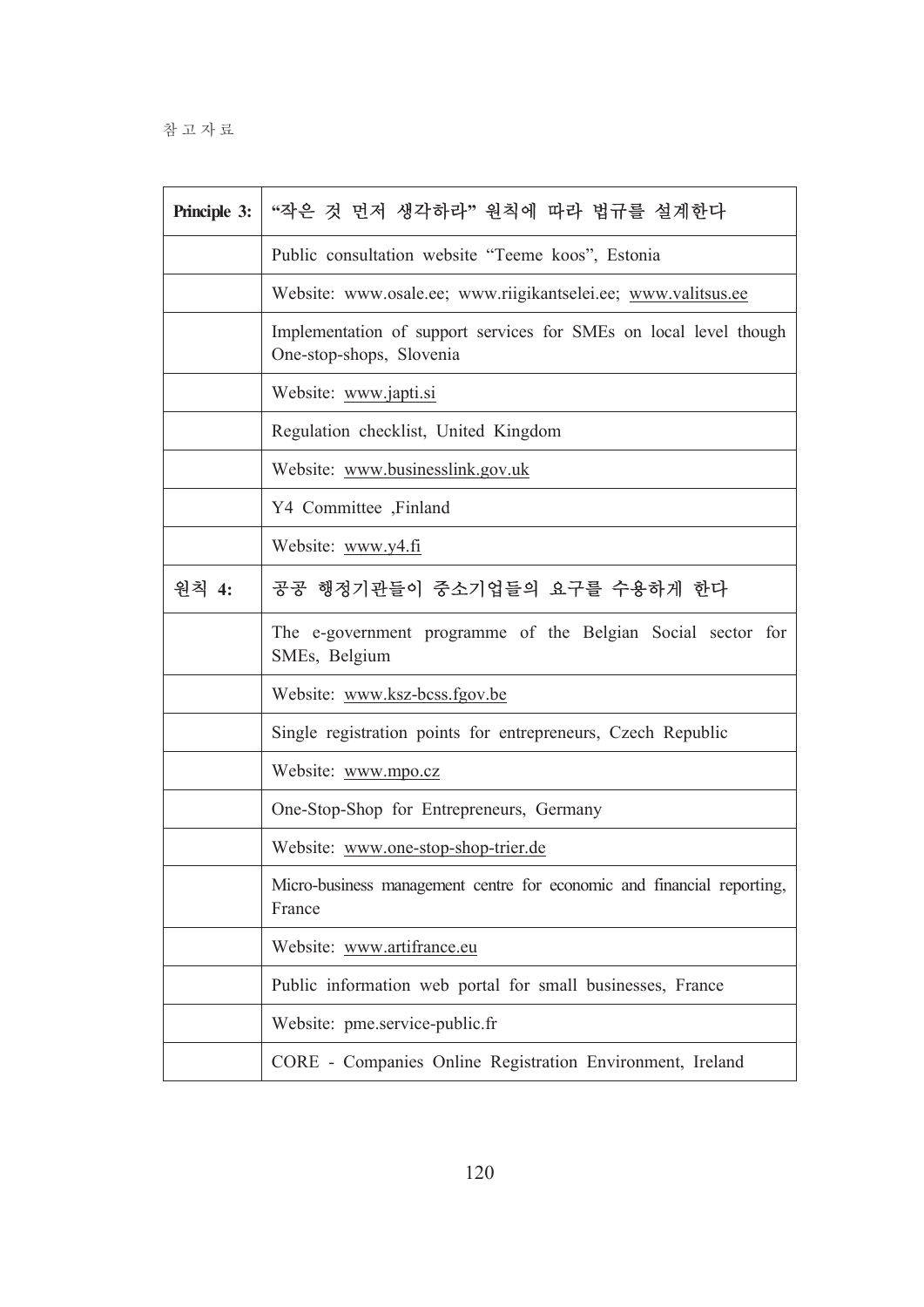| Principle 3: | "작은 것 먼저 생각하라" 원칙에 따라 법규를 설계한다 |
|---|---|
| | Public consultation website "Teeme koos", Estonia |
| | Website: www.osale.ee; www.riigikantselei.ee; www.valitsus.ee |
| | Implementation of support services for SMEs on local level though One-stop-shops, Slovenia |
| | Website: www.japti.si |
| | Regulation checklist, United Kingdom |
| | Website: www.businesslink.gov.uk |
| | Y4 Committee ,Finland |
| | Website: www.y4.fi |
| 원칙 4: | 공공 행정기관들이 중소기업들의 요구를 수용하게 한다 |
| | The e-government programme of the Belgian Social sector for SMEs, Belgium |
| | Website: www.ksz-bcss.fgov.be |
| | Single registration points for entrepreneurs, Czech Republic |
| | Website: www.mpo.cz |
| | One-Stop-Shop for Entrepreneurs, Germany |
| | Website: www.one-stop-shop-trier.de |
| | Micro-business management centre for economic and financial reporting, France |
| | Website: www.artifrance.eu |
| | Public information web portal for small businesses, France |
| | Website: pme.service-public.fr |
| | CORE - Companies Online Registration Environment, Ireland |